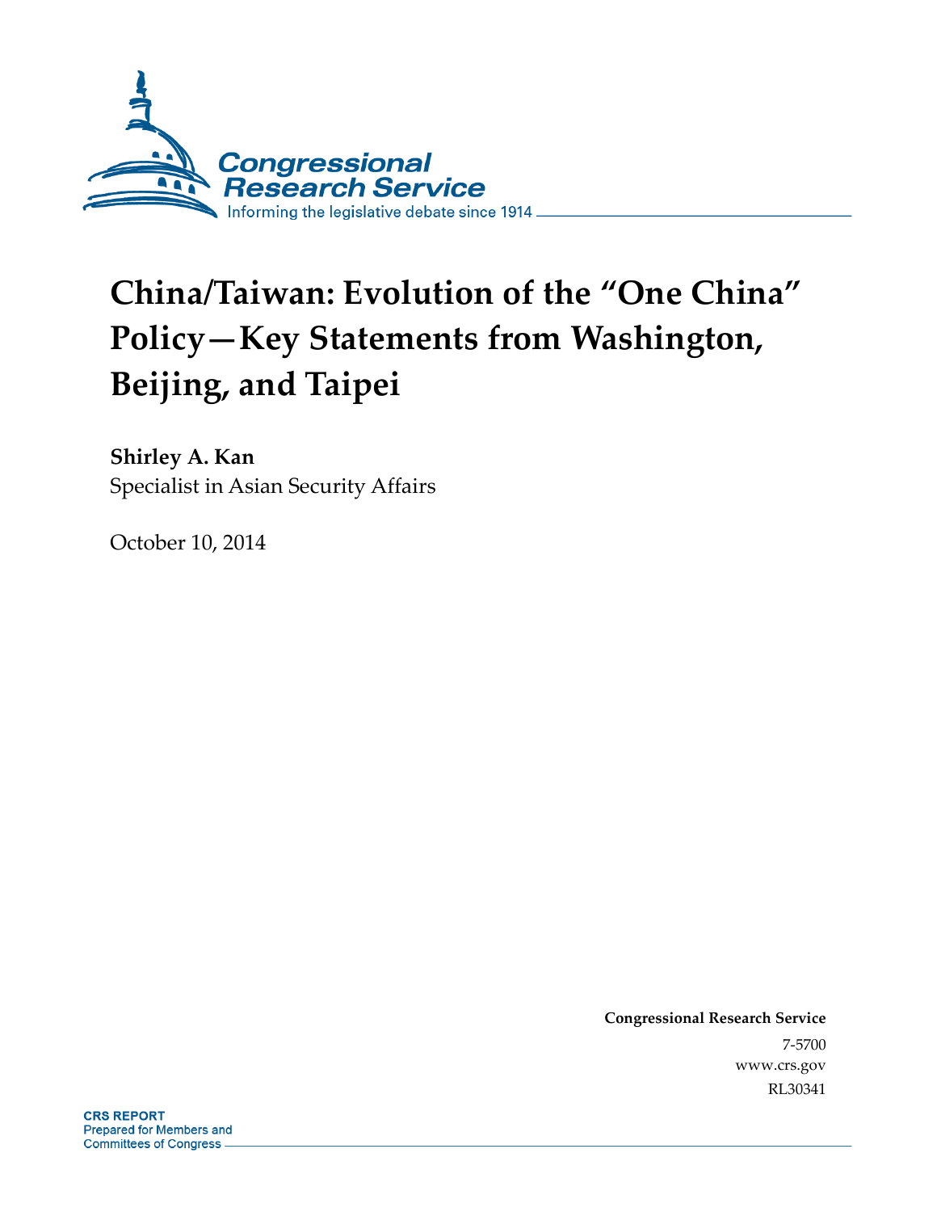Congressional Research Service

Informing the legislative debate since 1914

# China/Taiwan: Evolution of the "One China" Policy—Key Statements from Washington, Beijing, and Taipei

**Shirley A. Kan**

Specialist in Asian Security Affairs

October 10, 2014

**Congressional Research Service**

7-5700

www.crs.gov

RL30341

**CRS REPORT**

Prepared for Members and Committees of Congress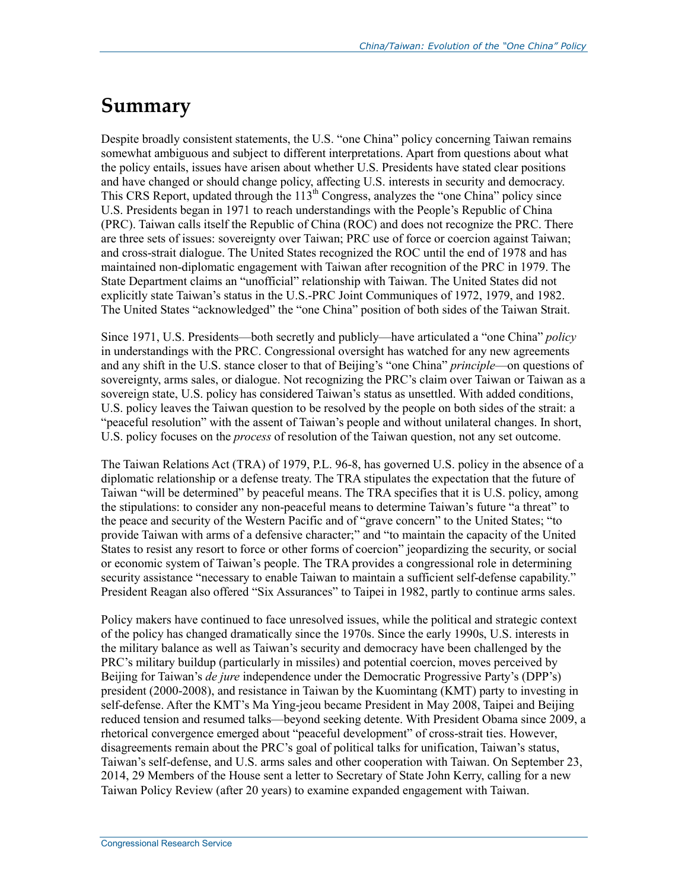# Summary

Despite broadly consistent statements, the U.S. "one China" policy concerning Taiwan remains somewhat ambiguous and subject to different interpretations. Apart from questions about what the policy entails, issues have arisen about whether U.S. Presidents have stated clear positions and have changed or should change policy, affecting U.S. interests in security and democracy. This CRS Report, updated through the 113th Congress, analyzes the "one China" policy since U.S. Presidents began in 1971 to reach understandings with the People's Republic of China (PRC). Taiwan calls itself the Republic of China (ROC) and does not recognize the PRC. There are three sets of issues: sovereignty over Taiwan; PRC use of force or coercion against Taiwan; and cross-strait dialogue. The United States recognized the ROC until the end of 1978 and has maintained non-diplomatic engagement with Taiwan after recognition of the PRC in 1979. The State Department claims an "unofficial" relationship with Taiwan. The United States did not explicitly state Taiwan's status in the U.S.-PRC Joint Communiques of 1972, 1979, and 1982. The United States "acknowledged" the "one China" position of both sides of the Taiwan Strait.

Since 1971, U.S. Presidents—both secretly and publicly—have articulated a "one China" *policy* in understandings with the PRC. Congressional oversight has watched for any new agreements and any shift in the U.S. stance closer to that of Beijing's "one China" *principle*—on questions of sovereignty, arms sales, or dialogue. Not recognizing the PRC's claim over Taiwan or Taiwan as a sovereign state, U.S. policy has considered Taiwan's status as unsettled. With added conditions, U.S. policy leaves the Taiwan question to be resolved by the people on both sides of the strait: a "peaceful resolution" with the assent of Taiwan's people and without unilateral changes. In short, U.S. policy focuses on the *process* of resolution of the Taiwan question, not any set outcome.

The Taiwan Relations Act (TRA) of 1979, P.L. 96-8, has governed U.S. policy in the absence of a diplomatic relationship or a defense treaty. The TRA stipulates the expectation that the future of Taiwan "will be determined" by peaceful means. The TRA specifies that it is U.S. policy, among the stipulations: to consider any non-peaceful means to determine Taiwan's future "a threat" to the peace and security of the Western Pacific and of "grave concern" to the United States; "to provide Taiwan with arms of a defensive character;" and "to maintain the capacity of the United States to resist any resort to force or other forms of coercion" jeopardizing the security, or social or economic system of Taiwan's people. The TRA provides a congressional role in determining security assistance "necessary to enable Taiwan to maintain a sufficient self-defense capability." President Reagan also offered "Six Assurances" to Taipei in 1982, partly to continue arms sales.

Policy makers have continued to face unresolved issues, while the political and strategic context of the policy has changed dramatically since the 1970s. Since the early 1990s, U.S. interests in the military balance as well as Taiwan's security and democracy have been challenged by the PRC's military buildup (particularly in missiles) and potential coercion, moves perceived by Beijing for Taiwan's *de jure* independence under the Democratic Progressive Party's (DPP's) president (2000-2008), and resistance in Taiwan by the Kuomintang (KMT) party to investing in self-defense. After the KMT's Ma Ying-jeou became President in May 2008, Taipei and Beijing reduced tension and resumed talks—beyond seeking detente. With President Obama since 2009, a rhetorical convergence emerged about "peaceful development" of cross-strait ties. However, disagreements remain about the PRC's goal of political talks for unification, Taiwan's status, Taiwan's self-defense, and U.S. arms sales and other cooperation with Taiwan. On September 23, 2014, 29 Members of the House sent a letter to Secretary of State John Kerry, calling for a new Taiwan Policy Review (after 20 years) to examine expanded engagement with Taiwan.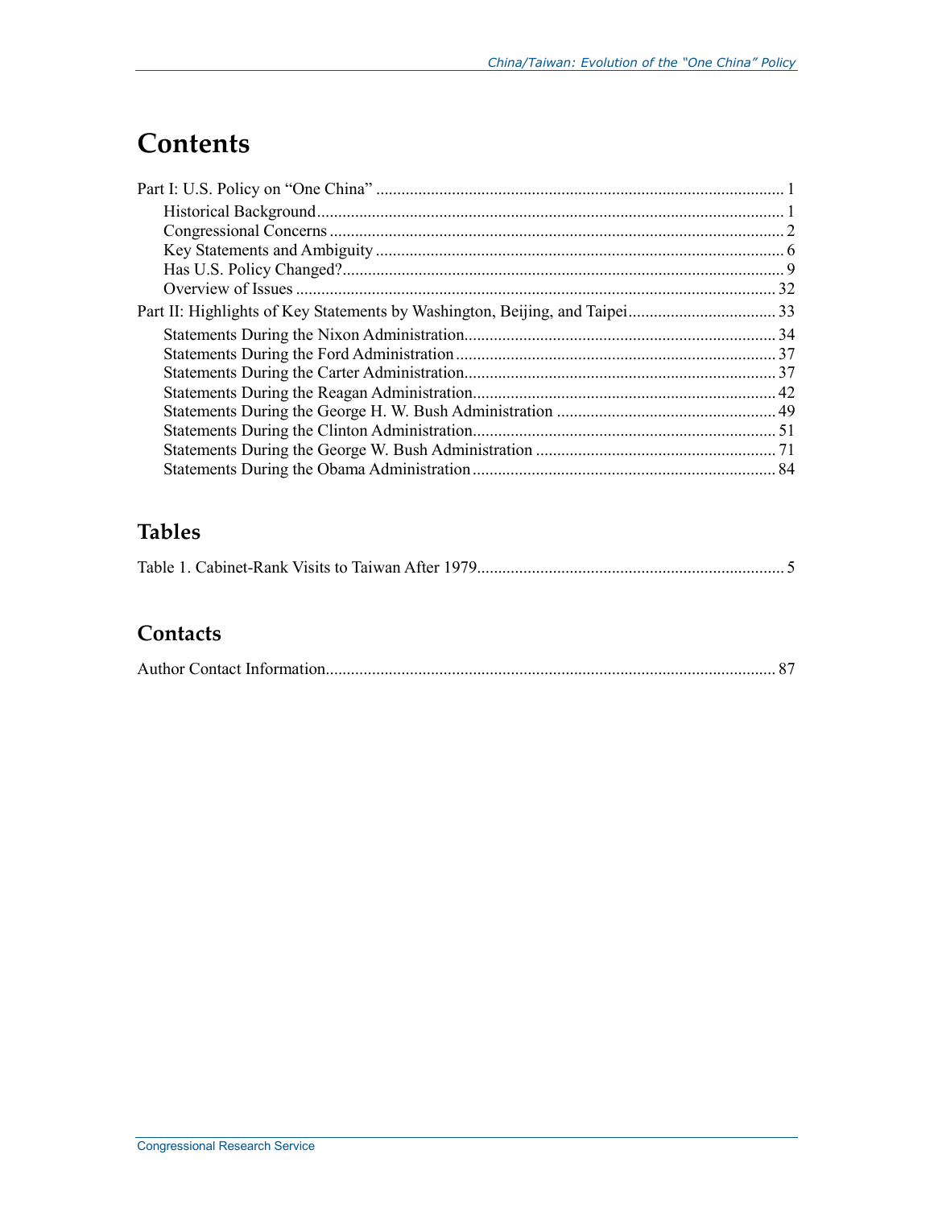# Contents

Part I: U.S. Policy on "One China" ..... 1

- Historical Background ..... 1
- Congressional Concerns ..... 2
- Key Statements and Ambiguity ..... 6
- Has U.S. Policy Changed? ..... 9
- Overview of Issues ..... 32

Part II: Highlights of Key Statements by Washington, Beijing, and Taipei ..... 33

- Statements During the Nixon Administration ..... 34
- Statements During the Ford Administration ..... 37
- Statements During the Carter Administration ..... 37
- Statements During the Reagan Administration ..... 42
- Statements During the George H. W. Bush Administration ..... 49
- Statements During the Clinton Administration ..... 51
- Statements During the George W. Bush Administration ..... 71
- Statements During the Obama Administration ..... 84

## Tables

Table 1. Cabinet-Rank Visits to Taiwan After 1979 ..... 5

## Contacts

Author Contact Information ..... 87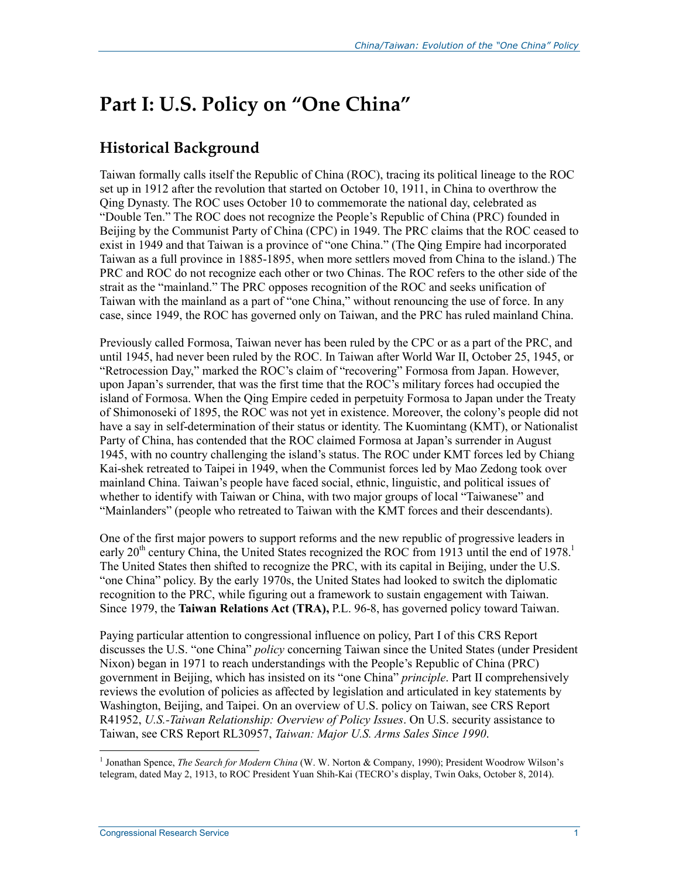# Part I: U.S. Policy on "One China"

## Historical Background

Taiwan formally calls itself the Republic of China (ROC), tracing its political lineage to the ROC set up in 1912 after the revolution that started on October 10, 1911, in China to overthrow the Qing Dynasty. The ROC uses October 10 to commemorate the national day, celebrated as "Double Ten." The ROC does not recognize the People's Republic of China (PRC) founded in Beijing by the Communist Party of China (CPC) in 1949. The PRC claims that the ROC ceased to exist in 1949 and that Taiwan is a province of "one China." (The Qing Empire had incorporated Taiwan as a full province in 1885-1895, when more settlers moved from China to the island.) The PRC and ROC do not recognize each other or two Chinas. The ROC refers to the other side of the strait as the "mainland." The PRC opposes recognition of the ROC and seeks unification of Taiwan with the mainland as a part of "one China," without renouncing the use of force. In any case, since 1949, the ROC has governed only on Taiwan, and the PRC has ruled mainland China.

Previously called Formosa, Taiwan never has been ruled by the CPC or as a part of the PRC, and until 1945, had never been ruled by the ROC. In Taiwan after World War II, October 25, 1945, or "Retrocession Day," marked the ROC's claim of "recovering" Formosa from Japan. However, upon Japan's surrender, that was the first time that the ROC's military forces had occupied the island of Formosa. When the Qing Empire ceded in perpetuity Formosa to Japan under the Treaty of Shimonoseki of 1895, the ROC was not yet in existence. Moreover, the colony's people did not have a say in self-determination of their status or identity. The Kuomintang (KMT), or Nationalist Party of China, has contended that the ROC claimed Formosa at Japan's surrender in August 1945, with no country challenging the island's status. The ROC under KMT forces led by Chiang Kai-shek retreated to Taipei in 1949, when the Communist forces led by Mao Zedong took over mainland China. Taiwan's people have faced social, ethnic, linguistic, and political issues of whether to identify with Taiwan or China, with two major groups of local "Taiwanese" and "Mainlanders" (people who retreated to Taiwan with the KMT forces and their descendants).

One of the first major powers to support reforms and the new republic of progressive leaders in early 20th century China, the United States recognized the ROC from 1913 until the end of 1978.[1] The United States then shifted to recognize the PRC, with its capital in Beijing, under the U.S. "one China" policy. By the early 1970s, the United States had looked to switch the diplomatic recognition to the PRC, while figuring out a framework to sustain engagement with Taiwan. Since 1979, the **Taiwan Relations Act (TRA),** P.L. 96-8, has governed policy toward Taiwan.

Paying particular attention to congressional influence on policy, Part I of this CRS Report discusses the U.S. "one China" *policy* concerning Taiwan since the United States (under President Nixon) began in 1971 to reach understandings with the People's Republic of China (PRC) government in Beijing, which has insisted on its "one China" *principle*. Part II comprehensively reviews the evolution of policies as affected by legislation and articulated in key statements by Washington, Beijing, and Taipei. On an overview of U.S. policy on Taiwan, see CRS Report R41952, *U.S.-Taiwan Relationship: Overview of Policy Issues*. On U.S. security assistance to Taiwan, see CRS Report RL30957, *Taiwan: Major U.S. Arms Sales Since 1990*.

[1] Jonathan Spence, *The Search for Modern China* (W. W. Norton & Company, 1990); President Woodrow Wilson's telegram, dated May 2, 1913, to ROC President Yuan Shih-Kai (TECRO's display, Twin Oaks, October 8, 2014).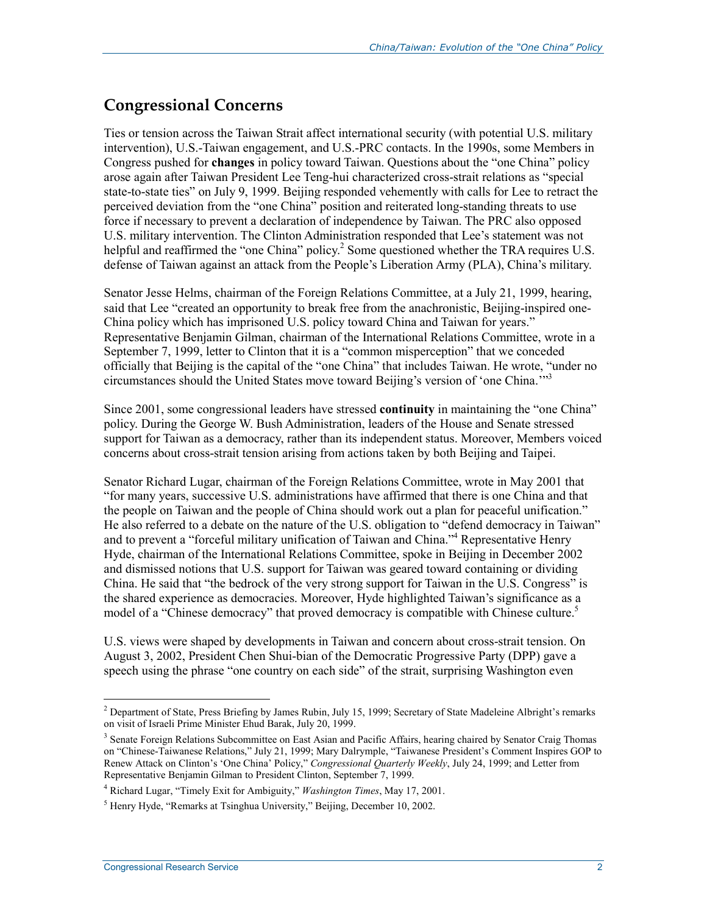## Congressional Concerns

Ties or tension across the Taiwan Strait affect international security (with potential U.S. military intervention), U.S.-Taiwan engagement, and U.S.-PRC contacts. In the 1990s, some Members in Congress pushed for **changes** in policy toward Taiwan. Questions about the "one China" policy arose again after Taiwan President Lee Teng-hui characterized cross-strait relations as "special state-to-state ties" on July 9, 1999. Beijing responded vehemently with calls for Lee to retract the perceived deviation from the "one China" position and reiterated long-standing threats to use force if necessary to prevent a declaration of independence by Taiwan. The PRC also opposed U.S. military intervention. The Clinton Administration responded that Lee's statement was not helpful and reaffirmed the "one China" policy.[2] Some questioned whether the TRA requires U.S. defense of Taiwan against an attack from the People's Liberation Army (PLA), China's military.

Senator Jesse Helms, chairman of the Foreign Relations Committee, at a July 21, 1999, hearing, said that Lee "created an opportunity to break free from the anachronistic, Beijing-inspired one-China policy which has imprisoned U.S. policy toward China and Taiwan for years." Representative Benjamin Gilman, chairman of the International Relations Committee, wrote in a September 7, 1999, letter to Clinton that it is a "common misperception" that we conceded officially that Beijing is the capital of the "one China" that includes Taiwan. He wrote, "under no circumstances should the United States move toward Beijing's version of 'one China.'"[3]

Since 2001, some congressional leaders have stressed **continuity** in maintaining the "one China" policy. During the George W. Bush Administration, leaders of the House and Senate stressed support for Taiwan as a democracy, rather than its independent status. Moreover, Members voiced concerns about cross-strait tension arising from actions taken by both Beijing and Taipei.

Senator Richard Lugar, chairman of the Foreign Relations Committee, wrote in May 2001 that "for many years, successive U.S. administrations have affirmed that there is one China and that the people on Taiwan and the people of China should work out a plan for peaceful unification." He also referred to a debate on the nature of the U.S. obligation to "defend democracy in Taiwan" and to prevent a "forceful military unification of Taiwan and China."[4] Representative Henry Hyde, chairman of the International Relations Committee, spoke in Beijing in December 2002 and dismissed notions that U.S. support for Taiwan was geared toward containing or dividing China. He said that "the bedrock of the very strong support for Taiwan in the U.S. Congress" is the shared experience as democracies. Moreover, Hyde highlighted Taiwan's significance as a model of a "Chinese democracy" that proved democracy is compatible with Chinese culture.[5]

U.S. views were shaped by developments in Taiwan and concern about cross-strait tension. On August 3, 2002, President Chen Shui-bian of the Democratic Progressive Party (DPP) gave a speech using the phrase "one country on each side" of the strait, surprising Washington even

---

[2] Department of State, Press Briefing by James Rubin, July 15, 1999; Secretary of State Madeleine Albright's remarks on visit of Israeli Prime Minister Ehud Barak, July 20, 1999.

[3] Senate Foreign Relations Subcommittee on East Asian and Pacific Affairs, hearing chaired by Senator Craig Thomas on "Chinese-Taiwanese Relations," July 21, 1999; Mary Dalrymple, "Taiwanese President's Comment Inspires GOP to Renew Attack on Clinton's 'One China' Policy," *Congressional Quarterly Weekly*, July 24, 1999; and Letter from Representative Benjamin Gilman to President Clinton, September 7, 1999.

[4] Richard Lugar, "Timely Exit for Ambiguity," *Washington Times*, May 17, 2001.

[5] Henry Hyde, "Remarks at Tsinghua University," Beijing, December 10, 2002.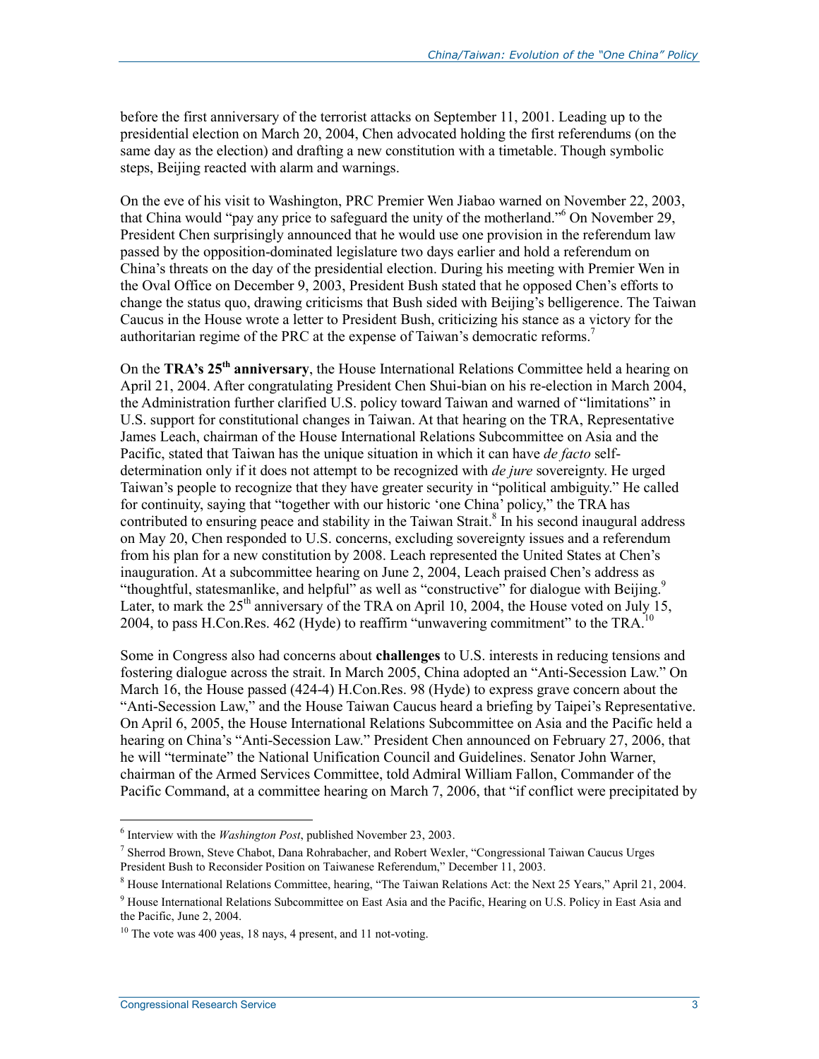before the first anniversary of the terrorist attacks on September 11, 2001. Leading up to the presidential election on March 20, 2004, Chen advocated holding the first referendums (on the same day as the election) and drafting a new constitution with a timetable. Though symbolic steps, Beijing reacted with alarm and warnings.

On the eve of his visit to Washington, PRC Premier Wen Jiabao warned on November 22, 2003, that China would "pay any price to safeguard the unity of the motherland."[6] On November 29, President Chen surprisingly announced that he would use one provision in the referendum law passed by the opposition-dominated legislature two days earlier and hold a referendum on China's threats on the day of the presidential election. During his meeting with Premier Wen in the Oval Office on December 9, 2003, President Bush stated that he opposed Chen's efforts to change the status quo, drawing criticisms that Bush sided with Beijing's belligerence. The Taiwan Caucus in the House wrote a letter to President Bush, criticizing his stance as a victory for the authoritarian regime of the PRC at the expense of Taiwan's democratic reforms.[7]

On the **TRA's 25th anniversary**, the House International Relations Committee held a hearing on April 21, 2004. After congratulating President Chen Shui-bian on his re-election in March 2004, the Administration further clarified U.S. policy toward Taiwan and warned of "limitations" in U.S. support for constitutional changes in Taiwan. At that hearing on the TRA, Representative James Leach, chairman of the House International Relations Subcommittee on Asia and the Pacific, stated that Taiwan has the unique situation in which it can have *de facto* self-determination only if it does not attempt to be recognized with *de jure* sovereignty. He urged Taiwan's people to recognize that they have greater security in "political ambiguity." He called for continuity, saying that "together with our historic 'one China' policy," the TRA has contributed to ensuring peace and stability in the Taiwan Strait.[8] In his second inaugural address on May 20, Chen responded to U.S. concerns, excluding sovereignty issues and a referendum from his plan for a new constitution by 2008. Leach represented the United States at Chen's inauguration. At a subcommittee hearing on June 2, 2004, Leach praised Chen's address as "thoughtful, statesmanlike, and helpful" as well as "constructive" for dialogue with Beijing.[9] Later, to mark the 25th anniversary of the TRA on April 10, 2004, the House voted on July 15, 2004, to pass H.Con.Res. 462 (Hyde) to reaffirm "unwavering commitment" to the TRA.[10]

Some in Congress also had concerns about **challenges** to U.S. interests in reducing tensions and fostering dialogue across the strait. In March 2005, China adopted an "Anti-Secession Law." On March 16, the House passed (424-4) H.Con.Res. 98 (Hyde) to express grave concern about the "Anti-Secession Law," and the House Taiwan Caucus heard a briefing by Taipei's Representative. On April 6, 2005, the House International Relations Subcommittee on Asia and the Pacific held a hearing on China's "Anti-Secession Law." President Chen announced on February 27, 2006, that he will "terminate" the National Unification Council and Guidelines. Senator John Warner, chairman of the Armed Services Committee, told Admiral William Fallon, Commander of the Pacific Command, at a committee hearing on March 7, 2006, that "if conflict were precipitated by

---

[6] Interview with the *Washington Post*, published November 23, 2003.

[7] Sherrod Brown, Steve Chabot, Dana Rohrabacher, and Robert Wexler, "Congressional Taiwan Caucus Urges President Bush to Reconsider Position on Taiwanese Referendum," December 11, 2003.

[8] House International Relations Committee, hearing, "The Taiwan Relations Act: the Next 25 Years," April 21, 2004.

[9] House International Relations Subcommittee on East Asia and the Pacific, Hearing on U.S. Policy in East Asia and the Pacific, June 2, 2004.

[10] The vote was 400 yeas, 18 nays, 4 present, and 11 not-voting.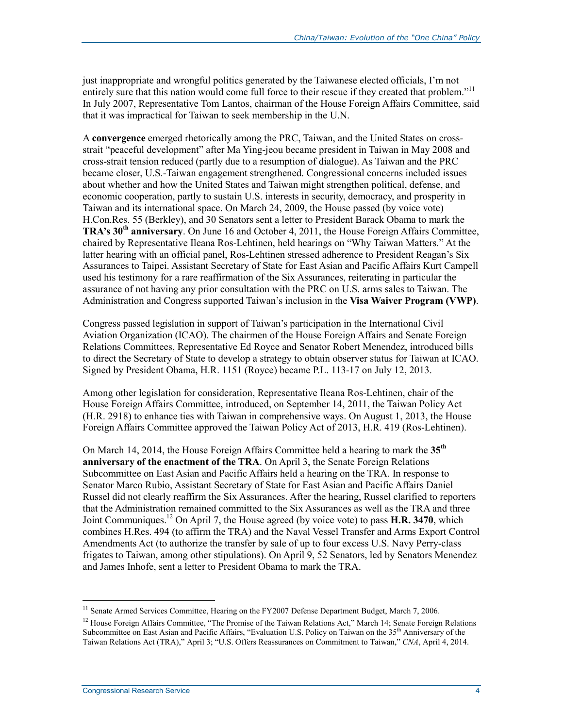just inappropriate and wrongful politics generated by the Taiwanese elected officials, I'm not entirely sure that this nation would come full force to their rescue if they created that problem."[11] In July 2007, Representative Tom Lantos, chairman of the House Foreign Affairs Committee, said that it was impractical for Taiwan to seek membership in the U.N.

A **convergence** emerged rhetorically among the PRC, Taiwan, and the United States on cross-strait "peaceful development" after Ma Ying-jeou became president in Taiwan in May 2008 and cross-strait tension reduced (partly due to a resumption of dialogue). As Taiwan and the PRC became closer, U.S.-Taiwan engagement strengthened. Congressional concerns included issues about whether and how the United States and Taiwan might strengthen political, defense, and economic cooperation, partly to sustain U.S. interests in security, democracy, and prosperity in Taiwan and its international space. On March 24, 2009, the House passed (by voice vote) H.Con.Res. 55 (Berkley), and 30 Senators sent a letter to President Barack Obama to mark the **TRA's 30th anniversary**. On June 16 and October 4, 2011, the House Foreign Affairs Committee, chaired by Representative Ileana Ros-Lehtinen, held hearings on "Why Taiwan Matters." At the latter hearing with an official panel, Ros-Lehtinen stressed adherence to President Reagan's Six Assurances to Taipei. Assistant Secretary of State for East Asian and Pacific Affairs Kurt Campell used his testimony for a rare reaffirmation of the Six Assurances, reiterating in particular the assurance of not having any prior consultation with the PRC on U.S. arms sales to Taiwan. The Administration and Congress supported Taiwan's inclusion in the **Visa Waiver Program (VWP)**.

Congress passed legislation in support of Taiwan's participation in the International Civil Aviation Organization (ICAO). The chairmen of the House Foreign Affairs and Senate Foreign Relations Committees, Representative Ed Royce and Senator Robert Menendez, introduced bills to direct the Secretary of State to develop a strategy to obtain observer status for Taiwan at ICAO. Signed by President Obama, H.R. 1151 (Royce) became P.L. 113-17 on July 12, 2013.

Among other legislation for consideration, Representative Ileana Ros-Lehtinen, chair of the House Foreign Affairs Committee, introduced, on September 14, 2011, the Taiwan Policy Act (H.R. 2918) to enhance ties with Taiwan in comprehensive ways. On August 1, 2013, the House Foreign Affairs Committee approved the Taiwan Policy Act of 2013, H.R. 419 (Ros-Lehtinen).

On March 14, 2014, the House Foreign Affairs Committee held a hearing to mark the **35th anniversary of the enactment of the TRA**. On April 3, the Senate Foreign Relations Subcommittee on East Asian and Pacific Affairs held a hearing on the TRA. In response to Senator Marco Rubio, Assistant Secretary of State for East Asian and Pacific Affairs Daniel Russel did not clearly reaffirm the Six Assurances. After the hearing, Russel clarified to reporters that the Administration remained committed to the Six Assurances as well as the TRA and three Joint Communiques.[12] On April 7, the House agreed (by voice vote) to pass **H.R. 3470**, which combines H.Res. 494 (to affirm the TRA) and the Naval Vessel Transfer and Arms Export Control Amendments Act (to authorize the transfer by sale of up to four excess U.S. Navy Perry-class frigates to Taiwan, among other stipulations). On April 9, 52 Senators, led by Senators Menendez and James Inhofe, sent a letter to President Obama to mark the TRA.

---

[11] Senate Armed Services Committee, Hearing on the FY2007 Defense Department Budget, March 7, 2006.

[12] House Foreign Affairs Committee, "The Promise of the Taiwan Relations Act," March 14; Senate Foreign Relations Subcommittee on East Asian and Pacific Affairs, "Evaluation U.S. Policy on Taiwan on the 35th Anniversary of the Taiwan Relations Act (TRA)," April 3; "U.S. Offers Reassurances on Commitment to Taiwan," *CNA*, April 4, 2014.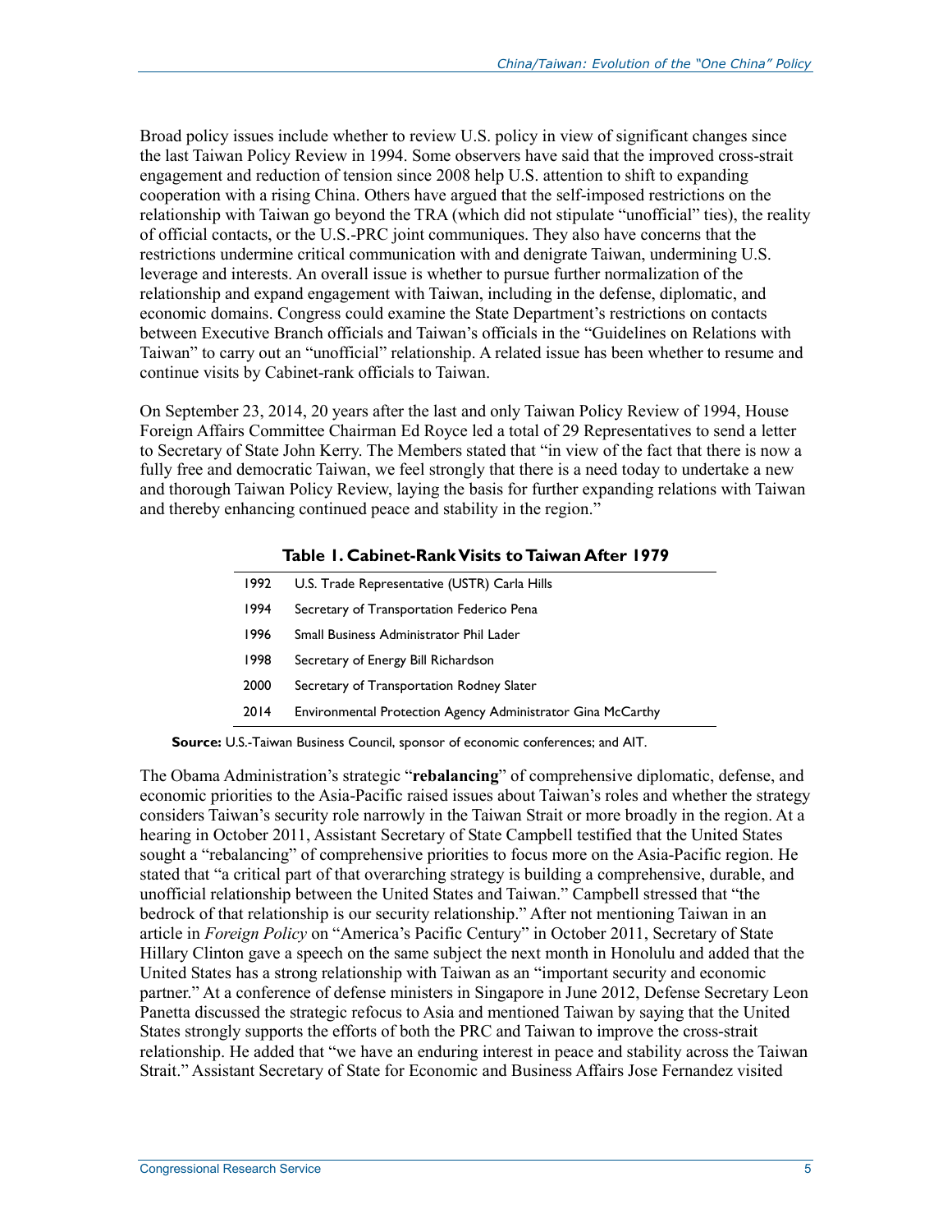Broad policy issues include whether to review U.S. policy in view of significant changes since the last Taiwan Policy Review in 1994. Some observers have said that the improved cross-strait engagement and reduction of tension since 2008 help U.S. attention to shift to expanding cooperation with a rising China. Others have argued that the self-imposed restrictions on the relationship with Taiwan go beyond the TRA (which did not stipulate "unofficial" ties), the reality of official contacts, or the U.S.-PRC joint communiques. They also have concerns that the restrictions undermine critical communication with and denigrate Taiwan, undermining U.S. leverage and interests. An overall issue is whether to pursue further normalization of the relationship and expand engagement with Taiwan, including in the defense, diplomatic, and economic domains. Congress could examine the State Department's restrictions on contacts between Executive Branch officials and Taiwan's officials in the "Guidelines on Relations with Taiwan" to carry out an "unofficial" relationship. A related issue has been whether to resume and continue visits by Cabinet-rank officials to Taiwan.

On September 23, 2014, 20 years after the last and only Taiwan Policy Review of 1994, House Foreign Affairs Committee Chairman Ed Royce led a total of 29 Representatives to send a letter to Secretary of State John Kerry. The Members stated that "in view of the fact that there is now a fully free and democratic Taiwan, we feel strongly that there is a need today to undertake a new and thorough Taiwan Policy Review, laying the basis for further expanding relations with Taiwan and thereby enhancing continued peace and stability in the region."

**Table 1. Cabinet-Rank Visits to Taiwan After 1979**

| | |
|---|---|
| 1992 | U.S. Trade Representative (USTR) Carla Hills |
| 1994 | Secretary of Transportation Federico Pena |
| 1996 | Small Business Administrator Phil Lader |
| 1998 | Secretary of Energy Bill Richardson |
| 2000 | Secretary of Transportation Rodney Slater |
| 2014 | Environmental Protection Agency Administrator Gina McCarthy |

**Source:** U.S.-Taiwan Business Council, sponsor of economic conferences; and AIT.

The Obama Administration's strategic "**rebalancing**" of comprehensive diplomatic, defense, and economic priorities to the Asia-Pacific raised issues about Taiwan's roles and whether the strategy considers Taiwan's security role narrowly in the Taiwan Strait or more broadly in the region. At a hearing in October 2011, Assistant Secretary of State Campbell testified that the United States sought a "rebalancing" of comprehensive priorities to focus more on the Asia-Pacific region. He stated that "a critical part of that overarching strategy is building a comprehensive, durable, and unofficial relationship between the United States and Taiwan." Campbell stressed that "the bedrock of that relationship is our security relationship." After not mentioning Taiwan in an article in *Foreign Policy* on "America's Pacific Century" in October 2011, Secretary of State Hillary Clinton gave a speech on the same subject the next month in Honolulu and added that the United States has a strong relationship with Taiwan as an "important security and economic partner." At a conference of defense ministers in Singapore in June 2012, Defense Secretary Leon Panetta discussed the strategic refocus to Asia and mentioned Taiwan by saying that the United States strongly supports the efforts of both the PRC and Taiwan to improve the cross-strait relationship. He added that "we have an enduring interest in peace and stability across the Taiwan Strait." Assistant Secretary of State for Economic and Business Affairs Jose Fernandez visited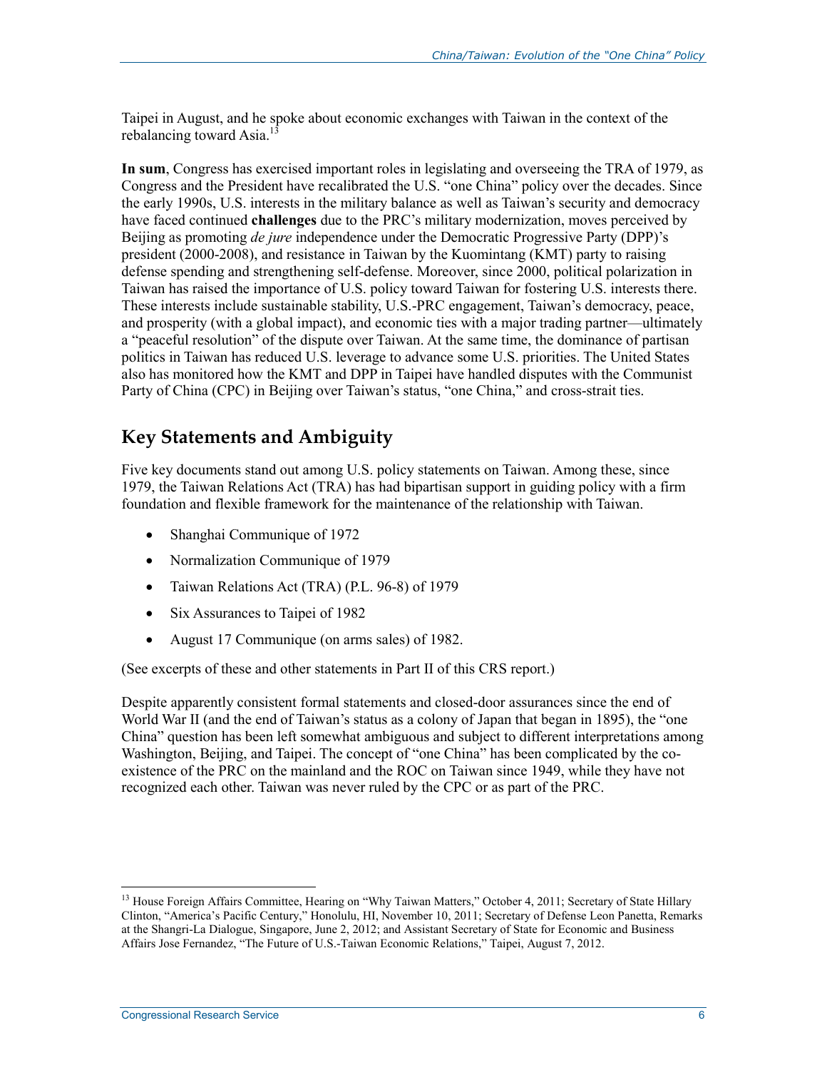Taipei in August, and he spoke about economic exchanges with Taiwan in the context of the rebalancing toward Asia.[13]

**In sum**, Congress has exercised important roles in legislating and overseeing the TRA of 1979, as Congress and the President have recalibrated the U.S. "one China" policy over the decades. Since the early 1990s, U.S. interests in the military balance as well as Taiwan's security and democracy have faced continued **challenges** due to the PRC's military modernization, moves perceived by Beijing as promoting *de jure* independence under the Democratic Progressive Party (DPP)'s president (2000-2008), and resistance in Taiwan by the Kuomintang (KMT) party to raising defense spending and strengthening self-defense. Moreover, since 2000, political polarization in Taiwan has raised the importance of U.S. policy toward Taiwan for fostering U.S. interests there. These interests include sustainable stability, U.S.-PRC engagement, Taiwan's democracy, peace, and prosperity (with a global impact), and economic ties with a major trading partner—ultimately a "peaceful resolution" of the dispute over Taiwan. At the same time, the dominance of partisan politics in Taiwan has reduced U.S. leverage to advance some U.S. priorities. The United States also has monitored how the KMT and DPP in Taipei have handled disputes with the Communist Party of China (CPC) in Beijing over Taiwan's status, "one China," and cross-strait ties.

## Key Statements and Ambiguity

Five key documents stand out among U.S. policy statements on Taiwan. Among these, since 1979, the Taiwan Relations Act (TRA) has had bipartisan support in guiding policy with a firm foundation and flexible framework for the maintenance of the relationship with Taiwan.

- Shanghai Communique of 1972
- Normalization Communique of 1979
- Taiwan Relations Act (TRA) (P.L. 96-8) of 1979
- Six Assurances to Taipei of 1982
- August 17 Communique (on arms sales) of 1982.

(See excerpts of these and other statements in Part II of this CRS report.)

Despite apparently consistent formal statements and closed-door assurances since the end of World War II (and the end of Taiwan's status as a colony of Japan that began in 1895), the "one China" question has been left somewhat ambiguous and subject to different interpretations among Washington, Beijing, and Taipei. The concept of "one China" has been complicated by the co-existence of the PRC on the mainland and the ROC on Taiwan since 1949, while they have not recognized each other. Taiwan was never ruled by the CPC or as part of the PRC.

---

[13] House Foreign Affairs Committee, Hearing on "Why Taiwan Matters," October 4, 2011; Secretary of State Hillary Clinton, "America's Pacific Century," Honolulu, HI, November 10, 2011; Secretary of Defense Leon Panetta, Remarks at the Shangri-La Dialogue, Singapore, June 2, 2012; and Assistant Secretary of State for Economic and Business Affairs Jose Fernandez, "The Future of U.S.-Taiwan Economic Relations," Taipei, August 7, 2012.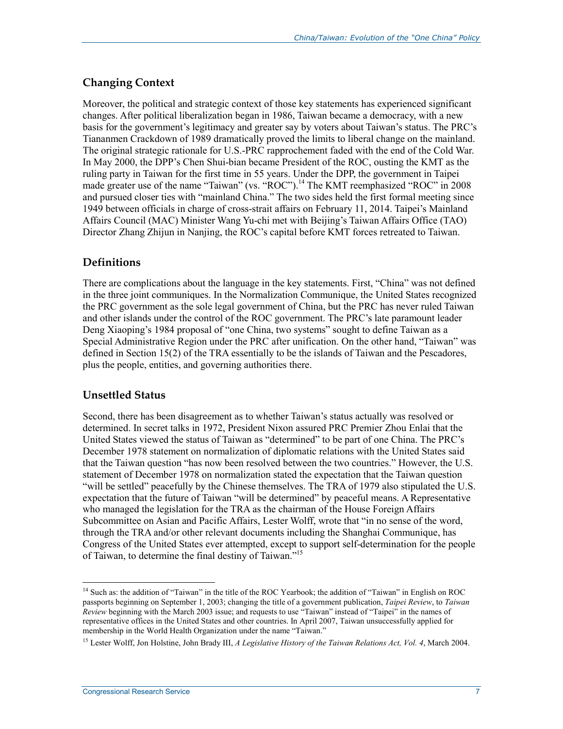## Changing Context

Moreover, the political and strategic context of those key statements has experienced significant changes. After political liberalization began in 1986, Taiwan became a democracy, with a new basis for the government's legitimacy and greater say by voters about Taiwan's status. The PRC's Tiananmen Crackdown of 1989 dramatically proved the limits to liberal change on the mainland. The original strategic rationale for U.S.-PRC rapprochement faded with the end of the Cold War. In May 2000, the DPP's Chen Shui-bian became President of the ROC, ousting the KMT as the ruling party in Taiwan for the first time in 55 years. Under the DPP, the government in Taipei made greater use of the name "Taiwan" (vs. "ROC").[14] The KMT reemphasized "ROC" in 2008 and pursued closer ties with "mainland China." The two sides held the first formal meeting since 1949 between officials in charge of cross-strait affairs on February 11, 2014. Taipei's Mainland Affairs Council (MAC) Minister Wang Yu-chi met with Beijing's Taiwan Affairs Office (TAO) Director Zhang Zhijun in Nanjing, the ROC's capital before KMT forces retreated to Taiwan.

## Definitions

There are complications about the language in the key statements. First, "China" was not defined in the three joint communiques. In the Normalization Communique, the United States recognized the PRC government as the sole legal government of China, but the PRC has never ruled Taiwan and other islands under the control of the ROC government. The PRC's late paramount leader Deng Xiaoping's 1984 proposal of "one China, two systems" sought to define Taiwan as a Special Administrative Region under the PRC after unification. On the other hand, "Taiwan" was defined in Section 15(2) of the TRA essentially to be the islands of Taiwan and the Pescadores, plus the people, entities, and governing authorities there.

## Unsettled Status

Second, there has been disagreement as to whether Taiwan's status actually was resolved or determined. In secret talks in 1972, President Nixon assured PRC Premier Zhou Enlai that the United States viewed the status of Taiwan as "determined" to be part of one China. The PRC's December 1978 statement on normalization of diplomatic relations with the United States said that the Taiwan question "has now been resolved between the two countries." However, the U.S. statement of December 1978 on normalization stated the expectation that the Taiwan question "will be settled" peacefully by the Chinese themselves. The TRA of 1979 also stipulated the U.S. expectation that the future of Taiwan "will be determined" by peaceful means. A Representative who managed the legislation for the TRA as the chairman of the House Foreign Affairs Subcommittee on Asian and Pacific Affairs, Lester Wolff, wrote that "in no sense of the word, through the TRA and/or other relevant documents including the Shanghai Communique, has Congress of the United States ever attempted, except to support self-determination for the people of Taiwan, to determine the final destiny of Taiwan."[15]

---

[14] Such as: the addition of "Taiwan" in the title of the ROC Yearbook; the addition of "Taiwan" in English on ROC passports beginning on September 1, 2003; changing the title of a government publication, *Taipei Review*, to *Taiwan Review* beginning with the March 2003 issue; and requests to use "Taiwan" instead of "Taipei" in the names of representative offices in the United States and other countries. In April 2007, Taiwan unsuccessfully applied for membership in the World Health Organization under the name "Taiwan."

[15] Lester Wolff, Jon Holstine, John Brady III, *A Legislative History of the Taiwan Relations Act, Vol. 4*, March 2004.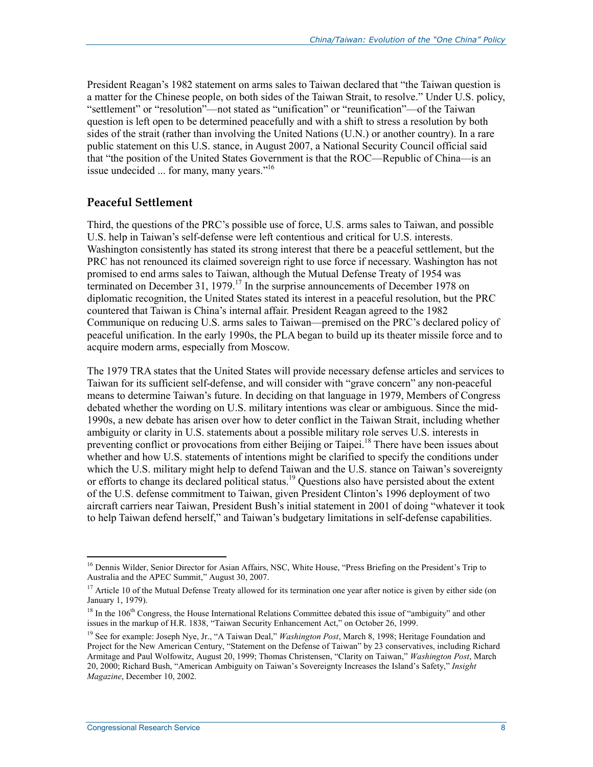President Reagan's 1982 statement on arms sales to Taiwan declared that "the Taiwan question is a matter for the Chinese people, on both sides of the Taiwan Strait, to resolve." Under U.S. policy, "settlement" or "resolution"—not stated as "unification" or "reunification"—of the Taiwan question is left open to be determined peacefully and with a shift to stress a resolution by both sides of the strait (rather than involving the United Nations (U.N.) or another country). In a rare public statement on this U.S. stance, in August 2007, a National Security Council official said that "the position of the United States Government is that the ROC—Republic of China—is an issue undecided ... for many, many years."[16]

## Peaceful Settlement

Third, the questions of the PRC's possible use of force, U.S. arms sales to Taiwan, and possible U.S. help in Taiwan's self-defense were left contentious and critical for U.S. interests. Washington consistently has stated its strong interest that there be a peaceful settlement, but the PRC has not renounced its claimed sovereign right to use force if necessary. Washington has not promised to end arms sales to Taiwan, although the Mutual Defense Treaty of 1954 was terminated on December 31, 1979.[17] In the surprise announcements of December 1978 on diplomatic recognition, the United States stated its interest in a peaceful resolution, but the PRC countered that Taiwan is China's internal affair. President Reagan agreed to the 1982 Communique on reducing U.S. arms sales to Taiwan—premised on the PRC's declared policy of peaceful unification. In the early 1990s, the PLA began to build up its theater missile force and to acquire modern arms, especially from Moscow.

The 1979 TRA states that the United States will provide necessary defense articles and services to Taiwan for its sufficient self-defense, and will consider with "grave concern" any non-peaceful means to determine Taiwan's future. In deciding on that language in 1979, Members of Congress debated whether the wording on U.S. military intentions was clear or ambiguous. Since the mid-1990s, a new debate has arisen over how to deter conflict in the Taiwan Strait, including whether ambiguity or clarity in U.S. statements about a possible military role serves U.S. interests in preventing conflict or provocations from either Beijing or Taipei.[18] There have been issues about whether and how U.S. statements of intentions might be clarified to specify the conditions under which the U.S. military might help to defend Taiwan and the U.S. stance on Taiwan's sovereignty or efforts to change its declared political status.[19] Questions also have persisted about the extent of the U.S. defense commitment to Taiwan, given President Clinton's 1996 deployment of two aircraft carriers near Taiwan, President Bush's initial statement in 2001 of doing "whatever it took to help Taiwan defend herself," and Taiwan's budgetary limitations in self-defense capabilities.

---

[16] Dennis Wilder, Senior Director for Asian Affairs, NSC, White House, "Press Briefing on the President's Trip to Australia and the APEC Summit," August 30, 2007.

[17] Article 10 of the Mutual Defense Treaty allowed for its termination one year after notice is given by either side (on January 1, 1979).

[18] In the 106th Congress, the House International Relations Committee debated this issue of "ambiguity" and other issues in the markup of H.R. 1838, "Taiwan Security Enhancement Act," on October 26, 1999.

[19] See for example: Joseph Nye, Jr., "A Taiwan Deal," *Washington Post*, March 8, 1998; Heritage Foundation and Project for the New American Century, "Statement on the Defense of Taiwan" by 23 conservatives, including Richard Armitage and Paul Wolfowitz, August 20, 1999; Thomas Christensen, "Clarity on Taiwan," *Washington Post*, March 20, 2000; Richard Bush, "American Ambiguity on Taiwan's Sovereignty Increases the Island's Safety," *Insight Magazine*, December 10, 2002.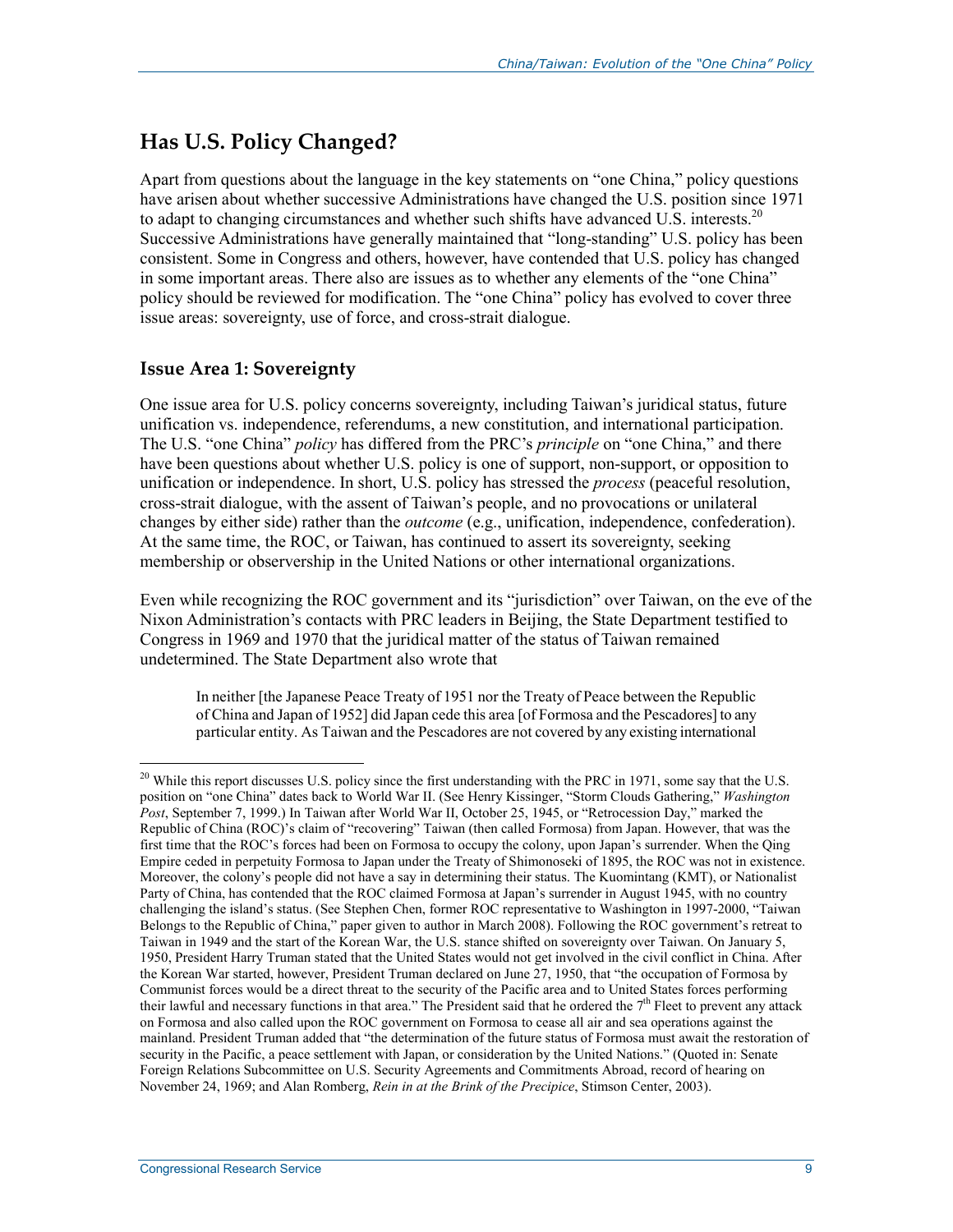## Has U.S. Policy Changed?

Apart from questions about the language in the key statements on "one China," policy questions have arisen about whether successive Administrations have changed the U.S. position since 1971 to adapt to changing circumstances and whether such shifts have advanced U.S. interests.[20] Successive Administrations have generally maintained that "long-standing" U.S. policy has been consistent. Some in Congress and others, however, have contended that U.S. policy has changed in some important areas. There also are issues as to whether any elements of the "one China" policy should be reviewed for modification. The "one China" policy has evolved to cover three issue areas: sovereignty, use of force, and cross-strait dialogue.

### Issue Area 1: Sovereignty

One issue area for U.S. policy concerns sovereignty, including Taiwan's juridical status, future unification vs. independence, referendums, a new constitution, and international participation. The U.S. "one China" *policy* has differed from the PRC's *principle* on "one China," and there have been questions about whether U.S. policy is one of support, non-support, or opposition to unification or independence. In short, U.S. policy has stressed the *process* (peaceful resolution, cross-strait dialogue, with the assent of Taiwan's people, and no provocations or unilateral changes by either side) rather than the *outcome* (e.g., unification, independence, confederation). At the same time, the ROC, or Taiwan, has continued to assert its sovereignty, seeking membership or observership in the United Nations or other international organizations.

Even while recognizing the ROC government and its "jurisdiction" over Taiwan, on the eve of the Nixon Administration's contacts with PRC leaders in Beijing, the State Department testified to Congress in 1969 and 1970 that the juridical matter of the status of Taiwan remained undetermined. The State Department also wrote that

> In neither [the Japanese Peace Treaty of 1951 nor the Treaty of Peace between the Republic of China and Japan of 1952] did Japan cede this area [of Formosa and the Pescadores] to any particular entity. As Taiwan and the Pescadores are not covered by any existing international

---

[20] While this report discusses U.S. policy since the first understanding with the PRC in 1971, some say that the U.S. position on "one China" dates back to World War II. (See Henry Kissinger, "Storm Clouds Gathering," *Washington Post*, September 7, 1999.) In Taiwan after World War II, October 25, 1945, or "Retrocession Day," marked the Republic of China (ROC)'s claim of "recovering" Taiwan (then called Formosa) from Japan. However, that was the first time that the ROC's forces had been on Formosa to occupy the colony, upon Japan's surrender. When the Qing Empire ceded in perpetuity Formosa to Japan under the Treaty of Shimonoseki of 1895, the ROC was not in existence. Moreover, the colony's people did not have a say in determining their status. The Kuomintang (KMT), or Nationalist Party of China, has contended that the ROC claimed Formosa at Japan's surrender in August 1945, with no country challenging the island's status. (See Stephen Chen, former ROC representative to Washington in 1997-2000, "Taiwan Belongs to the Republic of China," paper given to author in March 2008). Following the ROC government's retreat to Taiwan in 1949 and the start of the Korean War, the U.S. stance shifted on sovereignty over Taiwan. On January 5, 1950, President Harry Truman stated that the United States would not get involved in the civil conflict in China. After the Korean War started, however, President Truman declared on June 27, 1950, that "the occupation of Formosa by Communist forces would be a direct threat to the security of the Pacific area and to United States forces performing their lawful and necessary functions in that area." The President said that he ordered the 7th Fleet to prevent any attack on Formosa and also called upon the ROC government on Formosa to cease all air and sea operations against the mainland. President Truman added that "the determination of the future status of Formosa must await the restoration of security in the Pacific, a peace settlement with Japan, or consideration by the United Nations." (Quoted in: Senate Foreign Relations Subcommittee on U.S. Security Agreements and Commitments Abroad, record of hearing on November 24, 1969; and Alan Romberg, *Rein in at the Brink of the Precipice*, Stimson Center, 2003).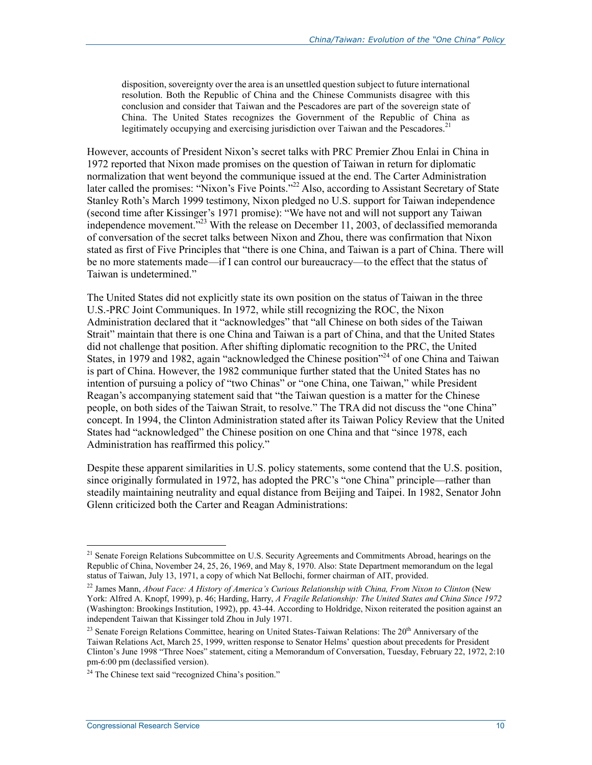> disposition, sovereignty over the area is an unsettled question subject to future international resolution. Both the Republic of China and the Chinese Communists disagree with this conclusion and consider that Taiwan and the Pescadores are part of the sovereign state of China. The United States recognizes the Government of the Republic of China as legitimately occupying and exercising jurisdiction over Taiwan and the Pescadores.[21]

However, accounts of President Nixon's secret talks with PRC Premier Zhou Enlai in China in 1972 reported that Nixon made promises on the question of Taiwan in return for diplomatic normalization that went beyond the communique issued at the end. The Carter Administration later called the promises: "Nixon's Five Points."[22] Also, according to Assistant Secretary of State Stanley Roth's March 1999 testimony, Nixon pledged no U.S. support for Taiwan independence (second time after Kissinger's 1971 promise): "We have not and will not support any Taiwan independence movement."[23] With the release on December 11, 2003, of declassified memoranda of conversation of the secret talks between Nixon and Zhou, there was confirmation that Nixon stated as first of Five Principles that "there is one China, and Taiwan is a part of China. There will be no more statements made—if I can control our bureaucracy—to the effect that the status of Taiwan is undetermined."

The United States did not explicitly state its own position on the status of Taiwan in the three U.S.-PRC Joint Communiques. In 1972, while still recognizing the ROC, the Nixon Administration declared that it "acknowledges" that "all Chinese on both sides of the Taiwan Strait" maintain that there is one China and Taiwan is a part of China, and that the United States did not challenge that position. After shifting diplomatic recognition to the PRC, the United States, in 1979 and 1982, again "acknowledged the Chinese position"[24] of one China and Taiwan is part of China. However, the 1982 communique further stated that the United States has no intention of pursuing a policy of "two Chinas" or "one China, one Taiwan," while President Reagan's accompanying statement said that "the Taiwan question is a matter for the Chinese people, on both sides of the Taiwan Strait, to resolve." The TRA did not discuss the "one China" concept. In 1994, the Clinton Administration stated after its Taiwan Policy Review that the United States had "acknowledged" the Chinese position on one China and that "since 1978, each Administration has reaffirmed this policy."

Despite these apparent similarities in U.S. policy statements, some contend that the U.S. position, since originally formulated in 1972, has adopted the PRC's "one China" principle—rather than steadily maintaining neutrality and equal distance from Beijing and Taipei. In 1982, Senator John Glenn criticized both the Carter and Reagan Administrations:

---

[21] Senate Foreign Relations Subcommittee on U.S. Security Agreements and Commitments Abroad, hearings on the Republic of China, November 24, 25, 26, 1969, and May 8, 1970. Also: State Department memorandum on the legal status of Taiwan, July 13, 1971, a copy of which Nat Bellochi, former chairman of AIT, provided.

[22] James Mann, *About Face: A History of America's Curious Relationship with China, From Nixon to Clinton* (New York: Alfred A. Knopf, 1999), p. 46; Harding, Harry, *A Fragile Relationship: The United States and China Since 1972* (Washington: Brookings Institution, 1992), pp. 43-44. According to Holdridge, Nixon reiterated the position against an independent Taiwan that Kissinger told Zhou in July 1971.

[23] Senate Foreign Relations Committee, hearing on United States-Taiwan Relations: The 20th Anniversary of the Taiwan Relations Act, March 25, 1999, written response to Senator Helms' question about precedents for President Clinton's June 1998 "Three Noes" statement, citing a Memorandum of Conversation, Tuesday, February 22, 1972, 2:10 pm-6:00 pm (declassified version).

[24] The Chinese text said "recognized China's position."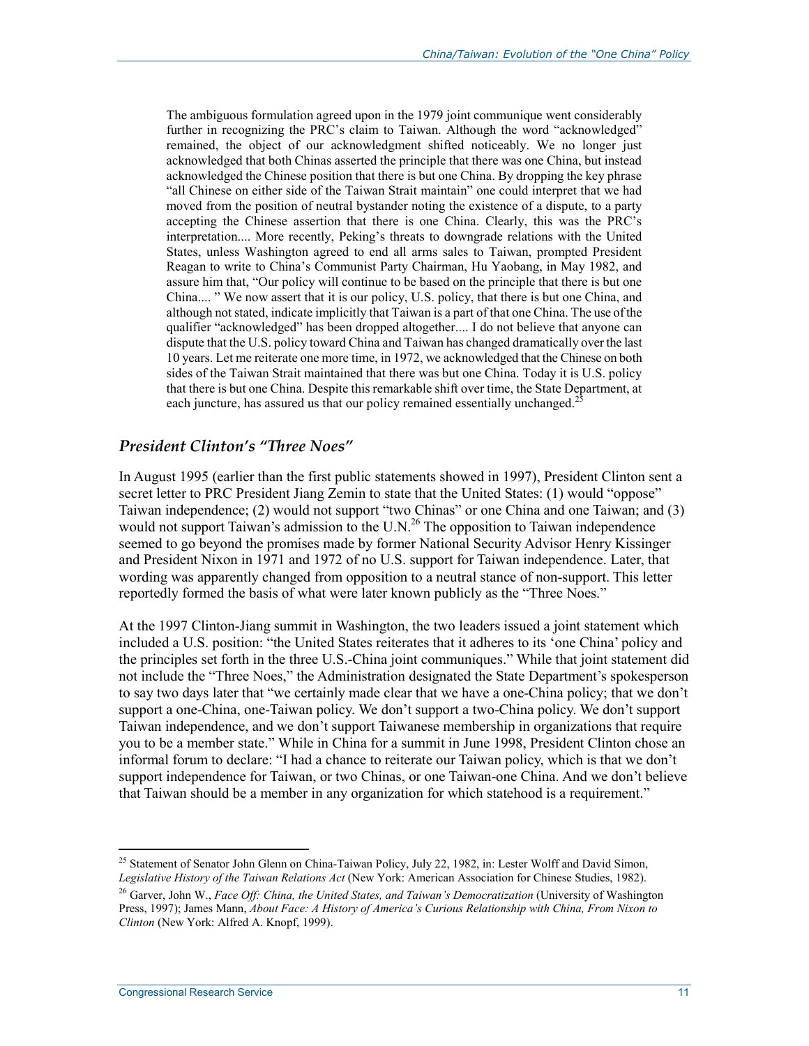> The ambiguous formulation agreed upon in the 1979 joint communique went considerably further in recognizing the PRC's claim to Taiwan. Although the word "acknowledged" remained, the object of our acknowledgment shifted noticeably. We no longer just acknowledged that both Chinas asserted the principle that there was one China, but instead acknowledged the Chinese position that there is but one China. By dropping the key phrase "all Chinese on either side of the Taiwan Strait maintain" one could interpret that we had moved from the position of neutral bystander noting the existence of a dispute, to a party accepting the Chinese assertion that there is one China. Clearly, this was the PRC's interpretation.... More recently, Peking's threats to downgrade relations with the United States, unless Washington agreed to end all arms sales to Taiwan, prompted President Reagan to write to China's Communist Party Chairman, Hu Yaobang, in May 1982, and assure him that, "Our policy will continue to be based on the principle that there is but one China.... " We now assert that it is our policy, U.S. policy, that there is but one China, and although not stated, indicate implicitly that Taiwan is a part of that one China. The use of the qualifier "acknowledged" has been dropped altogether.... I do not believe that anyone can dispute that the U.S. policy toward China and Taiwan has changed dramatically over the last 10 years. Let me reiterate one more time, in 1972, we acknowledged that the Chinese on both sides of the Taiwan Strait maintained that there was but one China. Today it is U.S. policy that there is but one China. Despite this remarkable shift over time, the State Department, at each juncture, has assured us that our policy remained essentially unchanged.[25]

### *President Clinton's "Three Noes"*

In August 1995 (earlier than the first public statements showed in 1997), President Clinton sent a secret letter to PRC President Jiang Zemin to state that the United States: (1) would "oppose" Taiwan independence; (2) would not support "two Chinas" or one China and one Taiwan; and (3) would not support Taiwan's admission to the U.N.[26] The opposition to Taiwan independence seemed to go beyond the promises made by former National Security Advisor Henry Kissinger and President Nixon in 1971 and 1972 of no U.S. support for Taiwan independence. Later, that wording was apparently changed from opposition to a neutral stance of non-support. This letter reportedly formed the basis of what were later known publicly as the "Three Noes."

At the 1997 Clinton-Jiang summit in Washington, the two leaders issued a joint statement which included a U.S. position: "the United States reiterates that it adheres to its 'one China' policy and the principles set forth in the three U.S.-China joint communiques." While that joint statement did not include the "Three Noes," the Administration designated the State Department's spokesperson to say two days later that "we certainly made clear that we have a one-China policy; that we don't support a one-China, one-Taiwan policy. We don't support a two-China policy. We don't support Taiwan independence, and we don't support Taiwanese membership in organizations that require you to be a member state." While in China for a summit in June 1998, President Clinton chose an informal forum to declare: "I had a chance to reiterate our Taiwan policy, which is that we don't support independence for Taiwan, or two Chinas, or one Taiwan-one China. And we don't believe that Taiwan should be a member in any organization for which statehood is a requirement."

---

[25] Statement of Senator John Glenn on China-Taiwan Policy, July 22, 1982, in: Lester Wolff and David Simon, *Legislative History of the Taiwan Relations Act* (New York: American Association for Chinese Studies, 1982).

[26] Garver, John W., *Face Off: China, the United States, and Taiwan's Democratization* (University of Washington Press, 1997); James Mann, *About Face: A History of America's Curious Relationship with China, From Nixon to Clinton* (New York: Alfred A. Knopf, 1999).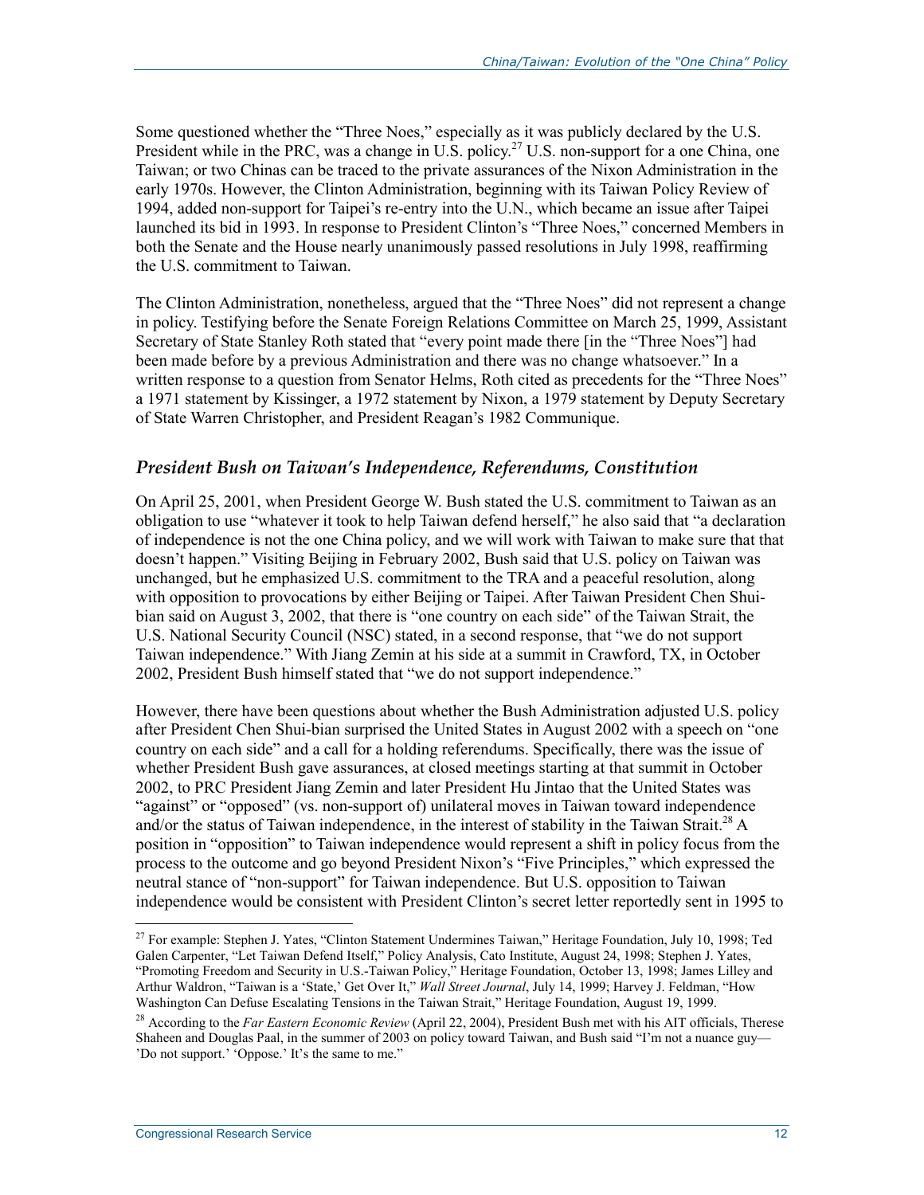Some questioned whether the "Three Noes," especially as it was publicly declared by the U.S. President while in the PRC, was a change in U.S. policy.[27] U.S. non-support for a one China, one Taiwan; or two Chinas can be traced to the private assurances of the Nixon Administration in the early 1970s. However, the Clinton Administration, beginning with its Taiwan Policy Review of 1994, added non-support for Taipei's re-entry into the U.N., which became an issue after Taipei launched its bid in 1993. In response to President Clinton's "Three Noes," concerned Members in both the Senate and the House nearly unanimously passed resolutions in July 1998, reaffirming the U.S. commitment to Taiwan.

The Clinton Administration, nonetheless, argued that the "Three Noes" did not represent a change in policy. Testifying before the Senate Foreign Relations Committee on March 25, 1999, Assistant Secretary of State Stanley Roth stated that "every point made there [in the "Three Noes"] had been made before by a previous Administration and there was no change whatsoever." In a written response to a question from Senator Helms, Roth cited as precedents for the "Three Noes" a 1971 statement by Kissinger, a 1972 statement by Nixon, a 1979 statement by Deputy Secretary of State Warren Christopher, and President Reagan's 1982 Communique.

### *President Bush on Taiwan's Independence, Referendums, Constitution*

On April 25, 2001, when President George W. Bush stated the U.S. commitment to Taiwan as an obligation to use "whatever it took to help Taiwan defend herself," he also said that "a declaration of independence is not the one China policy, and we will work with Taiwan to make sure that that doesn't happen." Visiting Beijing in February 2002, Bush said that U.S. policy on Taiwan was unchanged, but he emphasized U.S. commitment to the TRA and a peaceful resolution, along with opposition to provocations by either Beijing or Taipei. After Taiwan President Chen Shui-bian said on August 3, 2002, that there is "one country on each side" of the Taiwan Strait, the U.S. National Security Council (NSC) stated, in a second response, that "we do not support Taiwan independence." With Jiang Zemin at his side at a summit in Crawford, TX, in October 2002, President Bush himself stated that "we do not support independence."

However, there have been questions about whether the Bush Administration adjusted U.S. policy after President Chen Shui-bian surprised the United States in August 2002 with a speech on "one country on each side" and a call for a holding referendums. Specifically, there was the issue of whether President Bush gave assurances, at closed meetings starting at that summit in October 2002, to PRC President Jiang Zemin and later President Hu Jintao that the United States was "against" or "opposed" (vs. non-support of) unilateral moves in Taiwan toward independence and/or the status of Taiwan independence, in the interest of stability in the Taiwan Strait.[28] A position in "opposition" to Taiwan independence would represent a shift in policy focus from the process to the outcome and go beyond President Nixon's "Five Principles," which expressed the neutral stance of "non-support" for Taiwan independence. But U.S. opposition to Taiwan independence would be consistent with President Clinton's secret letter reportedly sent in 1995 to

---

[27] For example: Stephen J. Yates, "Clinton Statement Undermines Taiwan," Heritage Foundation, July 10, 1998; Ted Galen Carpenter, "Let Taiwan Defend Itself," Policy Analysis, Cato Institute, August 24, 1998; Stephen J. Yates, "Promoting Freedom and Security in U.S.-Taiwan Policy," Heritage Foundation, October 13, 1998; James Lilley and Arthur Waldron, "Taiwan is a 'State,' Get Over It," *Wall Street Journal*, July 14, 1999; Harvey J. Feldman, "How Washington Can Defuse Escalating Tensions in the Taiwan Strait," Heritage Foundation, August 19, 1999.

[28] According to the *Far Eastern Economic Review* (April 22, 2004), President Bush met with his AIT officials, Therese Shaheen and Douglas Paal, in the summer of 2003 on policy toward Taiwan, and Bush said "I'm not a nuance guy—'Do not support.' 'Oppose.' It's the same to me."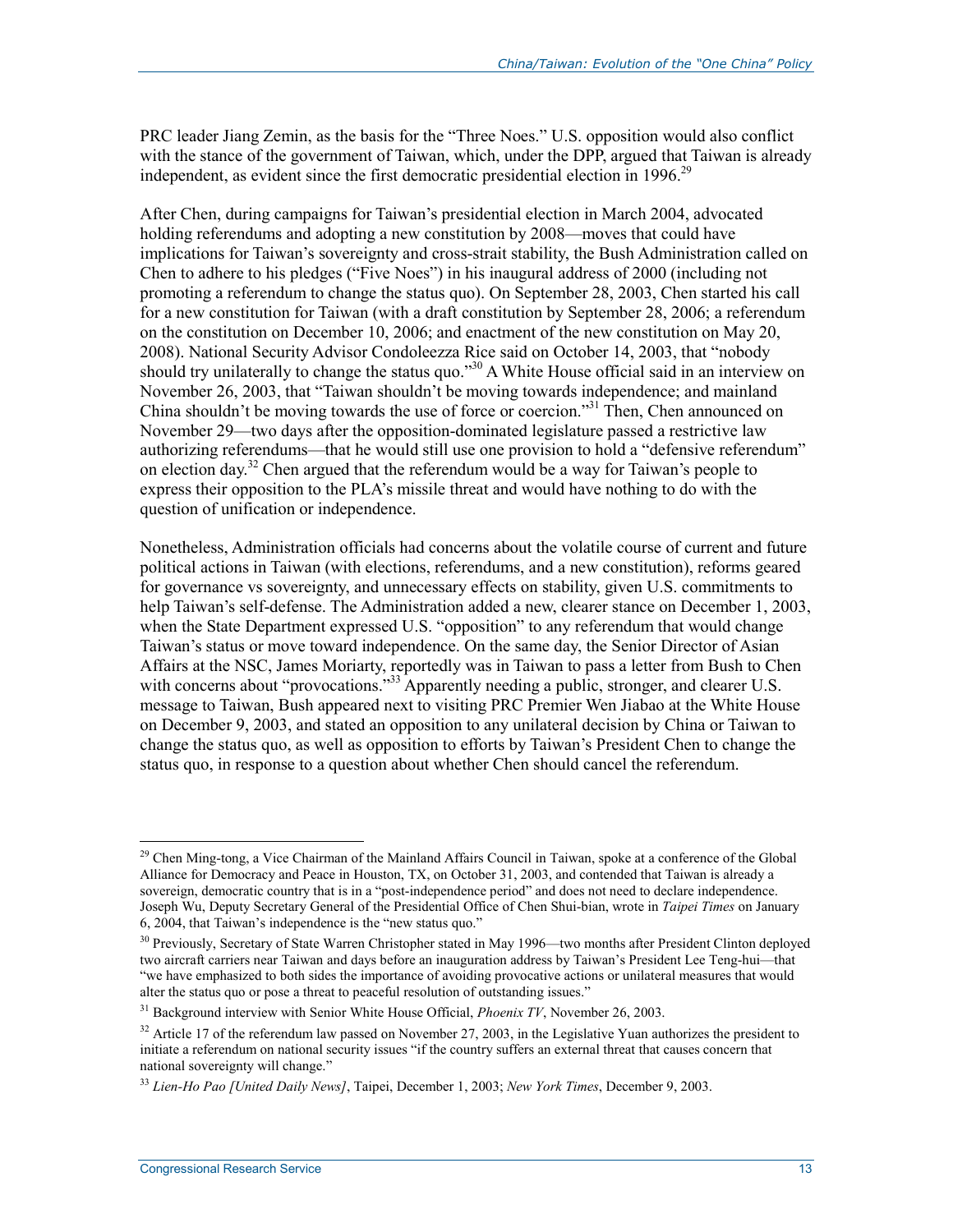PRC leader Jiang Zemin, as the basis for the "Three Noes." U.S. opposition would also conflict with the stance of the government of Taiwan, which, under the DPP, argued that Taiwan is already independent, as evident since the first democratic presidential election in 1996.[29]

After Chen, during campaigns for Taiwan's presidential election in March 2004, advocated holding referendums and adopting a new constitution by 2008—moves that could have implications for Taiwan's sovereignty and cross-strait stability, the Bush Administration called on Chen to adhere to his pledges ("Five Noes") in his inaugural address of 2000 (including not promoting a referendum to change the status quo). On September 28, 2003, Chen started his call for a new constitution for Taiwan (with a draft constitution by September 28, 2006; a referendum on the constitution on December 10, 2006; and enactment of the new constitution on May 20, 2008). National Security Advisor Condoleezza Rice said on October 14, 2003, that "nobody should try unilaterally to change the status quo."[30] A White House official said in an interview on November 26, 2003, that "Taiwan shouldn't be moving towards independence; and mainland China shouldn't be moving towards the use of force or coercion."[31] Then, Chen announced on November 29—two days after the opposition-dominated legislature passed a restrictive law authorizing referendums—that he would still use one provision to hold a "defensive referendum" on election day.[32] Chen argued that the referendum would be a way for Taiwan's people to express their opposition to the PLA's missile threat and would have nothing to do with the question of unification or independence.

Nonetheless, Administration officials had concerns about the volatile course of current and future political actions in Taiwan (with elections, referendums, and a new constitution), reforms geared for governance vs sovereignty, and unnecessary effects on stability, given U.S. commitments to help Taiwan's self-defense. The Administration added a new, clearer stance on December 1, 2003, when the State Department expressed U.S. "opposition" to any referendum that would change Taiwan's status or move toward independence. On the same day, the Senior Director of Asian Affairs at the NSC, James Moriarty, reportedly was in Taiwan to pass a letter from Bush to Chen with concerns about "provocations."[33] Apparently needing a public, stronger, and clearer U.S. message to Taiwan, Bush appeared next to visiting PRC Premier Wen Jiabao at the White House on December 9, 2003, and stated an opposition to any unilateral decision by China or Taiwan to change the status quo, as well as opposition to efforts by Taiwan's President Chen to change the status quo, in response to a question about whether Chen should cancel the referendum.

---

[29] Chen Ming-tong, a Vice Chairman of the Mainland Affairs Council in Taiwan, spoke at a conference of the Global Alliance for Democracy and Peace in Houston, TX, on October 31, 2003, and contended that Taiwan is already a sovereign, democratic country that is in a "post-independence period" and does not need to declare independence. Joseph Wu, Deputy Secretary General of the Presidential Office of Chen Shui-bian, wrote in *Taipei Times* on January 6, 2004, that Taiwan's independence is the "new status quo."

[30] Previously, Secretary of State Warren Christopher stated in May 1996—two months after President Clinton deployed two aircraft carriers near Taiwan and days before an inauguration address by Taiwan's President Lee Teng-hui—that "we have emphasized to both sides the importance of avoiding provocative actions or unilateral measures that would alter the status quo or pose a threat to peaceful resolution of outstanding issues."

[31] Background interview with Senior White House Official, *Phoenix TV*, November 26, 2003.

[32] Article 17 of the referendum law passed on November 27, 2003, in the Legislative Yuan authorizes the president to initiate a referendum on national security issues "if the country suffers an external threat that causes concern that national sovereignty will change."

[33] *Lien-Ho Pao [United Daily News]*, Taipei, December 1, 2003; *New York Times*, December 9, 2003.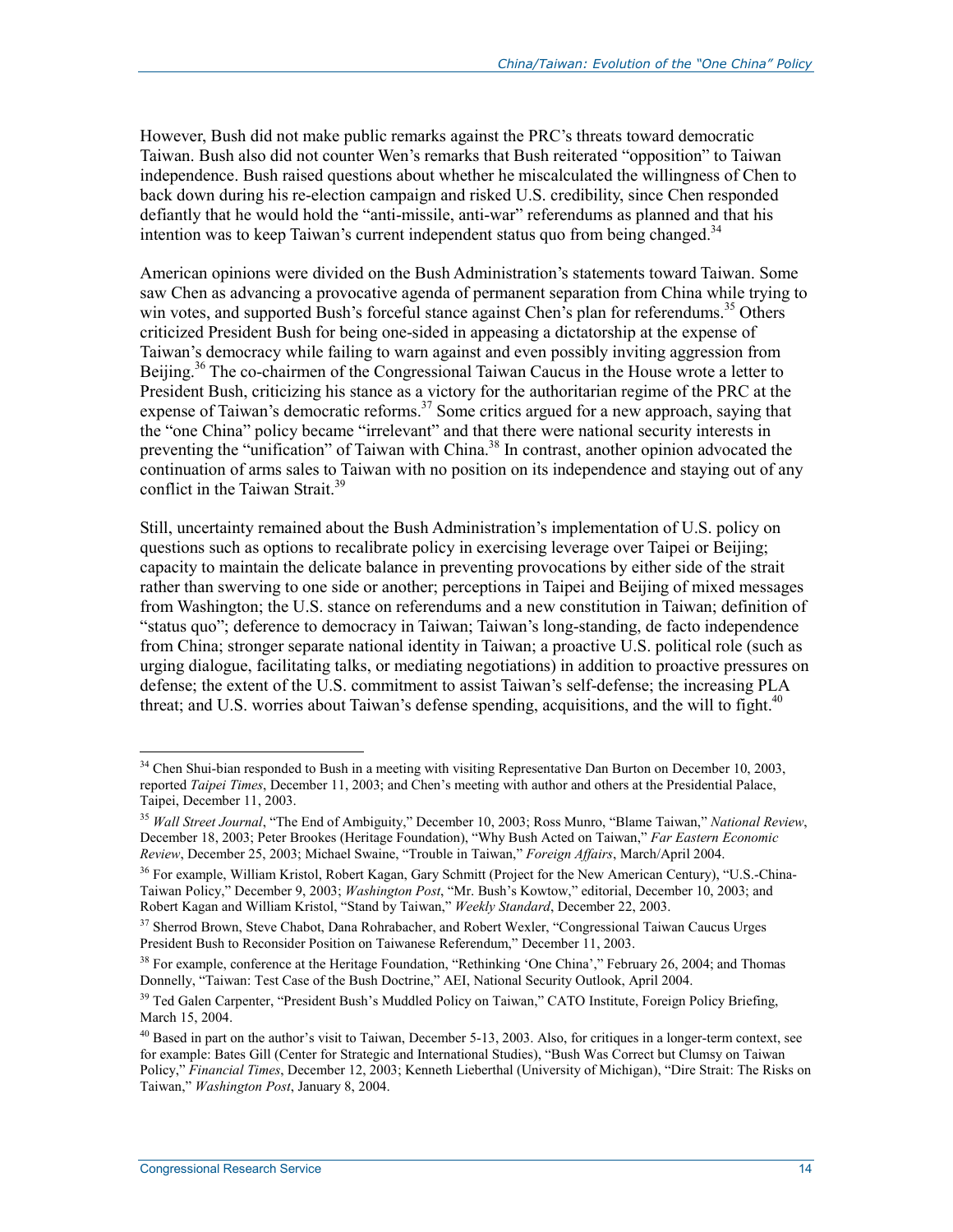However, Bush did not make public remarks against the PRC's threats toward democratic Taiwan. Bush also did not counter Wen's remarks that Bush reiterated "opposition" to Taiwan independence. Bush raised questions about whether he miscalculated the willingness of Chen to back down during his re-election campaign and risked U.S. credibility, since Chen responded defiantly that he would hold the "anti-missile, anti-war" referendums as planned and that his intention was to keep Taiwan's current independent status quo from being changed.[34]

American opinions were divided on the Bush Administration's statements toward Taiwan. Some saw Chen as advancing a provocative agenda of permanent separation from China while trying to win votes, and supported Bush's forceful stance against Chen's plan for referendums.[35] Others criticized President Bush for being one-sided in appeasing a dictatorship at the expense of Taiwan's democracy while failing to warn against and even possibly inviting aggression from Beijing.[36] The co-chairmen of the Congressional Taiwan Caucus in the House wrote a letter to President Bush, criticizing his stance as a victory for the authoritarian regime of the PRC at the expense of Taiwan's democratic reforms.[37] Some critics argued for a new approach, saying that the "one China" policy became "irrelevant" and that there were national security interests in preventing the "unification" of Taiwan with China.[38] In contrast, another opinion advocated the continuation of arms sales to Taiwan with no position on its independence and staying out of any conflict in the Taiwan Strait.[39]

Still, uncertainty remained about the Bush Administration's implementation of U.S. policy on questions such as options to recalibrate policy in exercising leverage over Taipei or Beijing; capacity to maintain the delicate balance in preventing provocations by either side of the strait rather than swerving to one side or another; perceptions in Taipei and Beijing of mixed messages from Washington; the U.S. stance on referendums and a new constitution in Taiwan; definition of "status quo"; deference to democracy in Taiwan; Taiwan's long-standing, de facto independence from China; stronger separate national identity in Taiwan; a proactive U.S. political role (such as urging dialogue, facilitating talks, or mediating negotiations) in addition to proactive pressures on defense; the extent of the U.S. commitment to assist Taiwan's self-defense; the increasing PLA threat; and U.S. worries about Taiwan's defense spending, acquisitions, and the will to fight.[40]

---

[34] Chen Shui-bian responded to Bush in a meeting with visiting Representative Dan Burton on December 10, 2003, reported *Taipei Times*, December 11, 2003; and Chen's meeting with author and others at the Presidential Palace, Taipei, December 11, 2003.

[35] *Wall Street Journal*, "The End of Ambiguity," December 10, 2003; Ross Munro, "Blame Taiwan," *National Review*, December 18, 2003; Peter Brookes (Heritage Foundation), "Why Bush Acted on Taiwan," *Far Eastern Economic Review*, December 25, 2003; Michael Swaine, "Trouble in Taiwan," *Foreign Affairs*, March/April 2004.

[36] For example, William Kristol, Robert Kagan, Gary Schmitt (Project for the New American Century), "U.S.-China-Taiwan Policy," December 9, 2003; *Washington Post*, "Mr. Bush's Kowtow," editorial, December 10, 2003; and Robert Kagan and William Kristol, "Stand by Taiwan," *Weekly Standard*, December 22, 2003.

[37] Sherrod Brown, Steve Chabot, Dana Rohrabacher, and Robert Wexler, "Congressional Taiwan Caucus Urges President Bush to Reconsider Position on Taiwanese Referendum," December 11, 2003.

[38] For example, conference at the Heritage Foundation, "Rethinking 'One China'," February 26, 2004; and Thomas Donnelly, "Taiwan: Test Case of the Bush Doctrine," AEI, National Security Outlook, April 2004.

[39] Ted Galen Carpenter, "President Bush's Muddled Policy on Taiwan," CATO Institute, Foreign Policy Briefing, March 15, 2004.

[40] Based in part on the author's visit to Taiwan, December 5-13, 2003. Also, for critiques in a longer-term context, see for example: Bates Gill (Center for Strategic and International Studies), "Bush Was Correct but Clumsy on Taiwan Policy," *Financial Times*, December 12, 2003; Kenneth Lieberthal (University of Michigan), "Dire Strait: The Risks on Taiwan," *Washington Post*, January 8, 2004.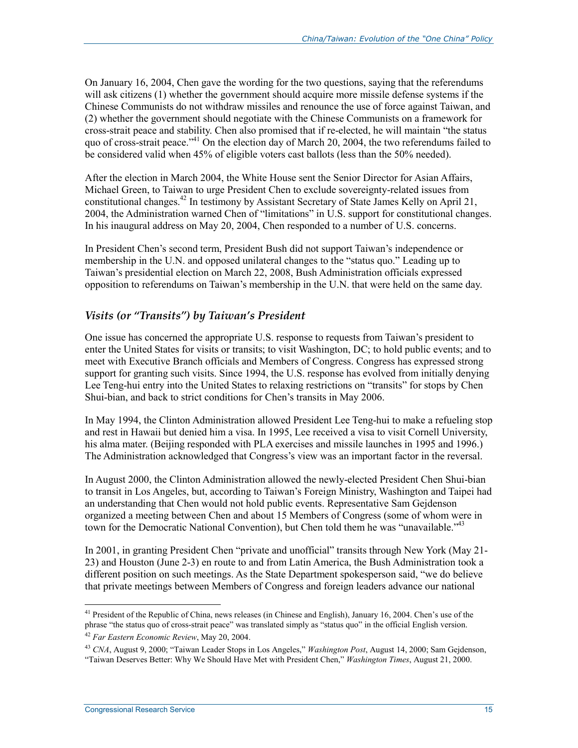On January 16, 2004, Chen gave the wording for the two questions, saying that the referendums will ask citizens (1) whether the government should acquire more missile defense systems if the Chinese Communists do not withdraw missiles and renounce the use of force against Taiwan, and (2) whether the government should negotiate with the Chinese Communists on a framework for cross-strait peace and stability. Chen also promised that if re-elected, he will maintain "the status quo of cross-strait peace."[41] On the election day of March 20, 2004, the two referendums failed to be considered valid when 45% of eligible voters cast ballots (less than the 50% needed).

After the election in March 2004, the White House sent the Senior Director for Asian Affairs, Michael Green, to Taiwan to urge President Chen to exclude sovereignty-related issues from constitutional changes.[42] In testimony by Assistant Secretary of State James Kelly on April 21, 2004, the Administration warned Chen of "limitations" in U.S. support for constitutional changes. In his inaugural address on May 20, 2004, Chen responded to a number of U.S. concerns.

In President Chen's second term, President Bush did not support Taiwan's independence or membership in the U.N. and opposed unilateral changes to the "status quo." Leading up to Taiwan's presidential election on March 22, 2008, Bush Administration officials expressed opposition to referendums on Taiwan's membership in the U.N. that were held on the same day.

### *Visits (or "Transits") by Taiwan's President*

One issue has concerned the appropriate U.S. response to requests from Taiwan's president to enter the United States for visits or transits; to visit Washington, DC; to hold public events; and to meet with Executive Branch officials and Members of Congress. Congress has expressed strong support for granting such visits. Since 1994, the U.S. response has evolved from initially denying Lee Teng-hui entry into the United States to relaxing restrictions on "transits" for stops by Chen Shui-bian, and back to strict conditions for Chen's transits in May 2006.

In May 1994, the Clinton Administration allowed President Lee Teng-hui to make a refueling stop and rest in Hawaii but denied him a visa. In 1995, Lee received a visa to visit Cornell University, his alma mater. (Beijing responded with PLA exercises and missile launches in 1995 and 1996.) The Administration acknowledged that Congress's view was an important factor in the reversal.

In August 2000, the Clinton Administration allowed the newly-elected President Chen Shui-bian to transit in Los Angeles, but, according to Taiwan's Foreign Ministry, Washington and Taipei had an understanding that Chen would not hold public events. Representative Sam Gejdenson organized a meeting between Chen and about 15 Members of Congress (some of whom were in town for the Democratic National Convention), but Chen told them he was "unavailable."[43]

In 2001, in granting President Chen "private and unofficial" transits through New York (May 21-23) and Houston (June 2-3) en route to and from Latin America, the Bush Administration took a different position on such meetings. As the State Department spokesperson said, "we do believe that private meetings between Members of Congress and foreign leaders advance our national

---

[41] President of the Republic of China, news releases (in Chinese and English), January 16, 2004. Chen's use of the phrase "the status quo of cross-strait peace" was translated simply as "status quo" in the official English version.

[42] *Far Eastern Economic Review*, May 20, 2004.

[43] *CNA*, August 9, 2000; "Taiwan Leader Stops in Los Angeles," *Washington Post*, August 14, 2000; Sam Gejdenson, "Taiwan Deserves Better: Why We Should Have Met with President Chen," *Washington Times*, August 21, 2000.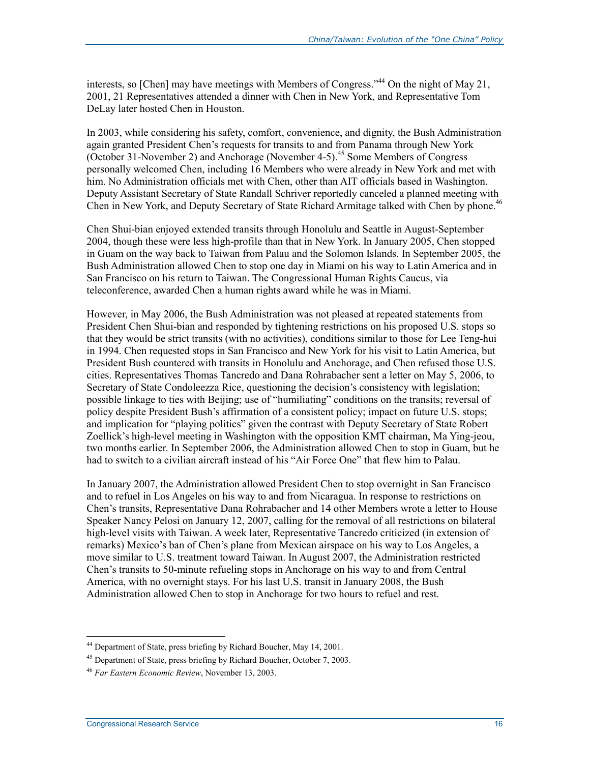interests, so [Chen] may have meetings with Members of Congress."[44] On the night of May 21, 2001, 21 Representatives attended a dinner with Chen in New York, and Representative Tom DeLay later hosted Chen in Houston.

In 2003, while considering his safety, comfort, convenience, and dignity, the Bush Administration again granted President Chen's requests for transits to and from Panama through New York (October 31-November 2) and Anchorage (November 4-5).[45] Some Members of Congress personally welcomed Chen, including 16 Members who were already in New York and met with him. No Administration officials met with Chen, other than AIT officials based in Washington. Deputy Assistant Secretary of State Randall Schriver reportedly canceled a planned meeting with Chen in New York, and Deputy Secretary of State Richard Armitage talked with Chen by phone.[46]

Chen Shui-bian enjoyed extended transits through Honolulu and Seattle in August-September 2004, though these were less high-profile than that in New York. In January 2005, Chen stopped in Guam on the way back to Taiwan from Palau and the Solomon Islands. In September 2005, the Bush Administration allowed Chen to stop one day in Miami on his way to Latin America and in San Francisco on his return to Taiwan. The Congressional Human Rights Caucus, via teleconference, awarded Chen a human rights award while he was in Miami.

However, in May 2006, the Bush Administration was not pleased at repeated statements from President Chen Shui-bian and responded by tightening restrictions on his proposed U.S. stops so that they would be strict transits (with no activities), conditions similar to those for Lee Teng-hui in 1994. Chen requested stops in San Francisco and New York for his visit to Latin America, but President Bush countered with transits in Honolulu and Anchorage, and Chen refused those U.S. cities. Representatives Thomas Tancredo and Dana Rohrabacher sent a letter on May 5, 2006, to Secretary of State Condoleezza Rice, questioning the decision's consistency with legislation; possible linkage to ties with Beijing; use of "humiliating" conditions on the transits; reversal of policy despite President Bush's affirmation of a consistent policy; impact on future U.S. stops; and implication for "playing politics" given the contrast with Deputy Secretary of State Robert Zoellick's high-level meeting in Washington with the opposition KMT chairman, Ma Ying-jeou, two months earlier. In September 2006, the Administration allowed Chen to stop in Guam, but he had to switch to a civilian aircraft instead of his "Air Force One" that flew him to Palau.

In January 2007, the Administration allowed President Chen to stop overnight in San Francisco and to refuel in Los Angeles on his way to and from Nicaragua. In response to restrictions on Chen's transits, Representative Dana Rohrabacher and 14 other Members wrote a letter to House Speaker Nancy Pelosi on January 12, 2007, calling for the removal of all restrictions on bilateral high-level visits with Taiwan. A week later, Representative Tancredo criticized (in extension of remarks) Mexico's ban of Chen's plane from Mexican airspace on his way to Los Angeles, a move similar to U.S. treatment toward Taiwan. In August 2007, the Administration restricted Chen's transits to 50-minute refueling stops in Anchorage on his way to and from Central America, with no overnight stays. For his last U.S. transit in January 2008, the Bush Administration allowed Chen to stop in Anchorage for two hours to refuel and rest.

---

[44] Department of State, press briefing by Richard Boucher, May 14, 2001.

[45] Department of State, press briefing by Richard Boucher, October 7, 2003.

[46] *Far Eastern Economic Review*, November 13, 2003.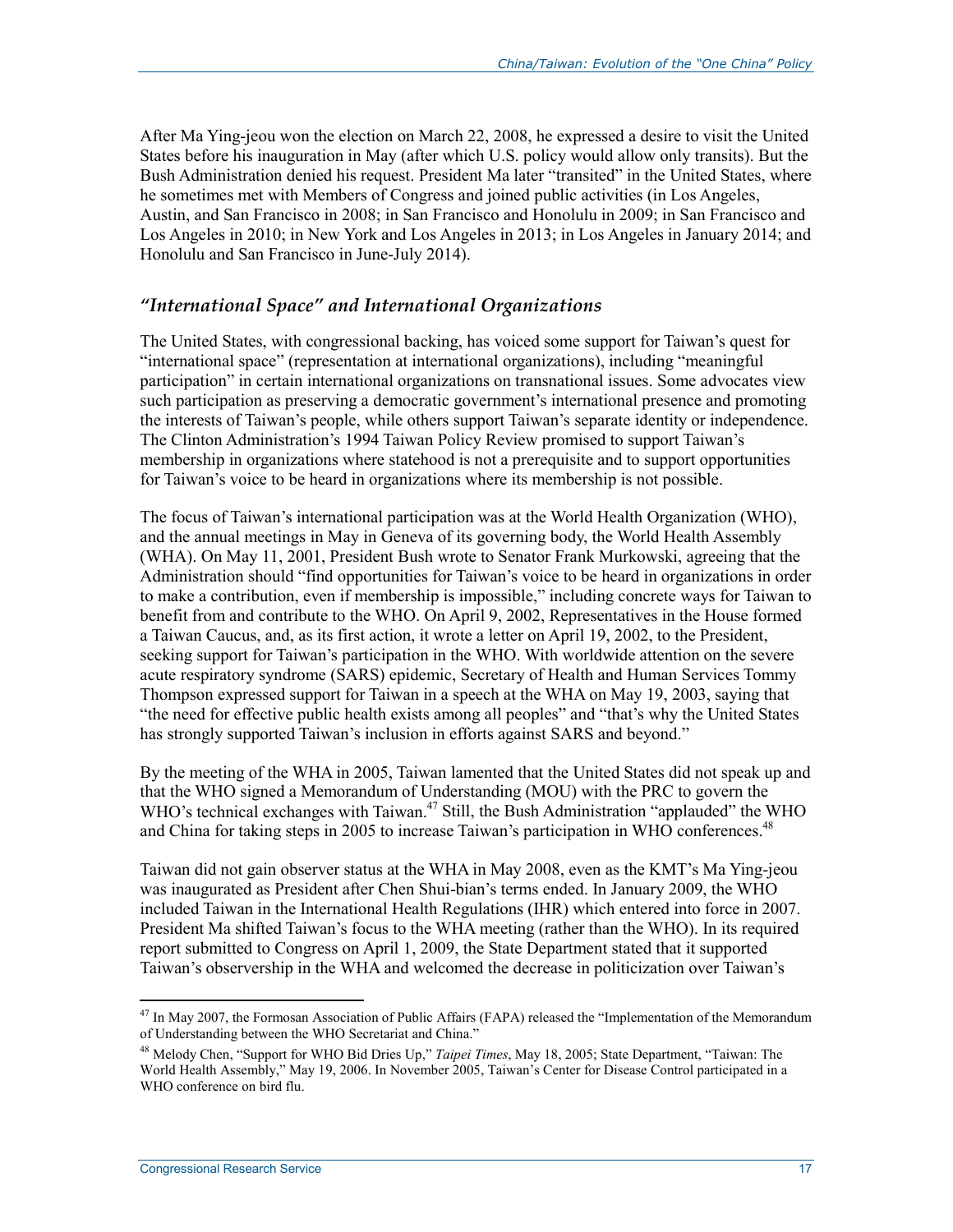After Ma Ying-jeou won the election on March 22, 2008, he expressed a desire to visit the United States before his inauguration in May (after which U.S. policy would allow only transits). But the Bush Administration denied his request. President Ma later "transited" in the United States, where he sometimes met with Members of Congress and joined public activities (in Los Angeles, Austin, and San Francisco in 2008; in San Francisco and Honolulu in 2009; in San Francisco and Los Angeles in 2010; in New York and Los Angeles in 2013; in Los Angeles in January 2014; and Honolulu and San Francisco in June-July 2014).

### *"International Space" and International Organizations*

The United States, with congressional backing, has voiced some support for Taiwan's quest for "international space" (representation at international organizations), including "meaningful participation" in certain international organizations on transnational issues. Some advocates view such participation as preserving a democratic government's international presence and promoting the interests of Taiwan's people, while others support Taiwan's separate identity or independence. The Clinton Administration's 1994 Taiwan Policy Review promised to support Taiwan's membership in organizations where statehood is not a prerequisite and to support opportunities for Taiwan's voice to be heard in organizations where its membership is not possible.

The focus of Taiwan's international participation was at the World Health Organization (WHO), and the annual meetings in May in Geneva of its governing body, the World Health Assembly (WHA). On May 11, 2001, President Bush wrote to Senator Frank Murkowski, agreeing that the Administration should "find opportunities for Taiwan's voice to be heard in organizations in order to make a contribution, even if membership is impossible," including concrete ways for Taiwan to benefit from and contribute to the WHO. On April 9, 2002, Representatives in the House formed a Taiwan Caucus, and, as its first action, it wrote a letter on April 19, 2002, to the President, seeking support for Taiwan's participation in the WHO. With worldwide attention on the severe acute respiratory syndrome (SARS) epidemic, Secretary of Health and Human Services Tommy Thompson expressed support for Taiwan in a speech at the WHA on May 19, 2003, saying that "the need for effective public health exists among all peoples" and "that's why the United States has strongly supported Taiwan's inclusion in efforts against SARS and beyond."

By the meeting of the WHA in 2005, Taiwan lamented that the United States did not speak up and that the WHO signed a Memorandum of Understanding (MOU) with the PRC to govern the WHO's technical exchanges with Taiwan.[47] Still, the Bush Administration "applauded" the WHO and China for taking steps in 2005 to increase Taiwan's participation in WHO conferences.[48]

Taiwan did not gain observer status at the WHA in May 2008, even as the KMT's Ma Ying-jeou was inaugurated as President after Chen Shui-bian's terms ended. In January 2009, the WHO included Taiwan in the International Health Regulations (IHR) which entered into force in 2007. President Ma shifted Taiwan's focus to the WHA meeting (rather than the WHO). In its required report submitted to Congress on April 1, 2009, the State Department stated that it supported Taiwan's observership in the WHA and welcomed the decrease in politicization over Taiwan's

---

[47] In May 2007, the Formosan Association of Public Affairs (FAPA) released the "Implementation of the Memorandum of Understanding between the WHO Secretariat and China."

[48] Melody Chen, "Support for WHO Bid Dries Up," *Taipei Times*, May 18, 2005; State Department, "Taiwan: The World Health Assembly," May 19, 2006. In November 2005, Taiwan's Center for Disease Control participated in a WHO conference on bird flu.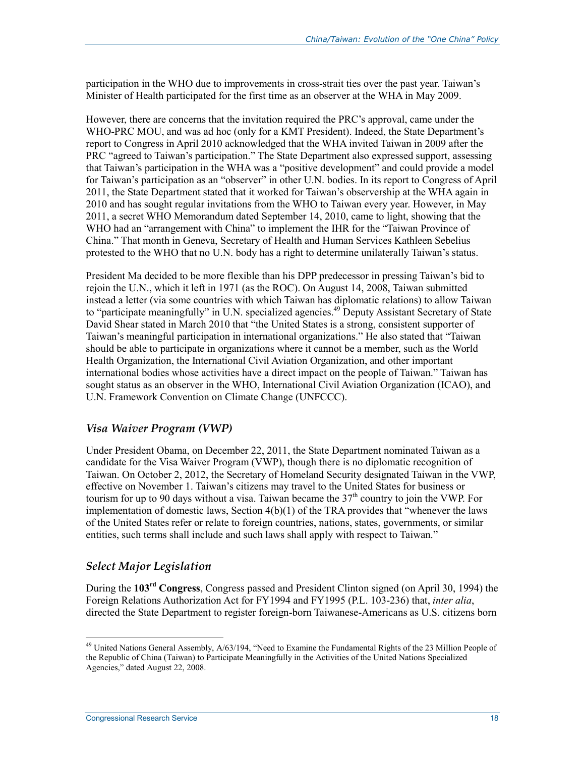participation in the WHO due to improvements in cross-strait ties over the past year. Taiwan's Minister of Health participated for the first time as an observer at the WHA in May 2009.

However, there are concerns that the invitation required the PRC's approval, came under the WHO-PRC MOU, and was ad hoc (only for a KMT President). Indeed, the State Department's report to Congress in April 2010 acknowledged that the WHA invited Taiwan in 2009 after the PRC "agreed to Taiwan's participation." The State Department also expressed support, assessing that Taiwan's participation in the WHA was a "positive development" and could provide a model for Taiwan's participation as an "observer" in other U.N. bodies. In its report to Congress of April 2011, the State Department stated that it worked for Taiwan's observership at the WHA again in 2010 and has sought regular invitations from the WHO to Taiwan every year. However, in May 2011, a secret WHO Memorandum dated September 14, 2010, came to light, showing that the WHO had an "arrangement with China" to implement the IHR for the "Taiwan Province of China." That month in Geneva, Secretary of Health and Human Services Kathleen Sebelius protested to the WHO that no U.N. body has a right to determine unilaterally Taiwan's status.

President Ma decided to be more flexible than his DPP predecessor in pressing Taiwan's bid to rejoin the U.N., which it left in 1971 (as the ROC). On August 14, 2008, Taiwan submitted instead a letter (via some countries with which Taiwan has diplomatic relations) to allow Taiwan to "participate meaningfully" in U.N. specialized agencies.[49] Deputy Assistant Secretary of State David Shear stated in March 2010 that "the United States is a strong, consistent supporter of Taiwan's meaningful participation in international organizations." He also stated that "Taiwan should be able to participate in organizations where it cannot be a member, such as the World Health Organization, the International Civil Aviation Organization, and other important international bodies whose activities have a direct impact on the people of Taiwan." Taiwan has sought status as an observer in the WHO, International Civil Aviation Organization (ICAO), and U.N. Framework Convention on Climate Change (UNFCCC).

### *Visa Waiver Program (VWP)*

Under President Obama, on December 22, 2011, the State Department nominated Taiwan as a candidate for the Visa Waiver Program (VWP), though there is no diplomatic recognition of Taiwan. On October 2, 2012, the Secretary of Homeland Security designated Taiwan in the VWP, effective on November 1. Taiwan's citizens may travel to the United States for business or tourism for up to 90 days without a visa. Taiwan became the 37th country to join the VWP. For implementation of domestic laws, Section 4(b)(1) of the TRA provides that "whenever the laws of the United States refer or relate to foreign countries, nations, states, governments, or similar entities, such terms shall include and such laws shall apply with respect to Taiwan."

### *Select Major Legislation*

During the **103rd Congress**, Congress passed and President Clinton signed (on April 30, 1994) the Foreign Relations Authorization Act for FY1994 and FY1995 (P.L. 103-236) that, *inter alia*, directed the State Department to register foreign-born Taiwanese-Americans as U.S. citizens born

---

[49] United Nations General Assembly, A/63/194, "Need to Examine the Fundamental Rights of the 23 Million People of the Republic of China (Taiwan) to Participate Meaningfully in the Activities of the United Nations Specialized Agencies," dated August 22, 2008.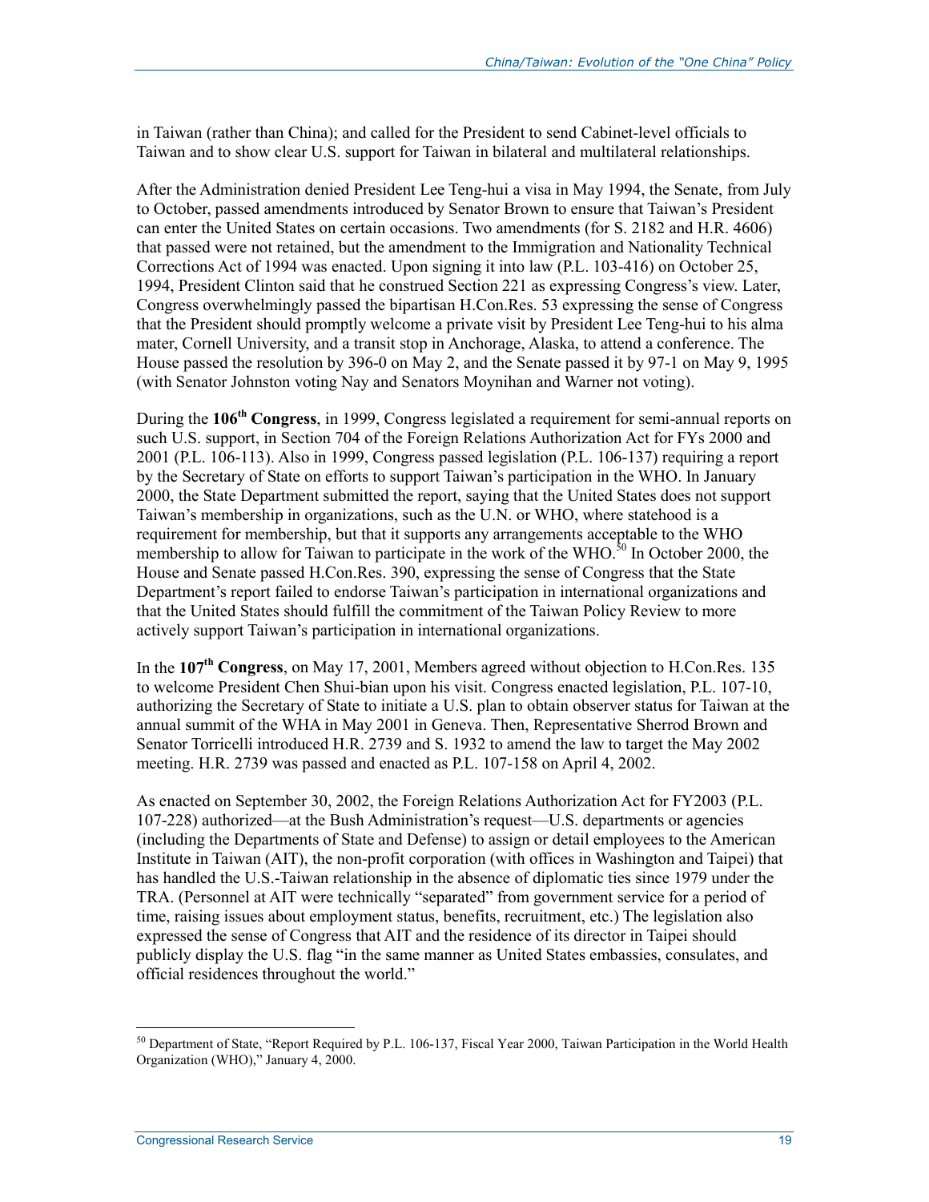in Taiwan (rather than China); and called for the President to send Cabinet-level officials to Taiwan and to show clear U.S. support for Taiwan in bilateral and multilateral relationships.

After the Administration denied President Lee Teng-hui a visa in May 1994, the Senate, from July to October, passed amendments introduced by Senator Brown to ensure that Taiwan's President can enter the United States on certain occasions. Two amendments (for S. 2182 and H.R. 4606) that passed were not retained, but the amendment to the Immigration and Nationality Technical Corrections Act of 1994 was enacted. Upon signing it into law (P.L. 103-416) on October 25, 1994, President Clinton said that he construed Section 221 as expressing Congress's view. Later, Congress overwhelmingly passed the bipartisan H.Con.Res. 53 expressing the sense of Congress that the President should promptly welcome a private visit by President Lee Teng-hui to his alma mater, Cornell University, and a transit stop in Anchorage, Alaska, to attend a conference. The House passed the resolution by 396-0 on May 2, and the Senate passed it by 97-1 on May 9, 1995 (with Senator Johnston voting Nay and Senators Moynihan and Warner not voting).

During the **106th Congress**, in 1999, Congress legislated a requirement for semi-annual reports on such U.S. support, in Section 704 of the Foreign Relations Authorization Act for FYs 2000 and 2001 (P.L. 106-113). Also in 1999, Congress passed legislation (P.L. 106-137) requiring a report by the Secretary of State on efforts to support Taiwan's participation in the WHO. In January 2000, the State Department submitted the report, saying that the United States does not support Taiwan's membership in organizations, such as the U.N. or WHO, where statehood is a requirement for membership, but that it supports any arrangements acceptable to the WHO membership to allow for Taiwan to participate in the work of the WHO.[50] In October 2000, the House and Senate passed H.Con.Res. 390, expressing the sense of Congress that the State Department's report failed to endorse Taiwan's participation in international organizations and that the United States should fulfill the commitment of the Taiwan Policy Review to more actively support Taiwan's participation in international organizations.

In the **107th Congress**, on May 17, 2001, Members agreed without objection to H.Con.Res. 135 to welcome President Chen Shui-bian upon his visit. Congress enacted legislation, P.L. 107-10, authorizing the Secretary of State to initiate a U.S. plan to obtain observer status for Taiwan at the annual summit of the WHA in May 2001 in Geneva. Then, Representative Sherrod Brown and Senator Torricelli introduced H.R. 2739 and S. 1932 to amend the law to target the May 2002 meeting. H.R. 2739 was passed and enacted as P.L. 107-158 on April 4, 2002.

As enacted on September 30, 2002, the Foreign Relations Authorization Act for FY2003 (P.L. 107-228) authorized—at the Bush Administration's request—U.S. departments or agencies (including the Departments of State and Defense) to assign or detail employees to the American Institute in Taiwan (AIT), the non-profit corporation (with offices in Washington and Taipei) that has handled the U.S.-Taiwan relationship in the absence of diplomatic ties since 1979 under the TRA. (Personnel at AIT were technically "separated" from government service for a period of time, raising issues about employment status, benefits, recruitment, etc.) The legislation also expressed the sense of Congress that AIT and the residence of its director in Taipei should publicly display the U.S. flag "in the same manner as United States embassies, consulates, and official residences throughout the world."

---

[50] Department of State, "Report Required by P.L. 106-137, Fiscal Year 2000, Taiwan Participation in the World Health Organization (WHO)," January 4, 2000.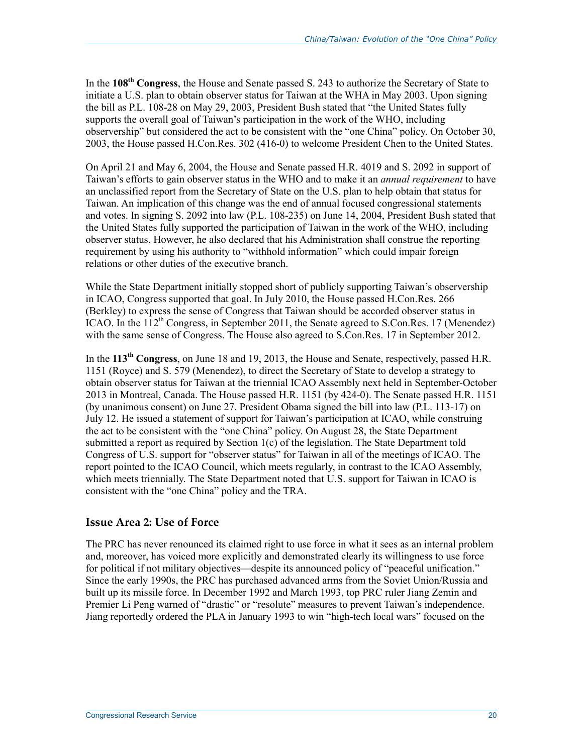In the **108th Congress**, the House and Senate passed S. 243 to authorize the Secretary of State to initiate a U.S. plan to obtain observer status for Taiwan at the WHA in May 2003. Upon signing the bill as P.L. 108-28 on May 29, 2003, President Bush stated that "the United States fully supports the overall goal of Taiwan's participation in the work of the WHO, including observership" but considered the act to be consistent with the "one China" policy. On October 30, 2003, the House passed H.Con.Res. 302 (416-0) to welcome President Chen to the United States.

On April 21 and May 6, 2004, the House and Senate passed H.R. 4019 and S. 2092 in support of Taiwan's efforts to gain observer status in the WHO and to make it an *annual requirement* to have an unclassified report from the Secretary of State on the U.S. plan to help obtain that status for Taiwan. An implication of this change was the end of annual focused congressional statements and votes. In signing S. 2092 into law (P.L. 108-235) on June 14, 2004, President Bush stated that the United States fully supported the participation of Taiwan in the work of the WHO, including observer status. However, he also declared that his Administration shall construe the reporting requirement by using his authority to "withhold information" which could impair foreign relations or other duties of the executive branch.

While the State Department initially stopped short of publicly supporting Taiwan's observership in ICAO, Congress supported that goal. In July 2010, the House passed H.Con.Res. 266 (Berkley) to express the sense of Congress that Taiwan should be accorded observer status in ICAO. In the 112th Congress, in September 2011, the Senate agreed to S.Con.Res. 17 (Menendez) with the same sense of Congress. The House also agreed to S.Con.Res. 17 in September 2012.

In the **113th Congress**, on June 18 and 19, 2013, the House and Senate, respectively, passed H.R. 1151 (Royce) and S. 579 (Menendez), to direct the Secretary of State to develop a strategy to obtain observer status for Taiwan at the triennial ICAO Assembly next held in September-October 2013 in Montreal, Canada. The House passed H.R. 1151 (by 424-0). The Senate passed H.R. 1151 (by unanimous consent) on June 27. President Obama signed the bill into law (P.L. 113-17) on July 12. He issued a statement of support for Taiwan's participation at ICAO, while construing the act to be consistent with the "one China" policy. On August 28, the State Department submitted a report as required by Section 1(c) of the legislation. The State Department told Congress of U.S. support for "observer status" for Taiwan in all of the meetings of ICAO. The report pointed to the ICAO Council, which meets regularly, in contrast to the ICAO Assembly, which meets triennially. The State Department noted that U.S. support for Taiwan in ICAO is consistent with the "one China" policy and the TRA.

## Issue Area 2: Use of Force

The PRC has never renounced its claimed right to use force in what it sees as an internal problem and, moreover, has voiced more explicitly and demonstrated clearly its willingness to use force for political if not military objectives—despite its announced policy of "peaceful unification." Since the early 1990s, the PRC has purchased advanced arms from the Soviet Union/Russia and built up its missile force. In December 1992 and March 1993, top PRC ruler Jiang Zemin and Premier Li Peng warned of "drastic" or "resolute" measures to prevent Taiwan's independence. Jiang reportedly ordered the PLA in January 1993 to win "high-tech local wars" focused on the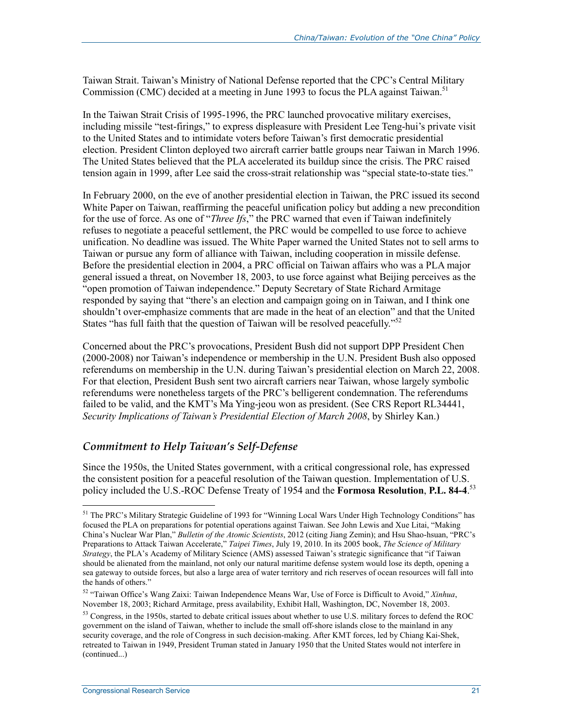Taiwan Strait. Taiwan's Ministry of National Defense reported that the CPC's Central Military Commission (CMC) decided at a meeting in June 1993 to focus the PLA against Taiwan.[51]

In the Taiwan Strait Crisis of 1995-1996, the PRC launched provocative military exercises, including missile "test-firings," to express displeasure with President Lee Teng-hui's private visit to the United States and to intimidate voters before Taiwan's first democratic presidential election. President Clinton deployed two aircraft carrier battle groups near Taiwan in March 1996. The United States believed that the PLA accelerated its buildup since the crisis. The PRC raised tension again in 1999, after Lee said the cross-strait relationship was "special state-to-state ties."

In February 2000, on the eve of another presidential election in Taiwan, the PRC issued its second White Paper on Taiwan, reaffirming the peaceful unification policy but adding a new precondition for the use of force. As one of "*Three Ifs*," the PRC warned that even if Taiwan indefinitely refuses to negotiate a peaceful settlement, the PRC would be compelled to use force to achieve unification. No deadline was issued. The White Paper warned the United States not to sell arms to Taiwan or pursue any form of alliance with Taiwan, including cooperation in missile defense. Before the presidential election in 2004, a PRC official on Taiwan affairs who was a PLA major general issued a threat, on November 18, 2003, to use force against what Beijing perceives as the "open promotion of Taiwan independence." Deputy Secretary of State Richard Armitage responded by saying that "there's an election and campaign going on in Taiwan, and I think one shouldn't over-emphasize comments that are made in the heat of an election" and that the United States "has full faith that the question of Taiwan will be resolved peacefully."[52]

Concerned about the PRC's provocations, President Bush did not support DPP President Chen (2000-2008) nor Taiwan's independence or membership in the U.N. President Bush also opposed referendums on membership in the U.N. during Taiwan's presidential election on March 22, 2008. For that election, President Bush sent two aircraft carriers near Taiwan, whose largely symbolic referendums were nonetheless targets of the PRC's belligerent condemnation. The referendums failed to be valid, and the KMT's Ma Ying-jeou won as president. (See CRS Report RL34441, *Security Implications of Taiwan's Presidential Election of March 2008*, by Shirley Kan.)

### *Commitment to Help Taiwan's Self-Defense*

Since the 1950s, the United States government, with a critical congressional role, has expressed the consistent position for a peaceful resolution of the Taiwan question. Implementation of U.S. policy included the U.S.-ROC Defense Treaty of 1954 and the **Formosa Resolution**, **P.L. 84-4**.[53]

---

[51] The PRC's Military Strategic Guideline of 1993 for "Winning Local Wars Under High Technology Conditions" has focused the PLA on preparations for potential operations against Taiwan. See John Lewis and Xue Litai, "Making China's Nuclear War Plan," *Bulletin of the Atomic Scientists*, 2012 (citing Jiang Zemin); and Hsu Shao-hsuan, "PRC's Preparations to Attack Taiwan Accelerate," *Taipei Times*, July 19, 2010. In its 2005 book, *The Science of Military Strategy*, the PLA's Academy of Military Science (AMS) assessed Taiwan's strategic significance that "if Taiwan should be alienated from the mainland, not only our natural maritime defense system would lose its depth, opening a sea gateway to outside forces, but also a large area of water territory and rich reserves of ocean resources will fall into the hands of others."

[52] "Taiwan Office's Wang Zaixi: Taiwan Independence Means War, Use of Force is Difficult to Avoid," *Xinhua*, November 18, 2003; Richard Armitage, press availability, Exhibit Hall, Washington, DC, November 18, 2003.

[53] Congress, in the 1950s, started to debate critical issues about whether to use U.S. military forces to defend the ROC government on the island of Taiwan, whether to include the small off-shore islands close to the mainland in any security coverage, and the role of Congress in such decision-making. After KMT forces, led by Chiang Kai-Shek, retreated to Taiwan in 1949, President Truman stated in January 1950 that the United States would not interfere in (continued...)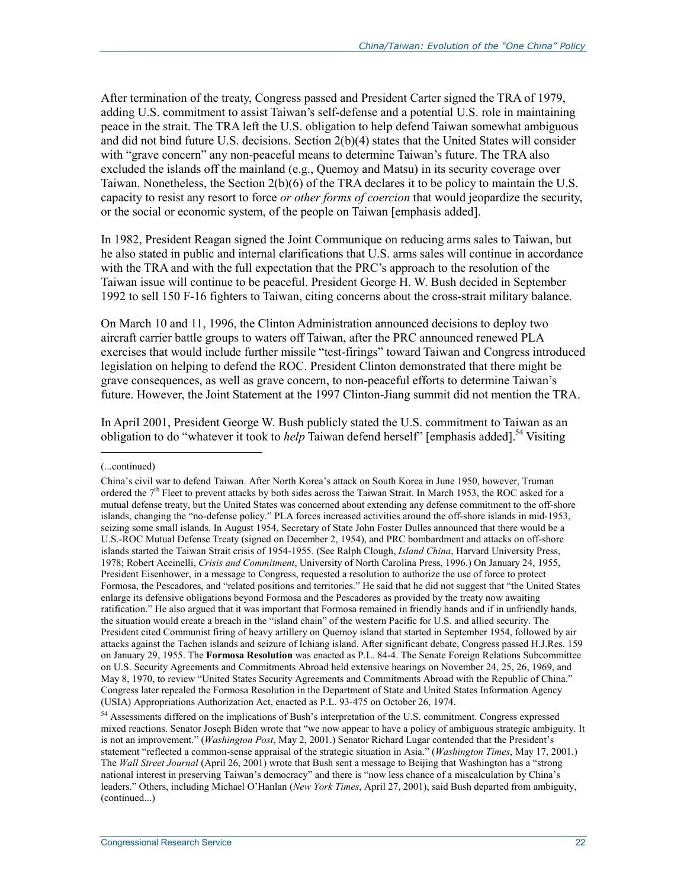After termination of the treaty, Congress passed and President Carter signed the TRA of 1979, adding U.S. commitment to assist Taiwan's self-defense and a potential U.S. role in maintaining peace in the strait. The TRA left the U.S. obligation to help defend Taiwan somewhat ambiguous and did not bind future U.S. decisions. Section 2(b)(4) states that the United States will consider with "grave concern" any non-peaceful means to determine Taiwan's future. The TRA also excluded the islands off the mainland (e.g., Quemoy and Matsu) in its security coverage over Taiwan. Nonetheless, the Section 2(b)(6) of the TRA declares it to be policy to maintain the U.S. capacity to resist any resort to force *or other forms of coercion* that would jeopardize the security, or the social or economic system, of the people on Taiwan [emphasis added].

In 1982, President Reagan signed the Joint Communique on reducing arms sales to Taiwan, but he also stated in public and internal clarifications that U.S. arms sales will continue in accordance with the TRA and with the full expectation that the PRC's approach to the resolution of the Taiwan issue will continue to be peaceful. President George H. W. Bush decided in September 1992 to sell 150 F-16 fighters to Taiwan, citing concerns about the cross-strait military balance.

On March 10 and 11, 1996, the Clinton Administration announced decisions to deploy two aircraft carrier battle groups to waters off Taiwan, after the PRC announced renewed PLA exercises that would include further missile "test-firings" toward Taiwan and Congress introduced legislation on helping to defend the ROC. President Clinton demonstrated that there might be grave consequences, as well as grave concern, to non-peaceful efforts to determine Taiwan's future. However, the Joint Statement at the 1997 Clinton-Jiang summit did not mention the TRA.

In April 2001, President George W. Bush publicly stated the U.S. commitment to Taiwan as an obligation to do "whatever it took to *help* Taiwan defend herself" [emphasis added].[54] Visiting

---

(...continued)

China's civil war to defend Taiwan. After North Korea's attack on South Korea in June 1950, however, Truman ordered the 7th Fleet to prevent attacks by both sides across the Taiwan Strait. In March 1953, the ROC asked for a mutual defense treaty, but the United States was concerned about extending any defense commitment to the off-shore islands, changing the "no-defense policy." PLA forces increased activities around the off-shore islands in mid-1953, seizing some small islands. In August 1954, Secretary of State John Foster Dulles announced that there would be a U.S.-ROC Mutual Defense Treaty (signed on December 2, 1954), and PRC bombardment and attacks on off-shore islands started the Taiwan Strait crisis of 1954-1955. (See Ralph Clough, *Island China*, Harvard University Press, 1978; Robert Accinelli, *Crisis and Commitment*, University of North Carolina Press, 1996.) On January 24, 1955, President Eisenhower, in a message to Congress, requested a resolution to authorize the use of force to protect Formosa, the Pescadores, and "related positions and territories." He said that he did not suggest that "the United States enlarge its defensive obligations beyond Formosa and the Pescadores as provided by the treaty now awaiting ratification." He also argued that it was important that Formosa remained in friendly hands and if in unfriendly hands, the situation would create a breach in the "island chain" of the western Pacific for U.S. and allied security. The President cited Communist firing of heavy artillery on Quemoy island that started in September 1954, followed by air attacks against the Tachen islands and seizure of Ichiang island. After significant debate, Congress passed H.J.Res. 159 on January 29, 1955. The **Formosa Resolution** was enacted as P.L. 84-4. The Senate Foreign Relations Subcommittee on U.S. Security Agreements and Commitments Abroad held extensive hearings on November 24, 25, 26, 1969, and May 8, 1970, to review "United States Security Agreements and Commitments Abroad with the Republic of China." Congress later repealed the Formosa Resolution in the Department of State and United States Information Agency (USIA) Appropriations Authorization Act, enacted as P.L. 93-475 on October 26, 1974.

[54] Assessments differed on the implications of Bush's interpretation of the U.S. commitment. Congress expressed mixed reactions. Senator Joseph Biden wrote that "we now appear to have a policy of ambiguous strategic ambiguity. It is not an improvement." (*Washington Post*, May 2, 2001.) Senator Richard Lugar contended that the President's statement "reflected a common-sense appraisal of the strategic situation in Asia." (*Washington Times*, May 17, 2001.) The *Wall Street Journal* (April 26, 2001) wrote that Bush sent a message to Beijing that Washington has a "strong national interest in preserving Taiwan's democracy" and there is "now less chance of a miscalculation by China's leaders." Others, including Michael O'Hanlan (*New York Times*, April 27, 2001), said Bush departed from ambiguity, (continued...)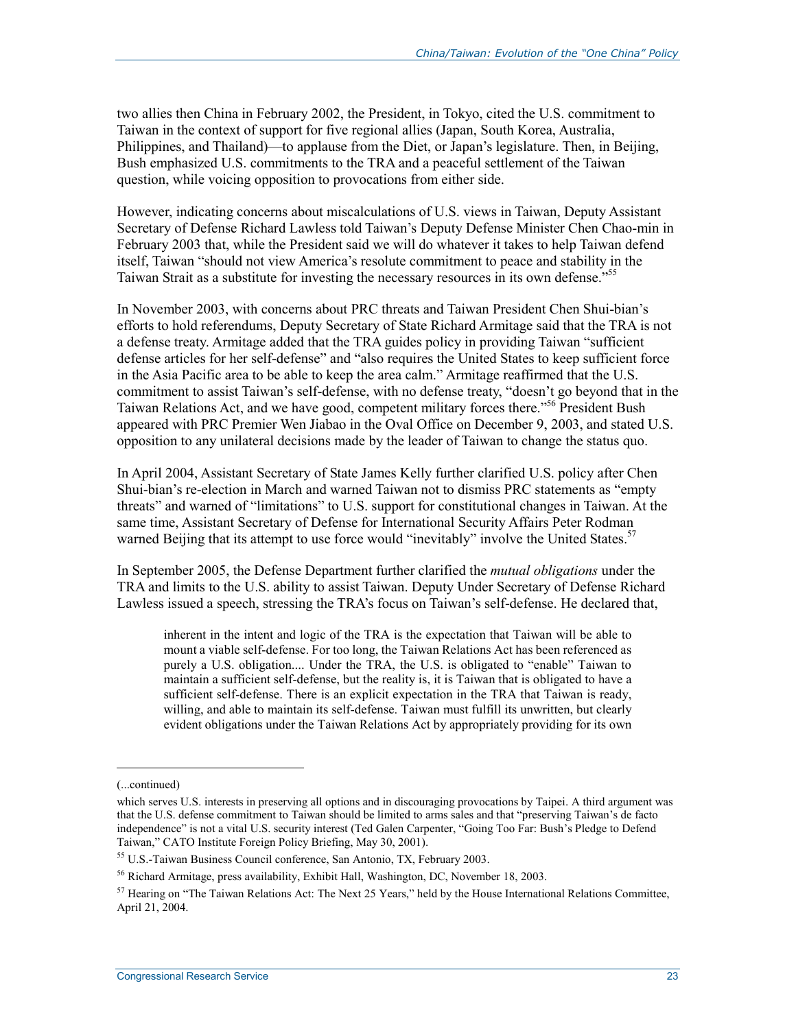two allies then China in February 2002, the President, in Tokyo, cited the U.S. commitment to Taiwan in the context of support for five regional allies (Japan, South Korea, Australia, Philippines, and Thailand)—to applause from the Diet, or Japan's legislature. Then, in Beijing, Bush emphasized U.S. commitments to the TRA and a peaceful settlement of the Taiwan question, while voicing opposition to provocations from either side.

However, indicating concerns about miscalculations of U.S. views in Taiwan, Deputy Assistant Secretary of Defense Richard Lawless told Taiwan's Deputy Defense Minister Chen Chao-min in February 2003 that, while the President said we will do whatever it takes to help Taiwan defend itself, Taiwan "should not view America's resolute commitment to peace and stability in the Taiwan Strait as a substitute for investing the necessary resources in its own defense."[55]

In November 2003, with concerns about PRC threats and Taiwan President Chen Shui-bian's efforts to hold referendums, Deputy Secretary of State Richard Armitage said that the TRA is not a defense treaty. Armitage added that the TRA guides policy in providing Taiwan "sufficient defense articles for her self-defense" and "also requires the United States to keep sufficient force in the Asia Pacific area to be able to keep the area calm." Armitage reaffirmed that the U.S. commitment to assist Taiwan's self-defense, with no defense treaty, "doesn't go beyond that in the Taiwan Relations Act, and we have good, competent military forces there."[56] President Bush appeared with PRC Premier Wen Jiabao in the Oval Office on December 9, 2003, and stated U.S. opposition to any unilateral decisions made by the leader of Taiwan to change the status quo.

In April 2004, Assistant Secretary of State James Kelly further clarified U.S. policy after Chen Shui-bian's re-election in March and warned Taiwan not to dismiss PRC statements as "empty threats" and warned of "limitations" to U.S. support for constitutional changes in Taiwan. At the same time, Assistant Secretary of Defense for International Security Affairs Peter Rodman warned Beijing that its attempt to use force would "inevitably" involve the United States.[57]

In September 2005, the Defense Department further clarified the *mutual obligations* under the TRA and limits to the U.S. ability to assist Taiwan. Deputy Under Secretary of Defense Richard Lawless issued a speech, stressing the TRA's focus on Taiwan's self-defense. He declared that,

> inherent in the intent and logic of the TRA is the expectation that Taiwan will be able to mount a viable self-defense. For too long, the Taiwan Relations Act has been referenced as purely a U.S. obligation.... Under the TRA, the U.S. is obligated to "enable" Taiwan to maintain a sufficient self-defense, but the reality is, it is Taiwan that is obligated to have a sufficient self-defense. There is an explicit expectation in the TRA that Taiwan is ready, willing, and able to maintain its self-defense. Taiwan must fulfill its unwritten, but clearly evident obligations under the Taiwan Relations Act by appropriately providing for its own

---

(...continued)

which serves U.S. interests in preserving all options and in discouraging provocations by Taipei. A third argument was that the U.S. defense commitment to Taiwan should be limited to arms sales and that "preserving Taiwan's de facto independence" is not a vital U.S. security interest (Ted Galen Carpenter, "Going Too Far: Bush's Pledge to Defend Taiwan," CATO Institute Foreign Policy Briefing, May 30, 2001).

[55] U.S.-Taiwan Business Council conference, San Antonio, TX, February 2003.

[56] Richard Armitage, press availability, Exhibit Hall, Washington, DC, November 18, 2003.

[57] Hearing on "The Taiwan Relations Act: The Next 25 Years," held by the House International Relations Committee, April 21, 2004.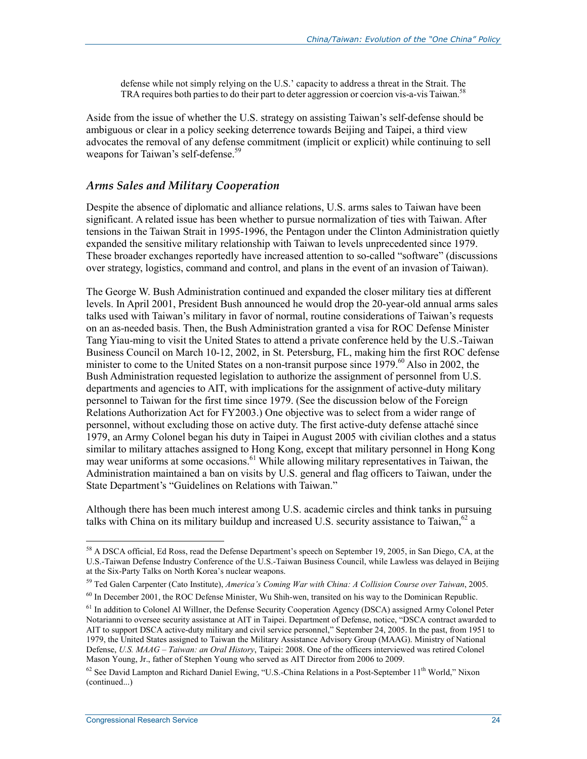defense while not simply relying on the U.S.' capacity to address a threat in the Strait. The TRA requires both parties to do their part to deter aggression or coercion vis-a-vis Taiwan.[58]

Aside from the issue of whether the U.S. strategy on assisting Taiwan's self-defense should be ambiguous or clear in a policy seeking deterrence towards Beijing and Taipei, a third view advocates the removal of any defense commitment (implicit or explicit) while continuing to sell weapons for Taiwan's self-defense.[59]

### *Arms Sales and Military Cooperation*

Despite the absence of diplomatic and alliance relations, U.S. arms sales to Taiwan have been significant. A related issue has been whether to pursue normalization of ties with Taiwan. After tensions in the Taiwan Strait in 1995-1996, the Pentagon under the Clinton Administration quietly expanded the sensitive military relationship with Taiwan to levels unprecedented since 1979. These broader exchanges reportedly have increased attention to so-called "software" (discussions over strategy, logistics, command and control, and plans in the event of an invasion of Taiwan).

The George W. Bush Administration continued and expanded the closer military ties at different levels. In April 2001, President Bush announced he would drop the 20-year-old annual arms sales talks used with Taiwan's military in favor of normal, routine considerations of Taiwan's requests on an as-needed basis. Then, the Bush Administration granted a visa for ROC Defense Minister Tang Yiau-ming to visit the United States to attend a private conference held by the U.S.-Taiwan Business Council on March 10-12, 2002, in St. Petersburg, FL, making him the first ROC defense minister to come to the United States on a non-transit purpose since 1979.[60] Also in 2002, the Bush Administration requested legislation to authorize the assignment of personnel from U.S. departments and agencies to AIT, with implications for the assignment of active-duty military personnel to Taiwan for the first time since 1979. (See the discussion below of the Foreign Relations Authorization Act for FY2003.) One objective was to select from a wider range of personnel, without excluding those on active duty. The first active-duty defense attaché since 1979, an Army Colonel began his duty in Taipei in August 2005 with civilian clothes and a status similar to military attaches assigned to Hong Kong, except that military personnel in Hong Kong may wear uniforms at some occasions.[61] While allowing military representatives in Taiwan, the Administration maintained a ban on visits by U.S. general and flag officers to Taiwan, under the State Department's "Guidelines on Relations with Taiwan."

Although there has been much interest among U.S. academic circles and think tanks in pursuing talks with China on its military buildup and increased U.S. security assistance to Taiwan,[62] a

---

[58] A DSCA official, Ed Ross, read the Defense Department's speech on September 19, 2005, in San Diego, CA, at the U.S.-Taiwan Defense Industry Conference of the U.S.-Taiwan Business Council, while Lawless was delayed in Beijing at the Six-Party Talks on North Korea's nuclear weapons.

[59] Ted Galen Carpenter (Cato Institute), *America's Coming War with China: A Collision Course over Taiwan*, 2005.

[60] In December 2001, the ROC Defense Minister, Wu Shih-wen, transited on his way to the Dominican Republic.

[61] In addition to Colonel Al Willner, the Defense Security Cooperation Agency (DSCA) assigned Army Colonel Peter Notarianni to oversee security assistance at AIT in Taipei. Department of Defense, notice, "DSCA contract awarded to AIT to support DSCA active-duty military and civil service personnel," September 24, 2005. In the past, from 1951 to 1979, the United States assigned to Taiwan the Military Assistance Advisory Group (MAAG). Ministry of National Defense, *U.S. MAAG – Taiwan: an Oral History*, Taipei: 2008. One of the officers interviewed was retired Colonel Mason Young, Jr., father of Stephen Young who served as AIT Director from 2006 to 2009.

[62] See David Lampton and Richard Daniel Ewing, "U.S.-China Relations in a Post-September 11th World," Nixon (continued...)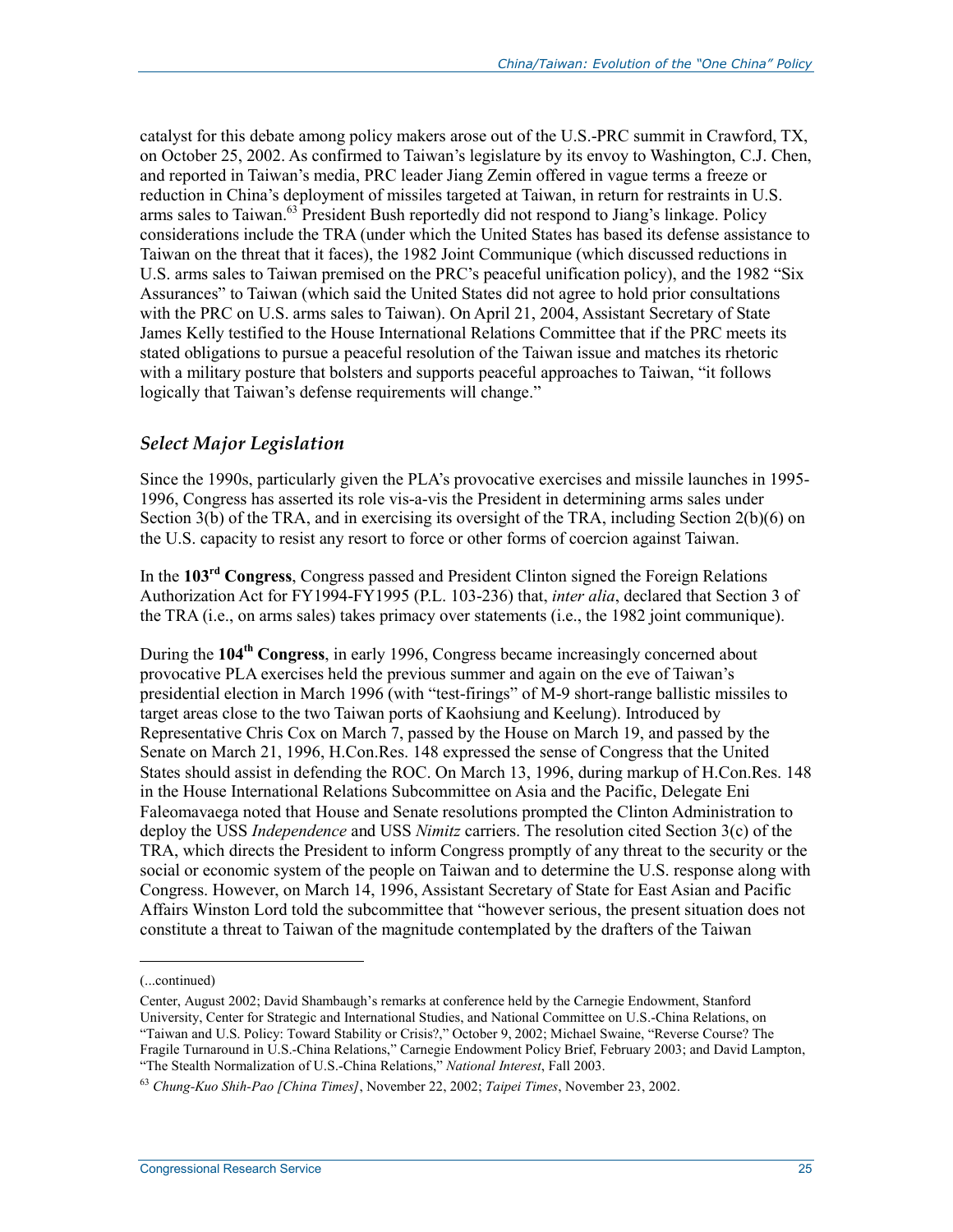catalyst for this debate among policy makers arose out of the U.S.-PRC summit in Crawford, TX, on October 25, 2002. As confirmed to Taiwan's legislature by its envoy to Washington, C.J. Chen, and reported in Taiwan's media, PRC leader Jiang Zemin offered in vague terms a freeze or reduction in China's deployment of missiles targeted at Taiwan, in return for restraints in U.S. arms sales to Taiwan.[63] President Bush reportedly did not respond to Jiang's linkage. Policy considerations include the TRA (under which the United States has based its defense assistance to Taiwan on the threat that it faces), the 1982 Joint Communique (which discussed reductions in U.S. arms sales to Taiwan premised on the PRC's peaceful unification policy), and the 1982 "Six Assurances" to Taiwan (which said the United States did not agree to hold prior consultations with the PRC on U.S. arms sales to Taiwan). On April 21, 2004, Assistant Secretary of State James Kelly testified to the House International Relations Committee that if the PRC meets its stated obligations to pursue a peaceful resolution of the Taiwan issue and matches its rhetoric with a military posture that bolsters and supports peaceful approaches to Taiwan, "it follows logically that Taiwan's defense requirements will change."

### *Select Major Legislation*

Since the 1990s, particularly given the PLA's provocative exercises and missile launches in 1995-1996, Congress has asserted its role vis-a-vis the President in determining arms sales under Section 3(b) of the TRA, and in exercising its oversight of the TRA, including Section 2(b)(6) on the U.S. capacity to resist any resort to force or other forms of coercion against Taiwan.

In the **103rd Congress**, Congress passed and President Clinton signed the Foreign Relations Authorization Act for FY1994-FY1995 (P.L. 103-236) that, *inter alia*, declared that Section 3 of the TRA (i.e., on arms sales) takes primacy over statements (i.e., the 1982 joint communique).

During the **104th Congress**, in early 1996, Congress became increasingly concerned about provocative PLA exercises held the previous summer and again on the eve of Taiwan's presidential election in March 1996 (with "test-firings" of M-9 short-range ballistic missiles to target areas close to the two Taiwan ports of Kaohsiung and Keelung). Introduced by Representative Chris Cox on March 7, passed by the House on March 19, and passed by the Senate on March 21, 1996, H.Con.Res. 148 expressed the sense of Congress that the United States should assist in defending the ROC. On March 13, 1996, during markup of H.Con.Res. 148 in the House International Relations Subcommittee on Asia and the Pacific, Delegate Eni Faleomavaega noted that House and Senate resolutions prompted the Clinton Administration to deploy the USS *Independence* and USS *Nimitz* carriers. The resolution cited Section 3(c) of the TRA, which directs the President to inform Congress promptly of any threat to the security or the social or economic system of the people on Taiwan and to determine the U.S. response along with Congress. However, on March 14, 1996, Assistant Secretary of State for East Asian and Pacific Affairs Winston Lord told the subcommittee that "however serious, the present situation does not constitute a threat to Taiwan of the magnitude contemplated by the drafters of the Taiwan

---

(...continued)

Center, August 2002; David Shambaugh's remarks at conference held by the Carnegie Endowment, Stanford University, Center for Strategic and International Studies, and National Committee on U.S.-China Relations, on "Taiwan and U.S. Policy: Toward Stability or Crisis?," October 9, 2002; Michael Swaine, "Reverse Course? The Fragile Turnaround in U.S.-China Relations," Carnegie Endowment Policy Brief, February 2003; and David Lampton, "The Stealth Normalization of U.S.-China Relations," *National Interest*, Fall 2003.

[63] *Chung-Kuo Shih-Pao [China Times]*, November 22, 2002; *Taipei Times*, November 23, 2002.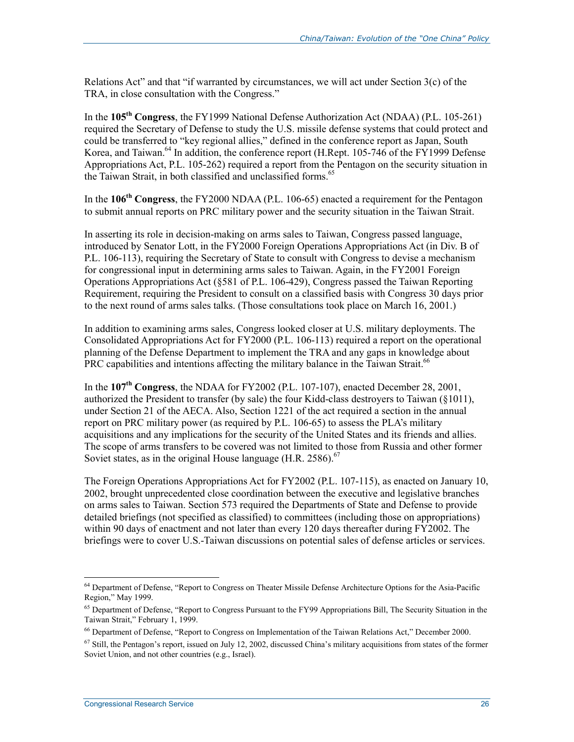Relations Act" and that "if warranted by circumstances, we will act under Section 3(c) of the TRA, in close consultation with the Congress."

In the **105th Congress**, the FY1999 National Defense Authorization Act (NDAA) (P.L. 105-261) required the Secretary of Defense to study the U.S. missile defense systems that could protect and could be transferred to "key regional allies," defined in the conference report as Japan, South Korea, and Taiwan.[64] In addition, the conference report (H.Rept. 105-746 of the FY1999 Defense Appropriations Act, P.L. 105-262) required a report from the Pentagon on the security situation in the Taiwan Strait, in both classified and unclassified forms.[65]

In the **106th Congress**, the FY2000 NDAA (P.L. 106-65) enacted a requirement for the Pentagon to submit annual reports on PRC military power and the security situation in the Taiwan Strait.

In asserting its role in decision-making on arms sales to Taiwan, Congress passed language, introduced by Senator Lott, in the FY2000 Foreign Operations Appropriations Act (in Div. B of P.L. 106-113), requiring the Secretary of State to consult with Congress to devise a mechanism for congressional input in determining arms sales to Taiwan. Again, in the FY2001 Foreign Operations Appropriations Act (§581 of P.L. 106-429), Congress passed the Taiwan Reporting Requirement, requiring the President to consult on a classified basis with Congress 30 days prior to the next round of arms sales talks. (Those consultations took place on March 16, 2001.)

In addition to examining arms sales, Congress looked closer at U.S. military deployments. The Consolidated Appropriations Act for FY2000 (P.L. 106-113) required a report on the operational planning of the Defense Department to implement the TRA and any gaps in knowledge about PRC capabilities and intentions affecting the military balance in the Taiwan Strait.[66]

In the **107th Congress**, the NDAA for FY2002 (P.L. 107-107), enacted December 28, 2001, authorized the President to transfer (by sale) the four Kidd-class destroyers to Taiwan (§1011), under Section 21 of the AECA. Also, Section 1221 of the act required a section in the annual report on PRC military power (as required by P.L. 106-65) to assess the PLA's military acquisitions and any implications for the security of the United States and its friends and allies. The scope of arms transfers to be covered was not limited to those from Russia and other former Soviet states, as in the original House language (H.R. 2586).[67]

The Foreign Operations Appropriations Act for FY2002 (P.L. 107-115), as enacted on January 10, 2002, brought unprecedented close coordination between the executive and legislative branches on arms sales to Taiwan. Section 573 required the Departments of State and Defense to provide detailed briefings (not specified as classified) to committees (including those on appropriations) within 90 days of enactment and not later than every 120 days thereafter during FY2002. The briefings were to cover U.S.-Taiwan discussions on potential sales of defense articles or services.

---

[64] Department of Defense, "Report to Congress on Theater Missile Defense Architecture Options for the Asia-Pacific Region," May 1999.

[65] Department of Defense, "Report to Congress Pursuant to the FY99 Appropriations Bill, The Security Situation in the Taiwan Strait," February 1, 1999.

[66] Department of Defense, "Report to Congress on Implementation of the Taiwan Relations Act," December 2000.

[67] Still, the Pentagon's report, issued on July 12, 2002, discussed China's military acquisitions from states of the former Soviet Union, and not other countries (e.g., Israel).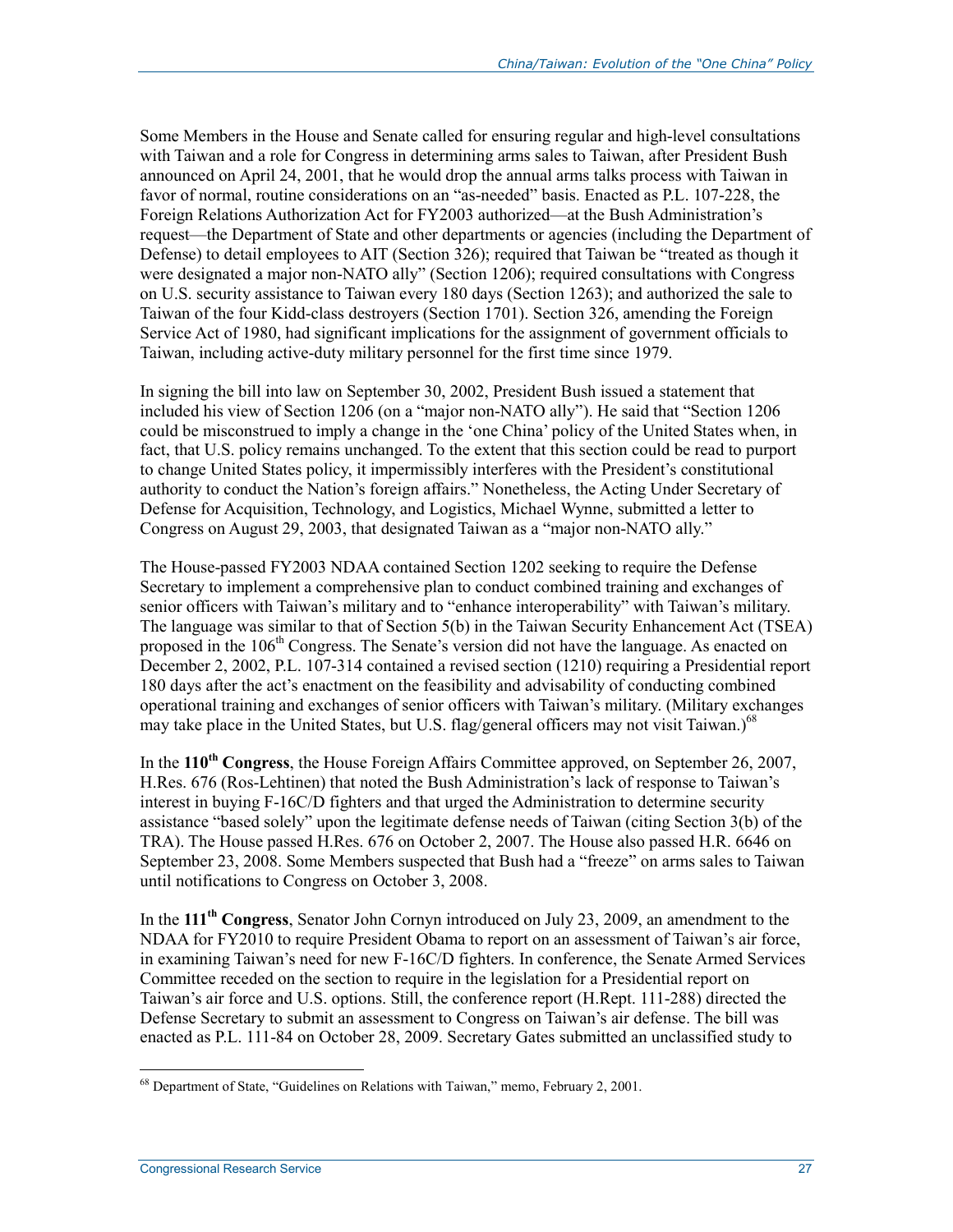Some Members in the House and Senate called for ensuring regular and high-level consultations with Taiwan and a role for Congress in determining arms sales to Taiwan, after President Bush announced on April 24, 2001, that he would drop the annual arms talks process with Taiwan in favor of normal, routine considerations on an "as-needed" basis. Enacted as P.L. 107-228, the Foreign Relations Authorization Act for FY2003 authorized—at the Bush Administration's request—the Department of State and other departments or agencies (including the Department of Defense) to detail employees to AIT (Section 326); required that Taiwan be "treated as though it were designated a major non-NATO ally" (Section 1206); required consultations with Congress on U.S. security assistance to Taiwan every 180 days (Section 1263); and authorized the sale to Taiwan of the four Kidd-class destroyers (Section 1701). Section 326, amending the Foreign Service Act of 1980, had significant implications for the assignment of government officials to Taiwan, including active-duty military personnel for the first time since 1979.

In signing the bill into law on September 30, 2002, President Bush issued a statement that included his view of Section 1206 (on a "major non-NATO ally"). He said that "Section 1206 could be misconstrued to imply a change in the 'one China' policy of the United States when, in fact, that U.S. policy remains unchanged. To the extent that this section could be read to purport to change United States policy, it impermissibly interferes with the President's constitutional authority to conduct the Nation's foreign affairs." Nonetheless, the Acting Under Secretary of Defense for Acquisition, Technology, and Logistics, Michael Wynne, submitted a letter to Congress on August 29, 2003, that designated Taiwan as a "major non-NATO ally."

The House-passed FY2003 NDAA contained Section 1202 seeking to require the Defense Secretary to implement a comprehensive plan to conduct combined training and exchanges of senior officers with Taiwan's military and to "enhance interoperability" with Taiwan's military. The language was similar to that of Section 5(b) in the Taiwan Security Enhancement Act (TSEA) proposed in the 106th Congress. The Senate's version did not have the language. As enacted on December 2, 2002, P.L. 107-314 contained a revised section (1210) requiring a Presidential report 180 days after the act's enactment on the feasibility and advisability of conducting combined operational training and exchanges of senior officers with Taiwan's military. (Military exchanges may take place in the United States, but U.S. flag/general officers may not visit Taiwan.)[68]

In the **110th Congress**, the House Foreign Affairs Committee approved, on September 26, 2007, H.Res. 676 (Ros-Lehtinen) that noted the Bush Administration's lack of response to Taiwan's interest in buying F-16C/D fighters and that urged the Administration to determine security assistance "based solely" upon the legitimate defense needs of Taiwan (citing Section 3(b) of the TRA). The House passed H.Res. 676 on October 2, 2007. The House also passed H.R. 6646 on September 23, 2008. Some Members suspected that Bush had a "freeze" on arms sales to Taiwan until notifications to Congress on October 3, 2008.

In the **111th Congress**, Senator John Cornyn introduced on July 23, 2009, an amendment to the NDAA for FY2010 to require President Obama to report on an assessment of Taiwan's air force, in examining Taiwan's need for new F-16C/D fighters. In conference, the Senate Armed Services Committee receded on the section to require in the legislation for a Presidential report on Taiwan's air force and U.S. options. Still, the conference report (H.Rept. 111-288) directed the Defense Secretary to submit an assessment to Congress on Taiwan's air defense. The bill was enacted as P.L. 111-84 on October 28, 2009. Secretary Gates submitted an unclassified study to

[68] Department of State, "Guidelines on Relations with Taiwan," memo, February 2, 2001.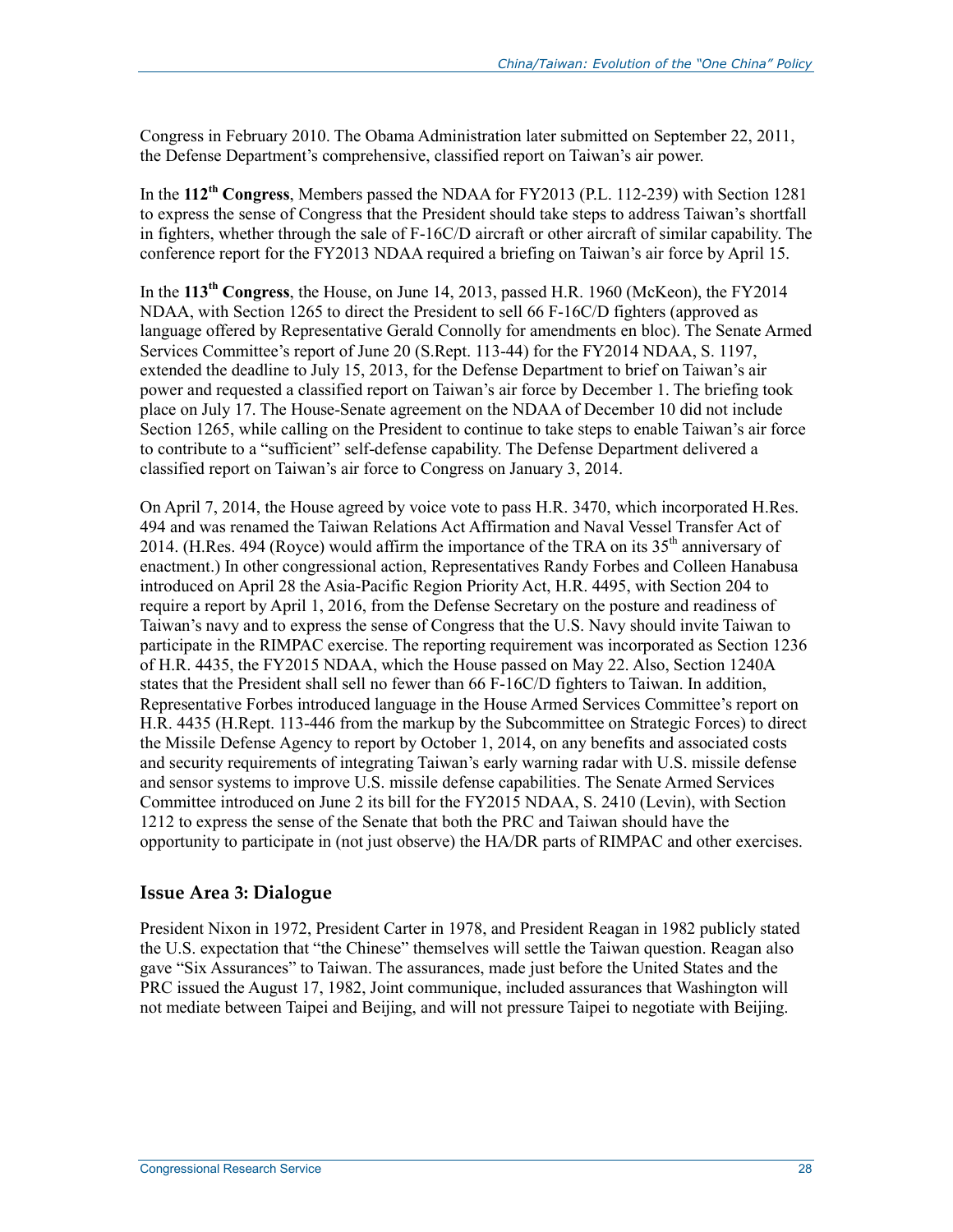Congress in February 2010. The Obama Administration later submitted on September 22, 2011, the Defense Department's comprehensive, classified report on Taiwan's air power.

In the **112th Congress**, Members passed the NDAA for FY2013 (P.L. 112-239) with Section 1281 to express the sense of Congress that the President should take steps to address Taiwan's shortfall in fighters, whether through the sale of F-16C/D aircraft or other aircraft of similar capability. The conference report for the FY2013 NDAA required a briefing on Taiwan's air force by April 15.

In the **113th Congress**, the House, on June 14, 2013, passed H.R. 1960 (McKeon), the FY2014 NDAA, with Section 1265 to direct the President to sell 66 F-16C/D fighters (approved as language offered by Representative Gerald Connolly for amendments en bloc). The Senate Armed Services Committee's report of June 20 (S.Rept. 113-44) for the FY2014 NDAA, S. 1197, extended the deadline to July 15, 2013, for the Defense Department to brief on Taiwan's air power and requested a classified report on Taiwan's air force by December 1. The briefing took place on July 17. The House-Senate agreement on the NDAA of December 10 did not include Section 1265, while calling on the President to continue to take steps to enable Taiwan's air force to contribute to a "sufficient" self-defense capability. The Defense Department delivered a classified report on Taiwan's air force to Congress on January 3, 2014.

On April 7, 2014, the House agreed by voice vote to pass H.R. 3470, which incorporated H.Res. 494 and was renamed the Taiwan Relations Act Affirmation and Naval Vessel Transfer Act of 2014. (H.Res. 494 (Royce) would affirm the importance of the TRA on its 35th anniversary of enactment.) In other congressional action, Representatives Randy Forbes and Colleen Hanabusa introduced on April 28 the Asia-Pacific Region Priority Act, H.R. 4495, with Section 204 to require a report by April 1, 2016, from the Defense Secretary on the posture and readiness of Taiwan's navy and to express the sense of Congress that the U.S. Navy should invite Taiwan to participate in the RIMPAC exercise. The reporting requirement was incorporated as Section 1236 of H.R. 4435, the FY2015 NDAA, which the House passed on May 22. Also, Section 1240A states that the President shall sell no fewer than 66 F-16C/D fighters to Taiwan. In addition, Representative Forbes introduced language in the House Armed Services Committee's report on H.R. 4435 (H.Rept. 113-446 from the markup by the Subcommittee on Strategic Forces) to direct the Missile Defense Agency to report by October 1, 2014, on any benefits and associated costs and security requirements of integrating Taiwan's early warning radar with U.S. missile defense and sensor systems to improve U.S. missile defense capabilities. The Senate Armed Services Committee introduced on June 2 its bill for the FY2015 NDAA, S. 2410 (Levin), with Section 1212 to express the sense of the Senate that both the PRC and Taiwan should have the opportunity to participate in (not just observe) the HA/DR parts of RIMPAC and other exercises.

### Issue Area 3: Dialogue

President Nixon in 1972, President Carter in 1978, and President Reagan in 1982 publicly stated the U.S. expectation that "the Chinese" themselves will settle the Taiwan question. Reagan also gave "Six Assurances" to Taiwan. The assurances, made just before the United States and the PRC issued the August 17, 1982, Joint communique, included assurances that Washington will not mediate between Taipei and Beijing, and will not pressure Taipei to negotiate with Beijing.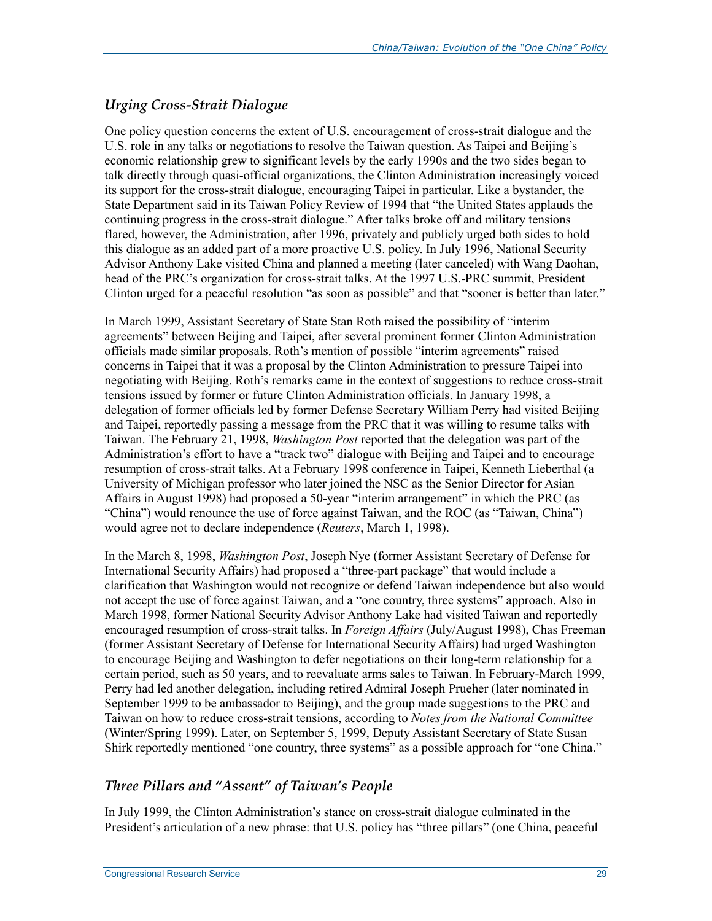### *Urging Cross-Strait Dialogue*

One policy question concerns the extent of U.S. encouragement of cross-strait dialogue and the U.S. role in any talks or negotiations to resolve the Taiwan question. As Taipei and Beijing's economic relationship grew to significant levels by the early 1990s and the two sides began to talk directly through quasi-official organizations, the Clinton Administration increasingly voiced its support for the cross-strait dialogue, encouraging Taipei in particular. Like a bystander, the State Department said in its Taiwan Policy Review of 1994 that "the United States applauds the continuing progress in the cross-strait dialogue." After talks broke off and military tensions flared, however, the Administration, after 1996, privately and publicly urged both sides to hold this dialogue as an added part of a more proactive U.S. policy. In July 1996, National Security Advisor Anthony Lake visited China and planned a meeting (later canceled) with Wang Daohan, head of the PRC's organization for cross-strait talks. At the 1997 U.S.-PRC summit, President Clinton urged for a peaceful resolution "as soon as possible" and that "sooner is better than later."

In March 1999, Assistant Secretary of State Stan Roth raised the possibility of "interim agreements" between Beijing and Taipei, after several prominent former Clinton Administration officials made similar proposals. Roth's mention of possible "interim agreements" raised concerns in Taipei that it was a proposal by the Clinton Administration to pressure Taipei into negotiating with Beijing. Roth's remarks came in the context of suggestions to reduce cross-strait tensions issued by former or future Clinton Administration officials. In January 1998, a delegation of former officials led by former Defense Secretary William Perry had visited Beijing and Taipei, reportedly passing a message from the PRC that it was willing to resume talks with Taiwan. The February 21, 1998, *Washington Post* reported that the delegation was part of the Administration's effort to have a "track two" dialogue with Beijing and Taipei and to encourage resumption of cross-strait talks. At a February 1998 conference in Taipei, Kenneth Lieberthal (a University of Michigan professor who later joined the NSC as the Senior Director for Asian Affairs in August 1998) had proposed a 50-year "interim arrangement" in which the PRC (as "China") would renounce the use of force against Taiwan, and the ROC (as "Taiwan, China") would agree not to declare independence (*Reuters*, March 1, 1998).

In the March 8, 1998, *Washington Post*, Joseph Nye (former Assistant Secretary of Defense for International Security Affairs) had proposed a "three-part package" that would include a clarification that Washington would not recognize or defend Taiwan independence but also would not accept the use of force against Taiwan, and a "one country, three systems" approach. Also in March 1998, former National Security Advisor Anthony Lake had visited Taiwan and reportedly encouraged resumption of cross-strait talks. In *Foreign Affairs* (July/August 1998), Chas Freeman (former Assistant Secretary of Defense for International Security Affairs) had urged Washington to encourage Beijing and Washington to defer negotiations on their long-term relationship for a certain period, such as 50 years, and to reevaluate arms sales to Taiwan. In February-March 1999, Perry had led another delegation, including retired Admiral Joseph Prueher (later nominated in September 1999 to be ambassador to Beijing), and the group made suggestions to the PRC and Taiwan on how to reduce cross-strait tensions, according to *Notes from the National Committee* (Winter/Spring 1999). Later, on September 5, 1999, Deputy Assistant Secretary of State Susan Shirk reportedly mentioned "one country, three systems" as a possible approach for "one China."

### *Three Pillars and "Assent" of Taiwan's People*

In July 1999, the Clinton Administration's stance on cross-strait dialogue culminated in the President's articulation of a new phrase: that U.S. policy has "three pillars" (one China, peaceful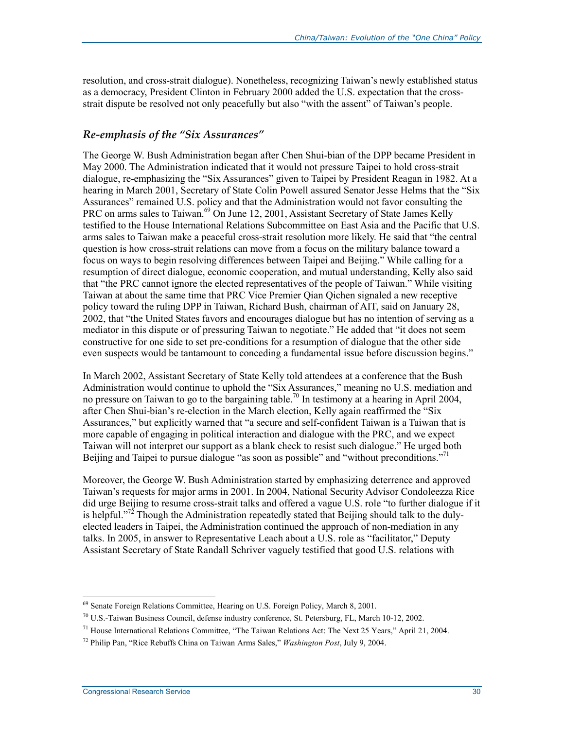resolution, and cross-strait dialogue). Nonetheless, recognizing Taiwan's newly established status as a democracy, President Clinton in February 2000 added the U.S. expectation that the cross-strait dispute be resolved not only peacefully but also "with the assent" of Taiwan's people.

### *Re-emphasis of the "Six Assurances"*

The George W. Bush Administration began after Chen Shui-bian of the DPP became President in May 2000. The Administration indicated that it would not pressure Taipei to hold cross-strait dialogue, re-emphasizing the "Six Assurances" given to Taipei by President Reagan in 1982. At a hearing in March 2001, Secretary of State Colin Powell assured Senator Jesse Helms that the "Six Assurances" remained U.S. policy and that the Administration would not favor consulting the PRC on arms sales to Taiwan.[69] On June 12, 2001, Assistant Secretary of State James Kelly testified to the House International Relations Subcommittee on East Asia and the Pacific that U.S. arms sales to Taiwan make a peaceful cross-strait resolution more likely. He said that "the central question is how cross-strait relations can move from a focus on the military balance toward a focus on ways to begin resolving differences between Taipei and Beijing." While calling for a resumption of direct dialogue, economic cooperation, and mutual understanding, Kelly also said that "the PRC cannot ignore the elected representatives of the people of Taiwan." While visiting Taiwan at about the same time that PRC Vice Premier Qian Qichen signaled a new receptive policy toward the ruling DPP in Taiwan, Richard Bush, chairman of AIT, said on January 28, 2002, that "the United States favors and encourages dialogue but has no intention of serving as a mediator in this dispute or of pressuring Taiwan to negotiate." He added that "it does not seem constructive for one side to set pre-conditions for a resumption of dialogue that the other side even suspects would be tantamount to conceding a fundamental issue before discussion begins."

In March 2002, Assistant Secretary of State Kelly told attendees at a conference that the Bush Administration would continue to uphold the "Six Assurances," meaning no U.S. mediation and no pressure on Taiwan to go to the bargaining table.[70] In testimony at a hearing in April 2004, after Chen Shui-bian's re-election in the March election, Kelly again reaffirmed the "Six Assurances," but explicitly warned that "a secure and self-confident Taiwan is a Taiwan that is more capable of engaging in political interaction and dialogue with the PRC, and we expect Taiwan will not interpret our support as a blank check to resist such dialogue." He urged both Beijing and Taipei to pursue dialogue "as soon as possible" and "without preconditions."[71]

Moreover, the George W. Bush Administration started by emphasizing deterrence and approved Taiwan's requests for major arms in 2001. In 2004, National Security Advisor Condoleezza Rice did urge Beijing to resume cross-strait talks and offered a vague U.S. role "to further dialogue if it is helpful."[72] Though the Administration repeatedly stated that Beijing should talk to the duly-elected leaders in Taipei, the Administration continued the approach of non-mediation in any talks. In 2005, in answer to Representative Leach about a U.S. role as "facilitator," Deputy Assistant Secretary of State Randall Schriver vaguely testified that good U.S. relations with

---

[69] Senate Foreign Relations Committee, Hearing on U.S. Foreign Policy, March 8, 2001.

[70] U.S.-Taiwan Business Council, defense industry conference, St. Petersburg, FL, March 10-12, 2002.

[71] House International Relations Committee, "The Taiwan Relations Act: The Next 25 Years," April 21, 2004.

[72] Philip Pan, "Rice Rebuffs China on Taiwan Arms Sales," *Washington Post*, July 9, 2004.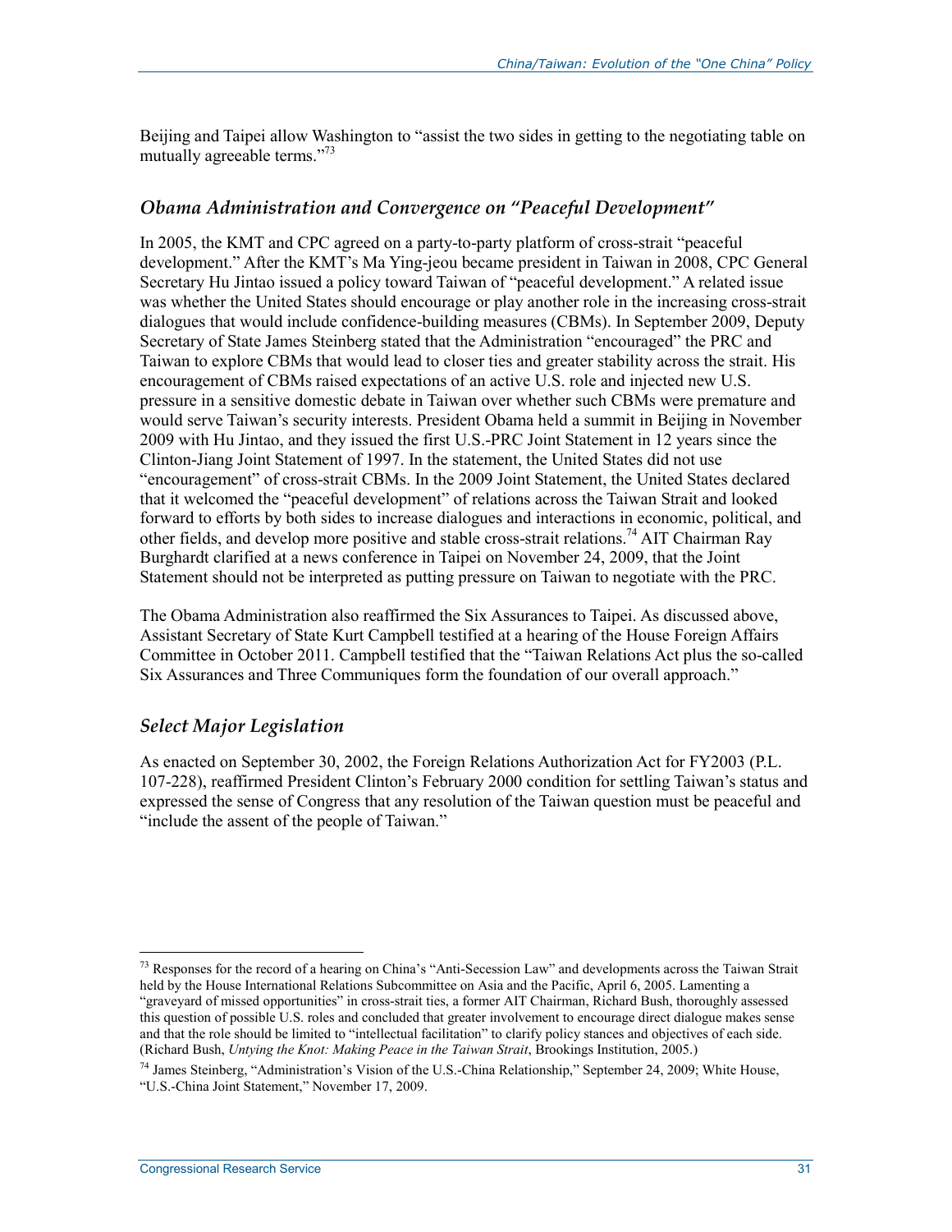Beijing and Taipei allow Washington to "assist the two sides in getting to the negotiating table on mutually agreeable terms."[73]

### *Obama Administration and Convergence on "Peaceful Development"*

In 2005, the KMT and CPC agreed on a party-to-party platform of cross-strait "peaceful development." After the KMT's Ma Ying-jeou became president in Taiwan in 2008, CPC General Secretary Hu Jintao issued a policy toward Taiwan of "peaceful development." A related issue was whether the United States should encourage or play another role in the increasing cross-strait dialogues that would include confidence-building measures (CBMs). In September 2009, Deputy Secretary of State James Steinberg stated that the Administration "encouraged" the PRC and Taiwan to explore CBMs that would lead to closer ties and greater stability across the strait. His encouragement of CBMs raised expectations of an active U.S. role and injected new U.S. pressure in a sensitive domestic debate in Taiwan over whether such CBMs were premature and would serve Taiwan's security interests. President Obama held a summit in Beijing in November 2009 with Hu Jintao, and they issued the first U.S.-PRC Joint Statement in 12 years since the Clinton-Jiang Joint Statement of 1997. In the statement, the United States did not use "encouragement" of cross-strait CBMs. In the 2009 Joint Statement, the United States declared that it welcomed the "peaceful development" of relations across the Taiwan Strait and looked forward to efforts by both sides to increase dialogues and interactions in economic, political, and other fields, and develop more positive and stable cross-strait relations.[74] AIT Chairman Ray Burghardt clarified at a news conference in Taipei on November 24, 2009, that the Joint Statement should not be interpreted as putting pressure on Taiwan to negotiate with the PRC.

The Obama Administration also reaffirmed the Six Assurances to Taipei. As discussed above, Assistant Secretary of State Kurt Campbell testified at a hearing of the House Foreign Affairs Committee in October 2011. Campbell testified that the "Taiwan Relations Act plus the so-called Six Assurances and Three Communiques form the foundation of our overall approach."

### *Select Major Legislation*

As enacted on September 30, 2002, the Foreign Relations Authorization Act for FY2003 (P.L. 107-228), reaffirmed President Clinton's February 2000 condition for settling Taiwan's status and expressed the sense of Congress that any resolution of the Taiwan question must be peaceful and "include the assent of the people of Taiwan."

---

[73] Responses for the record of a hearing on China's "Anti-Secession Law" and developments across the Taiwan Strait held by the House International Relations Subcommittee on Asia and the Pacific, April 6, 2005. Lamenting a "graveyard of missed opportunities" in cross-strait ties, a former AIT Chairman, Richard Bush, thoroughly assessed this question of possible U.S. roles and concluded that greater involvement to encourage direct dialogue makes sense and that the role should be limited to "intellectual facilitation" to clarify policy stances and objectives of each side. (Richard Bush, *Untying the Knot: Making Peace in the Taiwan Strait*, Brookings Institution, 2005.)

[74] James Steinberg, "Administration's Vision of the U.S.-China Relationship," September 24, 2009; White House, "U.S.-China Joint Statement," November 17, 2009.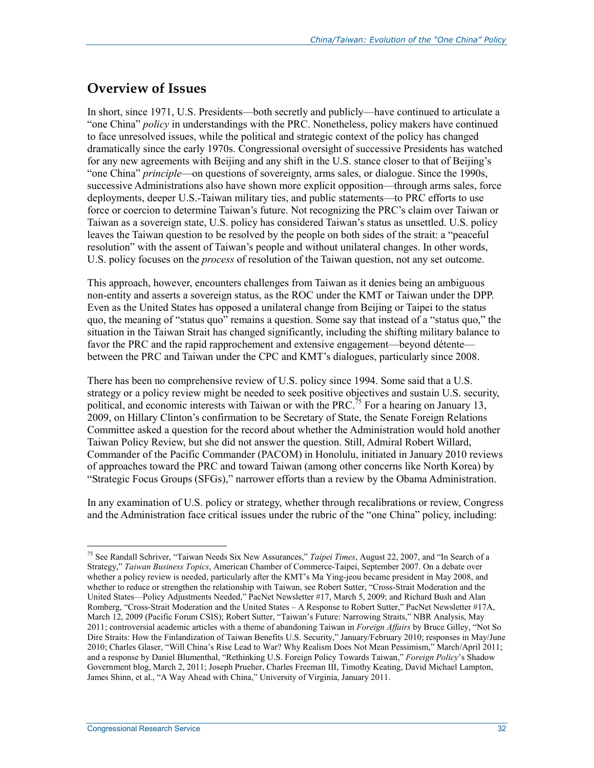## Overview of Issues

In short, since 1971, U.S. Presidents—both secretly and publicly—have continued to articulate a "one China" *policy* in understandings with the PRC. Nonetheless, policy makers have continued to face unresolved issues, while the political and strategic context of the policy has changed dramatically since the early 1970s. Congressional oversight of successive Presidents has watched for any new agreements with Beijing and any shift in the U.S. stance closer to that of Beijing's "one China" *principle*—on questions of sovereignty, arms sales, or dialogue. Since the 1990s, successive Administrations also have shown more explicit opposition—through arms sales, force deployments, deeper U.S.-Taiwan military ties, and public statements—to PRC efforts to use force or coercion to determine Taiwan's future. Not recognizing the PRC's claim over Taiwan or Taiwan as a sovereign state, U.S. policy has considered Taiwan's status as unsettled. U.S. policy leaves the Taiwan question to be resolved by the people on both sides of the strait: a "peaceful resolution" with the assent of Taiwan's people and without unilateral changes. In other words, U.S. policy focuses on the *process* of resolution of the Taiwan question, not any set outcome.

This approach, however, encounters challenges from Taiwan as it denies being an ambiguous non-entity and asserts a sovereign status, as the ROC under the KMT or Taiwan under the DPP. Even as the United States has opposed a unilateral change from Beijing or Taipei to the status quo, the meaning of "status quo" remains a question. Some say that instead of a "status quo," the situation in the Taiwan Strait has changed significantly, including the shifting military balance to favor the PRC and the rapid rapprochement and extensive engagement—beyond détente—between the PRC and Taiwan under the CPC and KMT's dialogues, particularly since 2008.

There has been no comprehensive review of U.S. policy since 1994. Some said that a U.S. strategy or a policy review might be needed to seek positive objectives and sustain U.S. security, political, and economic interests with Taiwan or with the PRC.[75] For a hearing on January 13, 2009, on Hillary Clinton's confirmation to be Secretary of State, the Senate Foreign Relations Committee asked a question for the record about whether the Administration would hold another Taiwan Policy Review, but she did not answer the question. Still, Admiral Robert Willard, Commander of the Pacific Commander (PACOM) in Honolulu, initiated in January 2010 reviews of approaches toward the PRC and toward Taiwan (among other concerns like North Korea) by "Strategic Focus Groups (SFGs)," narrower efforts than a review by the Obama Administration.

In any examination of U.S. policy or strategy, whether through recalibrations or review, Congress and the Administration face critical issues under the rubric of the "one China" policy, including:

---

[75] See Randall Schriver, "Taiwan Needs Six New Assurances," *Taipei Times*, August 22, 2007, and "In Search of a Strategy," *Taiwan Business Topics*, American Chamber of Commerce-Taipei, September 2007. On a debate over whether a policy review is needed, particularly after the KMT's Ma Ying-jeou became president in May 2008, and whether to reduce or strengthen the relationship with Taiwan, see Robert Sutter, "Cross-Strait Moderation and the United States—Policy Adjustments Needed," PacNet Newsletter #17, March 5, 2009; and Richard Bush and Alan Romberg, "Cross-Strait Moderation and the United States – A Response to Robert Sutter," PacNet Newsletter #17A, March 12, 2009 (Pacific Forum CSIS); Robert Sutter, "Taiwan's Future: Narrowing Straits," NBR Analysis, May 2011; controversial academic articles with a theme of abandoning Taiwan in *Foreign Affairs* by Bruce Gilley, "Not So Dire Straits: How the Finlandization of Taiwan Benefits U.S. Security," January/February 2010; responses in May/June 2010; Charles Glaser, "Will China's Rise Lead to War? Why Realism Does Not Mean Pessimism," March/April 2011; and a response by Daniel Blumenthal, "Rethinking U.S. Foreign Policy Towards Taiwan," *Foreign Policy*'s Shadow Government blog, March 2, 2011; Joseph Prueher, Charles Freeman III, Timothy Keating, David Michael Lampton, James Shinn, et al., "A Way Ahead with China," University of Virginia, January 2011.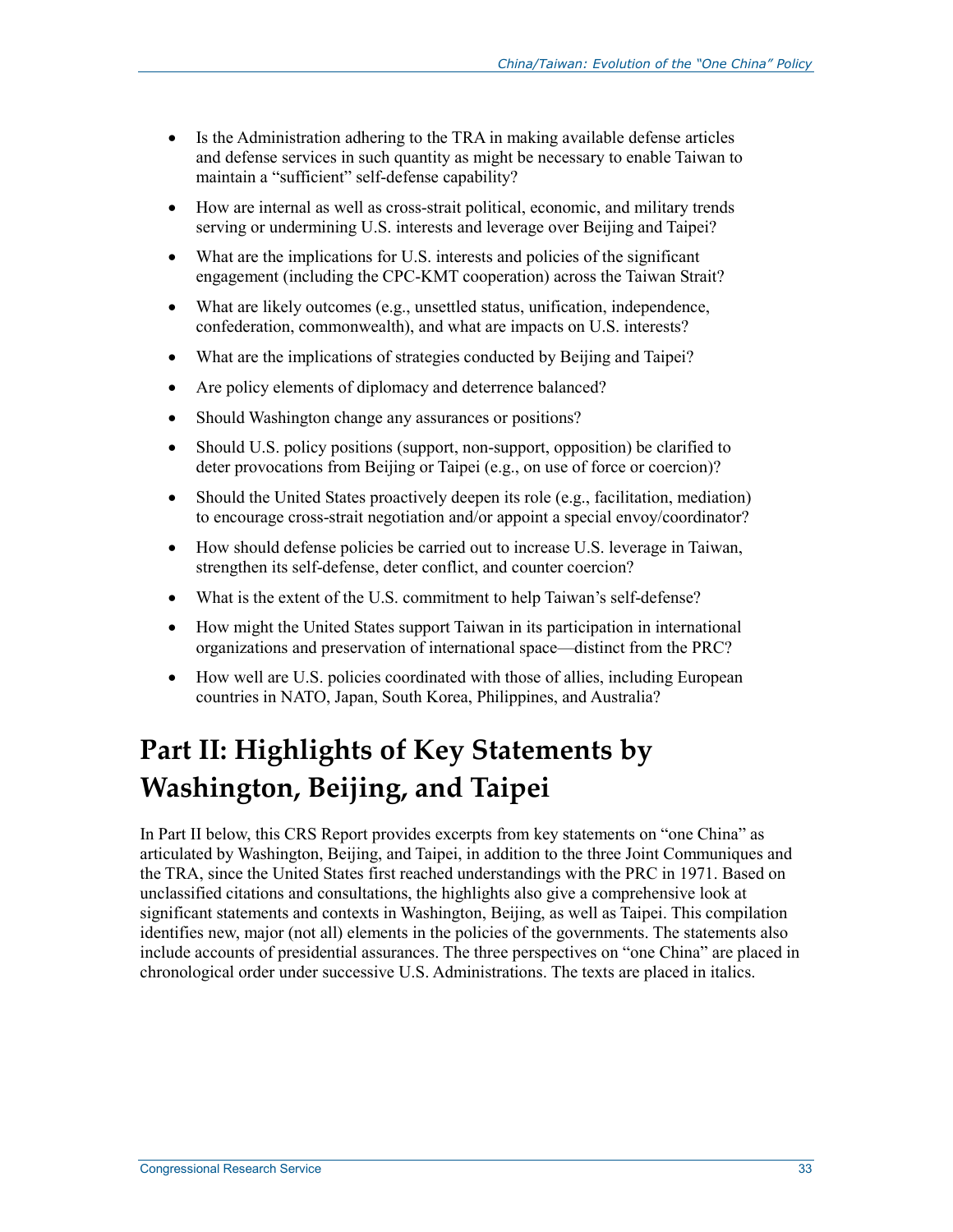- Is the Administration adhering to the TRA in making available defense articles and defense services in such quantity as might be necessary to enable Taiwan to maintain a "sufficient" self-defense capability?
- How are internal as well as cross-strait political, economic, and military trends serving or undermining U.S. interests and leverage over Beijing and Taipei?
- What are the implications for U.S. interests and policies of the significant engagement (including the CPC-KMT cooperation) across the Taiwan Strait?
- What are likely outcomes (e.g., unsettled status, unification, independence, confederation, commonwealth), and what are impacts on U.S. interests?
- What are the implications of strategies conducted by Beijing and Taipei?
- Are policy elements of diplomacy and deterrence balanced?
- Should Washington change any assurances or positions?
- Should U.S. policy positions (support, non-support, opposition) be clarified to deter provocations from Beijing or Taipei (e.g., on use of force or coercion)?
- Should the United States proactively deepen its role (e.g., facilitation, mediation) to encourage cross-strait negotiation and/or appoint a special envoy/coordinator?
- How should defense policies be carried out to increase U.S. leverage in Taiwan, strengthen its self-defense, deter conflict, and counter coercion?
- What is the extent of the U.S. commitment to help Taiwan's self-defense?
- How might the United States support Taiwan in its participation in international organizations and preservation of international space—distinct from the PRC?
- How well are U.S. policies coordinated with those of allies, including European countries in NATO, Japan, South Korea, Philippines, and Australia?

# Part II: Highlights of Key Statements by Washington, Beijing, and Taipei

In Part II below, this CRS Report provides excerpts from key statements on "one China" as articulated by Washington, Beijing, and Taipei, in addition to the three Joint Communiques and the TRA, since the United States first reached understandings with the PRC in 1971. Based on unclassified citations and consultations, the highlights also give a comprehensive look at significant statements and contexts in Washington, Beijing, as well as Taipei. This compilation identifies new, major (not all) elements in the policies of the governments. The statements also include accounts of presidential assurances. The three perspectives on "one China" are placed in chronological order under successive U.S. Administrations. The texts are placed in italics.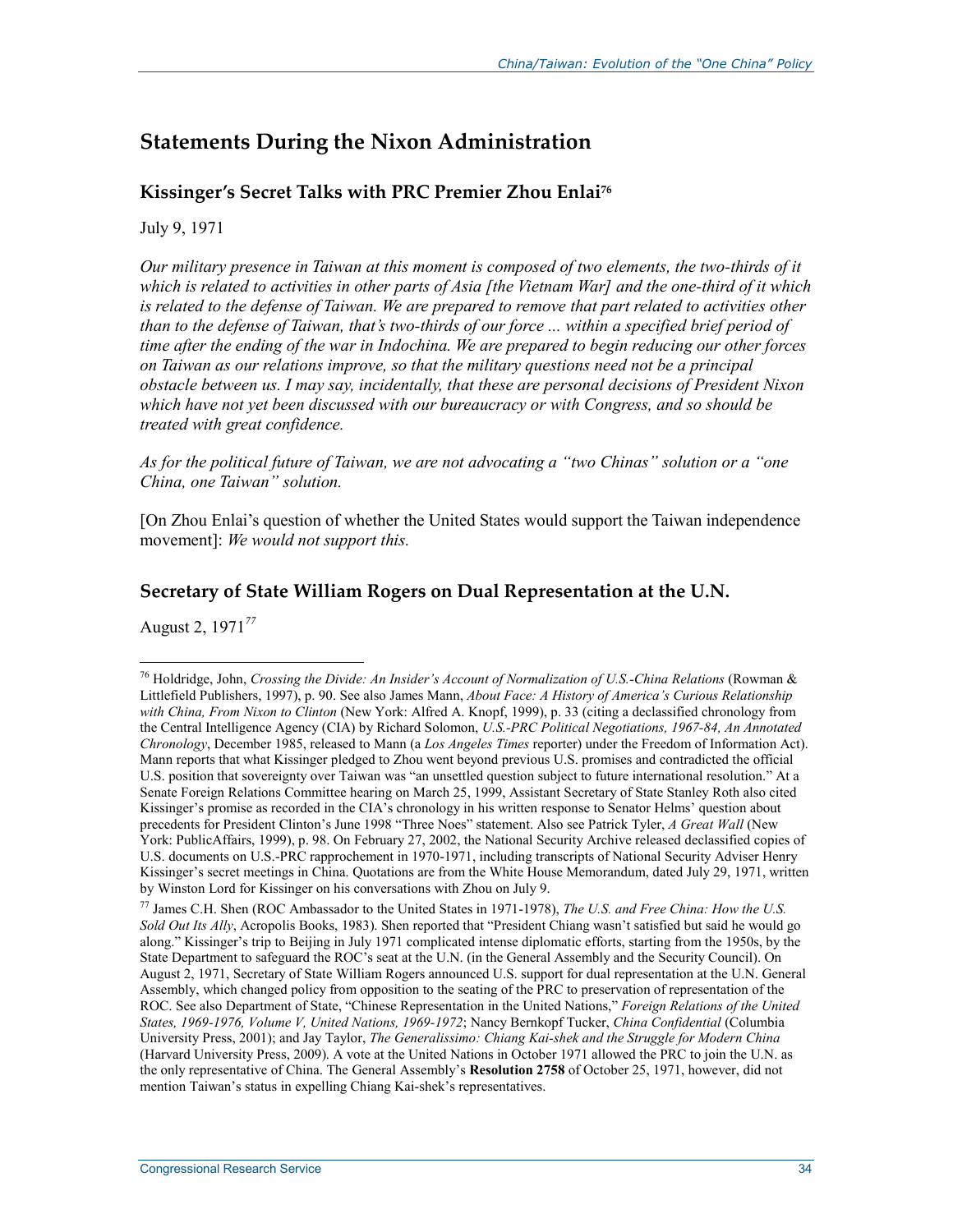## Statements During the Nixon Administration

### Kissinger's Secret Talks with PRC Premier Zhou Enlai[76]

July 9, 1971

*Our military presence in Taiwan at this moment is composed of two elements, the two-thirds of it which is related to activities in other parts of Asia [the Vietnam War] and the one-third of it which is related to the defense of Taiwan. We are prepared to remove that part related to activities other than to the defense of Taiwan, that's two-thirds of our force ... within a specified brief period of time after the ending of the war in Indochina. We are prepared to begin reducing our other forces on Taiwan as our relations improve, so that the military questions need not be a principal obstacle between us. I may say, incidentally, that these are personal decisions of President Nixon which have not yet been discussed with our bureaucracy or with Congress, and so should be treated with great confidence.*

*As for the political future of Taiwan, we are not advocating a "two Chinas" solution or a "one China, one Taiwan" solution.*

[On Zhou Enlai's question of whether the United States would support the Taiwan independence movement]: *We would not support this.*

### Secretary of State William Rogers on Dual Representation at the U.N.

August 2, 1971[77]

---

[76] Holdridge, John, *Crossing the Divide: An Insider's Account of Normalization of U.S.-China Relations* (Rowman & Littlefield Publishers, 1997), p. 90. See also James Mann, *About Face: A History of America's Curious Relationship with China, From Nixon to Clinton* (New York: Alfred A. Knopf, 1999), p. 33 (citing a declassified chronology from the Central Intelligence Agency (CIA) by Richard Solomon, *U.S.-PRC Political Negotiations, 1967-84, An Annotated Chronology*, December 1985, released to Mann (a *Los Angeles Times* reporter) under the Freedom of Information Act). Mann reports that what Kissinger pledged to Zhou went beyond previous U.S. promises and contradicted the official U.S. position that sovereignty over Taiwan was "an unsettled question subject to future international resolution." At a Senate Foreign Relations Committee hearing on March 25, 1999, Assistant Secretary of State Stanley Roth also cited Kissinger's promise as recorded in the CIA's chronology in his written response to Senator Helms' question about precedents for President Clinton's June 1998 "Three Noes" statement. Also see Patrick Tyler, *A Great Wall* (New York: PublicAffairs, 1999), p. 98. On February 27, 2002, the National Security Archive released declassified copies of U.S. documents on U.S.-PRC rapprochement in 1970-1971, including transcripts of National Security Adviser Henry Kissinger's secret meetings in China. Quotations are from the White House Memorandum, dated July 29, 1971, written by Winston Lord for Kissinger on his conversations with Zhou on July 9.

[77] James C.H. Shen (ROC Ambassador to the United States in 1971-1978), *The U.S. and Free China: How the U.S. Sold Out Its Ally*, Acropolis Books, 1983). Shen reported that "President Chiang wasn't satisfied but said he would go along." Kissinger's trip to Beijing in July 1971 complicated intense diplomatic efforts, starting from the 1950s, by the State Department to safeguard the ROC's seat at the U.N. (in the General Assembly and the Security Council). On August 2, 1971, Secretary of State William Rogers announced U.S. support for dual representation at the U.N. General Assembly, which changed policy from opposition to the seating of the PRC to preservation of representation of the ROC. See also Department of State, "Chinese Representation in the United Nations," *Foreign Relations of the United States, 1969-1976, Volume V, United Nations, 1969-1972*; Nancy Bernkopf Tucker, *China Confidential* (Columbia University Press, 2001); and Jay Taylor, *The Generalissimo: Chiang Kai-shek and the Struggle for Modern China* (Harvard University Press, 2009). A vote at the United Nations in October 1971 allowed the PRC to join the U.N. as the only representative of China. The General Assembly's **Resolution 2758** of October 25, 1971, however, did not mention Taiwan's status in expelling Chiang Kai-shek's representatives.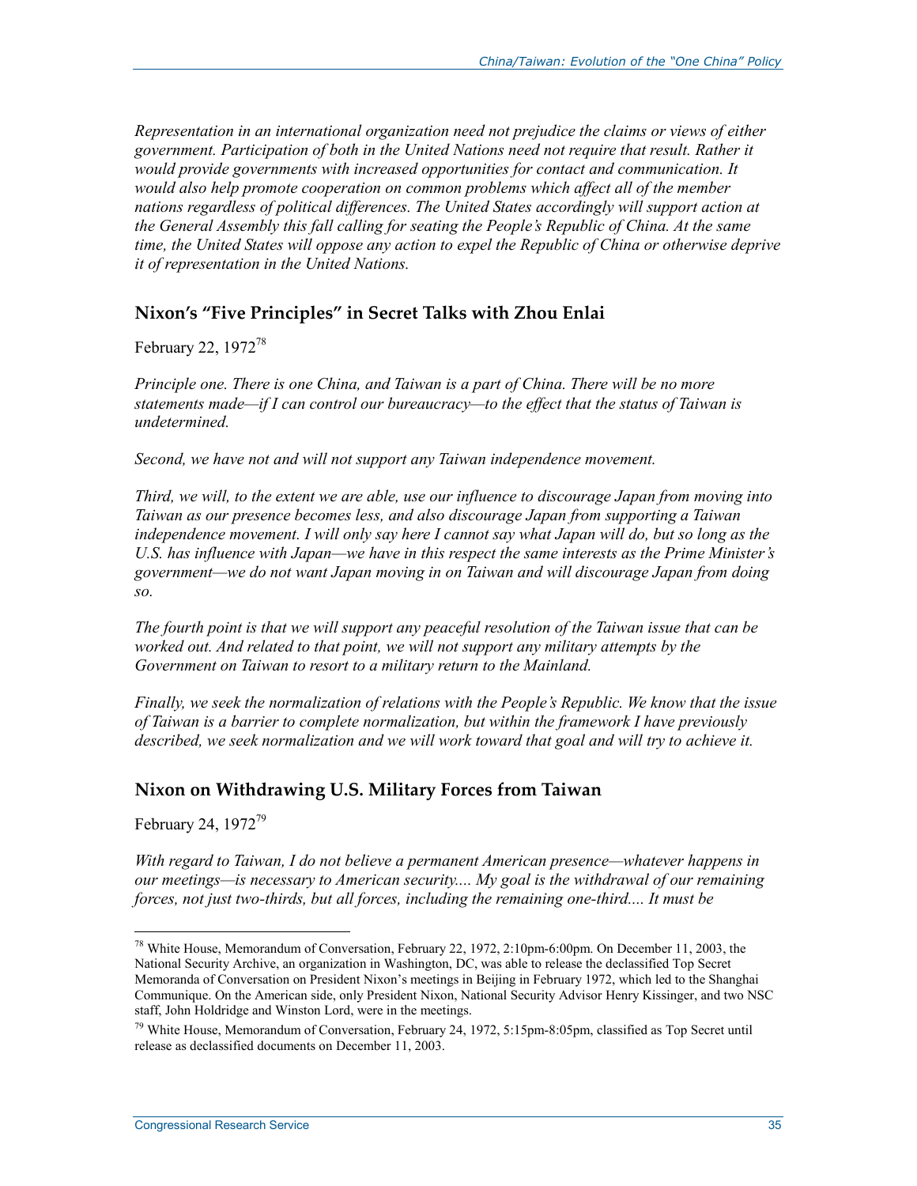*Representation in an international organization need not prejudice the claims or views of either government. Participation of both in the United Nations need not require that result. Rather it would provide governments with increased opportunities for contact and communication. It would also help promote cooperation on common problems which affect all of the member nations regardless of political differences. The United States accordingly will support action at the General Assembly this fall calling for seating the People's Republic of China. At the same time, the United States will oppose any action to expel the Republic of China or otherwise deprive it of representation in the United Nations.*

## Nixon's "Five Principles" in Secret Talks with Zhou Enlai

February 22, 1972[78]

*Principle one. There is one China, and Taiwan is a part of China. There will be no more statements made—if I can control our bureaucracy—to the effect that the status of Taiwan is undetermined.*

*Second, we have not and will not support any Taiwan independence movement.*

*Third, we will, to the extent we are able, use our influence to discourage Japan from moving into Taiwan as our presence becomes less, and also discourage Japan from supporting a Taiwan independence movement. I will only say here I cannot say what Japan will do, but so long as the U.S. has influence with Japan—we have in this respect the same interests as the Prime Minister's government—we do not want Japan moving in on Taiwan and will discourage Japan from doing so.*

*The fourth point is that we will support any peaceful resolution of the Taiwan issue that can be worked out. And related to that point, we will not support any military attempts by the Government on Taiwan to resort to a military return to the Mainland.*

*Finally, we seek the normalization of relations with the People's Republic. We know that the issue of Taiwan is a barrier to complete normalization, but within the framework I have previously described, we seek normalization and we will work toward that goal and will try to achieve it.*

## Nixon on Withdrawing U.S. Military Forces from Taiwan

February 24, 1972[79]

*With regard to Taiwan, I do not believe a permanent American presence—whatever happens in our meetings—is necessary to American security.... My goal is the withdrawal of our remaining forces, not just two-thirds, but all forces, including the remaining one-third.... It must be*

---

[78] White House, Memorandum of Conversation, February 22, 1972, 2:10pm-6:00pm. On December 11, 2003, the National Security Archive, an organization in Washington, DC, was able to release the declassified Top Secret Memoranda of Conversation on President Nixon's meetings in Beijing in February 1972, which led to the Shanghai Communique. On the American side, only President Nixon, National Security Advisor Henry Kissinger, and two NSC staff, John Holdridge and Winston Lord, were in the meetings.

[79] White House, Memorandum of Conversation, February 24, 1972, 5:15pm-8:05pm, classified as Top Secret until release as declassified documents on December 11, 2003.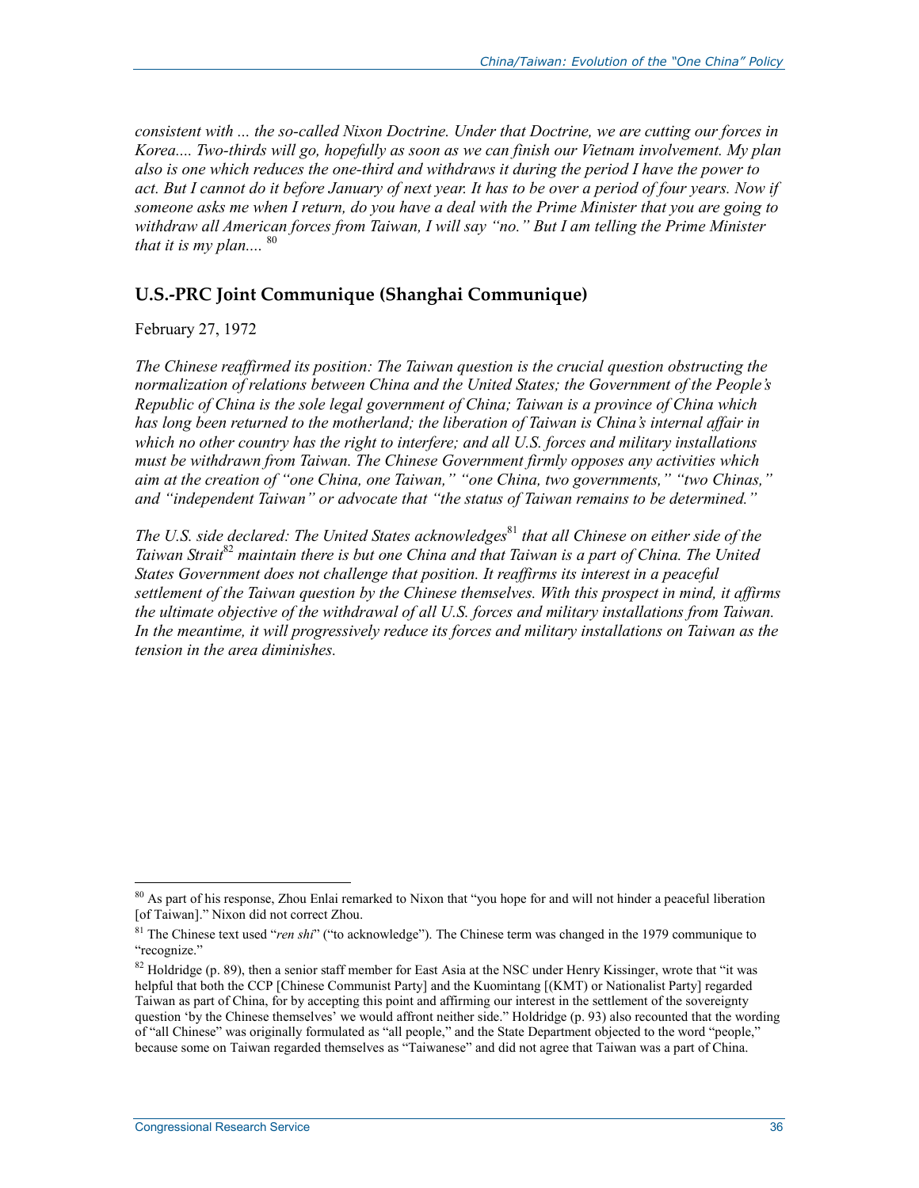*consistent with ... the so-called Nixon Doctrine. Under that Doctrine, we are cutting our forces in Korea.... Two-thirds will go, hopefully as soon as we can finish our Vietnam involvement. My plan also is one which reduces the one-third and withdraws it during the period I have the power to act. But I cannot do it before January of next year. It has to be over a period of four years. Now if someone asks me when I return, do you have a deal with the Prime Minister that you are going to withdraw all American forces from Taiwan, I will say "no." But I am telling the Prime Minister that it is my plan....* [80]

## U.S.-PRC Joint Communique (Shanghai Communique)

February 27, 1972

*The Chinese reaffirmed its position: The Taiwan question is the crucial question obstructing the normalization of relations between China and the United States; the Government of the People's Republic of China is the sole legal government of China; Taiwan is a province of China which has long been returned to the motherland; the liberation of Taiwan is China's internal affair in which no other country has the right to interfere; and all U.S. forces and military installations must be withdrawn from Taiwan. The Chinese Government firmly opposes any activities which aim at the creation of "one China, one Taiwan," "one China, two governments," "two Chinas," and "independent Taiwan" or advocate that "the status of Taiwan remains to be determined."*

*The U.S. side declared: The United States acknowledges*[81] *that all Chinese on either side of the Taiwan Strait*[82] *maintain there is but one China and that Taiwan is a part of China. The United States Government does not challenge that position. It reaffirms its interest in a peaceful settlement of the Taiwan question by the Chinese themselves. With this prospect in mind, it affirms the ultimate objective of the withdrawal of all U.S. forces and military installations from Taiwan. In the meantime, it will progressively reduce its forces and military installations on Taiwan as the tension in the area diminishes.*

---

[80] As part of his response, Zhou Enlai remarked to Nixon that "you hope for and will not hinder a peaceful liberation [of Taiwan]." Nixon did not correct Zhou.

[81] The Chinese text used "*ren shi*" ("to acknowledge"). The Chinese term was changed in the 1979 communique to "recognize."

[82] Holdridge (p. 89), then a senior staff member for East Asia at the NSC under Henry Kissinger, wrote that "it was helpful that both the CCP [Chinese Communist Party] and the Kuomintang [(KMT) or Nationalist Party] regarded Taiwan as part of China, for by accepting this point and affirming our interest in the settlement of the sovereignty question 'by the Chinese themselves' we would affront neither side." Holdridge (p. 93) also recounted that the wording of "all Chinese" was originally formulated as "all people," and the State Department objected to the word "people," because some on Taiwan regarded themselves as "Taiwanese" and did not agree that Taiwan was a part of China.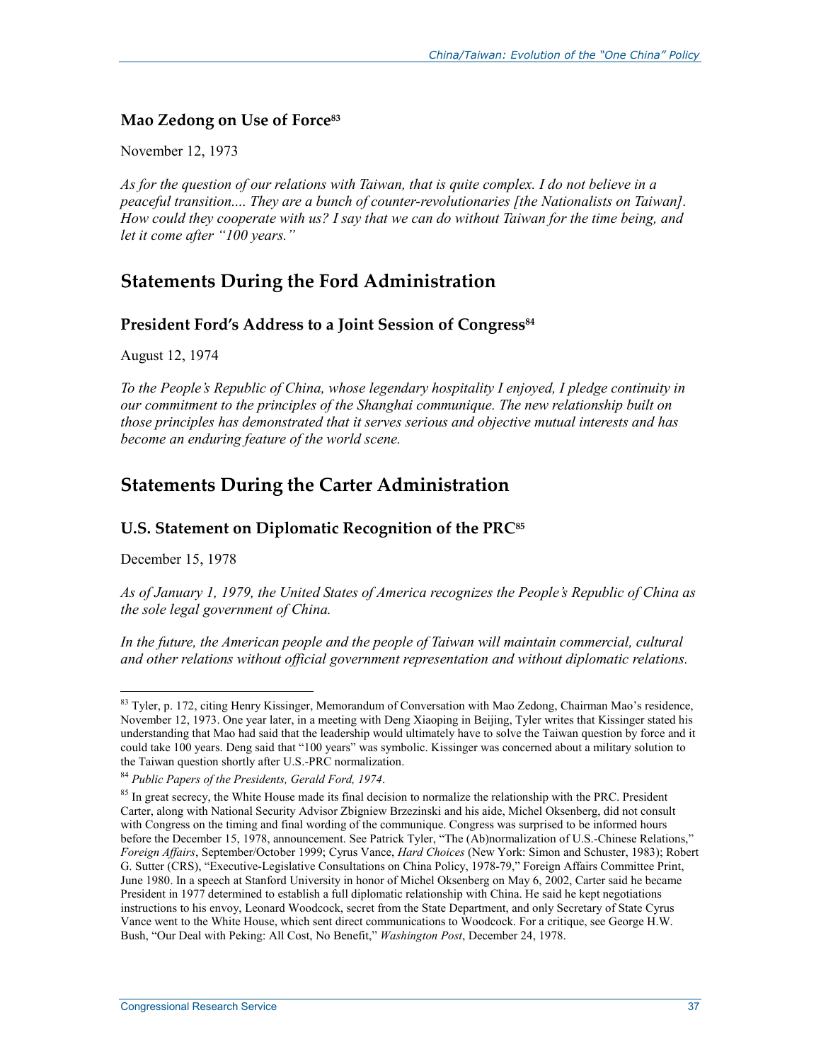### Mao Zedong on Use of Force[83]

November 12, 1973

*As for the question of our relations with Taiwan, that is quite complex. I do not believe in a peaceful transition.... They are a bunch of counter-revolutionaries [the Nationalists on Taiwan]. How could they cooperate with us? I say that we can do without Taiwan for the time being, and let it come after "100 years."*

## Statements During the Ford Administration

### President Ford's Address to a Joint Session of Congress[84]

August 12, 1974

*To the People's Republic of China, whose legendary hospitality I enjoyed, I pledge continuity in our commitment to the principles of the Shanghai communique. The new relationship built on those principles has demonstrated that it serves serious and objective mutual interests and has become an enduring feature of the world scene.*

## Statements During the Carter Administration

### U.S. Statement on Diplomatic Recognition of the PRC[85]

December 15, 1978

*As of January 1, 1979, the United States of America recognizes the People's Republic of China as the sole legal government of China.*

*In the future, the American people and the people of Taiwan will maintain commercial, cultural and other relations without official government representation and without diplomatic relations.*

---

[83] Tyler, p. 172, citing Henry Kissinger, Memorandum of Conversation with Mao Zedong, Chairman Mao's residence, November 12, 1973. One year later, in a meeting with Deng Xiaoping in Beijing, Tyler writes that Kissinger stated his understanding that Mao had said that the leadership would ultimately have to solve the Taiwan question by force and it could take 100 years. Deng said that "100 years" was symbolic. Kissinger was concerned about a military solution to the Taiwan question shortly after U.S.-PRC normalization.

[84] *Public Papers of the Presidents, Gerald Ford, 1974*.

[85] In great secrecy, the White House made its final decision to normalize the relationship with the PRC. President Carter, along with National Security Advisor Zbigniew Brzezinski and his aide, Michel Oksenberg, did not consult with Congress on the timing and final wording of the communique. Congress was surprised to be informed hours before the December 15, 1978, announcement. See Patrick Tyler, "The (Ab)normalization of U.S.-Chinese Relations," *Foreign Affairs*, September/October 1999; Cyrus Vance, *Hard Choices* (New York: Simon and Schuster, 1983); Robert G. Sutter (CRS), "Executive-Legislative Consultations on China Policy, 1978-79," Foreign Affairs Committee Print, June 1980. In a speech at Stanford University in honor of Michel Oksenberg on May 6, 2002, Carter said he became President in 1977 determined to establish a full diplomatic relationship with China. He said he kept negotiations instructions to his envoy, Leonard Woodcock, secret from the State Department, and only Secretary of State Cyrus Vance went to the White House, which sent direct communications to Woodcock. For a critique, see George H.W. Bush, "Our Deal with Peking: All Cost, No Benefit," *Washington Post*, December 24, 1978.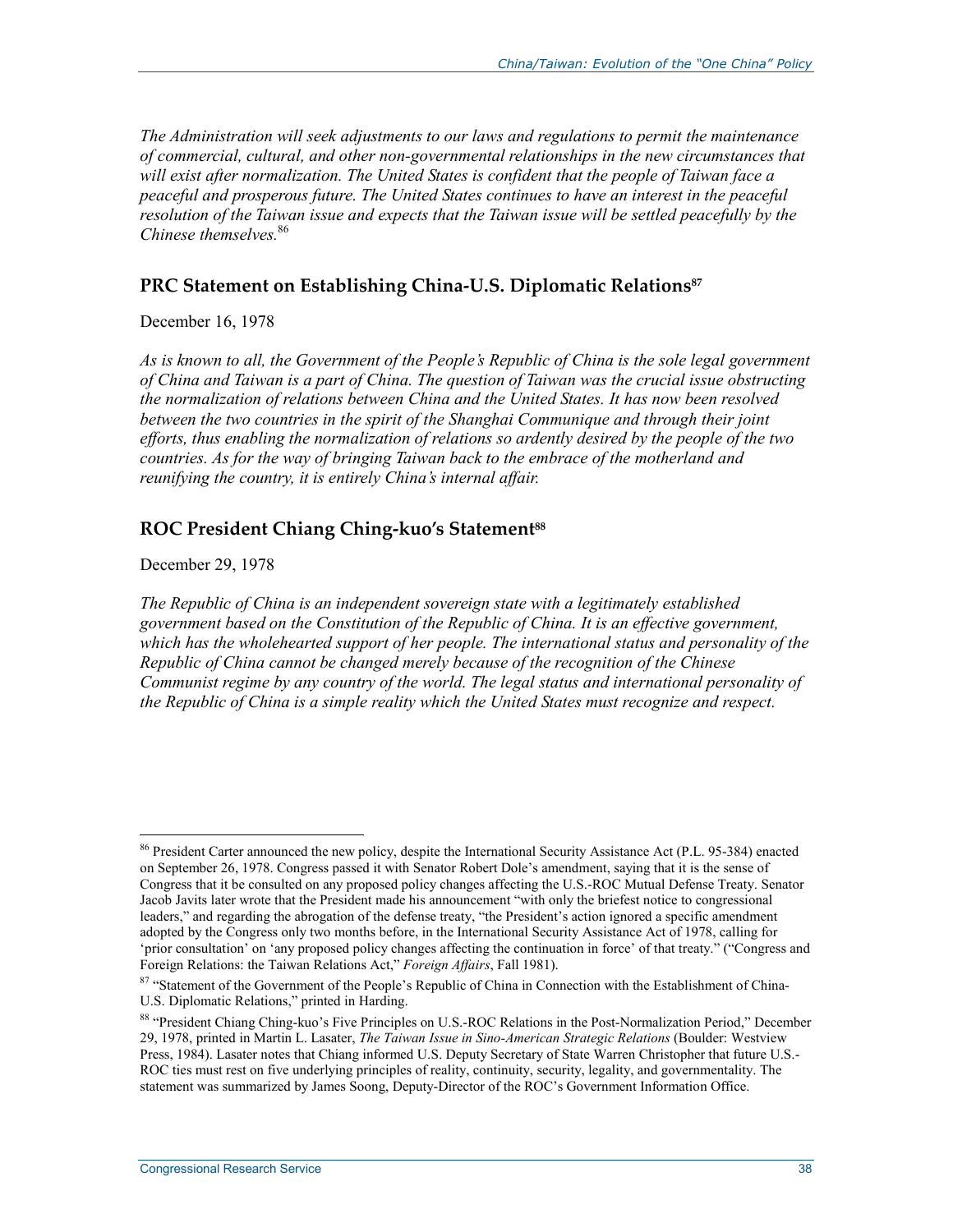*The Administration will seek adjustments to our laws and regulations to permit the maintenance of commercial, cultural, and other non-governmental relationships in the new circumstances that will exist after normalization. The United States is confident that the people of Taiwan face a peaceful and prosperous future. The United States continues to have an interest in the peaceful resolution of the Taiwan issue and expects that the Taiwan issue will be settled peacefully by the Chinese themselves.*[86]

## PRC Statement on Establishing China-U.S. Diplomatic Relations[87]

December 16, 1978

*As is known to all, the Government of the People's Republic of China is the sole legal government of China and Taiwan is a part of China. The question of Taiwan was the crucial issue obstructing the normalization of relations between China and the United States. It has now been resolved between the two countries in the spirit of the Shanghai Communique and through their joint efforts, thus enabling the normalization of relations so ardently desired by the people of the two countries. As for the way of bringing Taiwan back to the embrace of the motherland and reunifying the country, it is entirely China's internal affair.*

## ROC President Chiang Ching-kuo's Statement[88]

December 29, 1978

*The Republic of China is an independent sovereign state with a legitimately established government based on the Constitution of the Republic of China. It is an effective government, which has the wholehearted support of her people. The international status and personality of the Republic of China cannot be changed merely because of the recognition of the Chinese Communist regime by any country of the world. The legal status and international personality of the Republic of China is a simple reality which the United States must recognize and respect.*

---

[86] President Carter announced the new policy, despite the International Security Assistance Act (P.L. 95-384) enacted on September 26, 1978. Congress passed it with Senator Robert Dole's amendment, saying that it is the sense of Congress that it be consulted on any proposed policy changes affecting the U.S.-ROC Mutual Defense Treaty. Senator Jacob Javits later wrote that the President made his announcement "with only the briefest notice to congressional leaders," and regarding the abrogation of the defense treaty, "the President's action ignored a specific amendment adopted by the Congress only two months before, in the International Security Assistance Act of 1978, calling for 'prior consultation' on 'any proposed policy changes affecting the continuation in force' of that treaty." ("Congress and Foreign Relations: the Taiwan Relations Act," *Foreign Affairs*, Fall 1981).

[87] "Statement of the Government of the People's Republic of China in Connection with the Establishment of China-U.S. Diplomatic Relations," printed in Harding.

[88] "President Chiang Ching-kuo's Five Principles on U.S.-ROC Relations in the Post-Normalization Period," December 29, 1978, printed in Martin L. Lasater, *The Taiwan Issue in Sino-American Strategic Relations* (Boulder: Westview Press, 1984). Lasater notes that Chiang informed U.S. Deputy Secretary of State Warren Christopher that future U.S.-ROC ties must rest on five underlying principles of reality, continuity, security, legality, and governmentality. The statement was summarized by James Soong, Deputy-Director of the ROC's Government Information Office.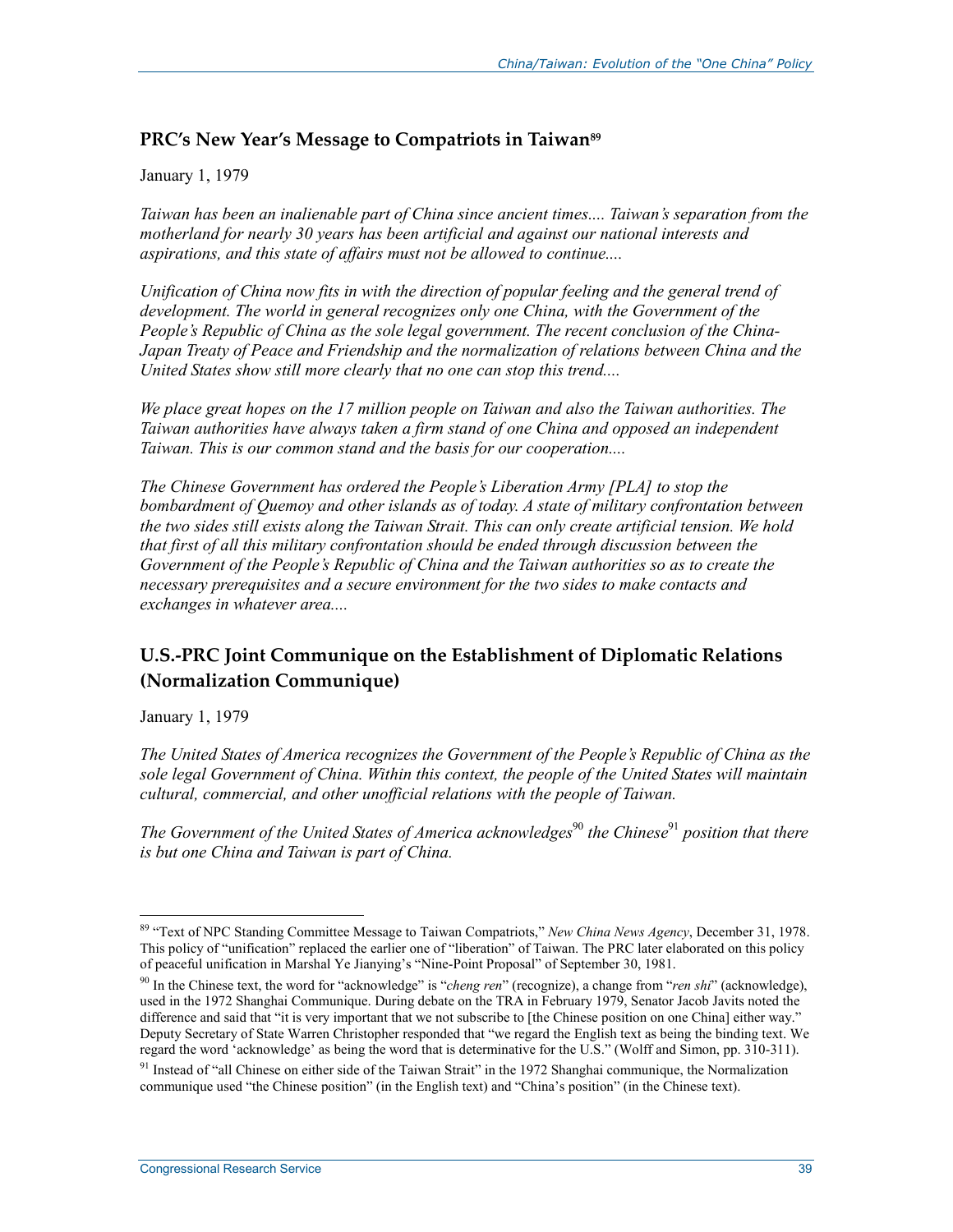## PRC's New Year's Message to Compatriots in Taiwan[89]

January 1, 1979

*Taiwan has been an inalienable part of China since ancient times.... Taiwan's separation from the motherland for nearly 30 years has been artificial and against our national interests and aspirations, and this state of affairs must not be allowed to continue....*

*Unification of China now fits in with the direction of popular feeling and the general trend of development. The world in general recognizes only one China, with the Government of the People's Republic of China as the sole legal government. The recent conclusion of the China-Japan Treaty of Peace and Friendship and the normalization of relations between China and the United States show still more clearly that no one can stop this trend....*

*We place great hopes on the 17 million people on Taiwan and also the Taiwan authorities. The Taiwan authorities have always taken a firm stand of one China and opposed an independent Taiwan. This is our common stand and the basis for our cooperation....*

*The Chinese Government has ordered the People's Liberation Army [PLA] to stop the bombardment of Quemoy and other islands as of today. A state of military confrontation between the two sides still exists along the Taiwan Strait. This can only create artificial tension. We hold that first of all this military confrontation should be ended through discussion between the Government of the People's Republic of China and the Taiwan authorities so as to create the necessary prerequisites and a secure environment for the two sides to make contacts and exchanges in whatever area....*

## U.S.-PRC Joint Communique on the Establishment of Diplomatic Relations (Normalization Communique)

January 1, 1979

*The United States of America recognizes the Government of the People's Republic of China as the sole legal Government of China. Within this context, the people of the United States will maintain cultural, commercial, and other unofficial relations with the people of Taiwan.*

*The Government of the United States of America acknowledges*[90] *the Chinese*[91] *position that there is but one China and Taiwan is part of China.*

---

[89] "Text of NPC Standing Committee Message to Taiwan Compatriots," *New China News Agency*, December 31, 1978. This policy of "unification" replaced the earlier one of "liberation" of Taiwan. The PRC later elaborated on this policy of peaceful unification in Marshal Ye Jianying's "Nine-Point Proposal" of September 30, 1981.

[90] In the Chinese text, the word for "acknowledge" is "*cheng ren*" (recognize), a change from "*ren shi*" (acknowledge), used in the 1972 Shanghai Communique. During debate on the TRA in February 1979, Senator Jacob Javits noted the difference and said that "it is very important that we not subscribe to [the Chinese position on one China] either way." Deputy Secretary of State Warren Christopher responded that "we regard the English text as being the binding text. We regard the word 'acknowledge' as being the word that is determinative for the U.S." (Wolff and Simon, pp. 310-311).

[91] Instead of "all Chinese on either side of the Taiwan Strait" in the 1972 Shanghai communique, the Normalization communique used "the Chinese position" (in the English text) and "China's position" (in the Chinese text).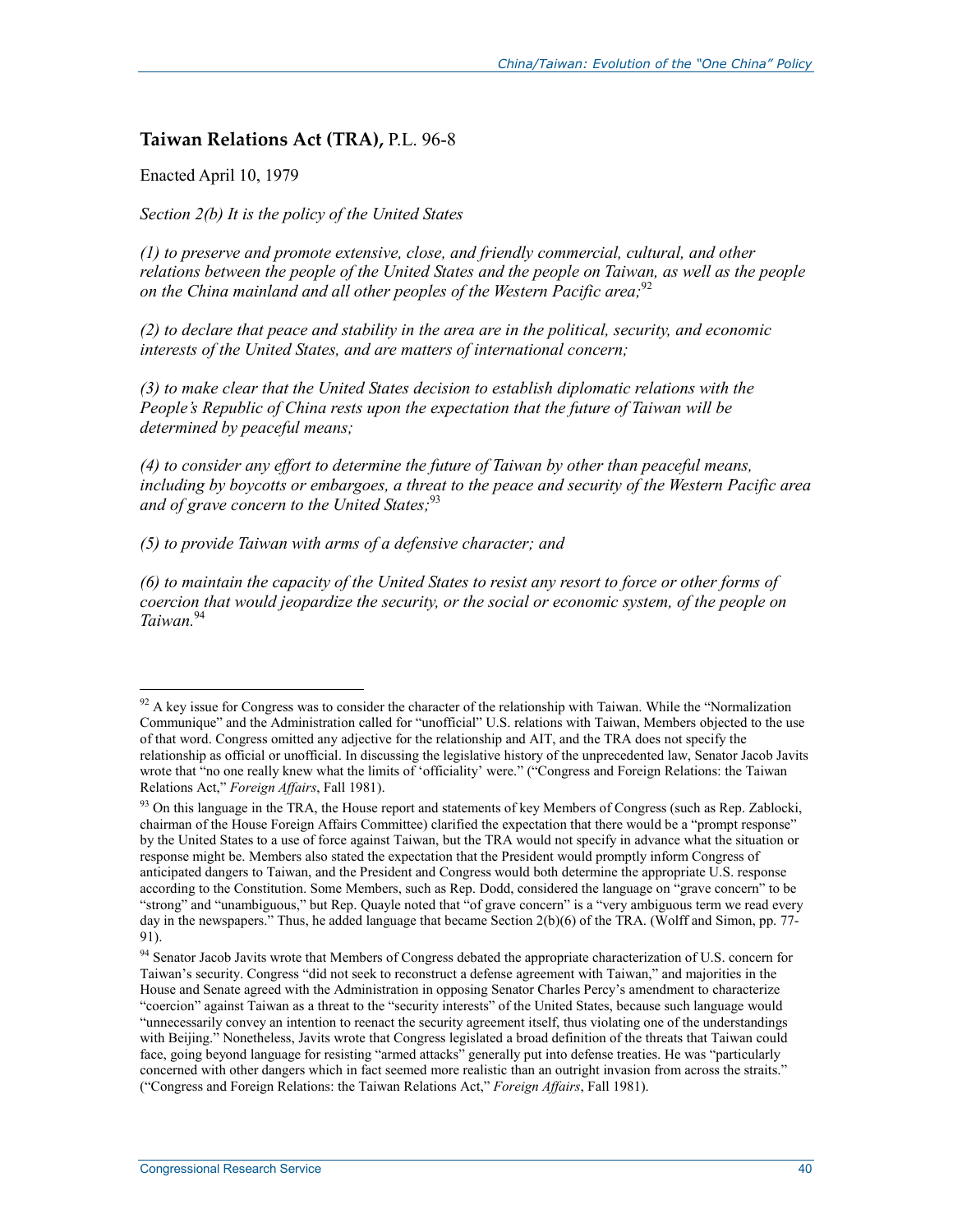### **Taiwan Relations Act (TRA),** P.L. 96-8

Enacted April 10, 1979

*Section 2(b) It is the policy of the United States*

*(1) to preserve and promote extensive, close, and friendly commercial, cultural, and other relations between the people of the United States and the people on Taiwan, as well as the people on the China mainland and all other peoples of the Western Pacific area;*[92]

*(2) to declare that peace and stability in the area are in the political, security, and economic interests of the United States, and are matters of international concern;*

*(3) to make clear that the United States decision to establish diplomatic relations with the People's Republic of China rests upon the expectation that the future of Taiwan will be determined by peaceful means;*

*(4) to consider any effort to determine the future of Taiwan by other than peaceful means, including by boycotts or embargoes, a threat to the peace and security of the Western Pacific area and of grave concern to the United States;*[93]

*(5) to provide Taiwan with arms of a defensive character; and*

*(6) to maintain the capacity of the United States to resist any resort to force or other forms of coercion that would jeopardize the security, or the social or economic system, of the people on Taiwan.*[94]

---

[92] A key issue for Congress was to consider the character of the relationship with Taiwan. While the "Normalization Communique" and the Administration called for "unofficial" U.S. relations with Taiwan, Members objected to the use of that word. Congress omitted any adjective for the relationship and AIT, and the TRA does not specify the relationship as official or unofficial. In discussing the legislative history of the unprecedented law, Senator Jacob Javits wrote that "no one really knew what the limits of 'officiality' were." ("Congress and Foreign Relations: the Taiwan Relations Act," *Foreign Affairs*, Fall 1981).

[93] On this language in the TRA, the House report and statements of key Members of Congress (such as Rep. Zablocki, chairman of the House Foreign Affairs Committee) clarified the expectation that there would be a "prompt response" by the United States to a use of force against Taiwan, but the TRA would not specify in advance what the situation or response might be. Members also stated the expectation that the President would promptly inform Congress of anticipated dangers to Taiwan, and the President and Congress would both determine the appropriate U.S. response according to the Constitution. Some Members, such as Rep. Dodd, considered the language on "grave concern" to be "strong" and "unambiguous," but Rep. Quayle noted that "of grave concern" is a "very ambiguous term we read every day in the newspapers." Thus, he added language that became Section 2(b)(6) of the TRA. (Wolff and Simon, pp. 77-91).

[94] Senator Jacob Javits wrote that Members of Congress debated the appropriate characterization of U.S. concern for Taiwan's security. Congress "did not seek to reconstruct a defense agreement with Taiwan," and majorities in the House and Senate agreed with the Administration in opposing Senator Charles Percy's amendment to characterize "coercion" against Taiwan as a threat to the "security interests" of the United States, because such language would "unnecessarily convey an intention to reenact the security agreement itself, thus violating one of the understandings with Beijing." Nonetheless, Javits wrote that Congress legislated a broad definition of the threats that Taiwan could face, going beyond language for resisting "armed attacks" generally put into defense treaties. He was "particularly concerned with other dangers which in fact seemed more realistic than an outright invasion from across the straits." ("Congress and Foreign Relations: the Taiwan Relations Act," *Foreign Affairs*, Fall 1981).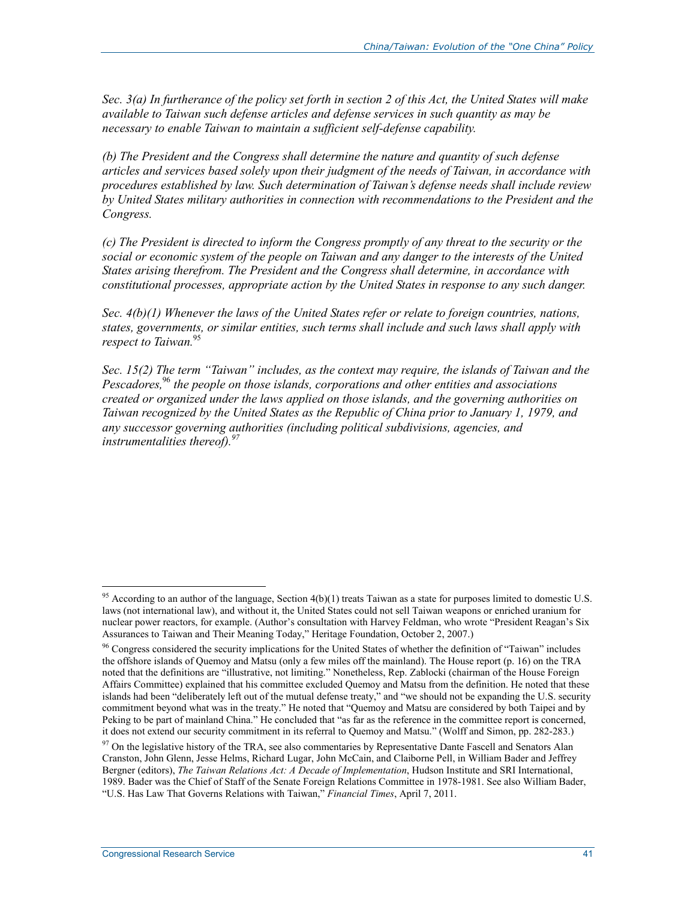*Sec. 3(a) In furtherance of the policy set forth in section 2 of this Act, the United States will make available to Taiwan such defense articles and defense services in such quantity as may be necessary to enable Taiwan to maintain a sufficient self-defense capability.*

*(b) The President and the Congress shall determine the nature and quantity of such defense articles and services based solely upon their judgment of the needs of Taiwan, in accordance with procedures established by law. Such determination of Taiwan's defense needs shall include review by United States military authorities in connection with recommendations to the President and the Congress.*

*(c) The President is directed to inform the Congress promptly of any threat to the security or the social or economic system of the people on Taiwan and any danger to the interests of the United States arising therefrom. The President and the Congress shall determine, in accordance with constitutional processes, appropriate action by the United States in response to any such danger.*

*Sec. 4(b)(1) Whenever the laws of the United States refer or relate to foreign countries, nations, states, governments, or similar entities, such terms shall include and such laws shall apply with respect to Taiwan.*[95]

*Sec. 15(2) The term "Taiwan" includes, as the context may require, the islands of Taiwan and the Pescadores,*[96] *the people on those islands, corporations and other entities and associations created or organized under the laws applied on those islands, and the governing authorities on Taiwan recognized by the United States as the Republic of China prior to January 1, 1979, and any successor governing authorities (including political subdivisions, agencies, and instrumentalities thereof).*[97]

---

[95] According to an author of the language, Section 4(b)(1) treats Taiwan as a state for purposes limited to domestic U.S. laws (not international law), and without it, the United States could not sell Taiwan weapons or enriched uranium for nuclear power reactors, for example. (Author's consultation with Harvey Feldman, who wrote "President Reagan's Six Assurances to Taiwan and Their Meaning Today," Heritage Foundation, October 2, 2007.)

[96] Congress considered the security implications for the United States of whether the definition of "Taiwan" includes the offshore islands of Quemoy and Matsu (only a few miles off the mainland). The House report (p. 16) on the TRA noted that the definitions are "illustrative, not limiting." Nonetheless, Rep. Zablocki (chairman of the House Foreign Affairs Committee) explained that his committee excluded Quemoy and Matsu from the definition. He noted that these islands had been "deliberately left out of the mutual defense treaty," and "we should not be expanding the U.S. security commitment beyond what was in the treaty." He noted that "Quemoy and Matsu are considered by both Taipei and by Peking to be part of mainland China." He concluded that "as far as the reference in the committee report is concerned, it does not extend our security commitment in its referral to Quemoy and Matsu." (Wolff and Simon, pp. 282-283.)

[97] On the legislative history of the TRA, see also commentaries by Representative Dante Fascell and Senators Alan Cranston, John Glenn, Jesse Helms, Richard Lugar, John McCain, and Claiborne Pell, in William Bader and Jeffrey Bergner (editors), *The Taiwan Relations Act: A Decade of Implementation*, Hudson Institute and SRI International, 1989. Bader was the Chief of Staff of the Senate Foreign Relations Committee in 1978-1981. See also William Bader, "U.S. Has Law That Governs Relations with Taiwan," *Financial Times*, April 7, 2011.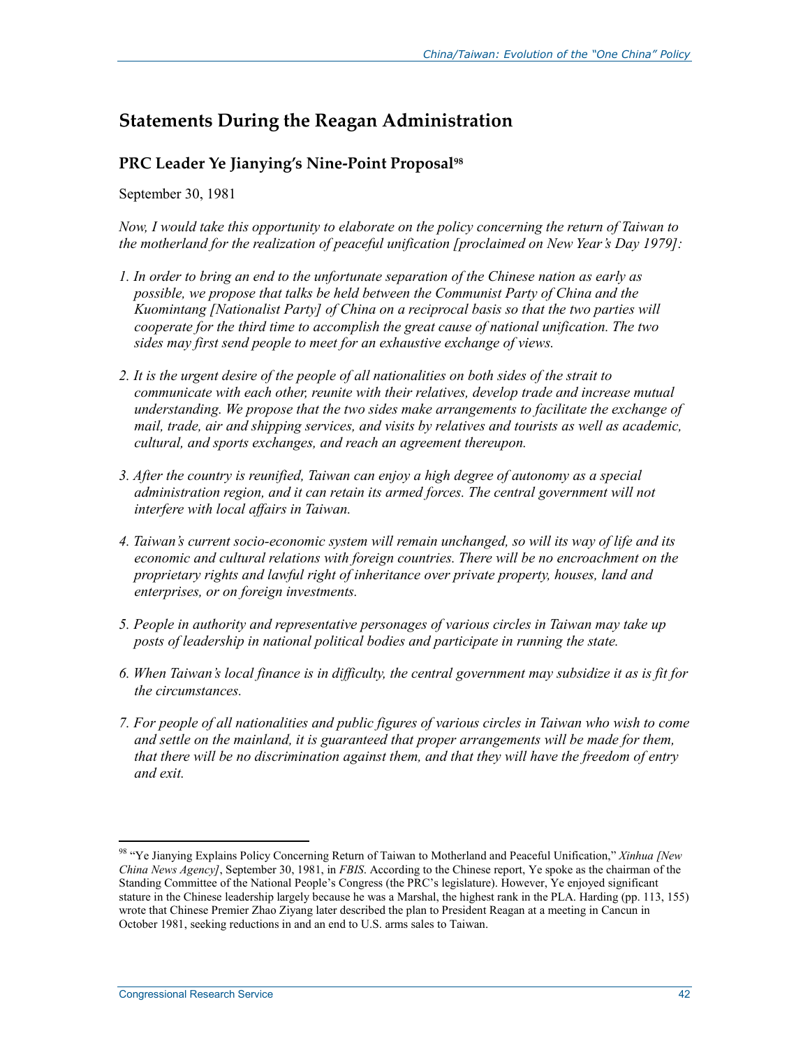## Statements During the Reagan Administration

### PRC Leader Ye Jianying's Nine-Point Proposal[98]

September 30, 1981

*Now, I would take this opportunity to elaborate on the policy concerning the return of Taiwan to the motherland for the realization of peaceful unification [proclaimed on New Year's Day 1979]:*

1. *In order to bring an end to the unfortunate separation of the Chinese nation as early as possible, we propose that talks be held between the Communist Party of China and the Kuomintang [Nationalist Party] of China on a reciprocal basis so that the two parties will cooperate for the third time to accomplish the great cause of national unification. The two sides may first send people to meet for an exhaustive exchange of views.*
2. *It is the urgent desire of the people of all nationalities on both sides of the strait to communicate with each other, reunite with their relatives, develop trade and increase mutual understanding. We propose that the two sides make arrangements to facilitate the exchange of mail, trade, air and shipping services, and visits by relatives and tourists as well as academic, cultural, and sports exchanges, and reach an agreement thereupon.*
3. *After the country is reunified, Taiwan can enjoy a high degree of autonomy as a special administration region, and it can retain its armed forces. The central government will not interfere with local affairs in Taiwan.*
4. *Taiwan's current socio-economic system will remain unchanged, so will its way of life and its economic and cultural relations with foreign countries. There will be no encroachment on the proprietary rights and lawful right of inheritance over private property, houses, land and enterprises, or on foreign investments.*
5. *People in authority and representative personages of various circles in Taiwan may take up posts of leadership in national political bodies and participate in running the state.*
6. *When Taiwan's local finance is in difficulty, the central government may subsidize it as is fit for the circumstances.*
7. *For people of all nationalities and public figures of various circles in Taiwan who wish to come and settle on the mainland, it is guaranteed that proper arrangements will be made for them, that there will be no discrimination against them, and that they will have the freedom of entry and exit.*

---

[98] "Ye Jianying Explains Policy Concerning Return of Taiwan to Motherland and Peaceful Unification," *Xinhua [New China News Agency]*, September 30, 1981, in *FBIS*. According to the Chinese report, Ye spoke as the chairman of the Standing Committee of the National People's Congress (the PRC's legislature). However, Ye enjoyed significant stature in the Chinese leadership largely because he was a Marshal, the highest rank in the PLA. Harding (pp. 113, 155) wrote that Chinese Premier Zhao Ziyang later described the plan to President Reagan at a meeting in Cancun in October 1981, seeking reductions in and an end to U.S. arms sales to Taiwan.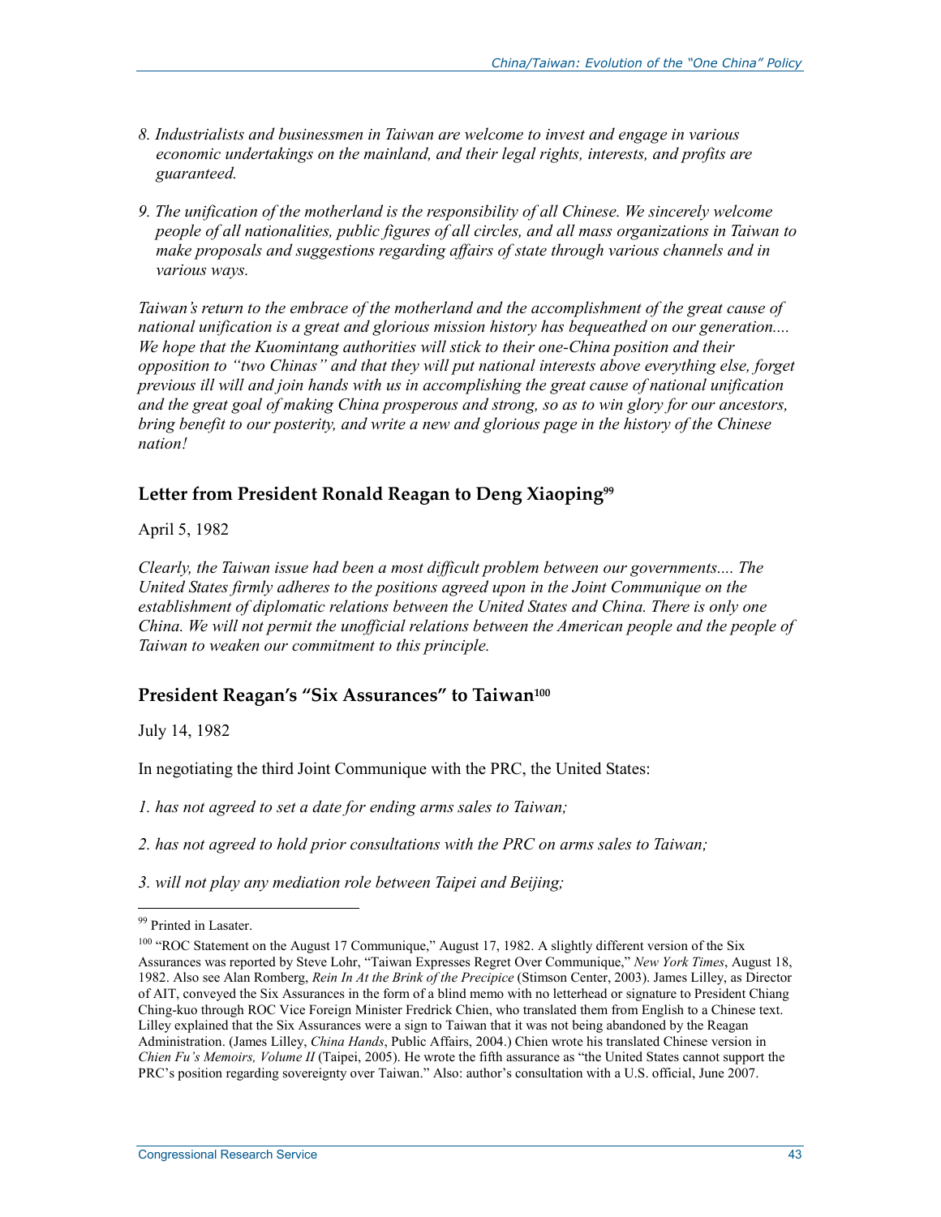*8. Industrialists and businessmen in Taiwan are welcome to invest and engage in various economic undertakings on the mainland, and their legal rights, interests, and profits are guaranteed.*

*9. The unification of the motherland is the responsibility of all Chinese. We sincerely welcome people of all nationalities, public figures of all circles, and all mass organizations in Taiwan to make proposals and suggestions regarding affairs of state through various channels and in various ways.*

*Taiwan's return to the embrace of the motherland and the accomplishment of the great cause of national unification is a great and glorious mission history has bequeathed on our generation.... We hope that the Kuomintang authorities will stick to their one-China position and their opposition to "two Chinas" and that they will put national interests above everything else, forget previous ill will and join hands with us in accomplishing the great cause of national unification and the great goal of making China prosperous and strong, so as to win glory for our ancestors, bring benefit to our posterity, and write a new and glorious page in the history of the Chinese nation!*

## Letter from President Ronald Reagan to Deng Xiaoping[99]

April 5, 1982

*Clearly, the Taiwan issue had been a most difficult problem between our governments.... The United States firmly adheres to the positions agreed upon in the Joint Communique on the establishment of diplomatic relations between the United States and China. There is only one China. We will not permit the unofficial relations between the American people and the people of Taiwan to weaken our commitment to this principle.*

## President Reagan's "Six Assurances" to Taiwan[100]

July 14, 1982

In negotiating the third Joint Communique with the PRC, the United States:

*1. has not agreed to set a date for ending arms sales to Taiwan;*

*2. has not agreed to hold prior consultations with the PRC on arms sales to Taiwan;*

*3. will not play any mediation role between Taipei and Beijing;*

---

[99] Printed in Lasater.

[100] "ROC Statement on the August 17 Communique," August 17, 1982. A slightly different version of the Six Assurances was reported by Steve Lohr, "Taiwan Expresses Regret Over Communique," *New York Times*, August 18, 1982. Also see Alan Romberg, *Rein In At the Brink of the Precipice* (Stimson Center, 2003). James Lilley, as Director of AIT, conveyed the Six Assurances in the form of a blind memo with no letterhead or signature to President Chiang Ching-kuo through ROC Vice Foreign Minister Fredrick Chien, who translated them from English to a Chinese text. Lilley explained that the Six Assurances were a sign to Taiwan that it was not being abandoned by the Reagan Administration. (James Lilley, *China Hands*, Public Affairs, 2004.) Chien wrote his translated Chinese version in *Chien Fu's Memoirs, Volume II* (Taipei, 2005). He wrote the fifth assurance as "the United States cannot support the PRC's position regarding sovereignty over Taiwan." Also: author's consultation with a U.S. official, June 2007.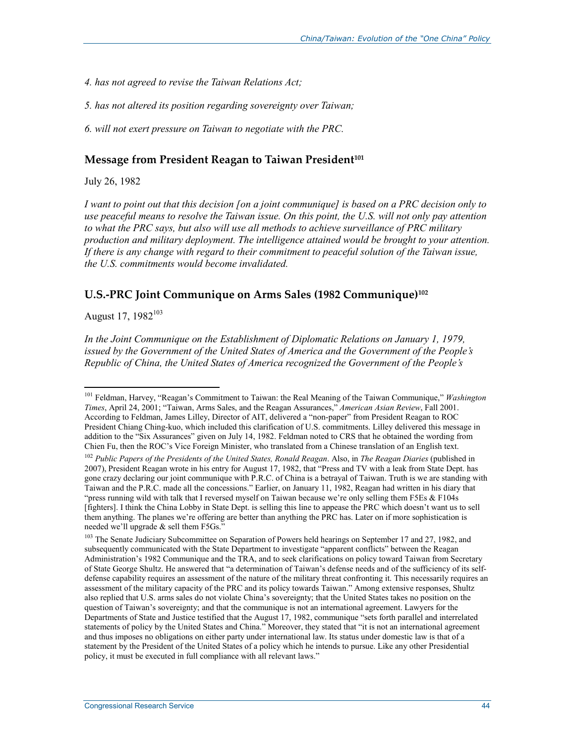*4. has not agreed to revise the Taiwan Relations Act;*

*5. has not altered its position regarding sovereignty over Taiwan;*

*6. will not exert pressure on Taiwan to negotiate with the PRC.*

### Message from President Reagan to Taiwan President[101]

July 26, 1982

*I want to point out that this decision [on a joint communique] is based on a PRC decision only to use peaceful means to resolve the Taiwan issue. On this point, the U.S. will not only pay attention to what the PRC says, but also will use all methods to achieve surveillance of PRC military production and military deployment. The intelligence attained would be brought to your attention. If there is any change with regard to their commitment to peaceful solution of the Taiwan issue, the U.S. commitments would become invalidated.*

### U.S.-PRC Joint Communique on Arms Sales (1982 Communique)[102]

August 17, 1982[103]

*In the Joint Communique on the Establishment of Diplomatic Relations on January 1, 1979, issued by the Government of the United States of America and the Government of the People's Republic of China, the United States of America recognized the Government of the People's*

---

[101] Feldman, Harvey, "Reagan's Commitment to Taiwan: the Real Meaning of the Taiwan Communique," *Washington Times*, April 24, 2001; "Taiwan, Arms Sales, and the Reagan Assurances," *American Asian Review*, Fall 2001. According to Feldman, James Lilley, Director of AIT, delivered a "non-paper" from President Reagan to ROC President Chiang Ching-kuo, which included this clarification of U.S. commitments. Lilley delivered this message in addition to the "Six Assurances" given on July 14, 1982. Feldman noted to CRS that he obtained the wording from Chien Fu, then the ROC's Vice Foreign Minister, who translated from a Chinese translation of an English text.

[102] *Public Papers of the Presidents of the United States, Ronald Reagan*. Also, in *The Reagan Diaries* (published in 2007), President Reagan wrote in his entry for August 17, 1982, that "Press and TV with a leak from State Dept. has gone crazy declaring our joint communique with P.R.C. of China is a betrayal of Taiwan. Truth is we are standing with Taiwan and the P.R.C. made all the concessions." Earlier, on January 11, 1982, Reagan had written in his diary that "press running wild with talk that I reversed myself on Taiwan because we're only selling them F5Es & F104s [fighters]. I think the China Lobby in State Dept. is selling this line to appease the PRC which doesn't want us to sell them anything. The planes we're offering are better than anything the PRC has. Later on if more sophistication is needed we'll upgrade & sell them F5Gs."

[103] The Senate Judiciary Subcommittee on Separation of Powers held hearings on September 17 and 27, 1982, and subsequently communicated with the State Department to investigate "apparent conflicts" between the Reagan Administration's 1982 Communique and the TRA, and to seek clarifications on policy toward Taiwan from Secretary of State George Shultz. He answered that "a determination of Taiwan's defense needs and of the sufficiency of its self-defense capability requires an assessment of the nature of the military threat confronting it. This necessarily requires an assessment of the military capacity of the PRC and its policy towards Taiwan." Among extensive responses, Shultz also replied that U.S. arms sales do not violate China's sovereignty; that the United States takes no position on the question of Taiwan's sovereignty; and that the communique is not an international agreement. Lawyers for the Departments of State and Justice testified that the August 17, 1982, communique "sets forth parallel and interrelated statements of policy by the United States and China." Moreover, they stated that "it is not an international agreement and thus imposes no obligations on either party under international law. Its status under domestic law is that of a statement by the President of the United States of a policy which he intends to pursue. Like any other Presidential policy, it must be executed in full compliance with all relevant laws."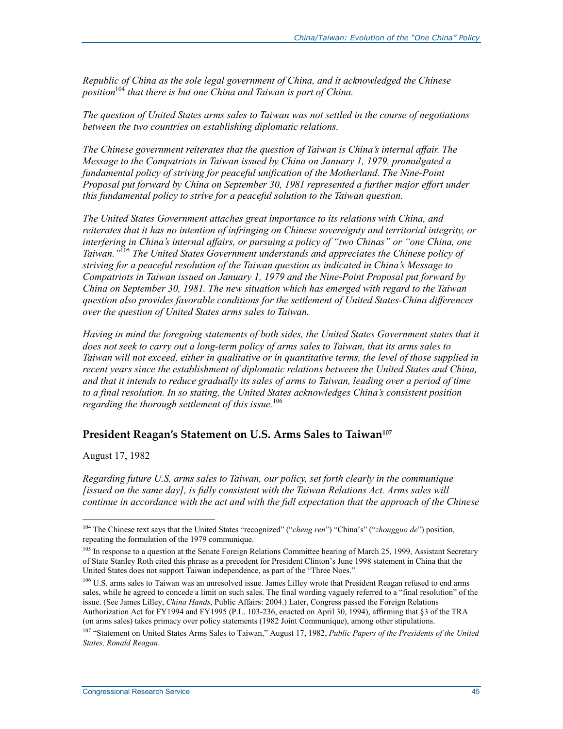*Republic of China as the sole legal government of China, and it acknowledged the Chinese position*[104] *that there is but one China and Taiwan is part of China.*

*The question of United States arms sales to Taiwan was not settled in the course of negotiations between the two countries on establishing diplomatic relations.*

*The Chinese government reiterates that the question of Taiwan is China's internal affair. The Message to the Compatriots in Taiwan issued by China on January 1, 1979, promulgated a fundamental policy of striving for peaceful unification of the Motherland. The Nine-Point Proposal put forward by China on September 30, 1981 represented a further major effort under this fundamental policy to strive for a peaceful solution to the Taiwan question.*

*The United States Government attaches great importance to its relations with China, and reiterates that it has no intention of infringing on Chinese sovereignty and territorial integrity, or interfering in China's internal affairs, or pursuing a policy of "two Chinas" or "one China, one Taiwan."*[105] *The United States Government understands and appreciates the Chinese policy of striving for a peaceful resolution of the Taiwan question as indicated in China's Message to Compatriots in Taiwan issued on January 1, 1979 and the Nine-Point Proposal put forward by China on September 30, 1981. The new situation which has emerged with regard to the Taiwan question also provides favorable conditions for the settlement of United States-China differences over the question of United States arms sales to Taiwan.*

*Having in mind the foregoing statements of both sides, the United States Government states that it does not seek to carry out a long-term policy of arms sales to Taiwan, that its arms sales to Taiwan will not exceed, either in qualitative or in quantitative terms, the level of those supplied in recent years since the establishment of diplomatic relations between the United States and China, and that it intends to reduce gradually its sales of arms to Taiwan, leading over a period of time to a final resolution. In so stating, the United States acknowledges China's consistent position regarding the thorough settlement of this issue.*[106]

### President Reagan's Statement on U.S. Arms Sales to Taiwan[107]

August 17, 1982

*Regarding future U.S. arms sales to Taiwan, our policy, set forth clearly in the communique [issued on the same day], is fully consistent with the Taiwan Relations Act. Arms sales will continue in accordance with the act and with the full expectation that the approach of the Chinese*

---

[104] The Chinese text says that the United States "recognized" ("*cheng ren*") "China's" ("*zhongguo de*") position, repeating the formulation of the 1979 communique.

[105] In response to a question at the Senate Foreign Relations Committee hearing of March 25, 1999, Assistant Secretary of State Stanley Roth cited this phrase as a precedent for President Clinton's June 1998 statement in China that the United States does not support Taiwan independence, as part of the "Three Noes."

[106] U.S. arms sales to Taiwan was an unresolved issue. James Lilley wrote that President Reagan refused to end arms sales, while he agreed to concede a limit on such sales. The final wording vaguely referred to a "final resolution" of the issue. (See James Lilley, *China Hands*, Public Affairs: 2004.) Later, Congress passed the Foreign Relations Authorization Act for FY1994 and FY1995 (P.L. 103-236, enacted on April 30, 1994), affirming that §3 of the TRA (on arms sales) takes primacy over policy statements (1982 Joint Communique), among other stipulations.

[107] "Statement on United States Arms Sales to Taiwan," August 17, 1982, *Public Papers of the Presidents of the United States, Ronald Reagan*.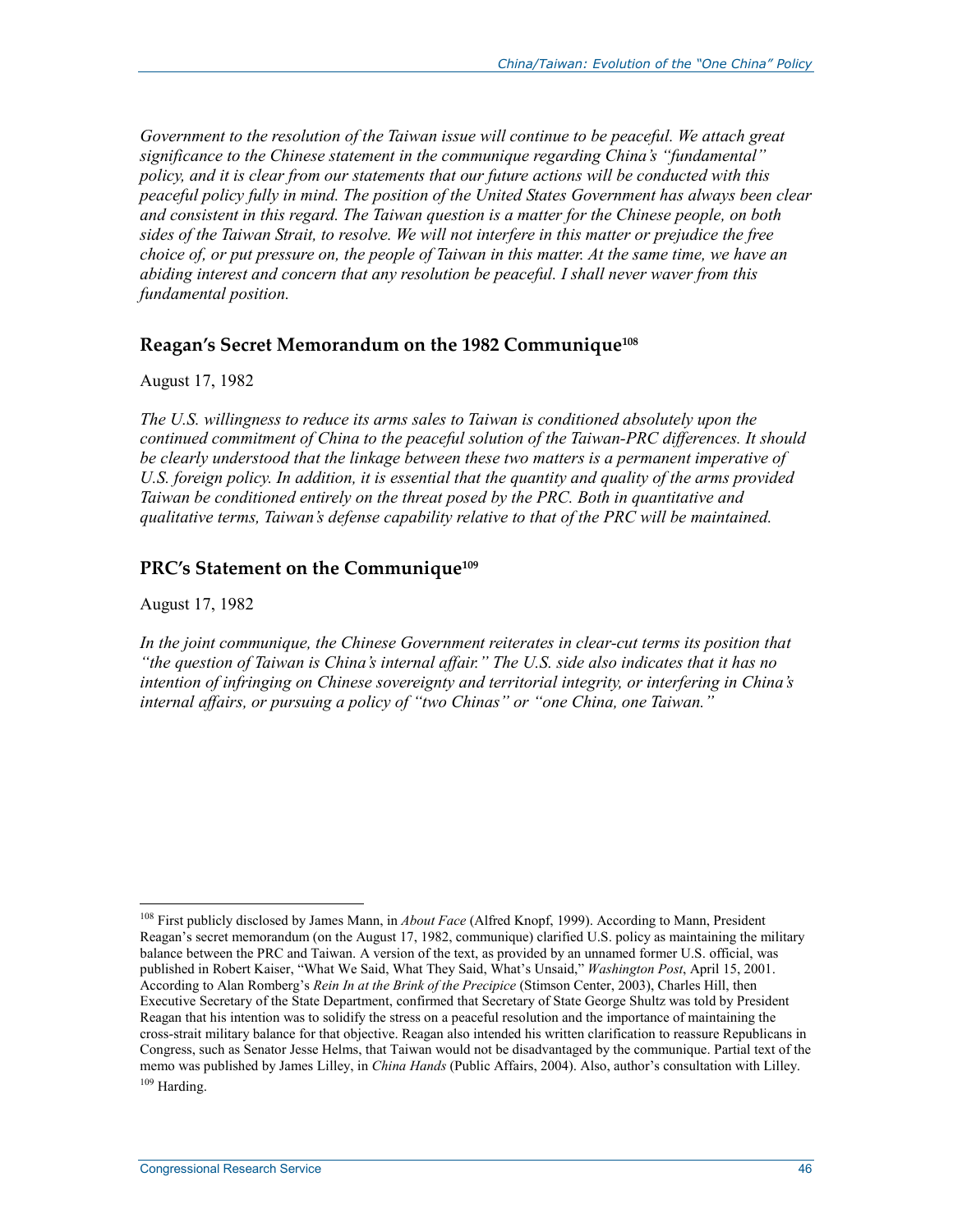*Government to the resolution of the Taiwan issue will continue to be peaceful. We attach great significance to the Chinese statement in the communique regarding China's "fundamental" policy, and it is clear from our statements that our future actions will be conducted with this peaceful policy fully in mind. The position of the United States Government has always been clear and consistent in this regard. The Taiwan question is a matter for the Chinese people, on both sides of the Taiwan Strait, to resolve. We will not interfere in this matter or prejudice the free choice of, or put pressure on, the people of Taiwan in this matter. At the same time, we have an abiding interest and concern that any resolution be peaceful. I shall never waver from this fundamental position.*

### Reagan's Secret Memorandum on the 1982 Communique[108]

August 17, 1982

*The U.S. willingness to reduce its arms sales to Taiwan is conditioned absolutely upon the continued commitment of China to the peaceful solution of the Taiwan-PRC differences. It should be clearly understood that the linkage between these two matters is a permanent imperative of U.S. foreign policy. In addition, it is essential that the quantity and quality of the arms provided Taiwan be conditioned entirely on the threat posed by the PRC. Both in quantitative and qualitative terms, Taiwan's defense capability relative to that of the PRC will be maintained.*

### PRC's Statement on the Communique[109]

August 17, 1982

*In the joint communique, the Chinese Government reiterates in clear-cut terms its position that "the question of Taiwan is China's internal affair." The U.S. side also indicates that it has no intention of infringing on Chinese sovereignty and territorial integrity, or interfering in China's internal affairs, or pursuing a policy of "two Chinas" or "one China, one Taiwan."*

---

[108] First publicly disclosed by James Mann, in *About Face* (Alfred Knopf, 1999). According to Mann, President Reagan's secret memorandum (on the August 17, 1982, communique) clarified U.S. policy as maintaining the military balance between the PRC and Taiwan. A version of the text, as provided by an unnamed former U.S. official, was published in Robert Kaiser, "What We Said, What They Said, What's Unsaid," *Washington Post*, April 15, 2001. According to Alan Romberg's *Rein In at the Brink of the Precipice* (Stimson Center, 2003), Charles Hill, then Executive Secretary of the State Department, confirmed that Secretary of State George Shultz was told by President Reagan that his intention was to solidify the stress on a peaceful resolution and the importance of maintaining the cross-strait military balance for that objective. Reagan also intended his written clarification to reassure Republicans in Congress, such as Senator Jesse Helms, that Taiwan would not be disadvantaged by the communique. Partial text of the memo was published by James Lilley, in *China Hands* (Public Affairs, 2004). Also, author's consultation with Lilley.

[109] Harding.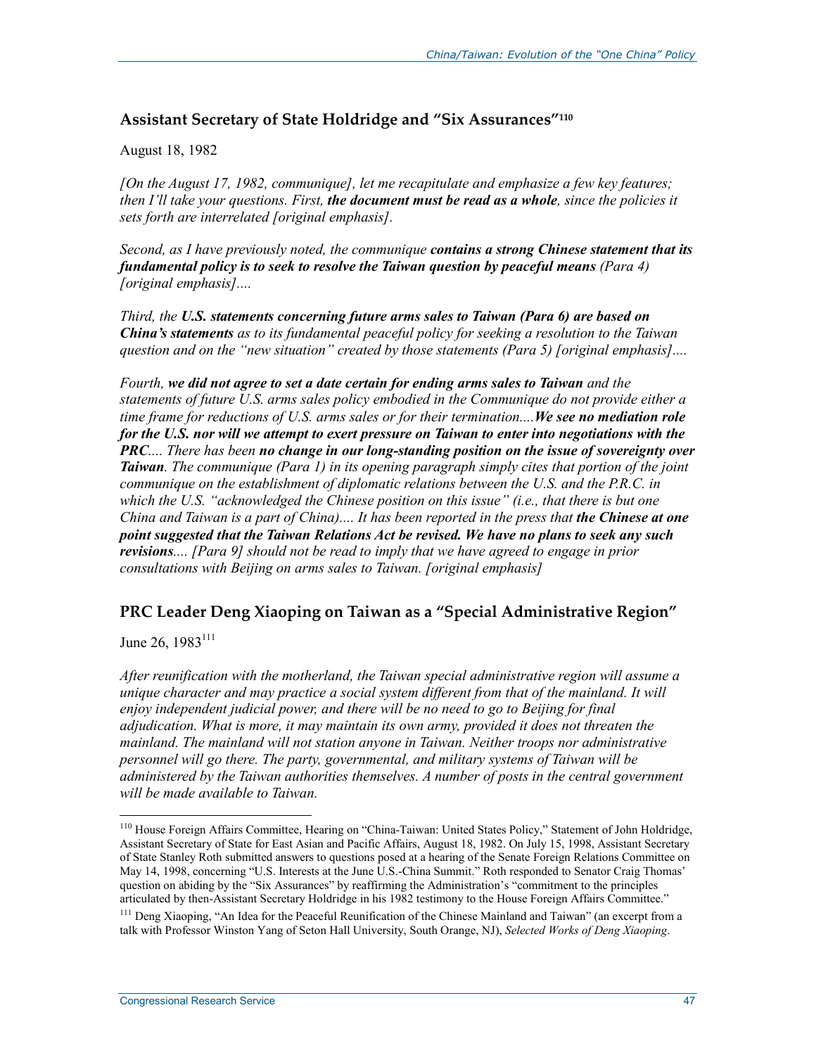### Assistant Secretary of State Holdridge and "Six Assurances"[110]

August 18, 1982

*[On the August 17, 1982, communique], let me recapitulate and emphasize a few key features; then I'll take your questions. First,* ***the document must be read as a whole****, since the policies it sets forth are interrelated [original emphasis].*

*Second, as I have previously noted, the communique* ***contains a strong Chinese statement that its fundamental policy is to seek to resolve the Taiwan question by peaceful means*** *(Para 4) [original emphasis]....*

*Third, the* ***U.S. statements concerning future arms sales to Taiwan (Para 6) are based on China's statements*** *as to its fundamental peaceful policy for seeking a resolution to the Taiwan question and on the "new situation" created by those statements (Para 5) [original emphasis]....*

*Fourth,* ***we did not agree to set a date certain for ending arms sales to Taiwan*** *and the statements of future U.S. arms sales policy embodied in the Communique do not provide either a time frame for reductions of U.S. arms sales or for their termination....****We see no mediation role for the U.S. nor will we attempt to exert pressure on Taiwan to enter into negotiations with the PRC****.... There has been* ***no change in our long-standing position on the issue of sovereignty over Taiwan****. The communique (Para 1) in its opening paragraph simply cites that portion of the joint communique on the establishment of diplomatic relations between the U.S. and the P.R.C. in which the U.S. "acknowledged the Chinese position on this issue" (i.e., that there is but one China and Taiwan is a part of China).... It has been reported in the press that* ***the Chinese at one point suggested that the Taiwan Relations Act be revised. We have no plans to seek any such revisions****.... [Para 9] should not be read to imply that we have agreed to engage in prior consultations with Beijing on arms sales to Taiwan. [original emphasis]*

### PRC Leader Deng Xiaoping on Taiwan as a "Special Administrative Region"

June 26, 1983[111]

*After reunification with the motherland, the Taiwan special administrative region will assume a unique character and may practice a social system different from that of the mainland. It will enjoy independent judicial power, and there will be no need to go to Beijing for final adjudication. What is more, it may maintain its own army, provided it does not threaten the mainland. The mainland will not station anyone in Taiwan. Neither troops nor administrative personnel will go there. The party, governmental, and military systems of Taiwan will be administered by the Taiwan authorities themselves. A number of posts in the central government will be made available to Taiwan.*

---

[110] House Foreign Affairs Committee, Hearing on "China-Taiwan: United States Policy," Statement of John Holdridge, Assistant Secretary of State for East Asian and Pacific Affairs, August 18, 1982. On July 15, 1998, Assistant Secretary of State Stanley Roth submitted answers to questions posed at a hearing of the Senate Foreign Relations Committee on May 14, 1998, concerning "U.S. Interests at the June U.S.-China Summit." Roth responded to Senator Craig Thomas' question on abiding by the "Six Assurances" by reaffirming the Administration's "commitment to the principles articulated by then-Assistant Secretary Holdridge in his 1982 testimony to the House Foreign Affairs Committee."

[111] Deng Xiaoping, "An Idea for the Peaceful Reunification of the Chinese Mainland and Taiwan" (an excerpt from a talk with Professor Winston Yang of Seton Hall University, South Orange, NJ), *Selected Works of Deng Xiaoping*.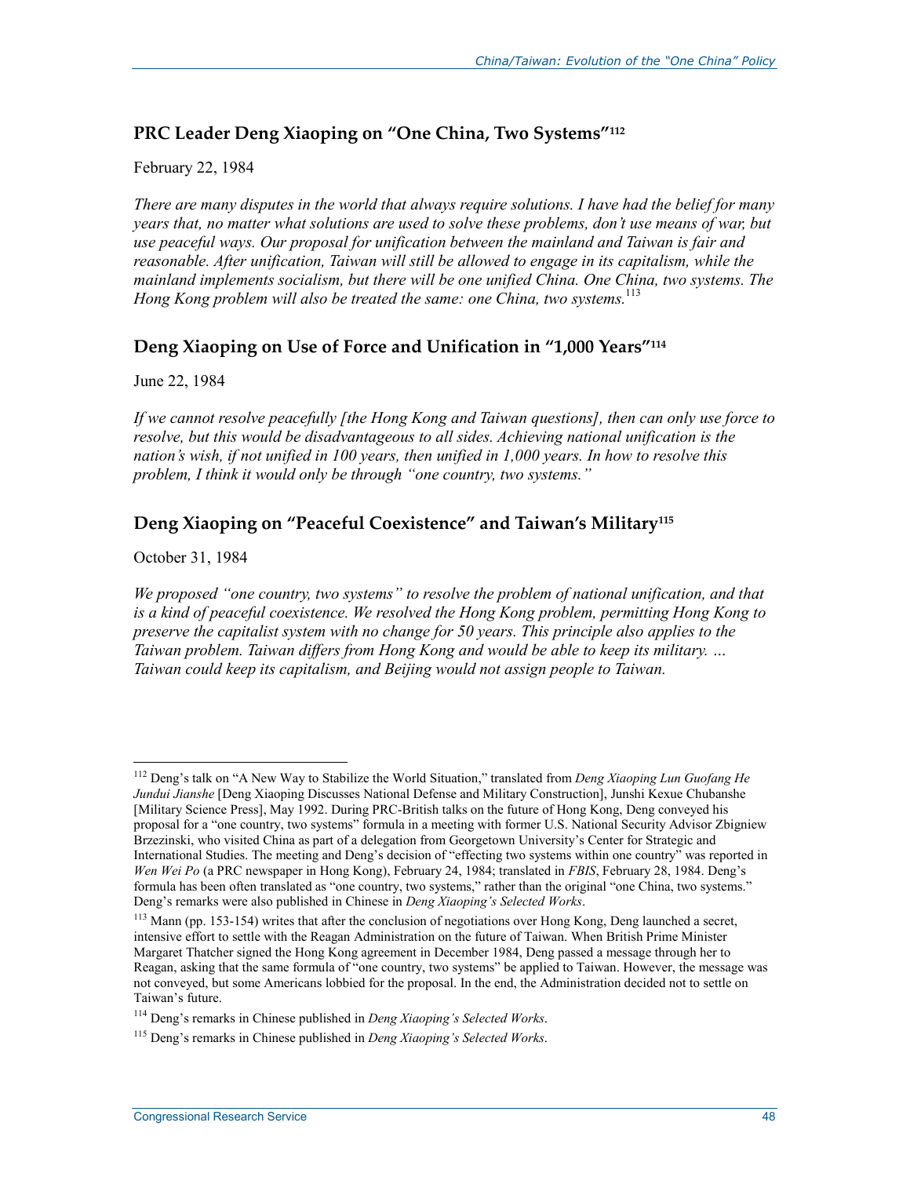## PRC Leader Deng Xiaoping on "One China, Two Systems"[112]

February 22, 1984

*There are many disputes in the world that always require solutions. I have had the belief for many years that, no matter what solutions are used to solve these problems, don't use means of war, but use peaceful ways. Our proposal for unification between the mainland and Taiwan is fair and reasonable. After unification, Taiwan will still be allowed to engage in its capitalism, while the mainland implements socialism, but there will be one unified China. One China, two systems. The Hong Kong problem will also be treated the same: one China, two systems.*[113]

## Deng Xiaoping on Use of Force and Unification in "1,000 Years"[114]

June 22, 1984

*If we cannot resolve peacefully [the Hong Kong and Taiwan questions], then can only use force to resolve, but this would be disadvantageous to all sides. Achieving national unification is the nation's wish, if not unified in 100 years, then unified in 1,000 years. In how to resolve this problem, I think it would only be through "one country, two systems."*

## Deng Xiaoping on "Peaceful Coexistence" and Taiwan's Military[115]

October 31, 1984

*We proposed "one country, two systems" to resolve the problem of national unification, and that is a kind of peaceful coexistence. We resolved the Hong Kong problem, permitting Hong Kong to preserve the capitalist system with no change for 50 years. This principle also applies to the Taiwan problem. Taiwan differs from Hong Kong and would be able to keep its military. … Taiwan could keep its capitalism, and Beijing would not assign people to Taiwan.*

---

[112] Deng's talk on "A New Way to Stabilize the World Situation," translated from *Deng Xiaoping Lun Guofang He Jundui Jianshe* [Deng Xiaoping Discusses National Defense and Military Construction], Junshi Kexue Chubanshe [Military Science Press], May 1992. During PRC-British talks on the future of Hong Kong, Deng conveyed his proposal for a "one country, two systems" formula in a meeting with former U.S. National Security Advisor Zbigniew Brzezinski, who visited China as part of a delegation from Georgetown University's Center for Strategic and International Studies. The meeting and Deng's decision of "effecting two systems within one country" was reported in *Wen Wei Po* (a PRC newspaper in Hong Kong), February 24, 1984; translated in *FBIS*, February 28, 1984. Deng's formula has been often translated as "one country, two systems," rather than the original "one China, two systems." Deng's remarks were also published in Chinese in *Deng Xiaoping's Selected Works*.

[113] Mann (pp. 153-154) writes that after the conclusion of negotiations over Hong Kong, Deng launched a secret, intensive effort to settle with the Reagan Administration on the future of Taiwan. When British Prime Minister Margaret Thatcher signed the Hong Kong agreement in December 1984, Deng passed a message through her to Reagan, asking that the same formula of "one country, two systems" be applied to Taiwan. However, the message was not conveyed, but some Americans lobbied for the proposal. In the end, the Administration decided not to settle on Taiwan's future.

[114] Deng's remarks in Chinese published in *Deng Xiaoping's Selected Works*.

[115] Deng's remarks in Chinese published in *Deng Xiaoping's Selected Works*.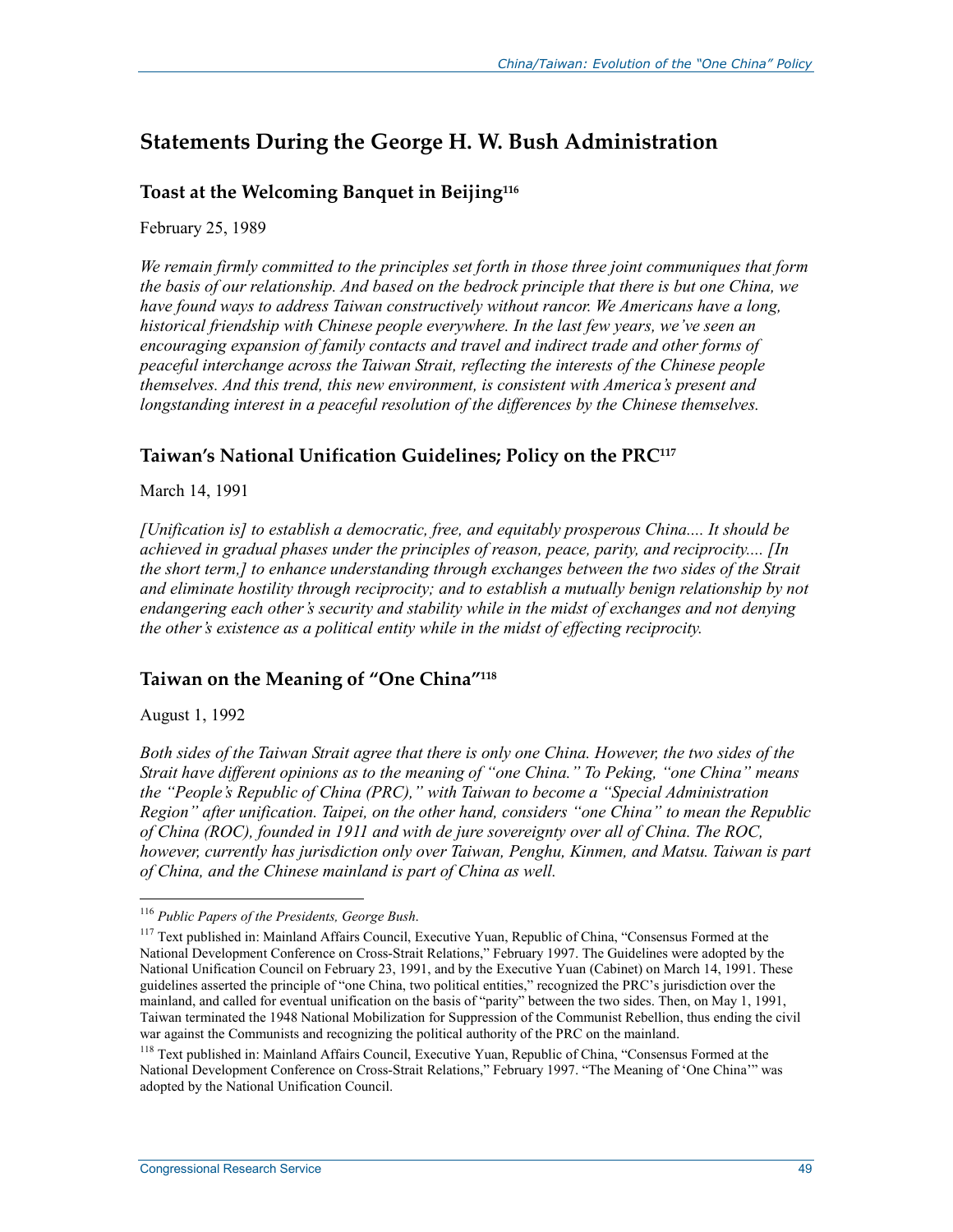## Statements During the George H. W. Bush Administration

### Toast at the Welcoming Banquet in Beijing[116]

February 25, 1989

*We remain firmly committed to the principles set forth in those three joint communiques that form the basis of our relationship. And based on the bedrock principle that there is but one China, we have found ways to address Taiwan constructively without rancor. We Americans have a long, historical friendship with Chinese people everywhere. In the last few years, we've seen an encouraging expansion of family contacts and travel and indirect trade and other forms of peaceful interchange across the Taiwan Strait, reflecting the interests of the Chinese people themselves. And this trend, this new environment, is consistent with America's present and longstanding interest in a peaceful resolution of the differences by the Chinese themselves.*

### Taiwan's National Unification Guidelines; Policy on the PRC[117]

March 14, 1991

*[Unification is] to establish a democratic, free, and equitably prosperous China.... It should be achieved in gradual phases under the principles of reason, peace, parity, and reciprocity.... [In the short term,] to enhance understanding through exchanges between the two sides of the Strait and eliminate hostility through reciprocity; and to establish a mutually benign relationship by not endangering each other's security and stability while in the midst of exchanges and not denying the other's existence as a political entity while in the midst of effecting reciprocity.*

### Taiwan on the Meaning of "One China"[118]

August 1, 1992

*Both sides of the Taiwan Strait agree that there is only one China. However, the two sides of the Strait have different opinions as to the meaning of "one China." To Peking, "one China" means the "People's Republic of China (PRC)," with Taiwan to become a "Special Administration Region" after unification. Taipei, on the other hand, considers "one China" to mean the Republic of China (ROC), founded in 1911 and with de jure sovereignty over all of China. The ROC, however, currently has jurisdiction only over Taiwan, Penghu, Kinmen, and Matsu. Taiwan is part of China, and the Chinese mainland is part of China as well.*

---

[116] *Public Papers of the Presidents, George Bush*.

[117] Text published in: Mainland Affairs Council, Executive Yuan, Republic of China, "Consensus Formed at the National Development Conference on Cross-Strait Relations," February 1997. The Guidelines were adopted by the National Unification Council on February 23, 1991, and by the Executive Yuan (Cabinet) on March 14, 1991. These guidelines asserted the principle of "one China, two political entities," recognized the PRC's jurisdiction over the mainland, and called for eventual unification on the basis of "parity" between the two sides. Then, on May 1, 1991, Taiwan terminated the 1948 National Mobilization for Suppression of the Communist Rebellion, thus ending the civil war against the Communists and recognizing the political authority of the PRC on the mainland.

[118] Text published in: Mainland Affairs Council, Executive Yuan, Republic of China, "Consensus Formed at the National Development Conference on Cross-Strait Relations," February 1997. "The Meaning of 'One China'" was adopted by the National Unification Council.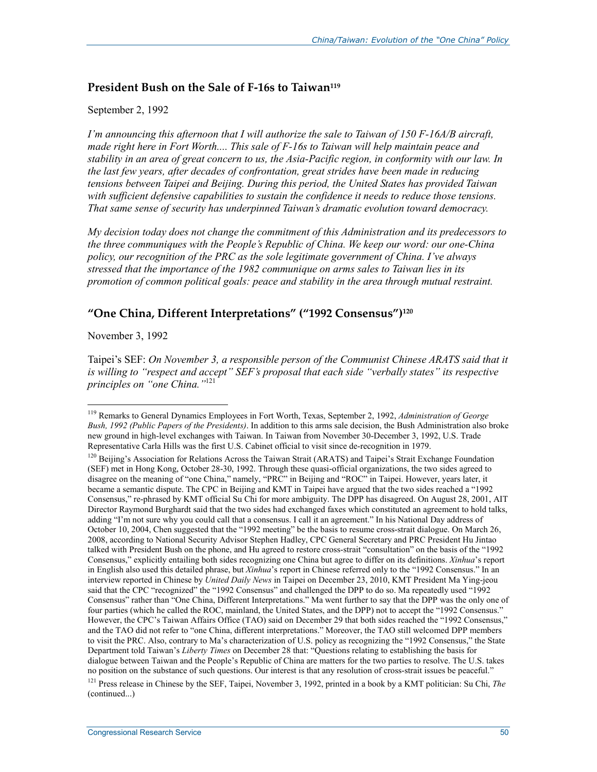## President Bush on the Sale of F-16s to Taiwan[119]

September 2, 1992

*I'm announcing this afternoon that I will authorize the sale to Taiwan of 150 F-16A/B aircraft, made right here in Fort Worth.... This sale of F-16s to Taiwan will help maintain peace and stability in an area of great concern to us, the Asia-Pacific region, in conformity with our law. In the last few years, after decades of confrontation, great strides have been made in reducing tensions between Taipei and Beijing. During this period, the United States has provided Taiwan with sufficient defensive capabilities to sustain the confidence it needs to reduce those tensions. That same sense of security has underpinned Taiwan's dramatic evolution toward democracy.*

*My decision today does not change the commitment of this Administration and its predecessors to the three communiques with the People's Republic of China. We keep our word: our one-China policy, our recognition of the PRC as the sole legitimate government of China. I've always stressed that the importance of the 1982 communique on arms sales to Taiwan lies in its promotion of common political goals: peace and stability in the area through mutual restraint.*

## "One China, Different Interpretations" ("1992 Consensus")[120]

November 3, 1992

Taipei's SEF: *On November 3, a responsible person of the Communist Chinese ARATS said that it is willing to "respect and accept" SEF's proposal that each side "verbally states" its respective principles on "one China."*[121]

---

[119] Remarks to General Dynamics Employees in Fort Worth, Texas, September 2, 1992, *Administration of George Bush, 1992 (Public Papers of the Presidents)*. In addition to this arms sale decision, the Bush Administration also broke new ground in high-level exchanges with Taiwan. In Taiwan from November 30-December 3, 1992, U.S. Trade Representative Carla Hills was the first U.S. Cabinet official to visit since de-recognition in 1979.

[120] Beijing's Association for Relations Across the Taiwan Strait (ARATS) and Taipei's Strait Exchange Foundation (SEF) met in Hong Kong, October 28-30, 1992. Through these quasi-official organizations, the two sides agreed to disagree on the meaning of "one China," namely, "PRC" in Beijing and "ROC" in Taipei. However, years later, it became a semantic dispute. The CPC in Beijing and KMT in Taipei have argued that the two sides reached a "1992 Consensus," re-phrased by KMT official Su Chi for more ambiguity. The DPP has disagreed. On August 28, 2001, AIT Director Raymond Burghardt said that the two sides had exchanged faxes which constituted an agreement to hold talks, adding "I'm not sure why you could call that a consensus. I call it an agreement." In his National Day address of October 10, 2004, Chen suggested that the "1992 meeting" be the basis to resume cross-strait dialogue. On March 26, 2008, according to National Security Advisor Stephen Hadley, CPC General Secretary and PRC President Hu Jintao talked with President Bush on the phone, and Hu agreed to restore cross-strait "consultation" on the basis of the "1992 Consensus," explicitly entailing both sides recognizing one China but agree to differ on its definitions. *Xinhua*'s report in English also used this detailed phrase, but *Xinhua*'s report in Chinese referred only to the "1992 Consensus." In an interview reported in Chinese by *United Daily News* in Taipei on December 23, 2010, KMT President Ma Ying-jeou said that the CPC "recognized" the "1992 Consensus" and challenged the DPP to do so. Ma repeatedly used "1992 Consensus" rather than "One China, Different Interpretations." Ma went further to say that the DPP was the only one of four parties (which he called the ROC, mainland, the United States, and the DPP) not to accept the "1992 Consensus." However, the CPC's Taiwan Affairs Office (TAO) said on December 29 that both sides reached the "1992 Consensus," and the TAO did not refer to "one China, different interpretations." Moreover, the TAO still welcomed DPP members to visit the PRC. Also, contrary to Ma's characterization of U.S. policy as recognizing the "1992 Consensus," the State Department told Taiwan's *Liberty Times* on December 28 that: "Questions relating to establishing the basis for dialogue between Taiwan and the People's Republic of China are matters for the two parties to resolve. The U.S. takes no position on the substance of such questions. Our interest is that any resolution of cross-strait issues be peaceful."

[121] Press release in Chinese by the SEF, Taipei, November 3, 1992, printed in a book by a KMT politician: Su Chi, *The* (continued...)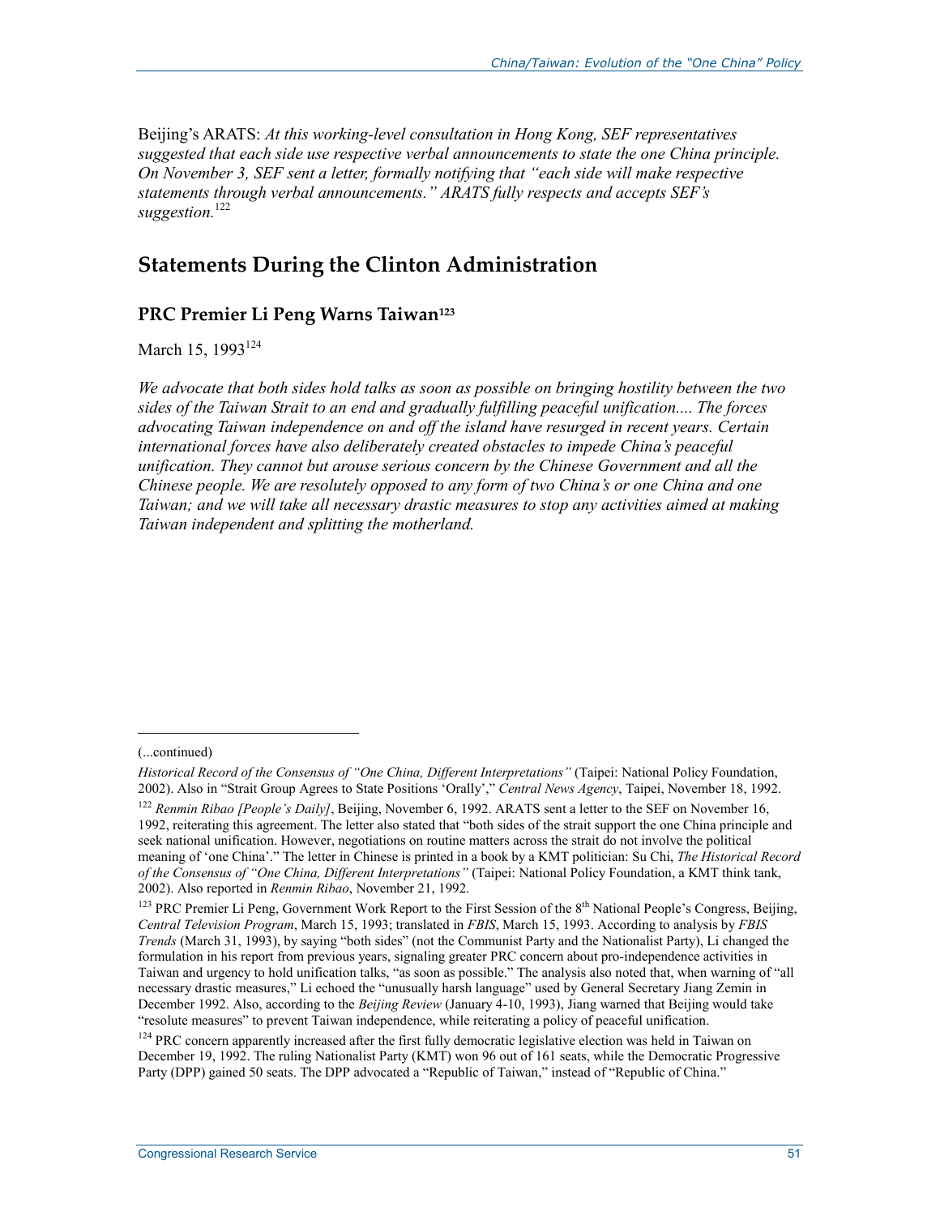Beijing's ARATS: *At this working-level consultation in Hong Kong, SEF representatives suggested that each side use respective verbal announcements to state the one China principle. On November 3, SEF sent a letter, formally notifying that "each side will make respective statements through verbal announcements." ARATS fully respects and accepts SEF's suggestion.*[122]

## Statements During the Clinton Administration

### PRC Premier Li Peng Warns Taiwan[123]

March 15, 1993[124]

*We advocate that both sides hold talks as soon as possible on bringing hostility between the two sides of the Taiwan Strait to an end and gradually fulfilling peaceful unification.... The forces advocating Taiwan independence on and off the island have resurged in recent years. Certain international forces have also deliberately created obstacles to impede China's peaceful unification. They cannot but arouse serious concern by the Chinese Government and all the Chinese people. We are resolutely opposed to any form of two China's or one China and one Taiwan; and we will take all necessary drastic measures to stop any activities aimed at making Taiwan independent and splitting the motherland.*

---

(...continued)

*Historical Record of the Consensus of "One China, Different Interpretations"* (Taipei: National Policy Foundation, 2002). Also in "Strait Group Agrees to State Positions 'Orally'," *Central News Agency*, Taipei, November 18, 1992.

[122] *Renmin Ribao [People's Daily]*, Beijing, November 6, 1992. ARATS sent a letter to the SEF on November 16, 1992, reiterating this agreement. The letter also stated that "both sides of the strait support the one China principle and seek national unification. However, negotiations on routine matters across the strait do not involve the political meaning of 'one China'." The letter in Chinese is printed in a book by a KMT politician: Su Chi, *The Historical Record of the Consensus of "One China, Different Interpretations"* (Taipei: National Policy Foundation, a KMT think tank, 2002). Also reported in *Renmin Ribao*, November 21, 1992.

[123] PRC Premier Li Peng, Government Work Report to the First Session of the 8th National People's Congress, Beijing, *Central Television Program*, March 15, 1993; translated in *FBIS*, March 15, 1993. According to analysis by *FBIS Trends* (March 31, 1993), by saying "both sides" (not the Communist Party and the Nationalist Party), Li changed the formulation in his report from previous years, signaling greater PRC concern about pro-independence activities in Taiwan and urgency to hold unification talks, "as soon as possible." The analysis also noted that, when warning of "all necessary drastic measures," Li echoed the "unusually harsh language" used by General Secretary Jiang Zemin in December 1992. Also, according to the *Beijing Review* (January 4-10, 1993), Jiang warned that Beijing would take "resolute measures" to prevent Taiwan independence, while reiterating a policy of peaceful unification.

[124] PRC concern apparently increased after the first fully democratic legislative election was held in Taiwan on December 19, 1992. The ruling Nationalist Party (KMT) won 96 out of 161 seats, while the Democratic Progressive Party (DPP) gained 50 seats. The DPP advocated a "Republic of Taiwan," instead of "Republic of China."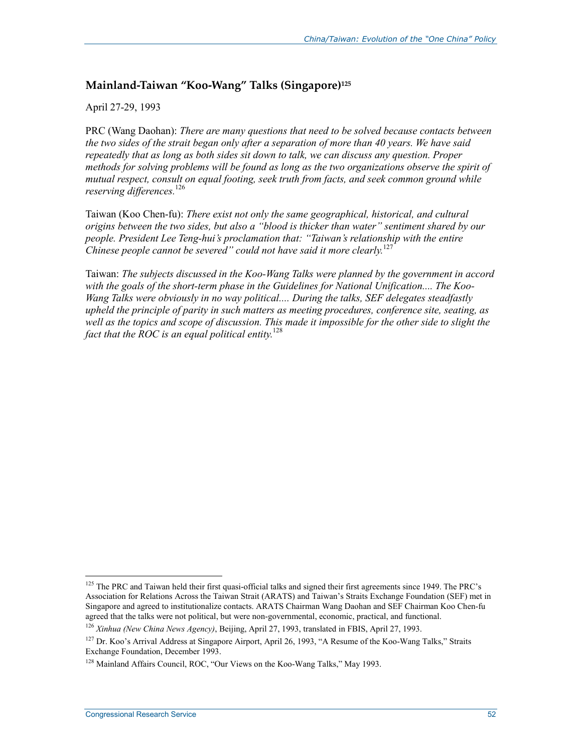## Mainland-Taiwan "Koo-Wang" Talks (Singapore)[125]

April 27-29, 1993

PRC (Wang Daohan): *There are many questions that need to be solved because contacts between the two sides of the strait began only after a separation of more than 40 years. We have said repeatedly that as long as both sides sit down to talk, we can discuss any question. Proper methods for solving problems will be found as long as the two organizations observe the spirit of mutual respect, consult on equal footing, seek truth from facts, and seek common ground while reserving differences.*[126]

Taiwan (Koo Chen-fu): *There exist not only the same geographical, historical, and cultural origins between the two sides, but also a "blood is thicker than water" sentiment shared by our people. President Lee Teng-hui's proclamation that: "Taiwan's relationship with the entire Chinese people cannot be severed" could not have said it more clearly.*[127]

Taiwan: *The subjects discussed in the Koo-Wang Talks were planned by the government in accord with the goals of the short-term phase in the Guidelines for National Unification.... The Koo-Wang Talks were obviously in no way political.... During the talks, SEF delegates steadfastly upheld the principle of parity in such matters as meeting procedures, conference site, seating, as well as the topics and scope of discussion. This made it impossible for the other side to slight the fact that the ROC is an equal political entity.*[128]

---

[125] The PRC and Taiwan held their first quasi-official talks and signed their first agreements since 1949. The PRC's Association for Relations Across the Taiwan Strait (ARATS) and Taiwan's Straits Exchange Foundation (SEF) met in Singapore and agreed to institutionalize contacts. ARATS Chairman Wang Daohan and SEF Chairman Koo Chen-fu agreed that the talks were not political, but were non-governmental, economic, practical, and functional.

[126] *Xinhua (New China News Agency)*, Beijing, April 27, 1993, translated in FBIS, April 27, 1993.

[127] Dr. Koo's Arrival Address at Singapore Airport, April 26, 1993, "A Resume of the Koo-Wang Talks," Straits Exchange Foundation, December 1993.

[128] Mainland Affairs Council, ROC, "Our Views on the Koo-Wang Talks," May 1993.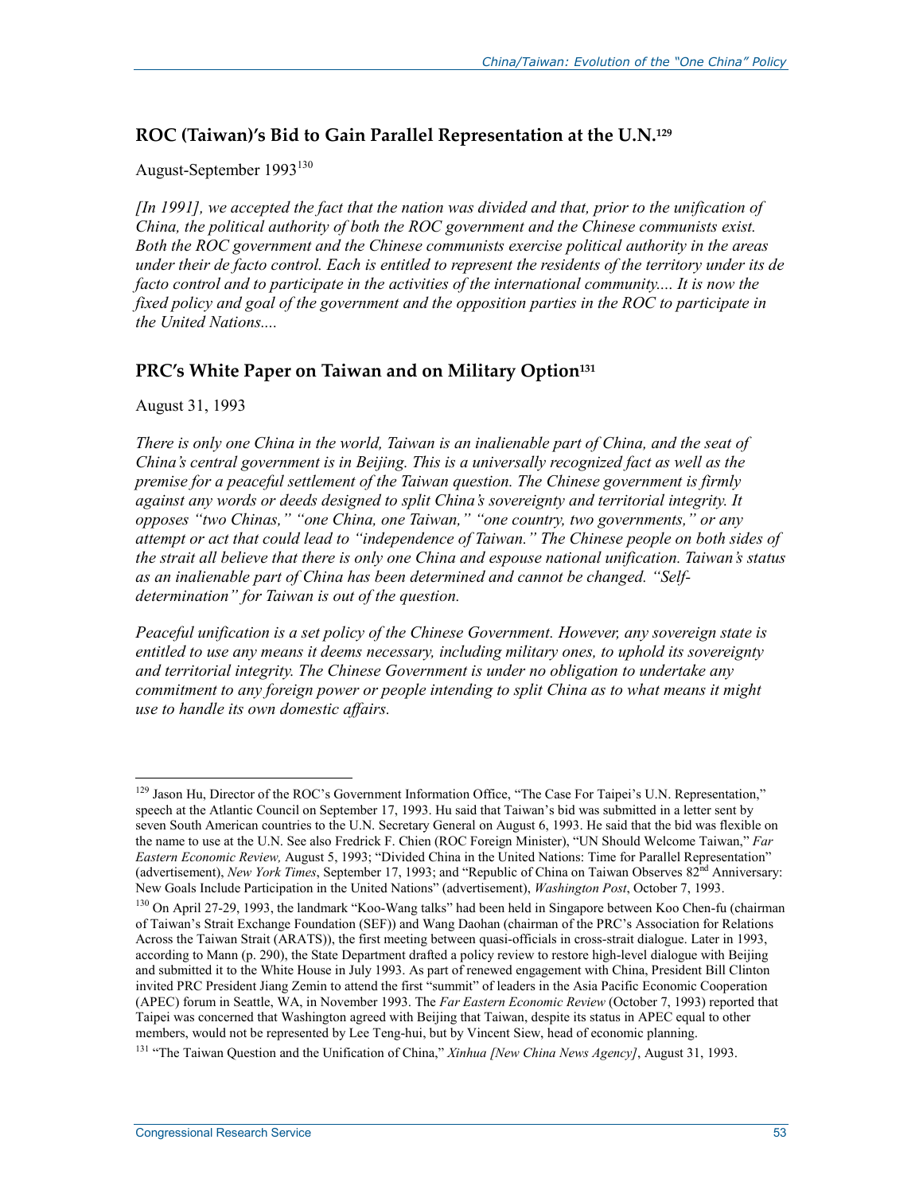## ROC (Taiwan)'s Bid to Gain Parallel Representation at the U.N.[129]

August-September 1993[130]

*[In 1991], we accepted the fact that the nation was divided and that, prior to the unification of China, the political authority of both the ROC government and the Chinese communists exist. Both the ROC government and the Chinese communists exercise political authority in the areas under their de facto control. Each is entitled to represent the residents of the territory under its de facto control and to participate in the activities of the international community.... It is now the fixed policy and goal of the government and the opposition parties in the ROC to participate in the United Nations....*

## PRC's White Paper on Taiwan and on Military Option[131]

August 31, 1993

*There is only one China in the world, Taiwan is an inalienable part of China, and the seat of China's central government is in Beijing. This is a universally recognized fact as well as the premise for a peaceful settlement of the Taiwan question. The Chinese government is firmly against any words or deeds designed to split China's sovereignty and territorial integrity. It opposes "two Chinas," "one China, one Taiwan," "one country, two governments," or any attempt or act that could lead to "independence of Taiwan." The Chinese people on both sides of the strait all believe that there is only one China and espouse national unification. Taiwan's status as an inalienable part of China has been determined and cannot be changed. "Self-determination" for Taiwan is out of the question.*

*Peaceful unification is a set policy of the Chinese Government. However, any sovereign state is entitled to use any means it deems necessary, including military ones, to uphold its sovereignty and territorial integrity. The Chinese Government is under no obligation to undertake any commitment to any foreign power or people intending to split China as to what means it might use to handle its own domestic affairs.*

---

[129] Jason Hu, Director of the ROC's Government Information Office, "The Case For Taipei's U.N. Representation," speech at the Atlantic Council on September 17, 1993. Hu said that Taiwan's bid was submitted in a letter sent by seven South American countries to the U.N. Secretary General on August 6, 1993. He said that the bid was flexible on the name to use at the U.N. See also Fredrick F. Chien (ROC Foreign Minister), "UN Should Welcome Taiwan," *Far Eastern Economic Review,* August 5, 1993; "Divided China in the United Nations: Time for Parallel Representation" (advertisement), *New York Times*, September 17, 1993; and "Republic of China on Taiwan Observes 82nd Anniversary: New Goals Include Participation in the United Nations" (advertisement), *Washington Post*, October 7, 1993.

[130] On April 27-29, 1993, the landmark "Koo-Wang talks" had been held in Singapore between Koo Chen-fu (chairman of Taiwan's Strait Exchange Foundation (SEF)) and Wang Daohan (chairman of the PRC's Association for Relations Across the Taiwan Strait (ARATS)), the first meeting between quasi-officials in cross-strait dialogue. Later in 1993, according to Mann (p. 290), the State Department drafted a policy review to restore high-level dialogue with Beijing and submitted it to the White House in July 1993. As part of renewed engagement with China, President Bill Clinton invited PRC President Jiang Zemin to attend the first "summit" of leaders in the Asia Pacific Economic Cooperation (APEC) forum in Seattle, WA, in November 1993. The *Far Eastern Economic Review* (October 7, 1993) reported that Taipei was concerned that Washington agreed with Beijing that Taiwan, despite its status in APEC equal to other members, would not be represented by Lee Teng-hui, but by Vincent Siew, head of economic planning.

[131] "The Taiwan Question and the Unification of China," *Xinhua [New China News Agency]*, August 31, 1993.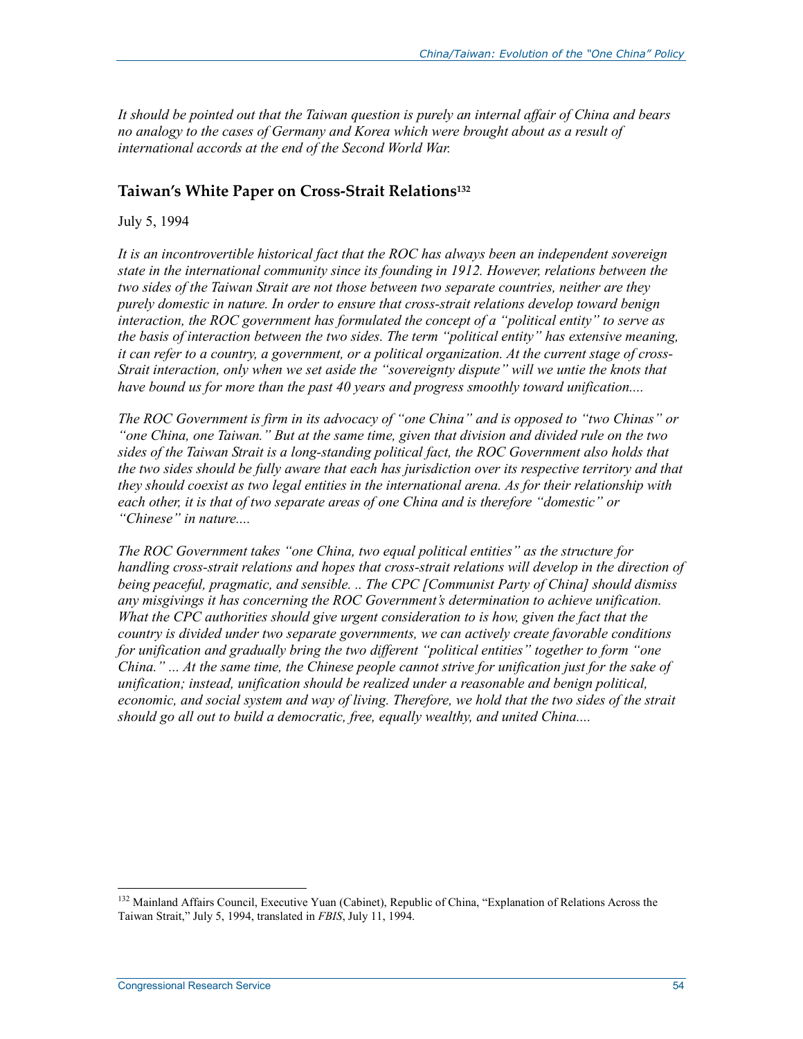*It should be pointed out that the Taiwan question is purely an internal affair of China and bears no analogy to the cases of Germany and Korea which were brought about as a result of international accords at the end of the Second World War.*

## Taiwan's White Paper on Cross-Strait Relations[132]

July 5, 1994

*It is an incontrovertible historical fact that the ROC has always been an independent sovereign state in the international community since its founding in 1912. However, relations between the two sides of the Taiwan Strait are not those between two separate countries, neither are they purely domestic in nature. In order to ensure that cross-strait relations develop toward benign interaction, the ROC government has formulated the concept of a "political entity" to serve as the basis of interaction between the two sides. The term "political entity" has extensive meaning, it can refer to a country, a government, or a political organization. At the current stage of cross-Strait interaction, only when we set aside the "sovereignty dispute" will we untie the knots that have bound us for more than the past 40 years and progress smoothly toward unification....*

*The ROC Government is firm in its advocacy of "one China" and is opposed to "two Chinas" or "one China, one Taiwan." But at the same time, given that division and divided rule on the two sides of the Taiwan Strait is a long-standing political fact, the ROC Government also holds that the two sides should be fully aware that each has jurisdiction over its respective territory and that they should coexist as two legal entities in the international arena. As for their relationship with each other, it is that of two separate areas of one China and is therefore "domestic" or "Chinese" in nature....*

*The ROC Government takes "one China, two equal political entities" as the structure for handling cross-strait relations and hopes that cross-strait relations will develop in the direction of being peaceful, pragmatic, and sensible. .. The CPC [Communist Party of China] should dismiss any misgivings it has concerning the ROC Government's determination to achieve unification. What the CPC authorities should give urgent consideration to is how, given the fact that the country is divided under two separate governments, we can actively create favorable conditions for unification and gradually bring the two different "political entities" together to form "one China." ... At the same time, the Chinese people cannot strive for unification just for the sake of unification; instead, unification should be realized under a reasonable and benign political, economic, and social system and way of living. Therefore, we hold that the two sides of the strait should go all out to build a democratic, free, equally wealthy, and united China....*

---

[132] Mainland Affairs Council, Executive Yuan (Cabinet), Republic of China, "Explanation of Relations Across the Taiwan Strait," July 5, 1994, translated in *FBIS*, July 11, 1994.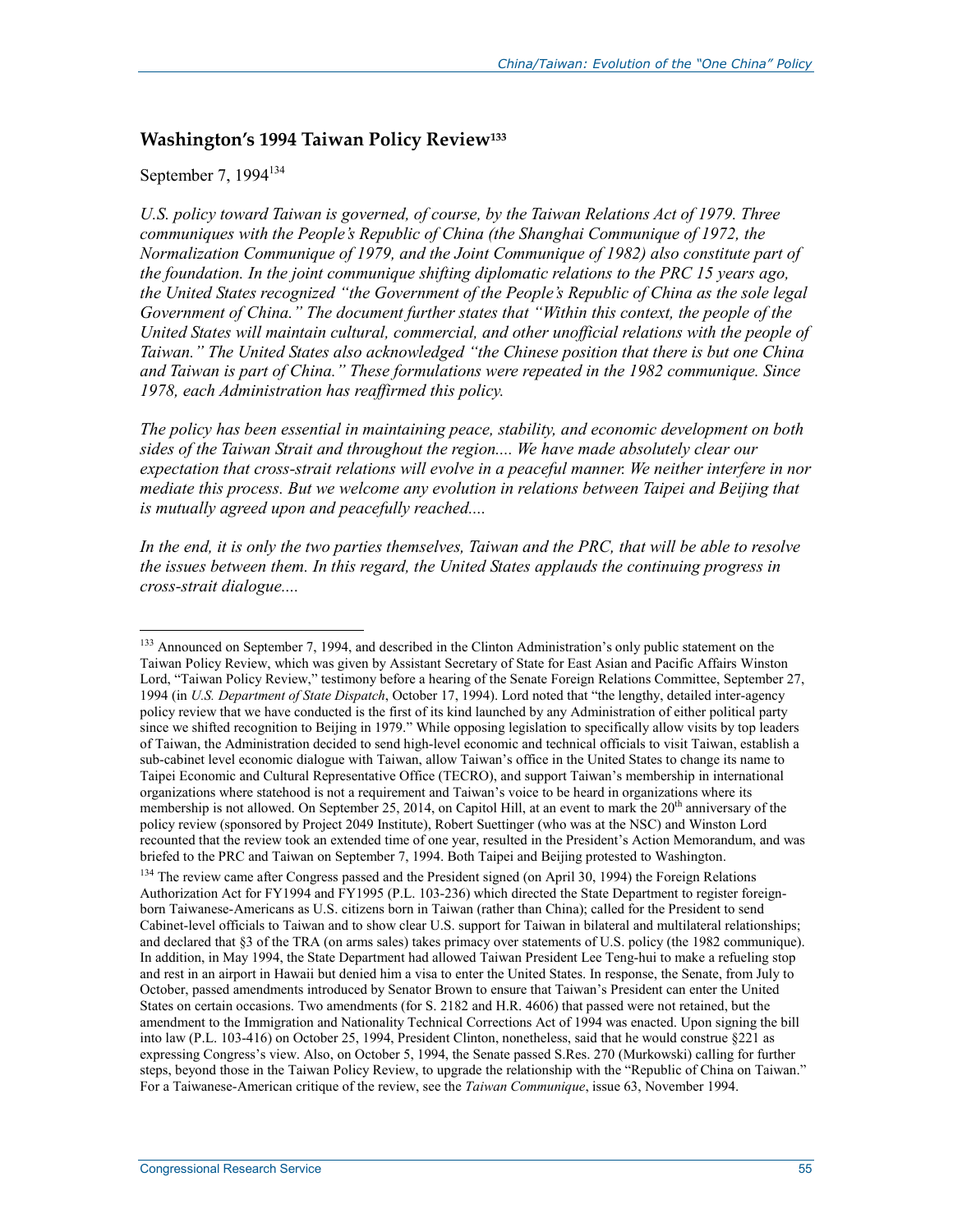## Washington's 1994 Taiwan Policy Review[133]

September 7, 1994[134]

*U.S. policy toward Taiwan is governed, of course, by the Taiwan Relations Act of 1979. Three communiques with the People's Republic of China (the Shanghai Communique of 1972, the Normalization Communique of 1979, and the Joint Communique of 1982) also constitute part of the foundation. In the joint communique shifting diplomatic relations to the PRC 15 years ago, the United States recognized "the Government of the People's Republic of China as the sole legal Government of China." The document further states that "Within this context, the people of the United States will maintain cultural, commercial, and other unofficial relations with the people of Taiwan." The United States also acknowledged "the Chinese position that there is but one China and Taiwan is part of China." These formulations were repeated in the 1982 communique. Since 1978, each Administration has reaffirmed this policy.*

*The policy has been essential in maintaining peace, stability, and economic development on both sides of the Taiwan Strait and throughout the region.... We have made absolutely clear our expectation that cross-strait relations will evolve in a peaceful manner. We neither interfere in nor mediate this process. But we welcome any evolution in relations between Taipei and Beijing that is mutually agreed upon and peacefully reached....*

*In the end, it is only the two parties themselves, Taiwan and the PRC, that will be able to resolve the issues between them. In this regard, the United States applauds the continuing progress in cross-strait dialogue....*

---

[133] Announced on September 7, 1994, and described in the Clinton Administration's only public statement on the Taiwan Policy Review, which was given by Assistant Secretary of State for East Asian and Pacific Affairs Winston Lord, "Taiwan Policy Review," testimony before a hearing of the Senate Foreign Relations Committee, September 27, 1994 (in *U.S. Department of State Dispatch*, October 17, 1994). Lord noted that "the lengthy, detailed inter-agency policy review that we have conducted is the first of its kind launched by any Administration of either political party since we shifted recognition to Beijing in 1979." While opposing legislation to specifically allow visits by top leaders of Taiwan, the Administration decided to send high-level economic and technical officials to visit Taiwan, establish a sub-cabinet level economic dialogue with Taiwan, allow Taiwan's office in the United States to change its name to Taipei Economic and Cultural Representative Office (TECRO), and support Taiwan's membership in international organizations where statehood is not a requirement and Taiwan's voice to be heard in organizations where its membership is not allowed. On September 25, 2014, on Capitol Hill, at an event to mark the 20th anniversary of the policy review (sponsored by Project 2049 Institute), Robert Suettinger (who was at the NSC) and Winston Lord recounted that the review took an extended time of one year, resulted in the President's Action Memorandum, and was briefed to the PRC and Taiwan on September 7, 1994. Both Taipei and Beijing protested to Washington.

[134] The review came after Congress passed and the President signed (on April 30, 1994) the Foreign Relations Authorization Act for FY1994 and FY1995 (P.L. 103-236) which directed the State Department to register foreign-born Taiwanese-Americans as U.S. citizens born in Taiwan (rather than China); called for the President to send Cabinet-level officials to Taiwan and to show clear U.S. support for Taiwan in bilateral and multilateral relationships; and declared that §3 of the TRA (on arms sales) takes primacy over statements of U.S. policy (the 1982 communique). In addition, in May 1994, the State Department had allowed Taiwan President Lee Teng-hui to make a refueling stop and rest in an airport in Hawaii but denied him a visa to enter the United States. In response, the Senate, from July to October, passed amendments introduced by Senator Brown to ensure that Taiwan's President can enter the United States on certain occasions. Two amendments (for S. 2182 and H.R. 4606) that passed were not retained, but the amendment to the Immigration and Nationality Technical Corrections Act of 1994 was enacted. Upon signing the bill into law (P.L. 103-416) on October 25, 1994, President Clinton, nonetheless, said that he would construe §221 as expressing Congress's view. Also, on October 5, 1994, the Senate passed S.Res. 270 (Murkowski) calling for further steps, beyond those in the Taiwan Policy Review, to upgrade the relationship with the "Republic of China on Taiwan." For a Taiwanese-American critique of the review, see the *Taiwan Communique*, issue 63, November 1994.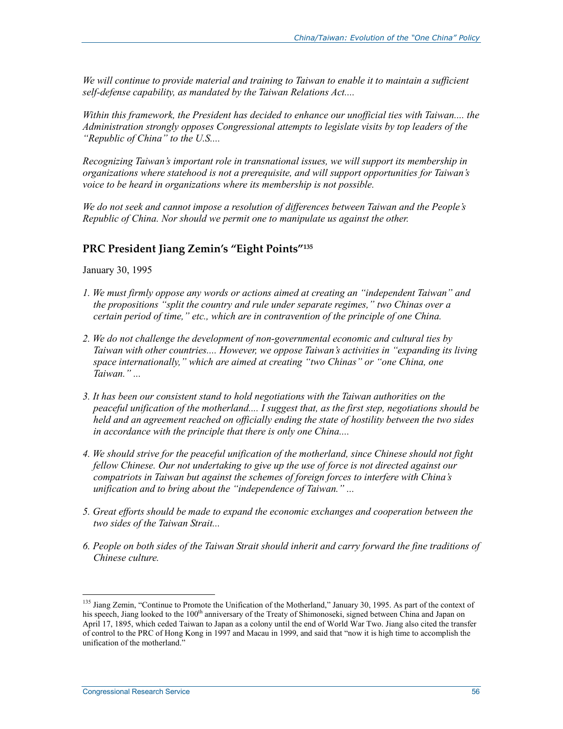*We will continue to provide material and training to Taiwan to enable it to maintain a sufficient self-defense capability, as mandated by the Taiwan Relations Act....*

*Within this framework, the President has decided to enhance our unofficial ties with Taiwan.... the Administration strongly opposes Congressional attempts to legislate visits by top leaders of the "Republic of China" to the U.S....*

*Recognizing Taiwan's important role in transnational issues, we will support its membership in organizations where statehood is not a prerequisite, and will support opportunities for Taiwan's voice to be heard in organizations where its membership is not possible.*

*We do not seek and cannot impose a resolution of differences between Taiwan and the People's Republic of China. Nor should we permit one to manipulate us against the other.*

## PRC President Jiang Zemin's "Eight Points"[135]

January 30, 1995

1. *We must firmly oppose any words or actions aimed at creating an "independent Taiwan" and the propositions "split the country and rule under separate regimes," two Chinas over a certain period of time," etc., which are in contravention of the principle of one China.*

2. *We do not challenge the development of non-governmental economic and cultural ties by Taiwan with other countries.... However, we oppose Taiwan's activities in "expanding its living space internationally," which are aimed at creating "two Chinas" or "one China, one Taiwan." ...*

3. *It has been our consistent stand to hold negotiations with the Taiwan authorities on the peaceful unification of the motherland.... I suggest that, as the first step, negotiations should be held and an agreement reached on officially ending the state of hostility between the two sides in accordance with the principle that there is only one China....*

4. *We should strive for the peaceful unification of the motherland, since Chinese should not fight fellow Chinese. Our not undertaking to give up the use of force is not directed against our compatriots in Taiwan but against the schemes of foreign forces to interfere with China's unification and to bring about the "independence of Taiwan." ...*

5. *Great efforts should be made to expand the economic exchanges and cooperation between the two sides of the Taiwan Strait...*

6. *People on both sides of the Taiwan Strait should inherit and carry forward the fine traditions of Chinese culture.*

---

[135] Jiang Zemin, "Continue to Promote the Unification of the Motherland," January 30, 1995. As part of the context of his speech, Jiang looked to the 100th anniversary of the Treaty of Shimonoseki, signed between China and Japan on April 17, 1895, which ceded Taiwan to Japan as a colony until the end of World War Two. Jiang also cited the transfer of control to the PRC of Hong Kong in 1997 and Macau in 1999, and said that "now it is high time to accomplish the unification of the motherland."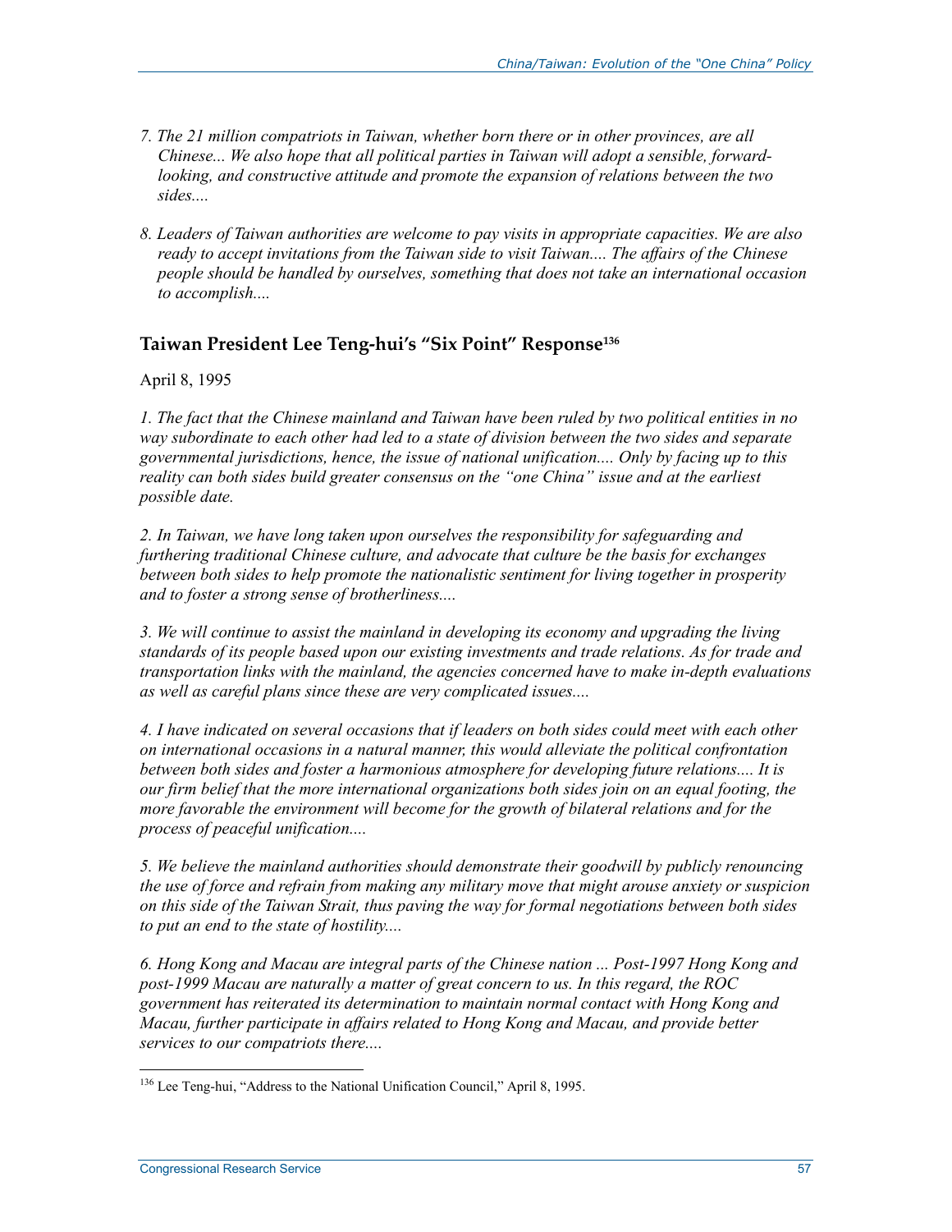*7. The 21 million compatriots in Taiwan, whether born there or in other provinces, are all Chinese... We also hope that all political parties in Taiwan will adopt a sensible, forward-looking, and constructive attitude and promote the expansion of relations between the two sides....*

*8. Leaders of Taiwan authorities are welcome to pay visits in appropriate capacities. We are also ready to accept invitations from the Taiwan side to visit Taiwan.... The affairs of the Chinese people should be handled by ourselves, something that does not take an international occasion to accomplish....*

## Taiwan President Lee Teng-hui's "Six Point" Response[136]

April 8, 1995

*1. The fact that the Chinese mainland and Taiwan have been ruled by two political entities in no way subordinate to each other had led to a state of division between the two sides and separate governmental jurisdictions, hence, the issue of national unification.... Only by facing up to this reality can both sides build greater consensus on the "one China" issue and at the earliest possible date.*

*2. In Taiwan, we have long taken upon ourselves the responsibility for safeguarding and furthering traditional Chinese culture, and advocate that culture be the basis for exchanges between both sides to help promote the nationalistic sentiment for living together in prosperity and to foster a strong sense of brotherliness....*

*3. We will continue to assist the mainland in developing its economy and upgrading the living standards of its people based upon our existing investments and trade relations. As for trade and transportation links with the mainland, the agencies concerned have to make in-depth evaluations as well as careful plans since these are very complicated issues....*

*4. I have indicated on several occasions that if leaders on both sides could meet with each other on international occasions in a natural manner, this would alleviate the political confrontation between both sides and foster a harmonious atmosphere for developing future relations.... It is our firm belief that the more international organizations both sides join on an equal footing, the more favorable the environment will become for the growth of bilateral relations and for the process of peaceful unification....*

*5. We believe the mainland authorities should demonstrate their goodwill by publicly renouncing the use of force and refrain from making any military move that might arouse anxiety or suspicion on this side of the Taiwan Strait, thus paving the way for formal negotiations between both sides to put an end to the state of hostility....*

*6. Hong Kong and Macau are integral parts of the Chinese nation ... Post-1997 Hong Kong and post-1999 Macau are naturally a matter of great concern to us. In this regard, the ROC government has reiterated its determination to maintain normal contact with Hong Kong and Macau, further participate in affairs related to Hong Kong and Macau, and provide better services to our compatriots there....*

[136] Lee Teng-hui, "Address to the National Unification Council," April 8, 1995.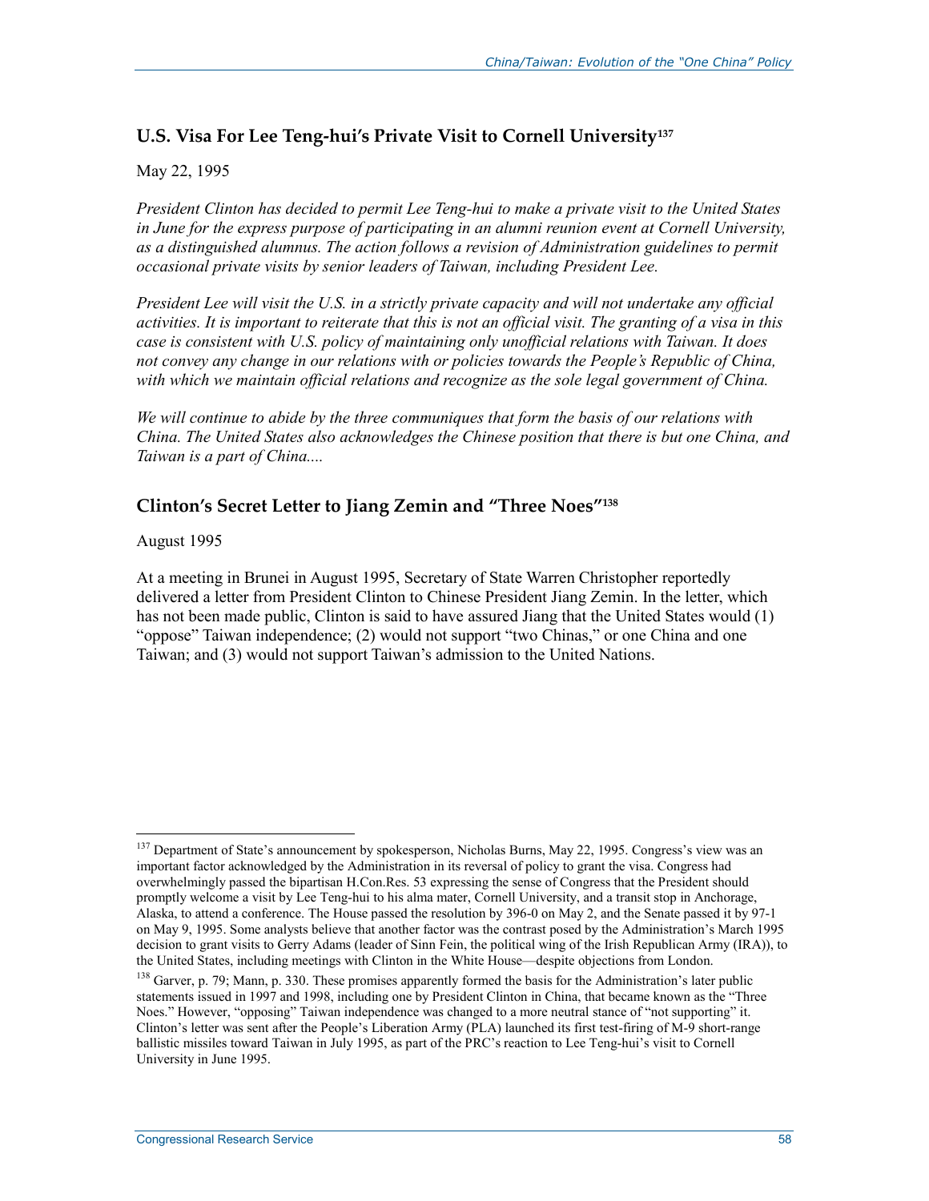## U.S. Visa For Lee Teng-hui's Private Visit to Cornell University[137]

May 22, 1995

*President Clinton has decided to permit Lee Teng-hui to make a private visit to the United States in June for the express purpose of participating in an alumni reunion event at Cornell University, as a distinguished alumnus. The action follows a revision of Administration guidelines to permit occasional private visits by senior leaders of Taiwan, including President Lee.*

*President Lee will visit the U.S. in a strictly private capacity and will not undertake any official activities. It is important to reiterate that this is not an official visit. The granting of a visa in this case is consistent with U.S. policy of maintaining only unofficial relations with Taiwan. It does not convey any change in our relations with or policies towards the People's Republic of China, with which we maintain official relations and recognize as the sole legal government of China.*

*We will continue to abide by the three communiques that form the basis of our relations with China. The United States also acknowledges the Chinese position that there is but one China, and Taiwan is a part of China....*

## Clinton's Secret Letter to Jiang Zemin and "Three Noes"[138]

August 1995

At a meeting in Brunei in August 1995, Secretary of State Warren Christopher reportedly delivered a letter from President Clinton to Chinese President Jiang Zemin. In the letter, which has not been made public, Clinton is said to have assured Jiang that the United States would (1) "oppose" Taiwan independence; (2) would not support "two Chinas," or one China and one Taiwan; and (3) would not support Taiwan's admission to the United Nations.

---

[137] Department of State's announcement by spokesperson, Nicholas Burns, May 22, 1995. Congress's view was an important factor acknowledged by the Administration in its reversal of policy to grant the visa. Congress had overwhelmingly passed the bipartisan H.Con.Res. 53 expressing the sense of Congress that the President should promptly welcome a visit by Lee Teng-hui to his alma mater, Cornell University, and a transit stop in Anchorage, Alaska, to attend a conference. The House passed the resolution by 396-0 on May 2, and the Senate passed it by 97-1 on May 9, 1995. Some analysts believe that another factor was the contrast posed by the Administration's March 1995 decision to grant visits to Gerry Adams (leader of Sinn Fein, the political wing of the Irish Republican Army (IRA)), to the United States, including meetings with Clinton in the White House—despite objections from London.

[138] Garver, p. 79; Mann, p. 330. These promises apparently formed the basis for the Administration's later public statements issued in 1997 and 1998, including one by President Clinton in China, that became known as the "Three Noes." However, "opposing" Taiwan independence was changed to a more neutral stance of "not supporting" it. Clinton's letter was sent after the People's Liberation Army (PLA) launched its first test-firing of M-9 short-range ballistic missiles toward Taiwan in July 1995, as part of the PRC's reaction to Lee Teng-hui's visit to Cornell University in June 1995.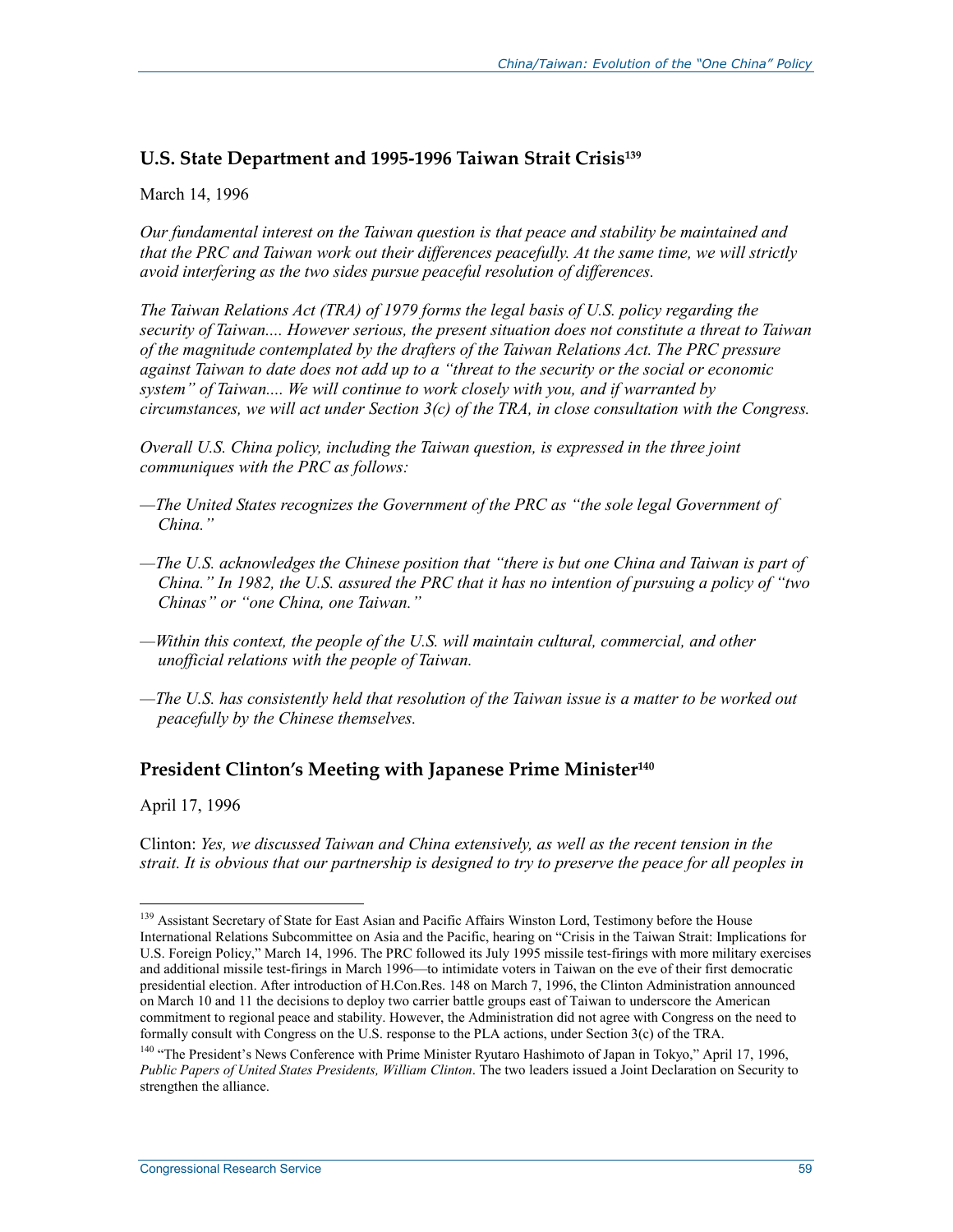## U.S. State Department and 1995-1996 Taiwan Strait Crisis[139]

March 14, 1996

*Our fundamental interest on the Taiwan question is that peace and stability be maintained and that the PRC and Taiwan work out their differences peacefully. At the same time, we will strictly avoid interfering as the two sides pursue peaceful resolution of differences.*

*The Taiwan Relations Act (TRA) of 1979 forms the legal basis of U.S. policy regarding the security of Taiwan.... However serious, the present situation does not constitute a threat to Taiwan of the magnitude contemplated by the drafters of the Taiwan Relations Act. The PRC pressure against Taiwan to date does not add up to a "threat to the security or the social or economic system" of Taiwan.... We will continue to work closely with you, and if warranted by circumstances, we will act under Section 3(c) of the TRA, in close consultation with the Congress.*

*Overall U.S. China policy, including the Taiwan question, is expressed in the three joint communiques with the PRC as follows:*

—*The United States recognizes the Government of the PRC as "the sole legal Government of China."*

—*The U.S. acknowledges the Chinese position that "there is but one China and Taiwan is part of China." In 1982, the U.S. assured the PRC that it has no intention of pursuing a policy of "two Chinas" or "one China, one Taiwan."*

—*Within this context, the people of the U.S. will maintain cultural, commercial, and other unofficial relations with the people of Taiwan.*

—*The U.S. has consistently held that resolution of the Taiwan issue is a matter to be worked out peacefully by the Chinese themselves.*

## President Clinton's Meeting with Japanese Prime Minister[140]

April 17, 1996

Clinton: *Yes, we discussed Taiwan and China extensively, as well as the recent tension in the strait. It is obvious that our partnership is designed to try to preserve the peace for all peoples in*

---

[139] Assistant Secretary of State for East Asian and Pacific Affairs Winston Lord, Testimony before the House International Relations Subcommittee on Asia and the Pacific, hearing on "Crisis in the Taiwan Strait: Implications for U.S. Foreign Policy," March 14, 1996. The PRC followed its July 1995 missile test-firings with more military exercises and additional missile test-firings in March 1996—to intimidate voters in Taiwan on the eve of their first democratic presidential election. After introduction of H.Con.Res. 148 on March 7, 1996, the Clinton Administration announced on March 10 and 11 the decisions to deploy two carrier battle groups east of Taiwan to underscore the American commitment to regional peace and stability. However, the Administration did not agree with Congress on the need to formally consult with Congress on the U.S. response to the PLA actions, under Section 3(c) of the TRA.

[140] "The President's News Conference with Prime Minister Ryutaro Hashimoto of Japan in Tokyo," April 17, 1996, *Public Papers of United States Presidents, William Clinton*. The two leaders issued a Joint Declaration on Security to strengthen the alliance.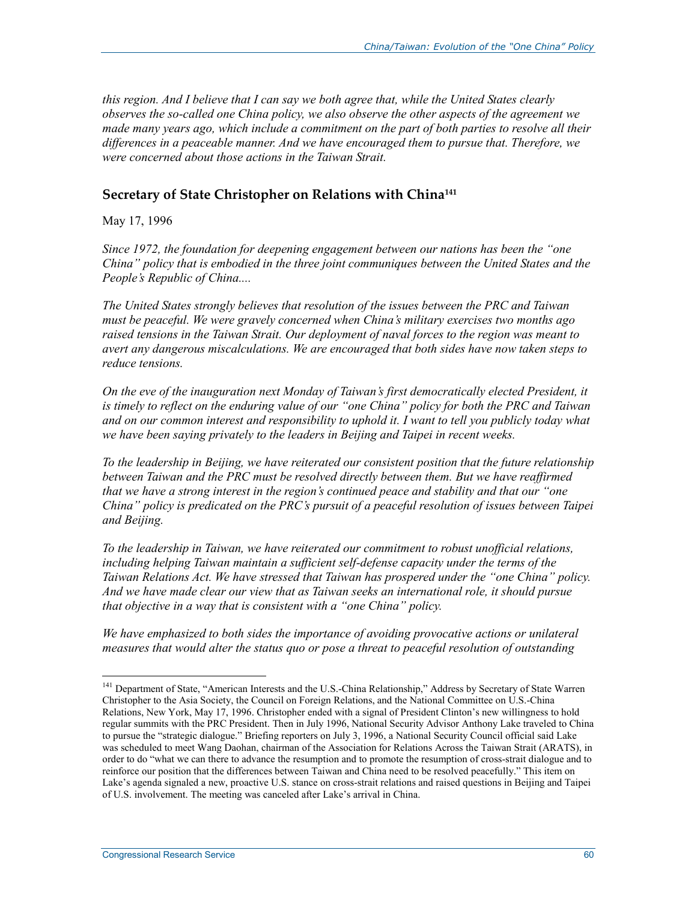*this region. And I believe that I can say we both agree that, while the United States clearly observes the so-called one China policy, we also observe the other aspects of the agreement we made many years ago, which include a commitment on the part of both parties to resolve all their differences in a peaceable manner. And we have encouraged them to pursue that. Therefore, we were concerned about those actions in the Taiwan Strait.*

### Secretary of State Christopher on Relations with China[141]

May 17, 1996

*Since 1972, the foundation for deepening engagement between our nations has been the "one China" policy that is embodied in the three joint communiques between the United States and the People's Republic of China....*

*The United States strongly believes that resolution of the issues between the PRC and Taiwan must be peaceful. We were gravely concerned when China's military exercises two months ago raised tensions in the Taiwan Strait. Our deployment of naval forces to the region was meant to avert any dangerous miscalculations. We are encouraged that both sides have now taken steps to reduce tensions.*

*On the eve of the inauguration next Monday of Taiwan's first democratically elected President, it is timely to reflect on the enduring value of our "one China" policy for both the PRC and Taiwan and on our common interest and responsibility to uphold it. I want to tell you publicly today what we have been saying privately to the leaders in Beijing and Taipei in recent weeks.*

*To the leadership in Beijing, we have reiterated our consistent position that the future relationship between Taiwan and the PRC must be resolved directly between them. But we have reaffirmed that we have a strong interest in the region's continued peace and stability and that our "one China" policy is predicated on the PRC's pursuit of a peaceful resolution of issues between Taipei and Beijing.*

*To the leadership in Taiwan, we have reiterated our commitment to robust unofficial relations, including helping Taiwan maintain a sufficient self-defense capacity under the terms of the Taiwan Relations Act. We have stressed that Taiwan has prospered under the "one China" policy. And we have made clear our view that as Taiwan seeks an international role, it should pursue that objective in a way that is consistent with a "one China" policy.*

*We have emphasized to both sides the importance of avoiding provocative actions or unilateral measures that would alter the status quo or pose a threat to peaceful resolution of outstanding*

---

[141] Department of State, "American Interests and the U.S.-China Relationship," Address by Secretary of State Warren Christopher to the Asia Society, the Council on Foreign Relations, and the National Committee on U.S.-China Relations, New York, May 17, 1996. Christopher ended with a signal of President Clinton's new willingness to hold regular summits with the PRC President. Then in July 1996, National Security Advisor Anthony Lake traveled to China to pursue the "strategic dialogue." Briefing reporters on July 3, 1996, a National Security Council official said Lake was scheduled to meet Wang Daohan, chairman of the Association for Relations Across the Taiwan Strait (ARATS), in order to do "what we can there to advance the resumption and to promote the resumption of cross-strait dialogue and to reinforce our position that the differences between Taiwan and China need to be resolved peacefully." This item on Lake's agenda signaled a new, proactive U.S. stance on cross-strait relations and raised questions in Beijing and Taipei of U.S. involvement. The meeting was canceled after Lake's arrival in China.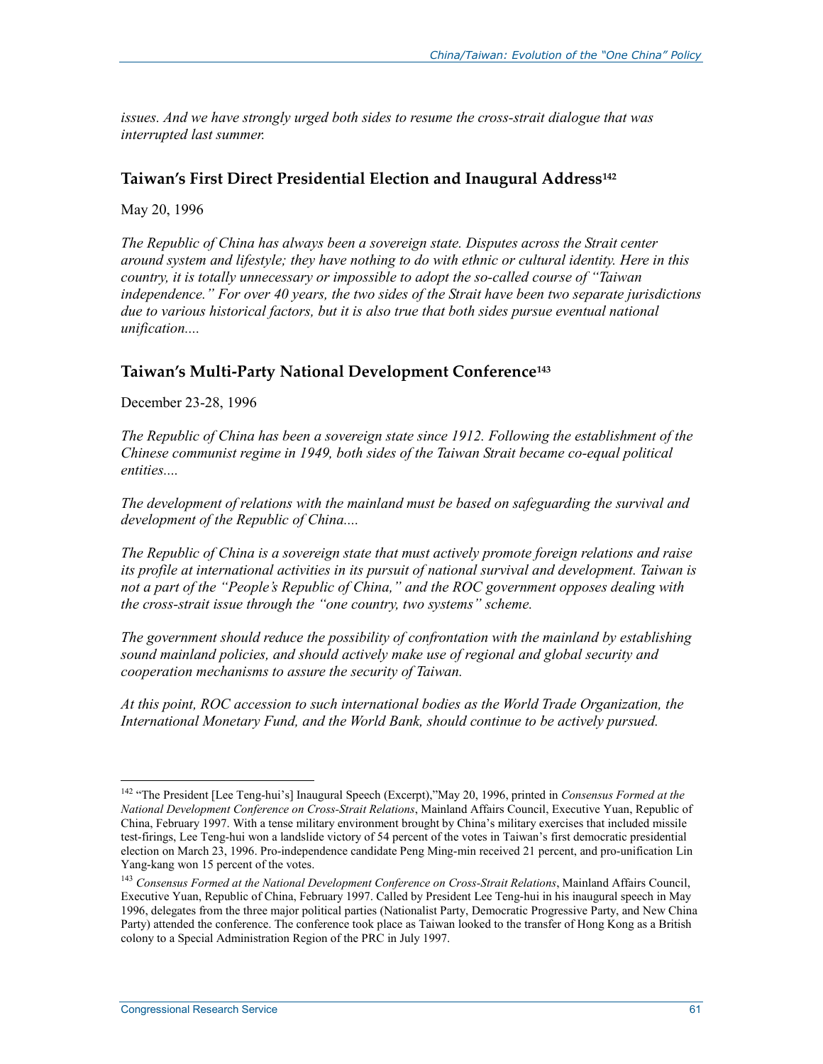*issues. And we have strongly urged both sides to resume the cross-strait dialogue that was interrupted last summer.*

## Taiwan's First Direct Presidential Election and Inaugural Address[142]

May 20, 1996

*The Republic of China has always been a sovereign state. Disputes across the Strait center around system and lifestyle; they have nothing to do with ethnic or cultural identity. Here in this country, it is totally unnecessary or impossible to adopt the so-called course of "Taiwan independence." For over 40 years, the two sides of the Strait have been two separate jurisdictions due to various historical factors, but it is also true that both sides pursue eventual national unification....*

## Taiwan's Multi-Party National Development Conference[143]

December 23-28, 1996

*The Republic of China has been a sovereign state since 1912. Following the establishment of the Chinese communist regime in 1949, both sides of the Taiwan Strait became co-equal political entities....*

*The development of relations with the mainland must be based on safeguarding the survival and development of the Republic of China....*

*The Republic of China is a sovereign state that must actively promote foreign relations and raise its profile at international activities in its pursuit of national survival and development. Taiwan is not a part of the "People's Republic of China," and the ROC government opposes dealing with the cross-strait issue through the "one country, two systems" scheme.*

*The government should reduce the possibility of confrontation with the mainland by establishing sound mainland policies, and should actively make use of regional and global security and cooperation mechanisms to assure the security of Taiwan.*

*At this point, ROC accession to such international bodies as the World Trade Organization, the International Monetary Fund, and the World Bank, should continue to be actively pursued.*

---

[142] "The President [Lee Teng-hui's] Inaugural Speech (Excerpt),"May 20, 1996, printed in *Consensus Formed at the National Development Conference on Cross-Strait Relations*, Mainland Affairs Council, Executive Yuan, Republic of China, February 1997. With a tense military environment brought by China's military exercises that included missile test-firings, Lee Teng-hui won a landslide victory of 54 percent of the votes in Taiwan's first democratic presidential election on March 23, 1996. Pro-independence candidate Peng Ming-min received 21 percent, and pro-unification Lin Yang-kang won 15 percent of the votes.

[143] *Consensus Formed at the National Development Conference on Cross-Strait Relations*, Mainland Affairs Council, Executive Yuan, Republic of China, February 1997. Called by President Lee Teng-hui in his inaugural speech in May 1996, delegates from the three major political parties (Nationalist Party, Democratic Progressive Party, and New China Party) attended the conference. The conference took place as Taiwan looked to the transfer of Hong Kong as a British colony to a Special Administration Region of the PRC in July 1997.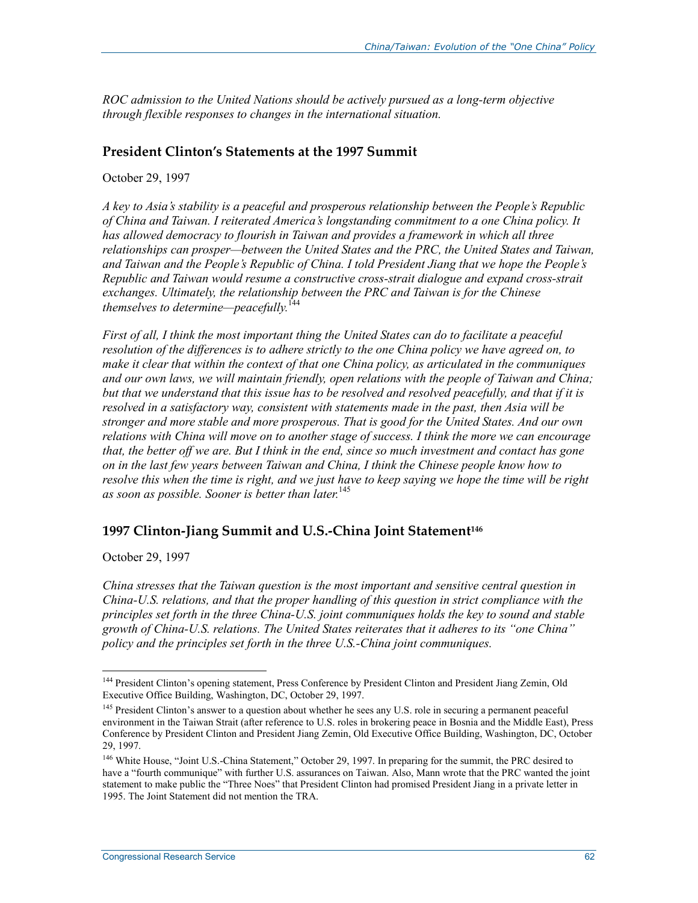*ROC admission to the United Nations should be actively pursued as a long-term objective through flexible responses to changes in the international situation.*

## President Clinton's Statements at the 1997 Summit

October 29, 1997

*A key to Asia's stability is a peaceful and prosperous relationship between the People's Republic of China and Taiwan. I reiterated America's longstanding commitment to a one China policy. It has allowed democracy to flourish in Taiwan and provides a framework in which all three relationships can prosper—between the United States and the PRC, the United States and Taiwan, and Taiwan and the People's Republic of China. I told President Jiang that we hope the People's Republic and Taiwan would resume a constructive cross-strait dialogue and expand cross-strait exchanges. Ultimately, the relationship between the PRC and Taiwan is for the Chinese themselves to determine—peacefully.*[144]

*First of all, I think the most important thing the United States can do to facilitate a peaceful resolution of the differences is to adhere strictly to the one China policy we have agreed on, to make it clear that within the context of that one China policy, as articulated in the communiques and our own laws, we will maintain friendly, open relations with the people of Taiwan and China; but that we understand that this issue has to be resolved and resolved peacefully, and that if it is resolved in a satisfactory way, consistent with statements made in the past, then Asia will be stronger and more stable and more prosperous. That is good for the United States. And our own relations with China will move on to another stage of success. I think the more we can encourage that, the better off we are. But I think in the end, since so much investment and contact has gone on in the last few years between Taiwan and China, I think the Chinese people know how to resolve this when the time is right, and we just have to keep saying we hope the time will be right as soon as possible. Sooner is better than later.*[145]

## 1997 Clinton-Jiang Summit and U.S.-China Joint Statement[146]

October 29, 1997

*China stresses that the Taiwan question is the most important and sensitive central question in China-U.S. relations, and that the proper handling of this question in strict compliance with the principles set forth in the three China-U.S. joint communiques holds the key to sound and stable growth of China-U.S. relations. The United States reiterates that it adheres to its "one China" policy and the principles set forth in the three U.S.-China joint communiques.*

---

[144] President Clinton's opening statement, Press Conference by President Clinton and President Jiang Zemin, Old Executive Office Building, Washington, DC, October 29, 1997.

[145] President Clinton's answer to a question about whether he sees any U.S. role in securing a permanent peaceful environment in the Taiwan Strait (after reference to U.S. roles in brokering peace in Bosnia and the Middle East), Press Conference by President Clinton and President Jiang Zemin, Old Executive Office Building, Washington, DC, October 29, 1997.

[146] White House, "Joint U.S.-China Statement," October 29, 1997. In preparing for the summit, the PRC desired to have a "fourth communique" with further U.S. assurances on Taiwan. Also, Mann wrote that the PRC wanted the joint statement to make public the "Three Noes" that President Clinton had promised President Jiang in a private letter in 1995. The Joint Statement did not mention the TRA.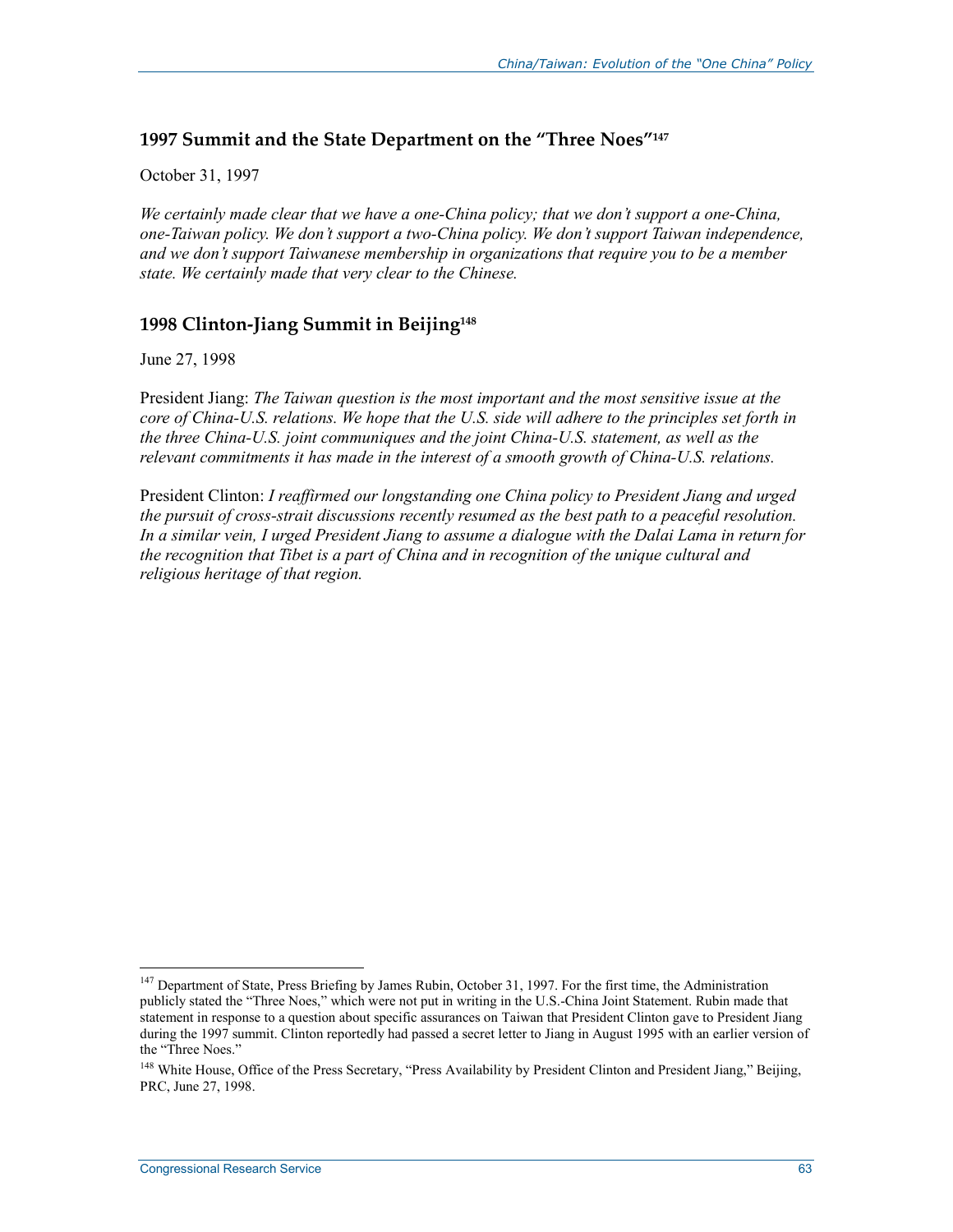## 1997 Summit and the State Department on the "Three Noes"[147]

October 31, 1997

*We certainly made clear that we have a one-China policy; that we don't support a one-China, one-Taiwan policy. We don't support a two-China policy. We don't support Taiwan independence, and we don't support Taiwanese membership in organizations that require you to be a member state. We certainly made that very clear to the Chinese.*

## 1998 Clinton-Jiang Summit in Beijing[148]

June 27, 1998

President Jiang: *The Taiwan question is the most important and the most sensitive issue at the core of China-U.S. relations. We hope that the U.S. side will adhere to the principles set forth in the three China-U.S. joint communiques and the joint China-U.S. statement, as well as the relevant commitments it has made in the interest of a smooth growth of China-U.S. relations.*

President Clinton: *I reaffirmed our longstanding one China policy to President Jiang and urged the pursuit of cross-strait discussions recently resumed as the best path to a peaceful resolution. In a similar vein, I urged President Jiang to assume a dialogue with the Dalai Lama in return for the recognition that Tibet is a part of China and in recognition of the unique cultural and religious heritage of that region.*

---

[147] Department of State, Press Briefing by James Rubin, October 31, 1997. For the first time, the Administration publicly stated the "Three Noes," which were not put in writing in the U.S.-China Joint Statement. Rubin made that statement in response to a question about specific assurances on Taiwan that President Clinton gave to President Jiang during the 1997 summit. Clinton reportedly had passed a secret letter to Jiang in August 1995 with an earlier version of the "Three Noes."

[148] White House, Office of the Press Secretary, "Press Availability by President Clinton and President Jiang," Beijing, PRC, June 27, 1998.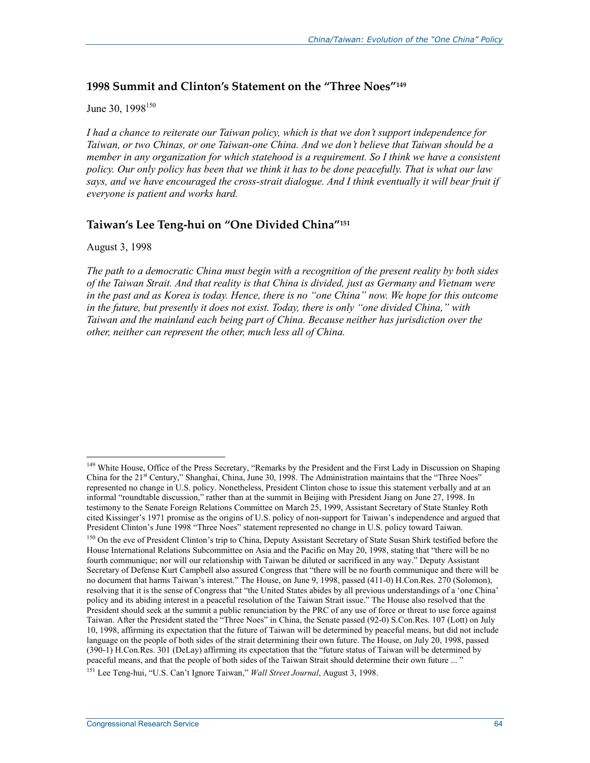## 1998 Summit and Clinton's Statement on the "Three Noes"[149]

June 30, 1998[150]

*I had a chance to reiterate our Taiwan policy, which is that we don't support independence for Taiwan, or two Chinas, or one Taiwan-one China. And we don't believe that Taiwan should be a member in any organization for which statehood is a requirement. So I think we have a consistent policy. Our only policy has been that we think it has to be done peacefully. That is what our law says, and we have encouraged the cross-strait dialogue. And I think eventually it will bear fruit if everyone is patient and works hard.*

## Taiwan's Lee Teng-hui on "One Divided China"[151]

August 3, 1998

*The path to a democratic China must begin with a recognition of the present reality by both sides of the Taiwan Strait. And that reality is that China is divided, just as Germany and Vietnam were in the past and as Korea is today. Hence, there is no "one China" now. We hope for this outcome in the future, but presently it does not exist. Today, there is only "one divided China," with Taiwan and the mainland each being part of China. Because neither has jurisdiction over the other, neither can represent the other, much less all of China.*

---

[149] White House, Office of the Press Secretary, "Remarks by the President and the First Lady in Discussion on Shaping China for the 21st Century," Shanghai, China, June 30, 1998. The Administration maintains that the "Three Noes" represented no change in U.S. policy. Nonetheless, President Clinton chose to issue this statement verbally and at an informal "roundtable discussion," rather than at the summit in Beijing with President Jiang on June 27, 1998. In testimony to the Senate Foreign Relations Committee on March 25, 1999, Assistant Secretary of State Stanley Roth cited Kissinger's 1971 promise as the origins of U.S. policy of non-support for Taiwan's independence and argued that President Clinton's June 1998 "Three Noes" statement represented no change in U.S. policy toward Taiwan.

[150] On the eve of President Clinton's trip to China, Deputy Assistant Secretary of State Susan Shirk testified before the House International Relations Subcommittee on Asia and the Pacific on May 20, 1998, stating that "there will be no fourth communiqué; nor will our relationship with Taiwan be diluted or sacrificed in any way." Deputy Assistant Secretary of Defense Kurt Campbell also assured Congress that "there will be no fourth communique and there will be no document that harms Taiwan's interest." The House, on June 9, 1998, passed (411-0) H.Con.Res. 270 (Solomon), resolving that it is the sense of Congress that "the United States abides by all previous understandings of a 'one China' policy and its abiding interest in a peaceful resolution of the Taiwan Strait issue." The House also resolved that the President should seek at the summit a public renunciation by the PRC of any use of force or threat to use force against Taiwan. After the President stated the "Three Noes" in China, the Senate passed (92-0) S.Con.Res. 107 (Lott) on July 10, 1998, affirming its expectation that the future of Taiwan will be determined by peaceful means, but did not include language on the people of both sides of the strait determining their own future. The House, on July 20, 1998, passed (390-1) H.Con.Res. 301 (DeLay) affirming its expectation that the "future status of Taiwan will be determined by peaceful means, and that the people of both sides of the Taiwan Strait should determine their own future ... "

[151] Lee Teng-hui, "U.S. Can't Ignore Taiwan," *Wall Street Journal*, August 3, 1998.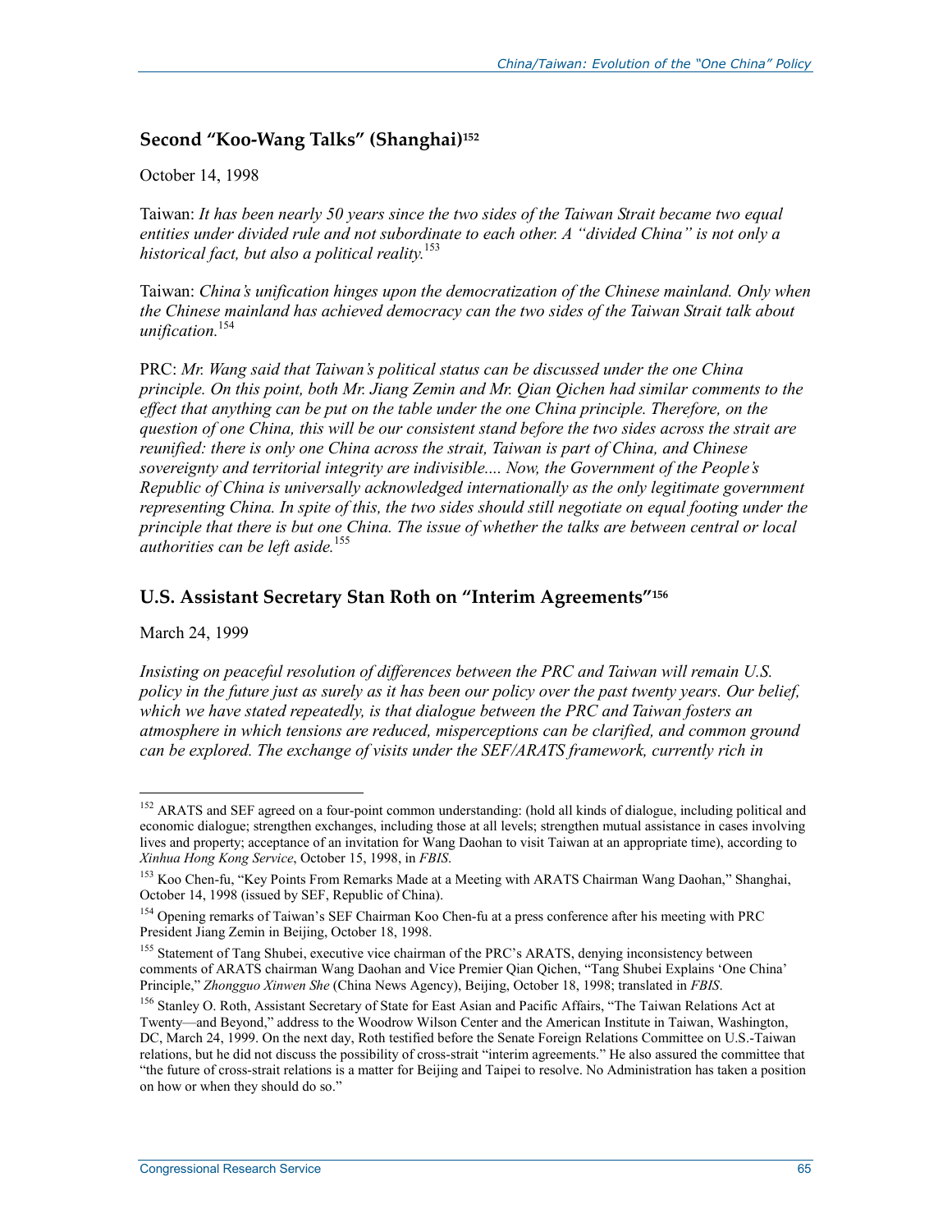## Second "Koo-Wang Talks" (Shanghai)[152]

October 14, 1998

Taiwan: *It has been nearly 50 years since the two sides of the Taiwan Strait became two equal entities under divided rule and not subordinate to each other. A "divided China" is not only a historical fact, but also a political reality.*[153]

Taiwan: *China's unification hinges upon the democratization of the Chinese mainland. Only when the Chinese mainland has achieved democracy can the two sides of the Taiwan Strait talk about unification.*[154]

PRC: *Mr. Wang said that Taiwan's political status can be discussed under the one China principle. On this point, both Mr. Jiang Zemin and Mr. Qian Qichen had similar comments to the effect that anything can be put on the table under the one China principle. Therefore, on the question of one China, this will be our consistent stand before the two sides across the strait are reunified: there is only one China across the strait, Taiwan is part of China, and Chinese sovereignty and territorial integrity are indivisible.... Now, the Government of the People's Republic of China is universally acknowledged internationally as the only legitimate government representing China. In spite of this, the two sides should still negotiate on equal footing under the principle that there is but one China. The issue of whether the talks are between central or local authorities can be left aside.*[155]

## U.S. Assistant Secretary Stan Roth on "Interim Agreements"[156]

March 24, 1999

*Insisting on peaceful resolution of differences between the PRC and Taiwan will remain U.S. policy in the future just as surely as it has been our policy over the past twenty years. Our belief, which we have stated repeatedly, is that dialogue between the PRC and Taiwan fosters an atmosphere in which tensions are reduced, misperceptions can be clarified, and common ground can be explored. The exchange of visits under the SEF/ARATS framework, currently rich in*

---

[152] ARATS and SEF agreed on a four-point common understanding: (hold all kinds of dialogue, including political and economic dialogue; strengthen exchanges, including those at all levels; strengthen mutual assistance in cases involving lives and property; acceptance of an invitation for Wang Daohan to visit Taiwan at an appropriate time), according to *Xinhua Hong Kong Service*, October 15, 1998, in *FBIS*.

[153] Koo Chen-fu, "Key Points From Remarks Made at a Meeting with ARATS Chairman Wang Daohan," Shanghai, October 14, 1998 (issued by SEF, Republic of China).

[154] Opening remarks of Taiwan's SEF Chairman Koo Chen-fu at a press conference after his meeting with PRC President Jiang Zemin in Beijing, October 18, 1998.

[155] Statement of Tang Shubei, executive vice chairman of the PRC's ARATS, denying inconsistency between comments of ARATS chairman Wang Daohan and Vice Premier Qian Qichen, "Tang Shubei Explains 'One China' Principle," *Zhongguo Xinwen She* (China News Agency), Beijing, October 18, 1998; translated in *FBIS*.

[156] Stanley O. Roth, Assistant Secretary of State for East Asian and Pacific Affairs, "The Taiwan Relations Act at Twenty—and Beyond," address to the Woodrow Wilson Center and the American Institute in Taiwan, Washington, DC, March 24, 1999. On the next day, Roth testified before the Senate Foreign Relations Committee on U.S.-Taiwan relations, but he did not discuss the possibility of cross-strait "interim agreements." He also assured the committee that "the future of cross-strait relations is a matter for Beijing and Taipei to resolve. No Administration has taken a position on how or when they should do so."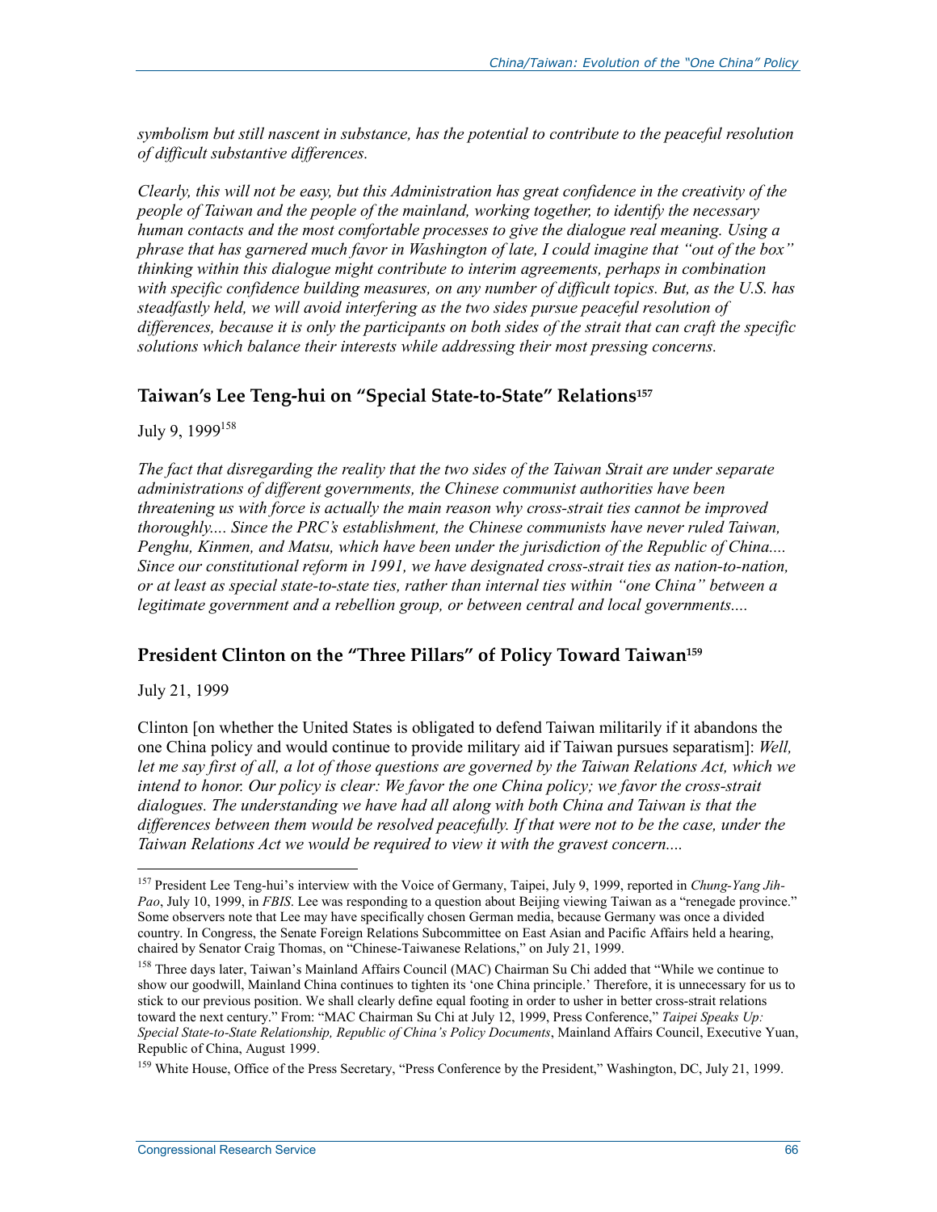*symbolism but still nascent in substance, has the potential to contribute to the peaceful resolution of difficult substantive differences.*

*Clearly, this will not be easy, but this Administration has great confidence in the creativity of the people of Taiwan and the people of the mainland, working together, to identify the necessary human contacts and the most comfortable processes to give the dialogue real meaning. Using a phrase that has garnered much favor in Washington of late, I could imagine that "out of the box" thinking within this dialogue might contribute to interim agreements, perhaps in combination with specific confidence building measures, on any number of difficult topics. But, as the U.S. has steadfastly held, we will avoid interfering as the two sides pursue peaceful resolution of differences, because it is only the participants on both sides of the strait that can craft the specific solutions which balance their interests while addressing their most pressing concerns.*

## Taiwan's Lee Teng-hui on "Special State-to-State" Relations[157]

July 9, 1999[158]

*The fact that disregarding the reality that the two sides of the Taiwan Strait are under separate administrations of different governments, the Chinese communist authorities have been threatening us with force is actually the main reason why cross-strait ties cannot be improved thoroughly.... Since the PRC's establishment, the Chinese communists have never ruled Taiwan, Penghu, Kinmen, and Matsu, which have been under the jurisdiction of the Republic of China.... Since our constitutional reform in 1991, we have designated cross-strait ties as nation-to-nation, or at least as special state-to-state ties, rather than internal ties within "one China" between a legitimate government and a rebellion group, or between central and local governments....*

## President Clinton on the "Three Pillars" of Policy Toward Taiwan[159]

July 21, 1999

Clinton [on whether the United States is obligated to defend Taiwan militarily if it abandons the one China policy and would continue to provide military aid if Taiwan pursues separatism]: *Well, let me say first of all, a lot of those questions are governed by the Taiwan Relations Act, which we intend to honor. Our policy is clear: We favor the one China policy; we favor the cross-strait dialogues. The understanding we have had all along with both China and Taiwan is that the differences between them would be resolved peacefully. If that were not to be the case, under the Taiwan Relations Act we would be required to view it with the gravest concern....*

---

[157] President Lee Teng-hui's interview with the Voice of Germany, Taipei, July 9, 1999, reported in *Chung-Yang Jih-Pao*, July 10, 1999, in *FBIS*. Lee was responding to a question about Beijing viewing Taiwan as a "renegade province." Some observers note that Lee may have specifically chosen German media, because Germany was once a divided country. In Congress, the Senate Foreign Relations Subcommittee on East Asian and Pacific Affairs held a hearing, chaired by Senator Craig Thomas, on "Chinese-Taiwanese Relations," on July 21, 1999.

[158] Three days later, Taiwan's Mainland Affairs Council (MAC) Chairman Su Chi added that "While we continue to show our goodwill, Mainland China continues to tighten its 'one China principle.' Therefore, it is unnecessary for us to stick to our previous position. We shall clearly define equal footing in order to usher in better cross-strait relations toward the next century." From: "MAC Chairman Su Chi at July 12, 1999, Press Conference," *Taipei Speaks Up: Special State-to-State Relationship, Republic of China's Policy Documents*, Mainland Affairs Council, Executive Yuan, Republic of China, August 1999.

[159] White House, Office of the Press Secretary, "Press Conference by the President," Washington, DC, July 21, 1999.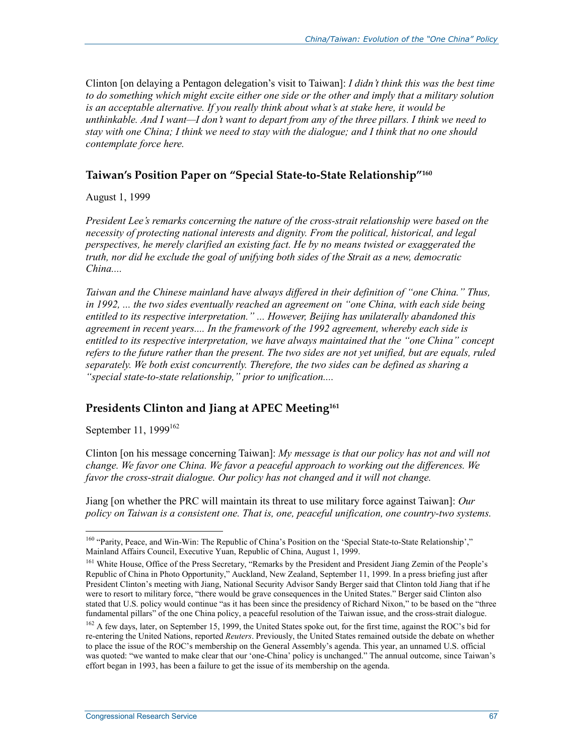Clinton [on delaying a Pentagon delegation's visit to Taiwan]: *I didn't think this was the best time to do something which might excite either one side or the other and imply that a military solution is an acceptable alternative. If you really think about what's at stake here, it would be unthinkable. And I want—I don't want to depart from any of the three pillars. I think we need to stay with one China; I think we need to stay with the dialogue; and I think that no one should contemplate force here.*

### Taiwan's Position Paper on "Special State-to-State Relationship"[160]

August 1, 1999

*President Lee's remarks concerning the nature of the cross-strait relationship were based on the necessity of protecting national interests and dignity. From the political, historical, and legal perspectives, he merely clarified an existing fact. He by no means twisted or exaggerated the truth, nor did he exclude the goal of unifying both sides of the Strait as a new, democratic China....*

*Taiwan and the Chinese mainland have always differed in their definition of "one China." Thus, in 1992, ... the two sides eventually reached an agreement on "one China, with each side being entitled to its respective interpretation." ... However, Beijing has unilaterally abandoned this agreement in recent years.... In the framework of the 1992 agreement, whereby each side is entitled to its respective interpretation, we have always maintained that the "one China" concept refers to the future rather than the present. The two sides are not yet unified, but are equals, ruled separately. We both exist concurrently. Therefore, the two sides can be defined as sharing a "special state-to-state relationship," prior to unification....*

### Presidents Clinton and Jiang at APEC Meeting[161]

September 11, 1999[162]

Clinton [on his message concerning Taiwan]: *My message is that our policy has not and will not change. We favor one China. We favor a peaceful approach to working out the differences. We favor the cross-strait dialogue. Our policy has not changed and it will not change.*

Jiang [on whether the PRC will maintain its threat to use military force against Taiwan]: *Our policy on Taiwan is a consistent one. That is, one, peaceful unification, one country-two systems.*

---

[160] "Parity, Peace, and Win-Win: The Republic of China's Position on the 'Special State-to-State Relationship'," Mainland Affairs Council, Executive Yuan, Republic of China, August 1, 1999.

[161] White House, Office of the Press Secretary, "Remarks by the President and President Jiang Zemin of the People's Republic of China in Photo Opportunity," Auckland, New Zealand, September 11, 1999. In a press briefing just after President Clinton's meeting with Jiang, National Security Advisor Sandy Berger said that Clinton told Jiang that if he were to resort to military force, "there would be grave consequences in the United States." Berger said Clinton also stated that U.S. policy would continue "as it has been since the presidency of Richard Nixon," to be based on the "three fundamental pillars" of the one China policy, a peaceful resolution of the Taiwan issue, and the cross-strait dialogue.

[162] A few days, later, on September 15, 1999, the United States spoke out, for the first time, against the ROC's bid for re-entering the United Nations, reported *Reuters*. Previously, the United States remained outside the debate on whether to place the issue of the ROC's membership on the General Assembly's agenda. This year, an unnamed U.S. official was quoted: "we wanted to make clear that our 'one-China' policy is unchanged." The annual outcome, since Taiwan's effort began in 1993, has been a failure to get the issue of its membership on the agenda.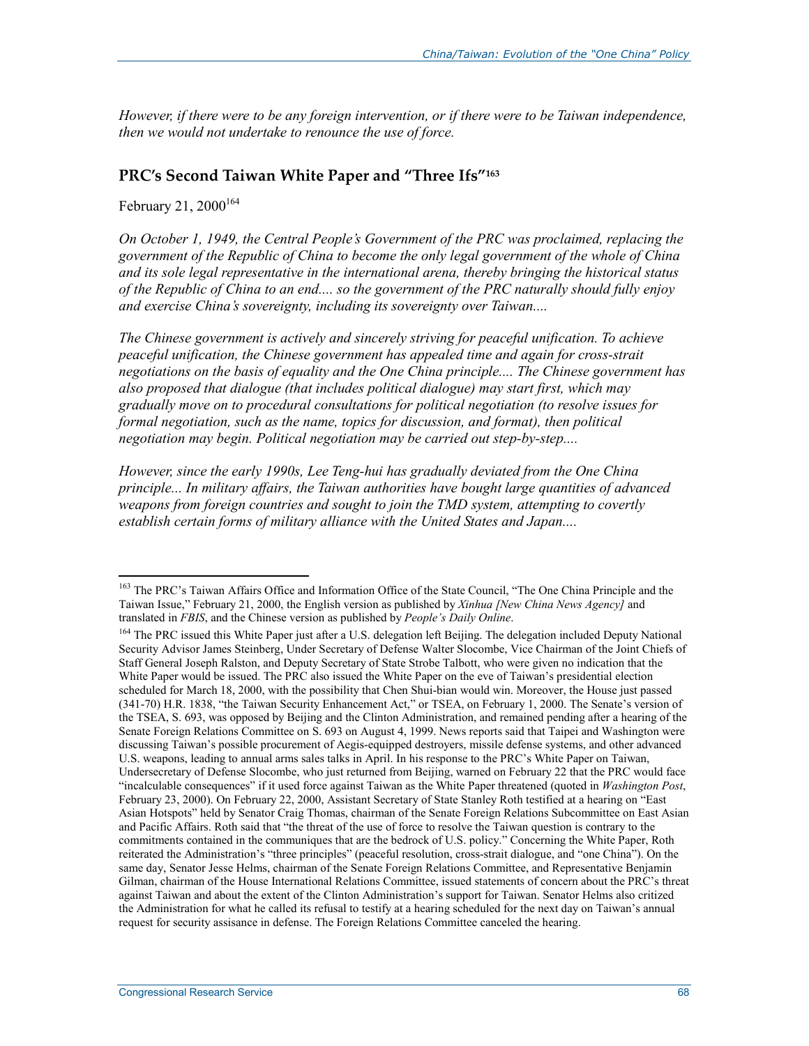*However, if there were to be any foreign intervention, or if there were to be Taiwan independence, then we would not undertake to renounce the use of force.*

## PRC's Second Taiwan White Paper and "Three Ifs"[163]

February 21, 2000[164]

*On October 1, 1949, the Central People's Government of the PRC was proclaimed, replacing the government of the Republic of China to become the only legal government of the whole of China and its sole legal representative in the international arena, thereby bringing the historical status of the Republic of China to an end.... so the government of the PRC naturally should fully enjoy and exercise China's sovereignty, including its sovereignty over Taiwan....*

*The Chinese government is actively and sincerely striving for peaceful unification. To achieve peaceful unification, the Chinese government has appealed time and again for cross-strait negotiations on the basis of equality and the One China principle.... The Chinese government has also proposed that dialogue (that includes political dialogue) may start first, which may gradually move on to procedural consultations for political negotiation (to resolve issues for formal negotiation, such as the name, topics for discussion, and format), then political negotiation may begin. Political negotiation may be carried out step-by-step....*

*However, since the early 1990s, Lee Teng-hui has gradually deviated from the One China principle... In military affairs, the Taiwan authorities have bought large quantities of advanced weapons from foreign countries and sought to join the TMD system, attempting to covertly establish certain forms of military alliance with the United States and Japan....*

---

[163] The PRC's Taiwan Affairs Office and Information Office of the State Council, "The One China Principle and the Taiwan Issue," February 21, 2000, the English version as published by *Xinhua [New China News Agency]* and translated in *FBIS*, and the Chinese version as published by *People's Daily Online*.

[164] The PRC issued this White Paper just after a U.S. delegation left Beijing. The delegation included Deputy National Security Advisor James Steinberg, Under Secretary of Defense Walter Slocombe, Vice Chairman of the Joint Chiefs of Staff General Joseph Ralston, and Deputy Secretary of State Strobe Talbott, who were given no indication that the White Paper would be issued. The PRC also issued the White Paper on the eve of Taiwan's presidential election scheduled for March 18, 2000, with the possibility that Chen Shui-bian would win. Moreover, the House just passed (341-70) H.R. 1838, "the Taiwan Security Enhancement Act," or TSEA, on February 1, 2000. The Senate's version of the TSEA, S. 693, was opposed by Beijing and the Clinton Administration, and remained pending after a hearing of the Senate Foreign Relations Committee on S. 693 on August 4, 1999. News reports said that Taipei and Washington were discussing Taiwan's possible procurement of Aegis-equipped destroyers, missile defense systems, and other advanced U.S. weapons, leading to annual arms sales talks in April. In his response to the PRC's White Paper on Taiwan, Undersecretary of Defense Slocombe, who just returned from Beijing, warned on February 22 that the PRC would face "incalculable consequences" if it used force against Taiwan as the White Paper threatened (quoted in *Washington Post*, February 23, 2000). On February 22, 2000, Assistant Secretary of State Stanley Roth testified at a hearing on "East Asian Hotspots" held by Senator Craig Thomas, chairman of the Senate Foreign Relations Subcommittee on East Asian and Pacific Affairs. Roth said that "the threat of the use of force to resolve the Taiwan question is contrary to the commitments contained in the communiques that are the bedrock of U.S. policy." Concerning the White Paper, Roth reiterated the Administration's "three principles" (peaceful resolution, cross-strait dialogue, and "one China"). On the same day, Senator Jesse Helms, chairman of the Senate Foreign Relations Committee, and Representative Benjamin Gilman, chairman of the House International Relations Committee, issued statements of concern about the PRC's threat against Taiwan and about the extent of the Clinton Administration's support for Taiwan. Senator Helms also critized the Administration for what he called its refusal to testify at a hearing scheduled for the next day on Taiwan's annual request for security assisance in defense. The Foreign Relations Committee canceled the hearing.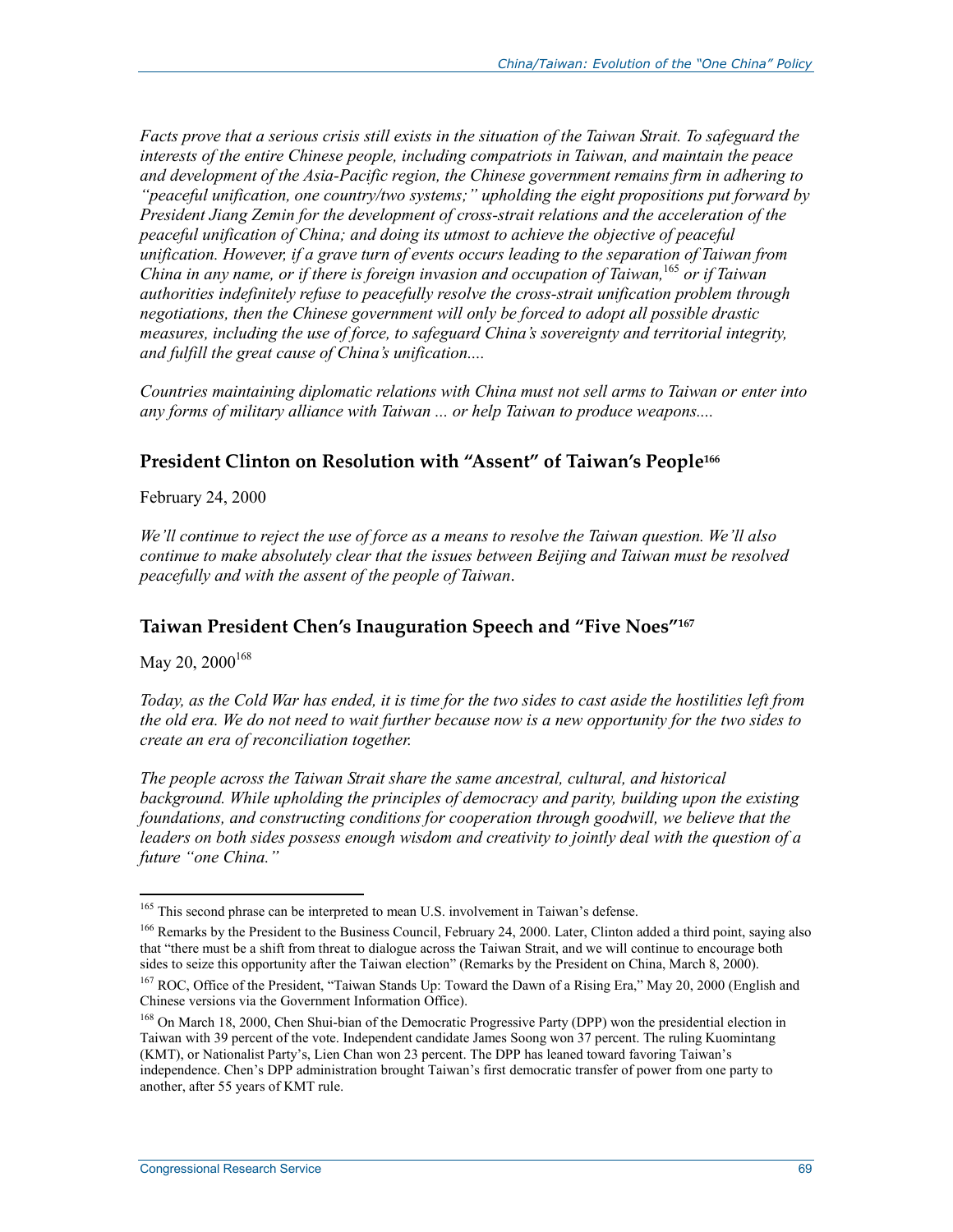*Facts prove that a serious crisis still exists in the situation of the Taiwan Strait. To safeguard the interests of the entire Chinese people, including compatriots in Taiwan, and maintain the peace and development of the Asia-Pacific region, the Chinese government remains firm in adhering to "peaceful unification, one country/two systems;" upholding the eight propositions put forward by President Jiang Zemin for the development of cross-strait relations and the acceleration of the peaceful unification of China; and doing its utmost to achieve the objective of peaceful unification. However, if a grave turn of events occurs leading to the separation of Taiwan from China in any name, or if there is foreign invasion and occupation of Taiwan,*[165] *or if Taiwan authorities indefinitely refuse to peacefully resolve the cross-strait unification problem through negotiations, then the Chinese government will only be forced to adopt all possible drastic measures, including the use of force, to safeguard China's sovereignty and territorial integrity, and fulfill the great cause of China's unification....*

*Countries maintaining diplomatic relations with China must not sell arms to Taiwan or enter into any forms of military alliance with Taiwan ... or help Taiwan to produce weapons....*

## President Clinton on Resolution with "Assent" of Taiwan's People[166]

February 24, 2000

*We'll continue to reject the use of force as a means to resolve the Taiwan question. We'll also continue to make absolutely clear that the issues between Beijing and Taiwan must be resolved peacefully and with the assent of the people of Taiwan*.

## Taiwan President Chen's Inauguration Speech and "Five Noes"[167]

May 20, 2000[168]

*Today, as the Cold War has ended, it is time for the two sides to cast aside the hostilities left from the old era. We do not need to wait further because now is a new opportunity for the two sides to create an era of reconciliation together.*

*The people across the Taiwan Strait share the same ancestral, cultural, and historical background. While upholding the principles of democracy and parity, building upon the existing foundations, and constructing conditions for cooperation through goodwill, we believe that the leaders on both sides possess enough wisdom and creativity to jointly deal with the question of a future "one China."*

---

[165] This second phrase can be interpreted to mean U.S. involvement in Taiwan's defense.

[166] Remarks by the President to the Business Council, February 24, 2000. Later, Clinton added a third point, saying also that "there must be a shift from threat to dialogue across the Taiwan Strait, and we will continue to encourage both sides to seize this opportunity after the Taiwan election" (Remarks by the President on China, March 8, 2000).

[167] ROC, Office of the President, "Taiwan Stands Up: Toward the Dawn of a Rising Era," May 20, 2000 (English and Chinese versions via the Government Information Office).

[168] On March 18, 2000, Chen Shui-bian of the Democratic Progressive Party (DPP) won the presidential election in Taiwan with 39 percent of the vote. Independent candidate James Soong won 37 percent. The ruling Kuomintang (KMT), or Nationalist Party's, Lien Chan won 23 percent. The DPP has leaned toward favoring Taiwan's independence. Chen's DPP administration brought Taiwan's first democratic transfer of power from one party to another, after 55 years of KMT rule.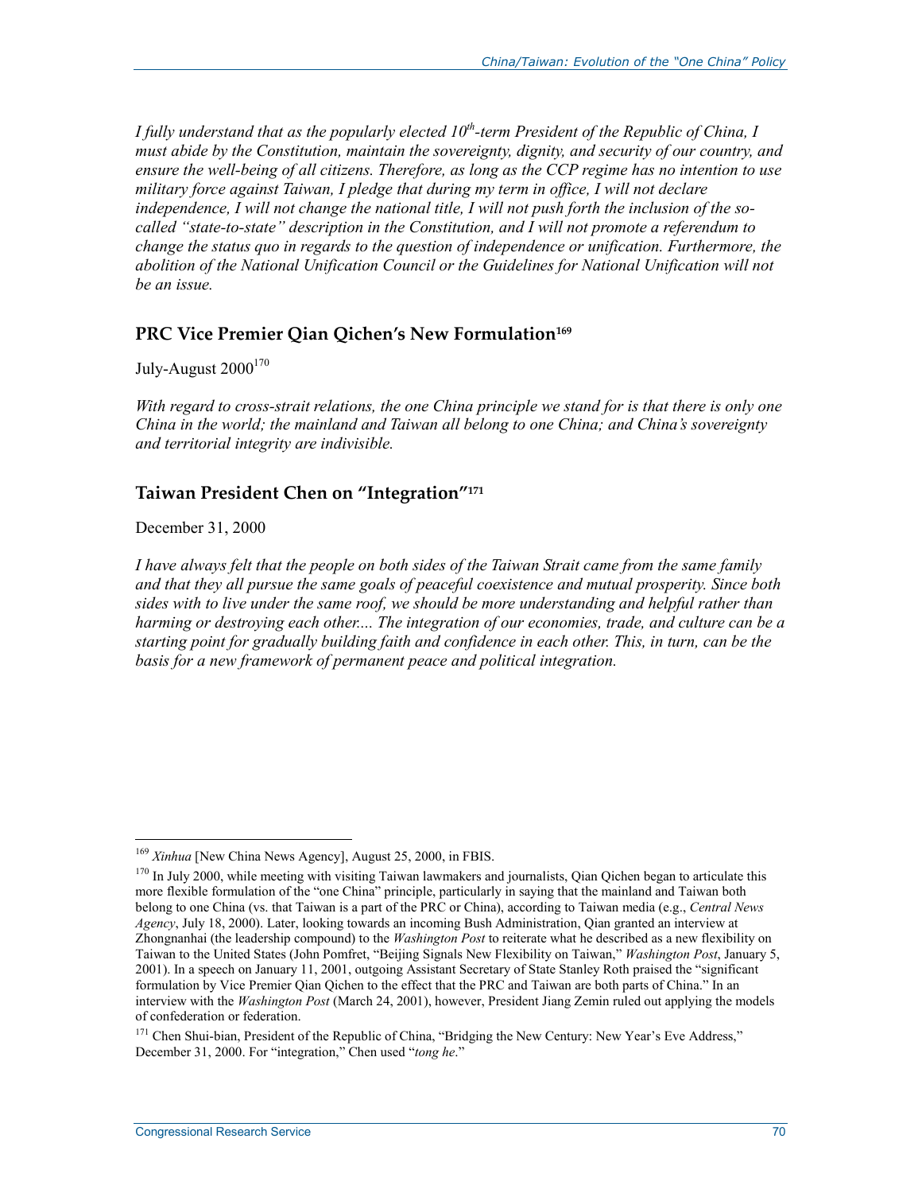*I fully understand that as the popularly elected 10th-term President of the Republic of China, I must abide by the Constitution, maintain the sovereignty, dignity, and security of our country, and ensure the well-being of all citizens. Therefore, as long as the CCP regime has no intention to use military force against Taiwan, I pledge that during my term in office, I will not declare independence, I will not change the national title, I will not push forth the inclusion of the so-called "state-to-state" description in the Constitution, and I will not promote a referendum to change the status quo in regards to the question of independence or unification. Furthermore, the abolition of the National Unification Council or the Guidelines for National Unification will not be an issue.*

## PRC Vice Premier Qian Qichen's New Formulation[169]

July-August 2000[170]

*With regard to cross-strait relations, the one China principle we stand for is that there is only one China in the world; the mainland and Taiwan all belong to one China; and China's sovereignty and territorial integrity are indivisible.*

## Taiwan President Chen on "Integration"[171]

December 31, 2000

*I have always felt that the people on both sides of the Taiwan Strait came from the same family and that they all pursue the same goals of peaceful coexistence and mutual prosperity. Since both sides with to live under the same roof, we should be more understanding and helpful rather than harming or destroying each other.... The integration of our economies, trade, and culture can be a starting point for gradually building faith and confidence in each other. This, in turn, can be the basis for a new framework of permanent peace and political integration.*

---

[169] *Xinhua* [New China News Agency], August 25, 2000, in FBIS.

[170] In July 2000, while meeting with visiting Taiwan lawmakers and journalists, Qian Qichen began to articulate this more flexible formulation of the "one China" principle, particularly in saying that the mainland and Taiwan both belong to one China (vs. that Taiwan is a part of the PRC or China), according to Taiwan media (e.g., *Central News Agency*, July 18, 2000). Later, looking towards an incoming Bush Administration, Qian granted an interview at Zhongnanhai (the leadership compound) to the *Washington Post* to reiterate what he described as a new flexibility on Taiwan to the United States (John Pomfret, "Beijing Signals New Flexibility on Taiwan," *Washington Post*, January 5, 2001). In a speech on January 11, 2001, outgoing Assistant Secretary of State Stanley Roth praised the "significant formulation by Vice Premier Qian Qichen to the effect that the PRC and Taiwan are both parts of China." In an interview with the *Washington Post* (March 24, 2001), however, President Jiang Zemin ruled out applying the models of confederation or federation.

[171] Chen Shui-bian, President of the Republic of China, "Bridging the New Century: New Year's Eve Address," December 31, 2000. For "integration," Chen used "*tong he*."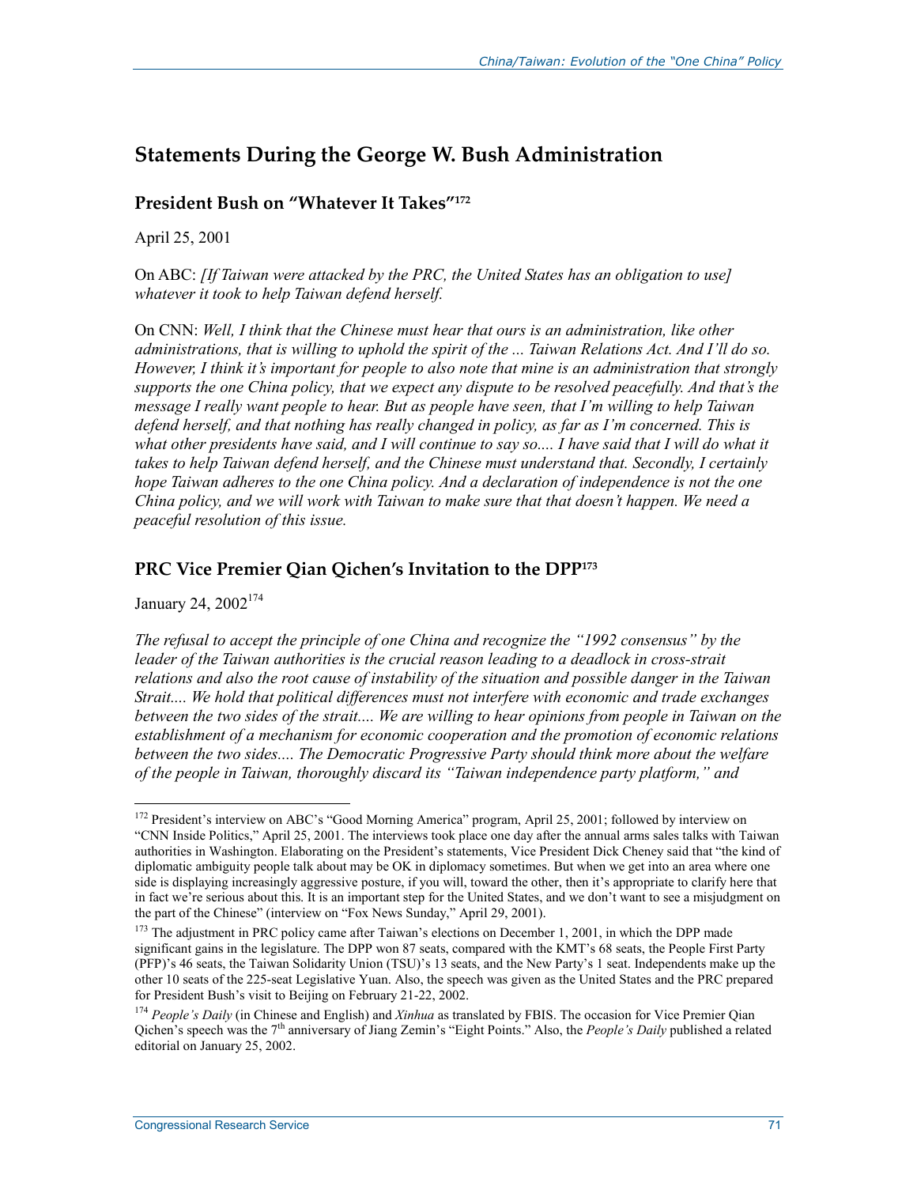## Statements During the George W. Bush Administration

### President Bush on "Whatever It Takes"[172]

April 25, 2001

On ABC: *[If Taiwan were attacked by the PRC, the United States has an obligation to use] whatever it took to help Taiwan defend herself.*

On CNN: *Well, I think that the Chinese must hear that ours is an administration, like other administrations, that is willing to uphold the spirit of the ... Taiwan Relations Act. And I'll do so. However, I think it's important for people to also note that mine is an administration that strongly supports the one China policy, that we expect any dispute to be resolved peacefully. And that's the message I really want people to hear. But as people have seen, that I'm willing to help Taiwan defend herself, and that nothing has really changed in policy, as far as I'm concerned. This is what other presidents have said, and I will continue to say so.... I have said that I will do what it takes to help Taiwan defend herself, and the Chinese must understand that. Secondly, I certainly hope Taiwan adheres to the one China policy. And a declaration of independence is not the one China policy, and we will work with Taiwan to make sure that that doesn't happen. We need a peaceful resolution of this issue.*

### PRC Vice Premier Qian Qichen's Invitation to the DPP[173]

January 24, 2002[174]

*The refusal to accept the principle of one China and recognize the "1992 consensus" by the leader of the Taiwan authorities is the crucial reason leading to a deadlock in cross-strait relations and also the root cause of instability of the situation and possible danger in the Taiwan Strait.... We hold that political differences must not interfere with economic and trade exchanges between the two sides of the strait.... We are willing to hear opinions from people in Taiwan on the establishment of a mechanism for economic cooperation and the promotion of economic relations between the two sides.... The Democratic Progressive Party should think more about the welfare of the people in Taiwan, thoroughly discard its "Taiwan independence party platform," and*

---

[172] President's interview on ABC's "Good Morning America" program, April 25, 2001; followed by interview on "CNN Inside Politics," April 25, 2001. The interviews took place one day after the annual arms sales talks with Taiwan authorities in Washington. Elaborating on the President's statements, Vice President Dick Cheney said that "the kind of diplomatic ambiguity people talk about may be OK in diplomacy sometimes. But when we get into an area where one side is displaying increasingly aggressive posture, if you will, toward the other, then it's appropriate to clarify here that in fact we're serious about this. It is an important step for the United States, and we don't want to see a misjudgment on the part of the Chinese" (interview on "Fox News Sunday," April 29, 2001).

[173] The adjustment in PRC policy came after Taiwan's elections on December 1, 2001, in which the DPP made significant gains in the legislature. The DPP won 87 seats, compared with the KMT's 68 seats, the People First Party (PFP)'s 46 seats, the Taiwan Solidarity Union (TSU)'s 13 seats, and the New Party's 1 seat. Independents make up the other 10 seats of the 225-seat Legislative Yuan. Also, the speech was given as the United States and the PRC prepared for President Bush's visit to Beijing on February 21-22, 2002.

[174] *People's Daily* (in Chinese and English) and *Xinhua* as translated by FBIS. The occasion for Vice Premier Qian Qichen's speech was the 7th anniversary of Jiang Zemin's "Eight Points." Also, the *People's Daily* published a related editorial on January 25, 2002.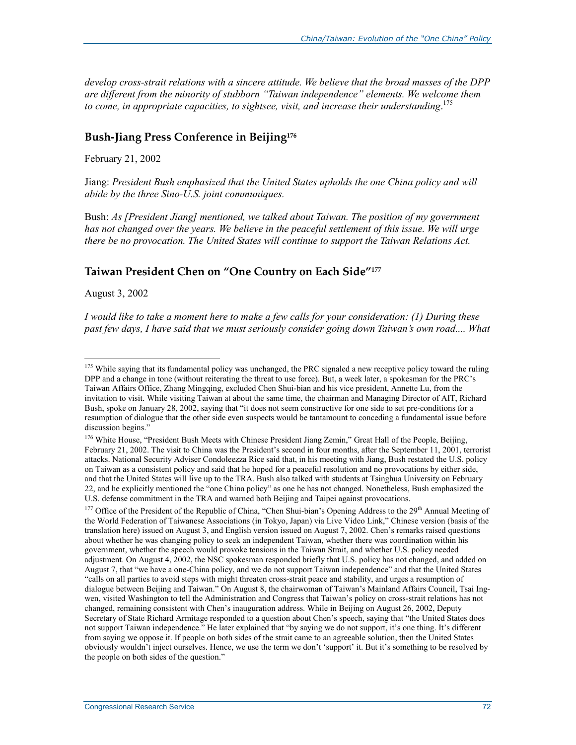*develop cross-strait relations with a sincere attitude. We believe that the broad masses of the DPP are different from the minority of stubborn "Taiwan independence" elements. We welcome them to come, in appropriate capacities, to sightsee, visit, and increase their understanding*.[175]

## Bush-Jiang Press Conference in Beijing[176]

February 21, 2002

Jiang: *President Bush emphasized that the United States upholds the one China policy and will abide by the three Sino-U.S. joint communiques.*

Bush: *As [President Jiang] mentioned, we talked about Taiwan. The position of my government has not changed over the years. We believe in the peaceful settlement of this issue. We will urge there be no provocation. The United States will continue to support the Taiwan Relations Act.*

## Taiwan President Chen on "One Country on Each Side"[177]

August 3, 2002

*I would like to take a moment here to make a few calls for your consideration: (1) During these past few days, I have said that we must seriously consider going down Taiwan's own road.... What*

---

[175] While saying that its fundamental policy was unchanged, the PRC signaled a new receptive policy toward the ruling DPP and a change in tone (without reiterating the threat to use force). But, a week later, a spokesman for the PRC's Taiwan Affairs Office, Zhang Mingqing, excluded Chen Shui-bian and his vice president, Annette Lu, from the invitation to visit. While visiting Taiwan at about the same time, the chairman and Managing Director of AIT, Richard Bush, spoke on January 28, 2002, saying that "it does not seem constructive for one side to set pre-conditions for a resumption of dialogue that the other side even suspects would be tantamount to conceding a fundamental issue before discussion begins."

[176] White House, "President Bush Meets with Chinese President Jiang Zemin," Great Hall of the People, Beijing, February 21, 2002. The visit to China was the President's second in four months, after the September 11, 2001, terrorist attacks. National Security Adviser Condoleezza Rice said that, in his meeting with Jiang, Bush restated the U.S. policy on Taiwan as a consistent policy and said that he hoped for a peaceful resolution and no provocations by either side, and that the United States will live up to the TRA. Bush also talked with students at Tsinghua University on February 22, and he explicitly mentioned the "one China policy" as one he has not changed. Nonetheless, Bush emphasized the U.S. defense commitment in the TRA and warned both Beijing and Taipei against provocations.

[177] Office of the President of the Republic of China, "Chen Shui-bian's Opening Address to the 29th Annual Meeting of the World Federation of Taiwanese Associations (in Tokyo, Japan) via Live Video Link," Chinese version (basis of the translation here) issued on August 3, and English version issued on August 7, 2002. Chen's remarks raised questions about whether he was changing policy to seek an independent Taiwan, whether there was coordination within his government, whether the speech would provoke tensions in the Taiwan Strait, and whether U.S. policy needed adjustment. On August 4, 2002, the NSC spokesman responded briefly that U.S. policy has not changed, and added on August 7, that "we have a one-China policy, and we do not support Taiwan independence" and that the United States "calls on all parties to avoid steps with might threaten cross-strait peace and stability, and urges a resumption of dialogue between Beijing and Taiwan." On August 8, the chairwoman of Taiwan's Mainland Affairs Council, Tsai Ing-wen, visited Washington to tell the Administration and Congress that Taiwan's policy on cross-strait relations has not changed, remaining consistent with Chen's inauguration address. While in Beijing on August 26, 2002, Deputy Secretary of State Richard Armitage responded to a question about Chen's speech, saying that "the United States does not support Taiwan independence." He later explained that "by saying we do not support, it's one thing. It's different from saying we oppose it. If people on both sides of the strait came to an agreeable solution, then the United States obviously wouldn't inject ourselves. Hence, we use the term we don't 'support' it. But it's something to be resolved by the people on both sides of the question."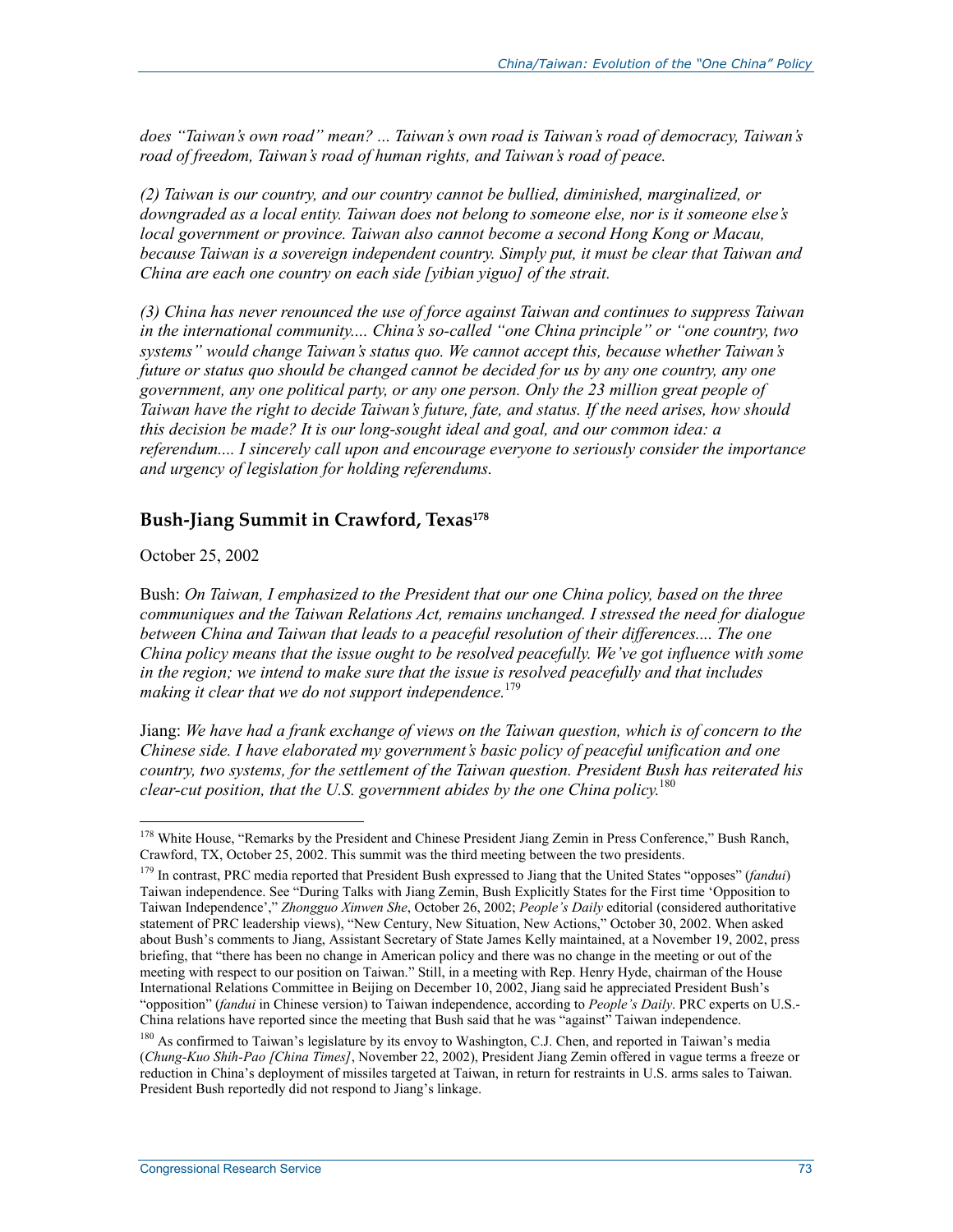*does "Taiwan's own road" mean? ... Taiwan's own road is Taiwan's road of democracy, Taiwan's road of freedom, Taiwan's road of human rights, and Taiwan's road of peace.*

*(2) Taiwan is our country, and our country cannot be bullied, diminished, marginalized, or downgraded as a local entity. Taiwan does not belong to someone else, nor is it someone else's local government or province. Taiwan also cannot become a second Hong Kong or Macau, because Taiwan is a sovereign independent country. Simply put, it must be clear that Taiwan and China are each one country on each side [yibian yiguo] of the strait.*

*(3) China has never renounced the use of force against Taiwan and continues to suppress Taiwan in the international community.... China's so-called "one China principle" or "one country, two systems" would change Taiwan's status quo. We cannot accept this, because whether Taiwan's future or status quo should be changed cannot be decided for us by any one country, any one government, any one political party, or any one person. Only the 23 million great people of Taiwan have the right to decide Taiwan's future, fate, and status. If the need arises, how should this decision be made? It is our long-sought ideal and goal, and our common idea: a referendum.... I sincerely call upon and encourage everyone to seriously consider the importance and urgency of legislation for holding referendums.*

## Bush-Jiang Summit in Crawford, Texas[178]

October 25, 2002

Bush: *On Taiwan, I emphasized to the President that our one China policy, based on the three communiques and the Taiwan Relations Act, remains unchanged. I stressed the need for dialogue between China and Taiwan that leads to a peaceful resolution of their differences.... The one China policy means that the issue ought to be resolved peacefully. We've got influence with some in the region; we intend to make sure that the issue is resolved peacefully and that includes making it clear that we do not support independence.*[179]

Jiang: *We have had a frank exchange of views on the Taiwan question, which is of concern to the Chinese side. I have elaborated my government's basic policy of peaceful unification and one country, two systems, for the settlement of the Taiwan question. President Bush has reiterated his clear-cut position, that the U.S. government abides by the one China policy.*[180]

---

[178] White House, "Remarks by the President and Chinese President Jiang Zemin in Press Conference," Bush Ranch, Crawford, TX, October 25, 2002. This summit was the third meeting between the two presidents.

[179] In contrast, PRC media reported that President Bush expressed to Jiang that the United States "opposes" (*fandui*) Taiwan independence. See "During Talks with Jiang Zemin, Bush Explicitly States for the First time 'Opposition to Taiwan Independence'," *Zhongguo Xinwen She*, October 26, 2002; *People's Daily* editorial (considered authoritative statement of PRC leadership views), "New Century, New Situation, New Actions," October 30, 2002. When asked about Bush's comments to Jiang, Assistant Secretary of State James Kelly maintained, at a November 19, 2002, press briefing, that "there has been no change in American policy and there was no change in the meeting or out of the meeting with respect to our position on Taiwan." Still, in a meeting with Rep. Henry Hyde, chairman of the House International Relations Committee in Beijing on December 10, 2002, Jiang said he appreciated President Bush's "opposition" (*fandui* in Chinese version) to Taiwan independence, according to *People's Daily*. PRC experts on U.S.-China relations have reported since the meeting that Bush said that he was "against" Taiwan independence.

[180] As confirmed to Taiwan's legislature by its envoy to Washington, C.J. Chen, and reported in Taiwan's media (*Chung-Kuo Shih-Pao [China Times]*, November 22, 2002), President Jiang Zemin offered in vague terms a freeze or reduction in China's deployment of missiles targeted at Taiwan, in return for restraints in U.S. arms sales to Taiwan. President Bush reportedly did not respond to Jiang's linkage.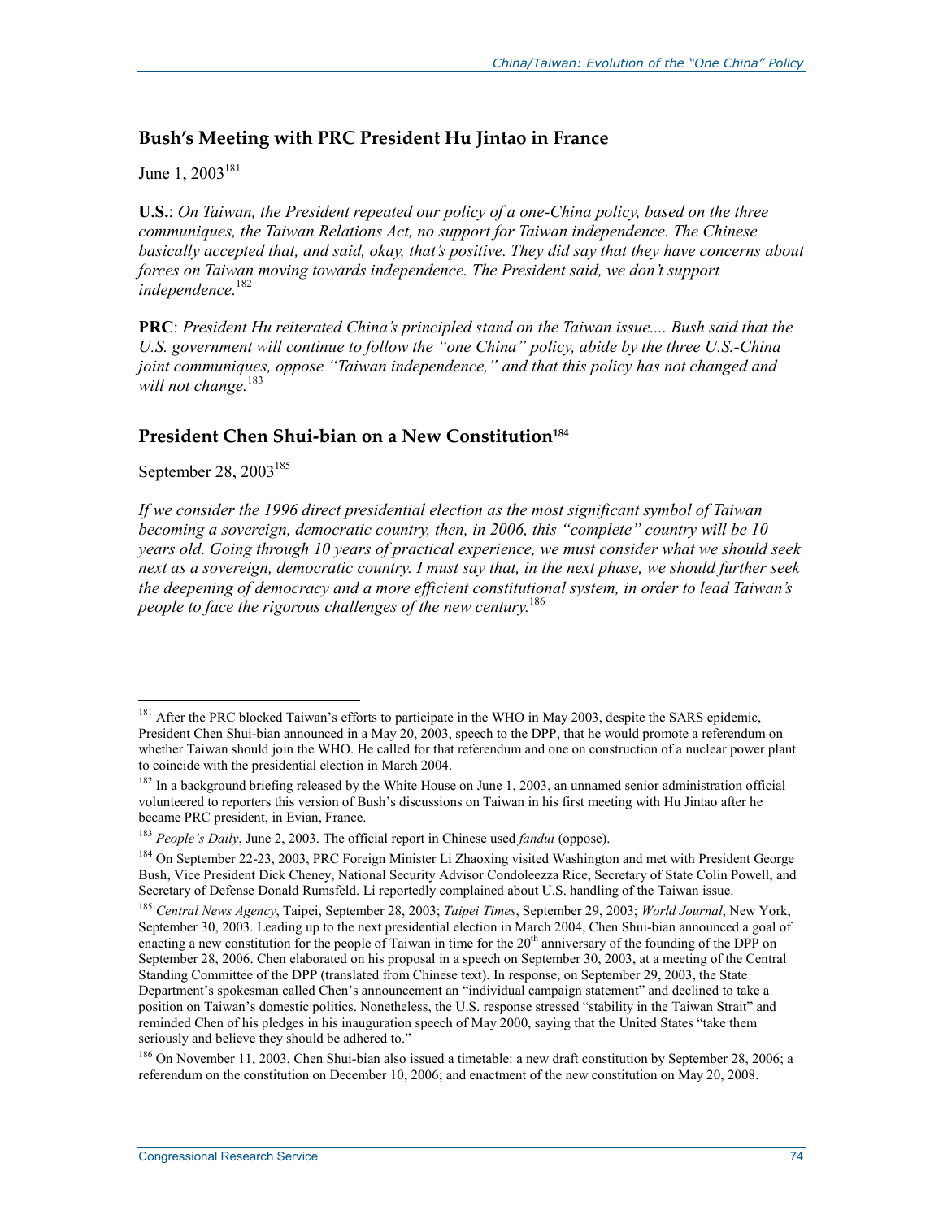## Bush's Meeting with PRC President Hu Jintao in France

June 1, 2003[181]

**U.S.**: *On Taiwan, the President repeated our policy of a one-China policy, based on the three communiques, the Taiwan Relations Act, no support for Taiwan independence. The Chinese basically accepted that, and said, okay, that's positive. They did say that they have concerns about forces on Taiwan moving towards independence. The President said, we don't support independence.*[182]

**PRC**: *President Hu reiterated China's principled stand on the Taiwan issue.... Bush said that the U.S. government will continue to follow the "one China" policy, abide by the three U.S.-China joint communiques, oppose "Taiwan independence," and that this policy has not changed and will not change.*[183]

## President Chen Shui-bian on a New Constitution[184]

September 28, 2003[185]

*If we consider the 1996 direct presidential election as the most significant symbol of Taiwan becoming a sovereign, democratic country, then, in 2006, this "complete" country will be 10 years old. Going through 10 years of practical experience, we must consider what we should seek next as a sovereign, democratic country. I must say that, in the next phase, we should further seek the deepening of democracy and a more efficient constitutional system, in order to lead Taiwan's people to face the rigorous challenges of the new century.*[186]

---

[181] After the PRC blocked Taiwan's efforts to participate in the WHO in May 2003, despite the SARS epidemic, President Chen Shui-bian announced in a May 20, 2003, speech to the DPP, that he would promote a referendum on whether Taiwan should join the WHO. He called for that referendum and one on construction of a nuclear power plant to coincide with the presidential election in March 2004.

[182] In a background briefing released by the White House on June 1, 2003, an unnamed senior administration official volunteered to reporters this version of Bush's discussions on Taiwan in his first meeting with Hu Jintao after he became PRC president, in Evian, France.

[183] *People's Daily*, June 2, 2003. The official report in Chinese used *fandui* (oppose).

[184] On September 22-23, 2003, PRC Foreign Minister Li Zhaoxing visited Washington and met with President George Bush, Vice President Dick Cheney, National Security Advisor Condoleezza Rice, Secretary of State Colin Powell, and Secretary of Defense Donald Rumsfeld. Li reportedly complained about U.S. handling of the Taiwan issue.

[185] *Central News Agency*, Taipei, September 28, 2003; *Taipei Times*, September 29, 2003; *World Journal*, New York, September 30, 2003. Leading up to the next presidential election in March 2004, Chen Shui-bian announced a goal of enacting a new constitution for the people of Taiwan in time for the 20th anniversary of the founding of the DPP on September 28, 2006. Chen elaborated on his proposal in a speech on September 30, 2003, at a meeting of the Central Standing Committee of the DPP (translated from Chinese text). In response, on September 29, 2003, the State Department's spokesman called Chen's announcement an "individual campaign statement" and declined to take a position on Taiwan's domestic politics. Nonetheless, the U.S. response stressed "stability in the Taiwan Strait" and reminded Chen of his pledges in his inauguration speech of May 2000, saying that the United States "take them seriously and believe they should be adhered to."

[186] On November 11, 2003, Chen Shui-bian also issued a timetable: a new draft constitution by September 28, 2006; a referendum on the constitution on December 10, 2006; and enactment of the new constitution on May 20, 2008.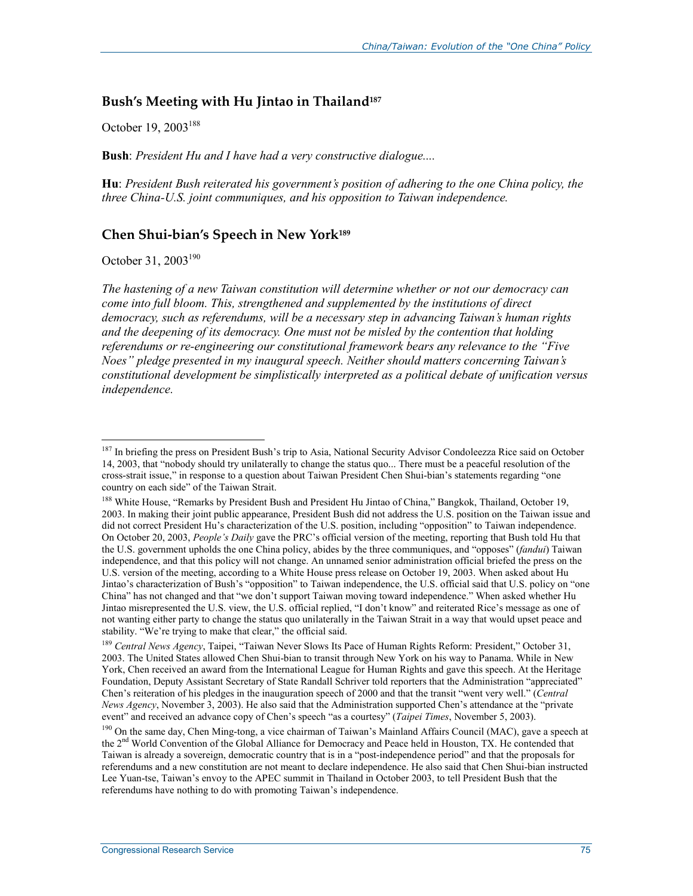## Bush's Meeting with Hu Jintao in Thailand[187]

October 19, 2003[188]

**Bush**: *President Hu and I have had a very constructive dialogue....*

**Hu**: *President Bush reiterated his government's position of adhering to the one China policy, the three China-U.S. joint communiques, and his opposition to Taiwan independence.*

## Chen Shui-bian's Speech in New York[189]

October 31, 2003[190]

*The hastening of a new Taiwan constitution will determine whether or not our democracy can come into full bloom. This, strengthened and supplemented by the institutions of direct democracy, such as referendums, will be a necessary step in advancing Taiwan's human rights and the deepening of its democracy. One must not be misled by the contention that holding referendums or re-engineering our constitutional framework bears any relevance to the "Five Noes" pledge presented in my inaugural speech. Neither should matters concerning Taiwan's constitutional development be simplistically interpreted as a political debate of unification versus independence.*

---

[187] In briefing the press on President Bush's trip to Asia, National Security Advisor Condoleezza Rice said on October 14, 2003, that "nobody should try unilaterally to change the status quo... There must be a peaceful resolution of the cross-strait issue," in response to a question about Taiwan President Chen Shui-bian's statements regarding "one country on each side" of the Taiwan Strait.

[188] White House, "Remarks by President Bush and President Hu Jintao of China," Bangkok, Thailand, October 19, 2003. In making their joint public appearance, President Bush did not address the U.S. position on the Taiwan issue and did not correct President Hu's characterization of the U.S. position, including "opposition" to Taiwan independence. On October 20, 2003, *People's Daily* gave the PRC's official version of the meeting, reporting that Bush told Hu that the U.S. government upholds the one China policy, abides by the three communiques, and "opposes" (*fandui*) Taiwan independence, and that this policy will not change. An unnamed senior administration official briefed the press on the U.S. version of the meeting, according to a White House press release on October 19, 2003. When asked about Hu Jintao's characterization of Bush's "opposition" to Taiwan independence, the U.S. official said that U.S. policy on "one China" has not changed and that "we don't support Taiwan moving toward independence." When asked whether Hu Jintao misrepresented the U.S. view, the U.S. official replied, "I don't know" and reiterated Rice's message as one of not wanting either party to change the status quo unilaterally in the Taiwan Strait in a way that would upset peace and stability. "We're trying to make that clear," the official said.

[189] *Central News Agency*, Taipei, "Taiwan Never Slows Its Pace of Human Rights Reform: President," October 31, 2003. The United States allowed Chen Shui-bian to transit through New York on his way to Panama. While in New York, Chen received an award from the International League for Human Rights and gave this speech. At the Heritage Foundation, Deputy Assistant Secretary of State Randall Schriver told reporters that the Administration "appreciated" Chen's reiteration of his pledges in the inauguration speech of 2000 and that the transit "went very well." (*Central News Agency*, November 3, 2003). He also said that the Administration supported Chen's attendance at the "private event" and received an advance copy of Chen's speech "as a courtesy" (*Taipei Times*, November 5, 2003).

[190] On the same day, Chen Ming-tong, a vice chairman of Taiwan's Mainland Affairs Council (MAC), gave a speech at the 2nd World Convention of the Global Alliance for Democracy and Peace held in Houston, TX. He contended that Taiwan is already a sovereign, democratic country that is in a "post-independence period" and that the proposals for referendums and a new constitution are not meant to declare independence. He also said that Chen Shui-bian instructed Lee Yuan-tse, Taiwan's envoy to the APEC summit in Thailand in October 2003, to tell President Bush that the referendums have nothing to do with promoting Taiwan's independence.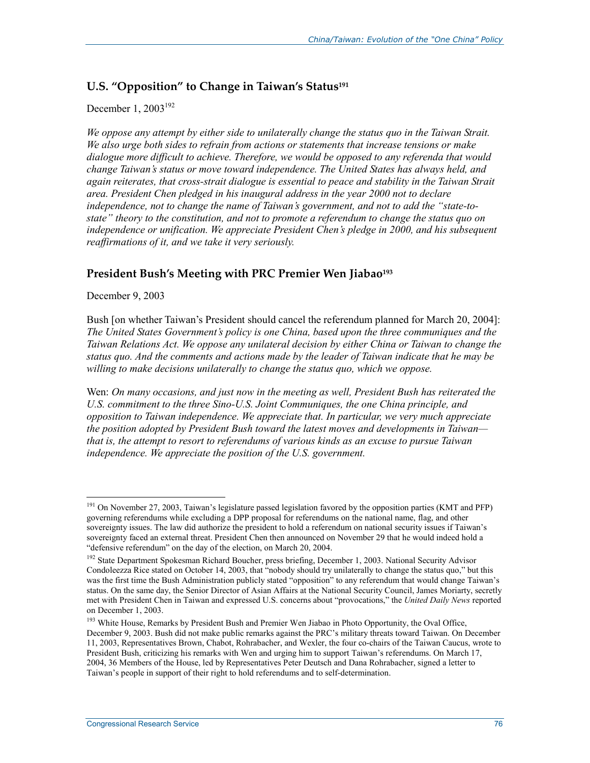## U.S. "Opposition" to Change in Taiwan's Status[191]

December 1, 2003[192]

*We oppose any attempt by either side to unilaterally change the status quo in the Taiwan Strait. We also urge both sides to refrain from actions or statements that increase tensions or make dialogue more difficult to achieve. Therefore, we would be opposed to any referenda that would change Taiwan's status or move toward independence. The United States has always held, and again reiterates, that cross-strait dialogue is essential to peace and stability in the Taiwan Strait area. President Chen pledged in his inaugural address in the year 2000 not to declare independence, not to change the name of Taiwan's government, and not to add the "state-to-state" theory to the constitution, and not to promote a referendum to change the status quo on independence or unification. We appreciate President Chen's pledge in 2000, and his subsequent reaffirmations of it, and we take it very seriously.*

## President Bush's Meeting with PRC Premier Wen Jiabao[193]

December 9, 2003

Bush [on whether Taiwan's President should cancel the referendum planned for March 20, 2004]: *The United States Government's policy is one China, based upon the three communiques and the Taiwan Relations Act. We oppose any unilateral decision by either China or Taiwan to change the status quo. And the comments and actions made by the leader of Taiwan indicate that he may be willing to make decisions unilaterally to change the status quo, which we oppose.*

Wen: *On many occasions, and just now in the meeting as well, President Bush has reiterated the U.S. commitment to the three Sino-U.S. Joint Communiques, the one China principle, and opposition to Taiwan independence. We appreciate that. In particular, we very much appreciate the position adopted by President Bush toward the latest moves and developments in Taiwan—that is, the attempt to resort to referendums of various kinds as an excuse to pursue Taiwan independence. We appreciate the position of the U.S. government.*

---

[191] On November 27, 2003, Taiwan's legislature passed legislation favored by the opposition parties (KMT and PFP) governing referendums while excluding a DPP proposal for referendums on the national name, flag, and other sovereignty issues. The law did authorize the president to hold a referendum on national security issues if Taiwan's sovereignty faced an external threat. President Chen then announced on November 29 that he would indeed hold a "defensive referendum" on the day of the election, on March 20, 2004.

[192] State Department Spokesman Richard Boucher, press briefing, December 1, 2003. National Security Advisor Condoleezza Rice stated on October 14, 2003, that "nobody should try unilaterally to change the status quo," but this was the first time the Bush Administration publicly stated "opposition" to any referendum that would change Taiwan's status. On the same day, the Senior Director of Asian Affairs at the National Security Council, James Moriarty, secretly met with President Chen in Taiwan and expressed U.S. concerns about "provocations," the *United Daily News* reported on December 1, 2003.

[193] White House, Remarks by President Bush and Premier Wen Jiabao in Photo Opportunity, the Oval Office, December 9, 2003. Bush did not make public remarks against the PRC's military threats toward Taiwan. On December 11, 2003, Representatives Brown, Chabot, Rohrabacher, and Wexler, the four co-chairs of the Taiwan Caucus, wrote to President Bush, criticizing his remarks with Wen and urging him to support Taiwan's referendums. On March 17, 2004, 36 Members of the House, led by Representatives Peter Deutsch and Dana Rohrabacher, signed a letter to Taiwan's people in support of their right to hold referendums and to self-determination.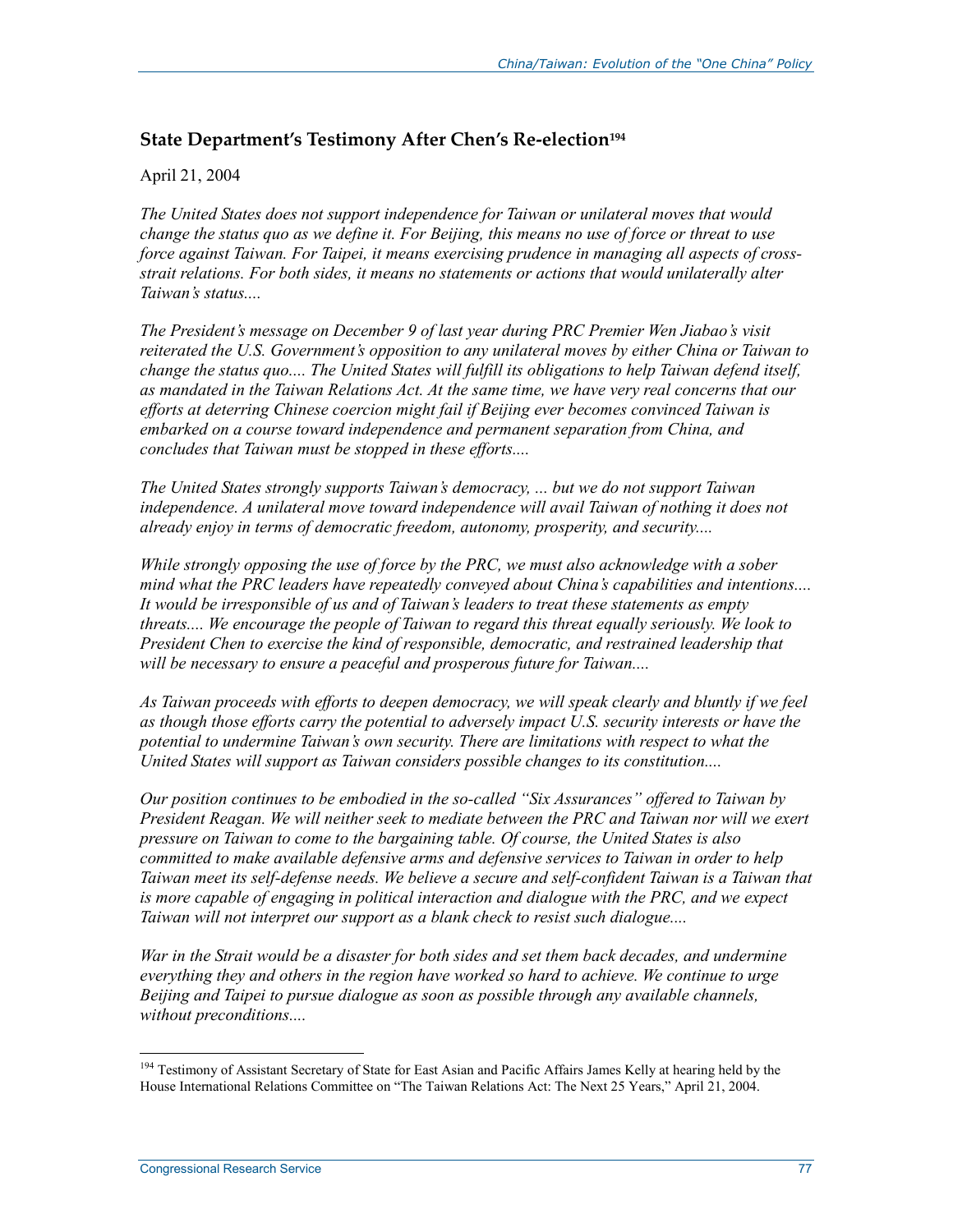### State Department's Testimony After Chen's Re-election[194]

April 21, 2004

*The United States does not support independence for Taiwan or unilateral moves that would change the status quo as we define it. For Beijing, this means no use of force or threat to use force against Taiwan. For Taipei, it means exercising prudence in managing all aspects of cross-strait relations. For both sides, it means no statements or actions that would unilaterally alter Taiwan's status....*

*The President's message on December 9 of last year during PRC Premier Wen Jiabao's visit reiterated the U.S. Government's opposition to any unilateral moves by either China or Taiwan to change the status quo.... The United States will fulfill its obligations to help Taiwan defend itself, as mandated in the Taiwan Relations Act. At the same time, we have very real concerns that our efforts at deterring Chinese coercion might fail if Beijing ever becomes convinced Taiwan is embarked on a course toward independence and permanent separation from China, and concludes that Taiwan must be stopped in these efforts....*

*The United States strongly supports Taiwan's democracy, ... but we do not support Taiwan independence. A unilateral move toward independence will avail Taiwan of nothing it does not already enjoy in terms of democratic freedom, autonomy, prosperity, and security....*

*While strongly opposing the use of force by the PRC, we must also acknowledge with a sober mind what the PRC leaders have repeatedly conveyed about China's capabilities and intentions.... It would be irresponsible of us and of Taiwan's leaders to treat these statements as empty threats.... We encourage the people of Taiwan to regard this threat equally seriously. We look to President Chen to exercise the kind of responsible, democratic, and restrained leadership that will be necessary to ensure a peaceful and prosperous future for Taiwan....*

*As Taiwan proceeds with efforts to deepen democracy, we will speak clearly and bluntly if we feel as though those efforts carry the potential to adversely impact U.S. security interests or have the potential to undermine Taiwan's own security. There are limitations with respect to what the United States will support as Taiwan considers possible changes to its constitution....*

*Our position continues to be embodied in the so-called "Six Assurances" offered to Taiwan by President Reagan. We will neither seek to mediate between the PRC and Taiwan nor will we exert pressure on Taiwan to come to the bargaining table. Of course, the United States is also committed to make available defensive arms and defensive services to Taiwan in order to help Taiwan meet its self-defense needs. We believe a secure and self-confident Taiwan is a Taiwan that is more capable of engaging in political interaction and dialogue with the PRC, and we expect Taiwan will not interpret our support as a blank check to resist such dialogue....*

*War in the Strait would be a disaster for both sides and set them back decades, and undermine everything they and others in the region have worked so hard to achieve. We continue to urge Beijing and Taipei to pursue dialogue as soon as possible through any available channels, without preconditions....*

[194] Testimony of Assistant Secretary of State for East Asian and Pacific Affairs James Kelly at hearing held by the House International Relations Committee on "The Taiwan Relations Act: The Next 25 Years," April 21, 2004.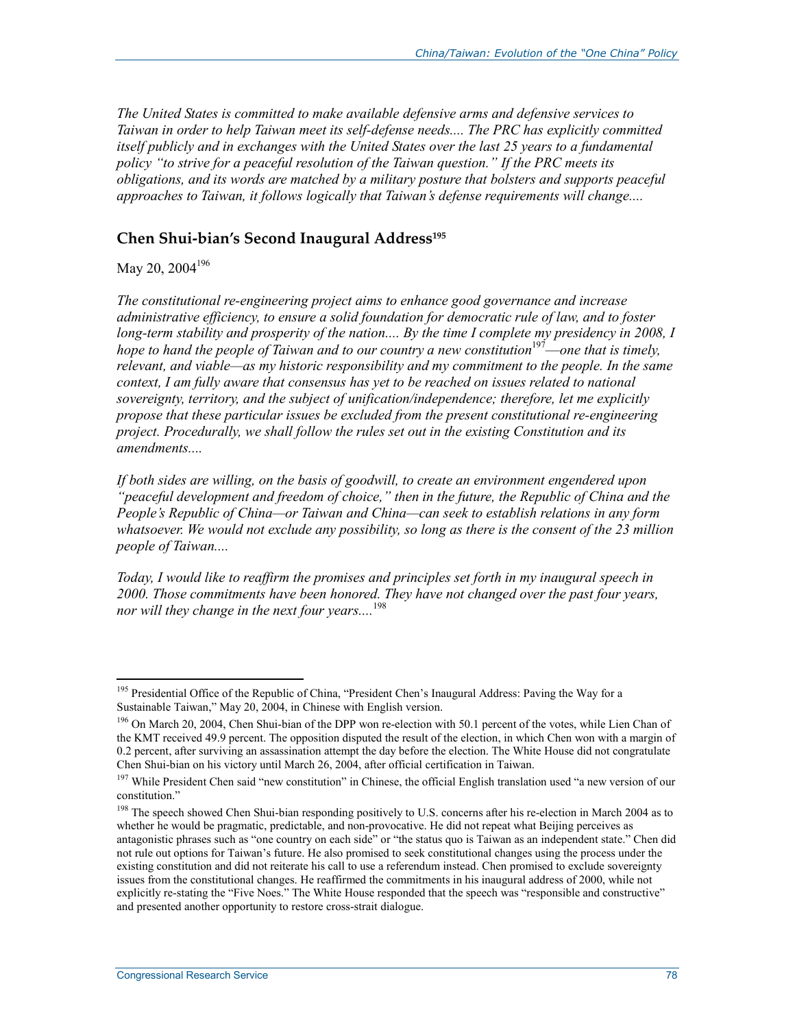*The United States is committed to make available defensive arms and defensive services to Taiwan in order to help Taiwan meet its self-defense needs.... The PRC has explicitly committed itself publicly and in exchanges with the United States over the last 25 years to a fundamental policy "to strive for a peaceful resolution of the Taiwan question." If the PRC meets its obligations, and its words are matched by a military posture that bolsters and supports peaceful approaches to Taiwan, it follows logically that Taiwan's defense requirements will change....*

## Chen Shui-bian's Second Inaugural Address[195]

May 20, 2004[196]

*The constitutional re-engineering project aims to enhance good governance and increase administrative efficiency, to ensure a solid foundation for democratic rule of law, and to foster long-term stability and prosperity of the nation.... By the time I complete my presidency in 2008, I hope to hand the people of Taiwan and to our country a new constitution*[197]*—one that is timely, relevant, and viable—as my historic responsibility and my commitment to the people. In the same context, I am fully aware that consensus has yet to be reached on issues related to national sovereignty, territory, and the subject of unification/independence; therefore, let me explicitly propose that these particular issues be excluded from the present constitutional re-engineering project. Procedurally, we shall follow the rules set out in the existing Constitution and its amendments....*

*If both sides are willing, on the basis of goodwill, to create an environment engendered upon "peaceful development and freedom of choice," then in the future, the Republic of China and the People's Republic of China—or Taiwan and China—can seek to establish relations in any form whatsoever. We would not exclude any possibility, so long as there is the consent of the 23 million people of Taiwan....*

*Today, I would like to reaffirm the promises and principles set forth in my inaugural speech in 2000. Those commitments have been honored. They have not changed over the past four years, nor will they change in the next four years....*[198]

---

[195] Presidential Office of the Republic of China, "President Chen's Inaugural Address: Paving the Way for a Sustainable Taiwan," May 20, 2004, in Chinese with English version.

[196] On March 20, 2004, Chen Shui-bian of the DPP won re-election with 50.1 percent of the votes, while Lien Chan of the KMT received 49.9 percent. The opposition disputed the result of the election, in which Chen won with a margin of 0.2 percent, after surviving an assassination attempt the day before the election. The White House did not congratulate Chen Shui-bian on his victory until March 26, 2004, after official certification in Taiwan.

[197] While President Chen said "new constitution" in Chinese, the official English translation used "a new version of our constitution."

[198] The speech showed Chen Shui-bian responding positively to U.S. concerns after his re-election in March 2004 as to whether he would be pragmatic, predictable, and non-provocative. He did not repeat what Beijing perceives as antagonistic phrases such as "one country on each side" or "the status quo is Taiwan as an independent state." Chen did not rule out options for Taiwan's future. He also promised to seek constitutional changes using the process under the existing constitution and did not reiterate his call to use a referendum instead. Chen promised to exclude sovereignty issues from the constitutional changes. He reaffirmed the commitments in his inaugural address of 2000, while not explicitly re-stating the "Five Noes." The White House responded that the speech was "responsible and constructive" and presented another opportunity to restore cross-strait dialogue.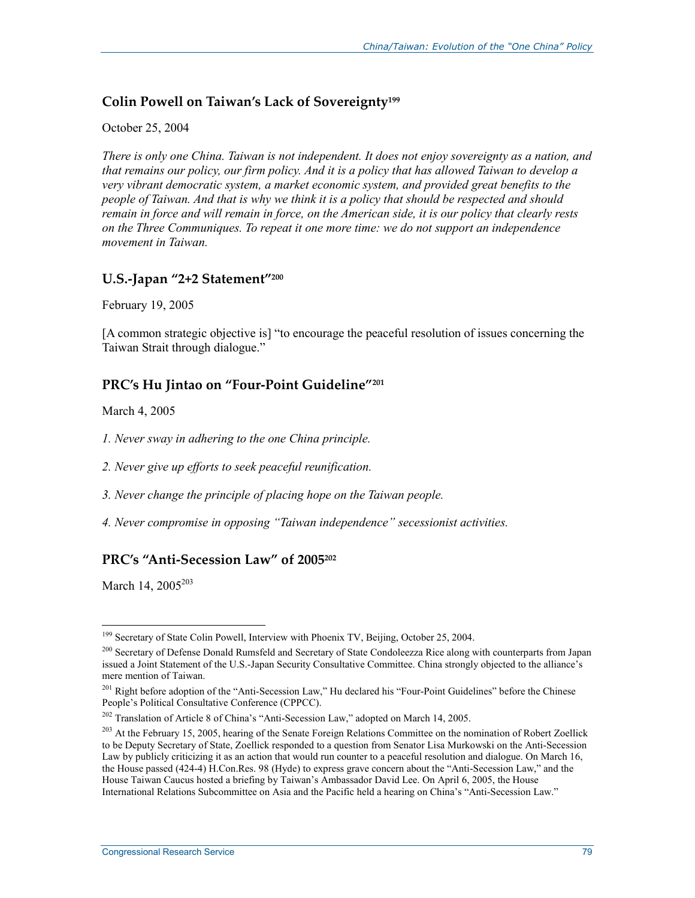### Colin Powell on Taiwan's Lack of Sovereignty[199]

October 25, 2004

*There is only one China. Taiwan is not independent. It does not enjoy sovereignty as a nation, and that remains our policy, our firm policy. And it is a policy that has allowed Taiwan to develop a very vibrant democratic system, a market economic system, and provided great benefits to the people of Taiwan. And that is why we think it is a policy that should be respected and should remain in force and will remain in force, on the American side, it is our policy that clearly rests on the Three Communiques. To repeat it one more time: we do not support an independence movement in Taiwan.*

### U.S.-Japan "2+2 Statement"[200]

February 19, 2005

[A common strategic objective is] "to encourage the peaceful resolution of issues concerning the Taiwan Strait through dialogue."

### PRC's Hu Jintao on "Four-Point Guideline"[201]

March 4, 2005

*1. Never sway in adhering to the one China principle.*

*2. Never give up efforts to seek peaceful reunification.*

*3. Never change the principle of placing hope on the Taiwan people.*

*4. Never compromise in opposing "Taiwan independence" secessionist activities.*

### PRC's "Anti-Secession Law" of 2005[202]

March 14, 2005[203]

---

[199] Secretary of State Colin Powell, Interview with Phoenix TV, Beijing, October 25, 2004.

[200] Secretary of Defense Donald Rumsfeld and Secretary of State Condoleezza Rice along with counterparts from Japan issued a Joint Statement of the U.S.-Japan Security Consultative Committee. China strongly objected to the alliance's mere mention of Taiwan.

[201] Right before adoption of the "Anti-Secession Law," Hu declared his "Four-Point Guidelines" before the Chinese People's Political Consultative Conference (CPPCC).

[202] Translation of Article 8 of China's "Anti-Secession Law," adopted on March 14, 2005.

[203] At the February 15, 2005, hearing of the Senate Foreign Relations Committee on the nomination of Robert Zoellick to be Deputy Secretary of State, Zoellick responded to a question from Senator Lisa Murkowski on the Anti-Secession Law by publicly criticizing it as an action that would run counter to a peaceful resolution and dialogue. On March 16, the House passed (424-4) H.Con.Res. 98 (Hyde) to express grave concern about the "Anti-Secession Law," and the House Taiwan Caucus hosted a briefing by Taiwan's Ambassador David Lee. On April 6, 2005, the House International Relations Subcommittee on Asia and the Pacific held a hearing on China's "Anti-Secession Law."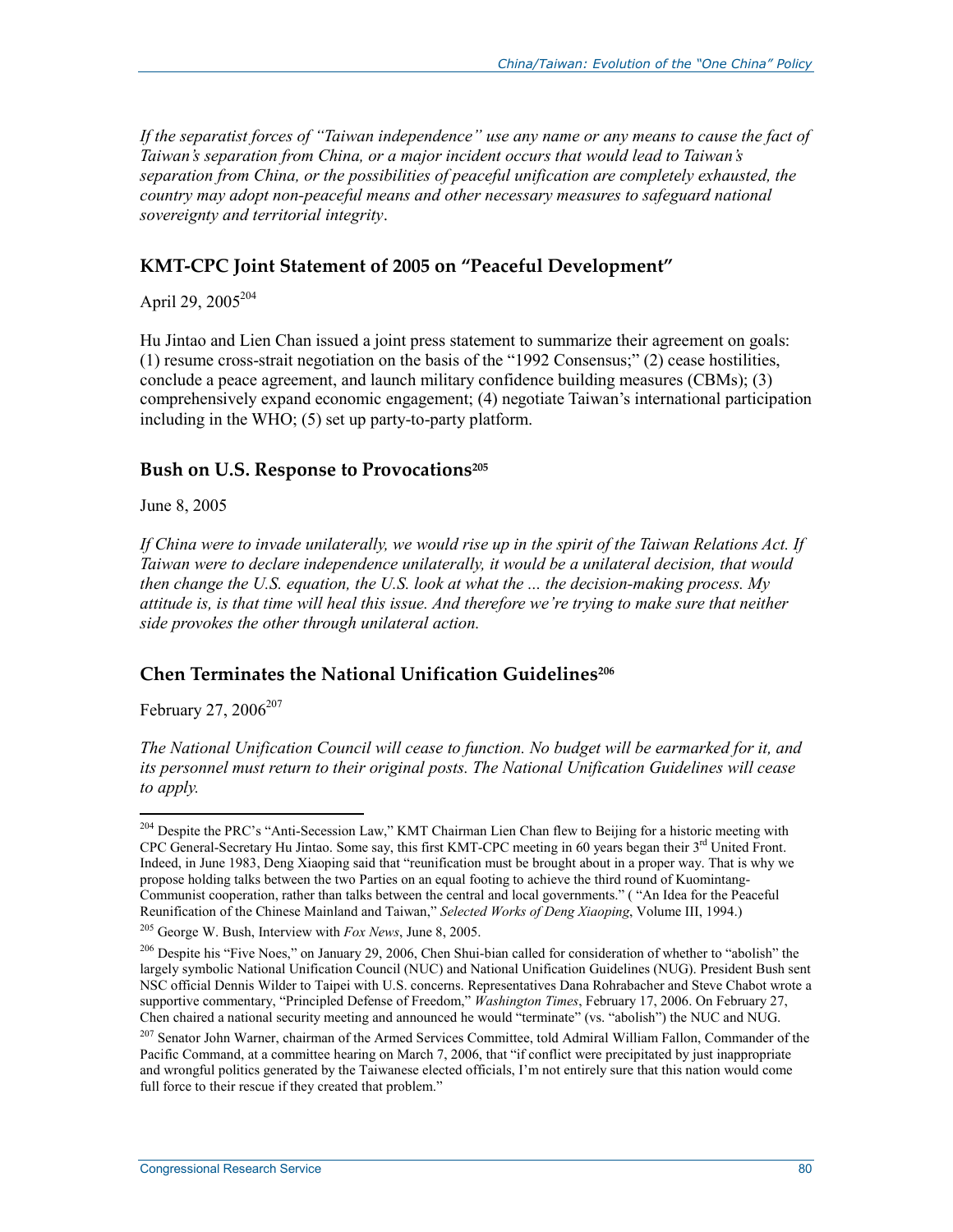*If the separatist forces of "Taiwan independence" use any name or any means to cause the fact of Taiwan's separation from China, or a major incident occurs that would lead to Taiwan's separation from China, or the possibilities of peaceful unification are completely exhausted, the country may adopt non-peaceful means and other necessary measures to safeguard national sovereignty and territorial integrity*.

## KMT-CPC Joint Statement of 2005 on "Peaceful Development"

April 29, 2005[204]

Hu Jintao and Lien Chan issued a joint press statement to summarize their agreement on goals: (1) resume cross-strait negotiation on the basis of the "1992 Consensus;" (2) cease hostilities, conclude a peace agreement, and launch military confidence building measures (CBMs); (3) comprehensively expand economic engagement; (4) negotiate Taiwan's international participation including in the WHO; (5) set up party-to-party platform.

## Bush on U.S. Response to Provocations[205]

June 8, 2005

*If China were to invade unilaterally, we would rise up in the spirit of the Taiwan Relations Act. If Taiwan were to declare independence unilaterally, it would be a unilateral decision, that would then change the U.S. equation, the U.S. look at what the ... the decision-making process. My attitude is, is that time will heal this issue. And therefore we're trying to make sure that neither side provokes the other through unilateral action.*

## Chen Terminates the National Unification Guidelines[206]

February 27, 2006[207]

*The National Unification Council will cease to function. No budget will be earmarked for it, and its personnel must return to their original posts. The National Unification Guidelines will cease to apply.*

---

[204] Despite the PRC's "Anti-Secession Law," KMT Chairman Lien Chan flew to Beijing for a historic meeting with CPC General-Secretary Hu Jintao. Some say, this first KMT-CPC meeting in 60 years began their 3rd United Front. Indeed, in June 1983, Deng Xiaoping said that "reunification must be brought about in a proper way. That is why we propose holding talks between the two Parties on an equal footing to achieve the third round of Kuomintang-Communist cooperation, rather than talks between the central and local governments." ( "An Idea for the Peaceful Reunification of the Chinese Mainland and Taiwan," *Selected Works of Deng Xiaoping*, Volume III, 1994.)

[205] George W. Bush, Interview with *Fox News*, June 8, 2005.

[206] Despite his "Five Noes," on January 29, 2006, Chen Shui-bian called for consideration of whether to "abolish" the largely symbolic National Unification Council (NUC) and National Unification Guidelines (NUG). President Bush sent NSC official Dennis Wilder to Taipei with U.S. concerns. Representatives Dana Rohrabacher and Steve Chabot wrote a supportive commentary, "Principled Defense of Freedom," *Washington Times*, February 17, 2006. On February 27, Chen chaired a national security meeting and announced he would "terminate" (vs. "abolish") the NUC and NUG.

[207] Senator John Warner, chairman of the Armed Services Committee, told Admiral William Fallon, Commander of the Pacific Command, at a committee hearing on March 7, 2006, that "if conflict were precipitated by just inappropriate and wrongful politics generated by the Taiwanese elected officials, I'm not entirely sure that this nation would come full force to their rescue if they created that problem."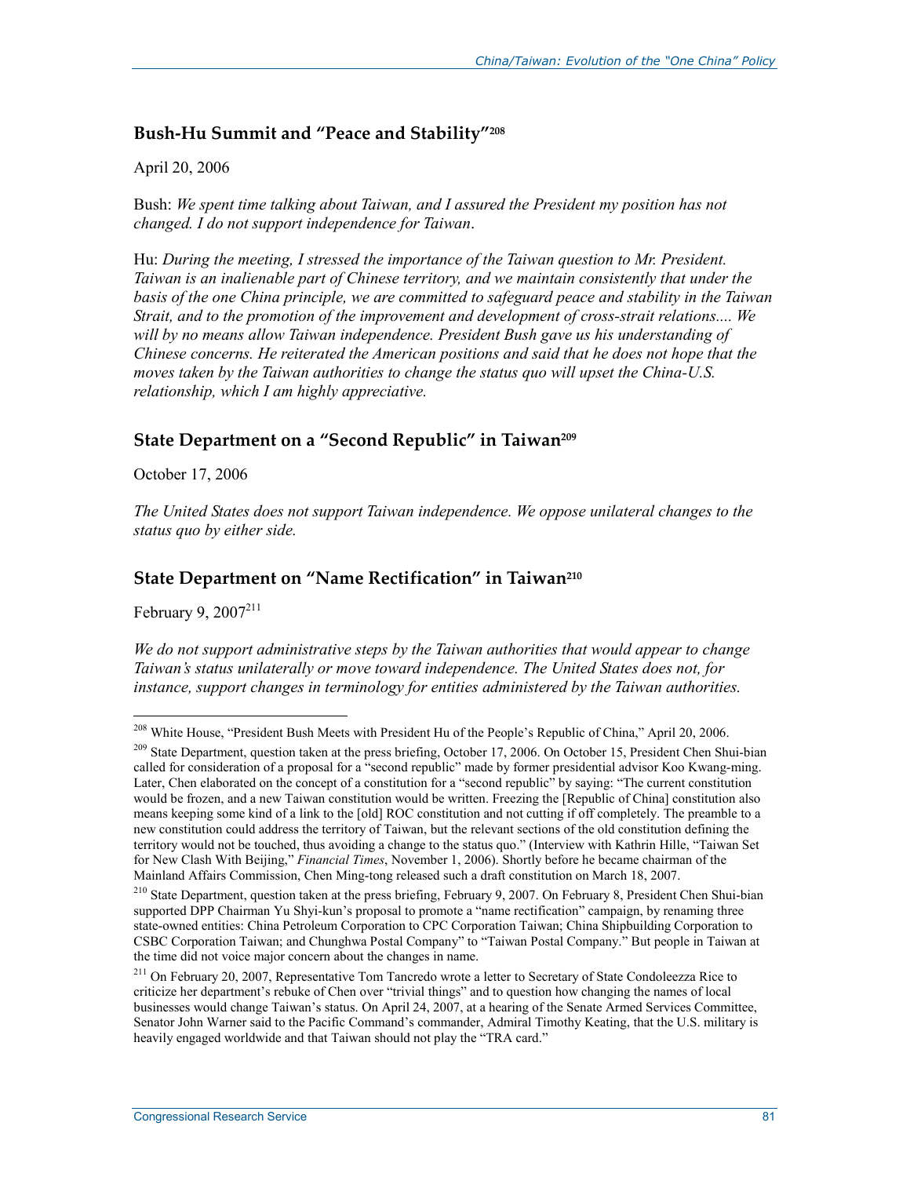## Bush-Hu Summit and "Peace and Stability"[208]

April 20, 2006

Bush: *We spent time talking about Taiwan, and I assured the President my position has not changed. I do not support independence for Taiwan*.

Hu: *During the meeting, I stressed the importance of the Taiwan question to Mr. President. Taiwan is an inalienable part of Chinese territory, and we maintain consistently that under the basis of the one China principle, we are committed to safeguard peace and stability in the Taiwan Strait, and to the promotion of the improvement and development of cross-strait relations.... We will by no means allow Taiwan independence. President Bush gave us his understanding of Chinese concerns. He reiterated the American positions and said that he does not hope that the moves taken by the Taiwan authorities to change the status quo will upset the China-U.S. relationship, which I am highly appreciative.*

## State Department on a "Second Republic" in Taiwan[209]

October 17, 2006

*The United States does not support Taiwan independence. We oppose unilateral changes to the status quo by either side.*

## State Department on "Name Rectification" in Taiwan[210]

February 9, 2007[211]

*We do not support administrative steps by the Taiwan authorities that would appear to change Taiwan's status unilaterally or move toward independence. The United States does not, for instance, support changes in terminology for entities administered by the Taiwan authorities.*

---

[208] White House, "President Bush Meets with President Hu of the People's Republic of China," April 20, 2006.

[209] State Department, question taken at the press briefing, October 17, 2006. On October 15, President Chen Shui-bian called for consideration of a proposal for a "second republic" made by former presidential advisor Koo Kwang-ming. Later, Chen elaborated on the concept of a constitution for a "second republic" by saying: "The current constitution would be frozen, and a new Taiwan constitution would be written. Freezing the [Republic of China] constitution also means keeping some kind of a link to the [old] ROC constitution and not cutting if off completely. The preamble to a new constitution could address the territory of Taiwan, but the relevant sections of the old constitution defining the territory would not be touched, thus avoiding a change to the status quo." (Interview with Kathrin Hille, "Taiwan Set for New Clash With Beijing," *Financial Times*, November 1, 2006). Shortly before he became chairman of the Mainland Affairs Commission, Chen Ming-tong released such a draft constitution on March 18, 2007.

[210] State Department, question taken at the press briefing, February 9, 2007. On February 8, President Chen Shui-bian supported DPP Chairman Yu Shyi-kun's proposal to promote a "name rectification" campaign, by renaming three state-owned entities: China Petroleum Corporation to CPC Corporation Taiwan; China Shipbuilding Corporation to CSBC Corporation Taiwan; and Chunghwa Postal Company" to "Taiwan Postal Company." But people in Taiwan at the time did not voice major concern about the changes in name.

[211] On February 20, 2007, Representative Tom Tancredo wrote a letter to Secretary of State Condoleezza Rice to criticize her department's rebuke of Chen over "trivial things" and to question how changing the names of local businesses would change Taiwan's status. On April 24, 2007, at a hearing of the Senate Armed Services Committee, Senator John Warner said to the Pacific Command's commander, Admiral Timothy Keating, that the U.S. military is heavily engaged worldwide and that Taiwan should not play the "TRA card."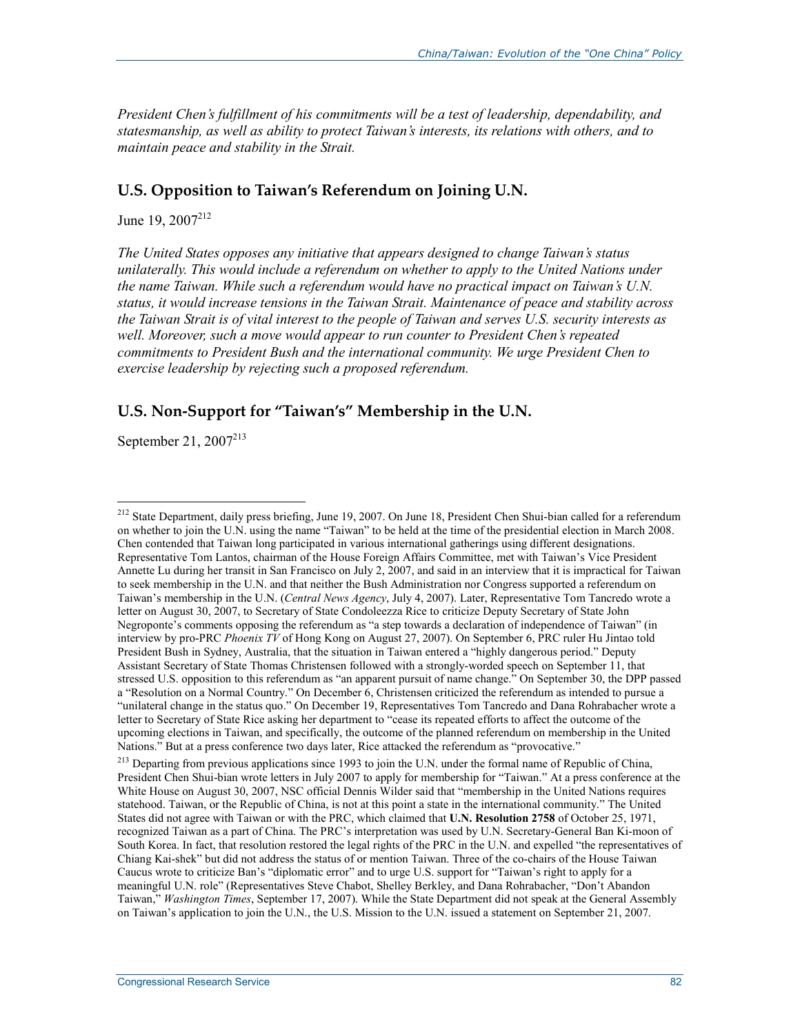*President Chen's fulfillment of his commitments will be a test of leadership, dependability, and statesmanship, as well as ability to protect Taiwan's interests, its relations with others, and to maintain peace and stability in the Strait.*

## U.S. Opposition to Taiwan's Referendum on Joining U.N.

June 19, 2007[212]

*The United States opposes any initiative that appears designed to change Taiwan's status unilaterally. This would include a referendum on whether to apply to the United Nations under the name Taiwan. While such a referendum would have no practical impact on Taiwan's U.N. status, it would increase tensions in the Taiwan Strait. Maintenance of peace and stability across the Taiwan Strait is of vital interest to the people of Taiwan and serves U.S. security interests as well. Moreover, such a move would appear to run counter to President Chen's repeated commitments to President Bush and the international community. We urge President Chen to exercise leadership by rejecting such a proposed referendum.*

## U.S. Non-Support for "Taiwan's" Membership in the U.N.

September 21, 2007[213]

---

[212] State Department, daily press briefing, June 19, 2007. On June 18, President Chen Shui-bian called for a referendum on whether to join the U.N. using the name "Taiwan" to be held at the time of the presidential election in March 2008. Chen contended that Taiwan long participated in various international gatherings using different designations. Representative Tom Lantos, chairman of the House Foreign Affairs Committee, met with Taiwan's Vice President Annette Lu during her transit in San Francisco on July 2, 2007, and said in an interview that it is impractical for Taiwan to seek membership in the U.N. and that neither the Bush Administration nor Congress supported a referendum on Taiwan's membership in the U.N. (*Central News Agency*, July 4, 2007). Later, Representative Tom Tancredo wrote a letter on August 30, 2007, to Secretary of State Condoleezza Rice to criticize Deputy Secretary of State John Negroponte's comments opposing the referendum as "a step towards a declaration of independence of Taiwan" (in interview by pro-PRC *Phoenix TV* of Hong Kong on August 27, 2007). On September 6, PRC ruler Hu Jintao told President Bush in Sydney, Australia, that the situation in Taiwan entered a "highly dangerous period." Deputy Assistant Secretary of State Thomas Christensen followed with a strongly-worded speech on September 11, that stressed U.S. opposition to this referendum as "an apparent pursuit of name change." On September 30, the DPP passed a "Resolution on a Normal Country." On December 6, Christensen criticized the referendum as intended to pursue a "unilateral change in the status quo." On December 19, Representatives Tom Tancredo and Dana Rohrabacher wrote a letter to Secretary of State Rice asking her department to "cease its repeated efforts to affect the outcome of the upcoming elections in Taiwan, and specifically, the outcome of the planned referendum on membership in the United Nations." But at a press conference two days later, Rice attacked the referendum as "provocative."

[213] Departing from previous applications since 1993 to join the U.N. under the formal name of Republic of China, President Chen Shui-bian wrote letters in July 2007 to apply for membership for "Taiwan." At a press conference at the White House on August 30, 2007, NSC official Dennis Wilder said that "membership in the United Nations requires statehood. Taiwan, or the Republic of China, is not at this point a state in the international community." The United States did not agree with Taiwan or with the PRC, which claimed that **U.N. Resolution 2758** of October 25, 1971, recognized Taiwan as a part of China. The PRC's interpretation was used by U.N. Secretary-General Ban Ki-moon of South Korea. In fact, that resolution restored the legal rights of the PRC in the U.N. and expelled "the representatives of Chiang Kai-shek" but did not address the status of or mention Taiwan. Three of the co-chairs of the House Taiwan Caucus wrote to criticize Ban's "diplomatic error" and to urge U.S. support for "Taiwan's right to apply for a meaningful U.N. role" (Representatives Steve Chabot, Shelley Berkley, and Dana Rohrabacher, "Don't Abandon Taiwan," *Washington Times*, September 17, 2007). While the State Department did not speak at the General Assembly on Taiwan's application to join the U.N., the U.S. Mission to the U.N. issued a statement on September 21, 2007.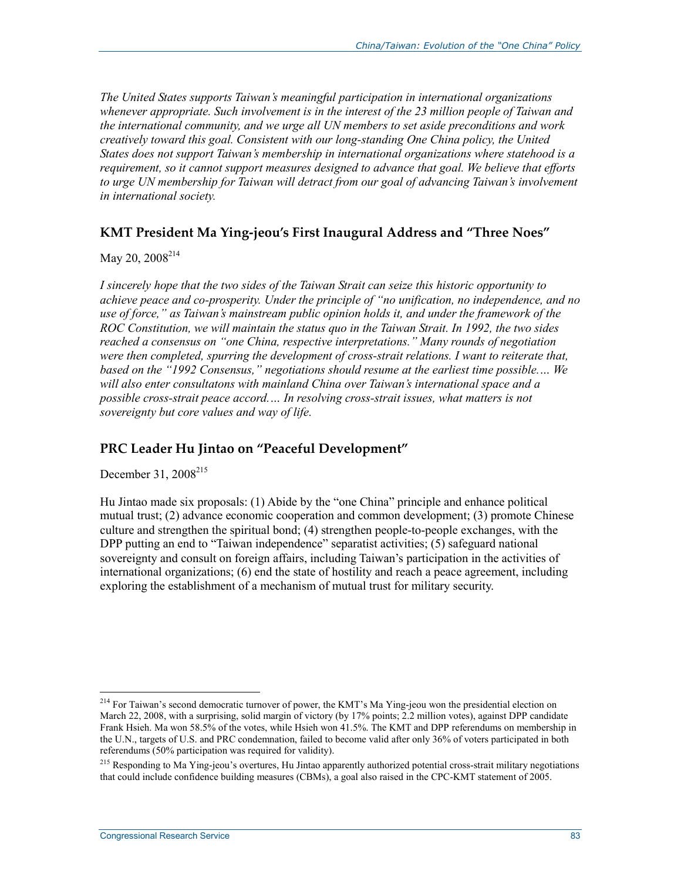*The United States supports Taiwan's meaningful participation in international organizations whenever appropriate. Such involvement is in the interest of the 23 million people of Taiwan and the international community, and we urge all UN members to set aside preconditions and work creatively toward this goal. Consistent with our long-standing One China policy, the United States does not support Taiwan's membership in international organizations where statehood is a requirement, so it cannot support measures designed to advance that goal. We believe that efforts to urge UN membership for Taiwan will detract from our goal of advancing Taiwan's involvement in international society.*

### KMT President Ma Ying-jeou's First Inaugural Address and "Three Noes"

May 20, 2008[214]

*I sincerely hope that the two sides of the Taiwan Strait can seize this historic opportunity to achieve peace and co-prosperity. Under the principle of "no unification, no independence, and no use of force," as Taiwan's mainstream public opinion holds it, and under the framework of the ROC Constitution, we will maintain the status quo in the Taiwan Strait. In 1992, the two sides reached a consensus on "one China, respective interpretations." Many rounds of negotiation were then completed, spurring the development of cross-strait relations. I want to reiterate that, based on the "1992 Consensus," negotiations should resume at the earliest time possible.… We will also enter consultatons with mainland China over Taiwan's international space and a possible cross-strait peace accord.… In resolving cross-strait issues, what matters is not sovereignty but core values and way of life.*

### PRC Leader Hu Jintao on "Peaceful Development"

December 31, 2008[215]

Hu Jintao made six proposals: (1) Abide by the "one China" principle and enhance political mutual trust; (2) advance economic cooperation and common development; (3) promote Chinese culture and strengthen the spiritual bond; (4) strengthen people-to-people exchanges, with the DPP putting an end to "Taiwan independence" separatist activities; (5) safeguard national sovereignty and consult on foreign affairs, including Taiwan's participation in the activities of international organizations; (6) end the state of hostility and reach a peace agreement, including exploring the establishment of a mechanism of mutual trust for military security.

---

[214] For Taiwan's second democratic turnover of power, the KMT's Ma Ying-jeou won the presidential election on March 22, 2008, with a surprising, solid margin of victory (by 17% points; 2.2 million votes), against DPP candidate Frank Hsieh. Ma won 58.5% of the votes, while Hsieh won 41.5%. The KMT and DPP referendums on membership in the U.N., targets of U.S. and PRC condemnation, failed to become valid after only 36% of voters participated in both referendums (50% participation was required for validity).

[215] Responding to Ma Ying-jeou's overtures, Hu Jintao apparently authorized potential cross-strait military negotiations that could include confidence building measures (CBMs), a goal also raised in the CPC-KMT statement of 2005.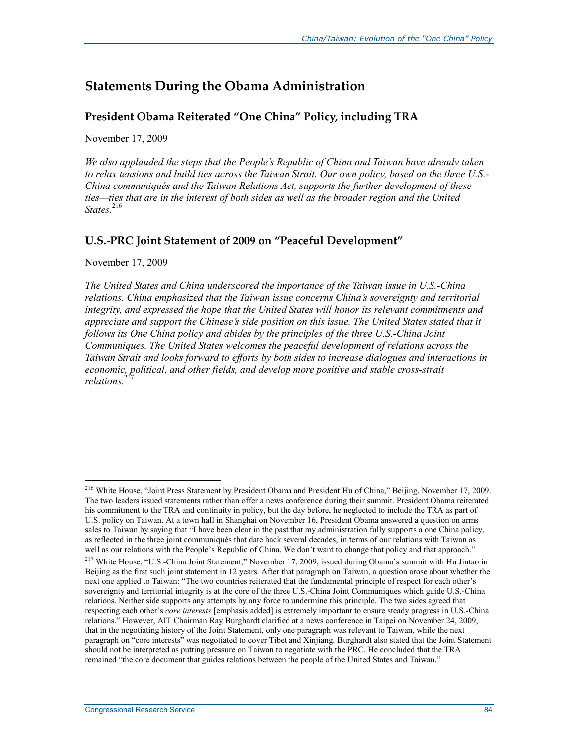## Statements During the Obama Administration

### President Obama Reiterated "One China" Policy, including TRA

November 17, 2009

*We also applauded the steps that the People's Republic of China and Taiwan have already taken to relax tensions and build ties across the Taiwan Strait. Our own policy, based on the three U.S.-China communiqués and the Taiwan Relations Act, supports the further development of these ties—ties that are in the interest of both sides as well as the broader region and the United States.*[216]

### U.S.-PRC Joint Statement of 2009 on "Peaceful Development"

November 17, 2009

*The United States and China underscored the importance of the Taiwan issue in U.S.-China relations. China emphasized that the Taiwan issue concerns China's sovereignty and territorial integrity, and expressed the hope that the United States will honor its relevant commitments and appreciate and support the Chinese's side position on this issue. The United States stated that it follows its One China policy and abides by the principles of the three U.S.-China Joint Communiques. The United States welcomes the peaceful development of relations across the Taiwan Strait and looks forward to efforts by both sides to increase dialogues and interactions in economic, political, and other fields, and develop more positive and stable cross-strait relations.*[217]

---

[216] White House, "Joint Press Statement by President Obama and President Hu of China," Beijing, November 17, 2009. The two leaders issued statements rather than offer a news conference during their summit. President Obama reiterated his commitment to the TRA and continuity in policy, but the day before, he neglected to include the TRA as part of U.S. policy on Taiwan. At a town hall in Shanghai on November 16, President Obama answered a question on arms sales to Taiwan by saying that "I have been clear in the past that my administration fully supports a one China policy, as reflected in the three joint communiqués that date back several decades, in terms of our relations with Taiwan as well as our relations with the People's Republic of China. We don't want to change that policy and that approach."

[217] White House, "U.S.-China Joint Statement," November 17, 2009, issued during Obama's summit with Hu Jintao in Beijing as the first such joint statement in 12 years. After that paragraph on Taiwan, a question arose about whether the next one applied to Taiwan: "The two countries reiterated that the fundamental principle of respect for each other's sovereignty and territorial integrity is at the core of the three U.S.-China Joint Communiques which guide U.S.-China relations. Neither side supports any attempts by any force to undermine this principle. The two sides agreed that respecting each other's *core interests* [emphasis added] is extremely important to ensure steady progress in U.S.-China relations." However, AIT Chairman Ray Burghardt clarified at a news conference in Taipei on November 24, 2009, that in the negotiating history of the Joint Statement, only one paragraph was relevant to Taiwan, while the next paragraph on "core interests" was negotiated to cover Tibet and Xinjiang. Burghardt also stated that the Joint Statement should not be interpreted as putting pressure on Taiwan to negotiate with the PRC. He concluded that the TRA remained "the core document that guides relations between the people of the United States and Taiwan."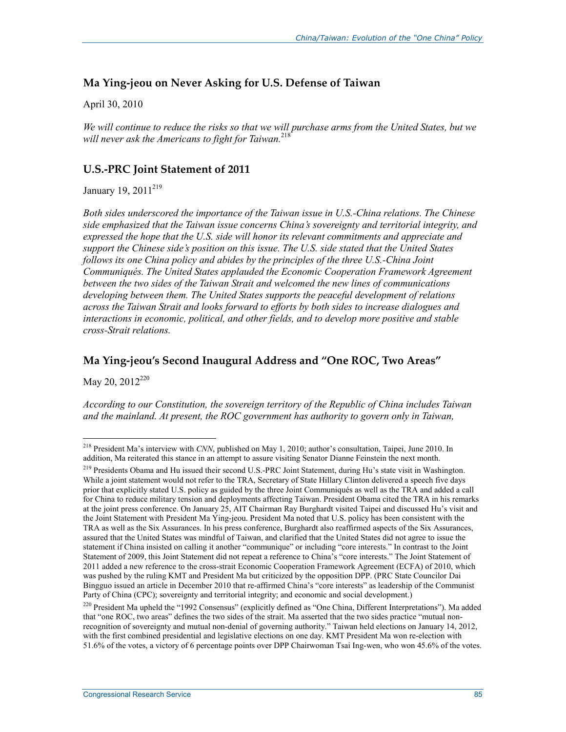## Ma Ying-jeou on Never Asking for U.S. Defense of Taiwan

April 30, 2010

*We will continue to reduce the risks so that we will purchase arms from the United States, but we will never ask the Americans to fight for Taiwan.*[218]

## U.S.-PRC Joint Statement of 2011

January 19, 2011[219]

*Both sides underscored the importance of the Taiwan issue in U.S.-China relations. The Chinese side emphasized that the Taiwan issue concerns China's sovereignty and territorial integrity, and expressed the hope that the U.S. side will honor its relevant commitments and appreciate and support the Chinese side's position on this issue. The U.S. side stated that the United States follows its one China policy and abides by the principles of the three U.S.-China Joint Communiqués. The United States applauded the Economic Cooperation Framework Agreement between the two sides of the Taiwan Strait and welcomed the new lines of communications developing between them. The United States supports the peaceful development of relations across the Taiwan Strait and looks forward to efforts by both sides to increase dialogues and interactions in economic, political, and other fields, and to develop more positive and stable cross-Strait relations.*

## Ma Ying-jeou's Second Inaugural Address and "One ROC, Two Areas"

May 20, 2012[220]

*According to our Constitution, the sovereign territory of the Republic of China includes Taiwan and the mainland. At present, the ROC government has authority to govern only in Taiwan,*

---

[218] President Ma's interview with *CNN*, published on May 1, 2010; author's consultation, Taipei, June 2010. In addition, Ma reiterated this stance in an attempt to assure visiting Senator Dianne Feinstein the next month.

[219] Presidents Obama and Hu issued their second U.S.-PRC Joint Statement, during Hu's state visit in Washington. While a joint statement would not refer to the TRA, Secretary of State Hillary Clinton delivered a speech five days prior that explicitly stated U.S. policy as guided by the three Joint Communiqués as well as the TRA and added a call for China to reduce military tension and deployments affecting Taiwan. President Obama cited the TRA in his remarks at the joint press conference. On January 25, AIT Chairman Ray Burghardt visited Taipei and discussed Hu's visit and the Joint Statement with President Ma Ying-jeou. President Ma noted that U.S. policy has been consistent with the TRA as well as the Six Assurances. In his press conference, Burghardt also reaffirmed aspects of the Six Assurances, assured that the United States was mindful of Taiwan, and clarified that the United States did not agree to issue the statement if China insisted on calling it another "communique" or including "core interests." In contrast to the Joint Statement of 2009, this Joint Statement did not repeat a reference to China's "core interests." The Joint Statement of 2011 added a new reference to the cross-strait Economic Cooperation Framework Agreement (ECFA) of 2010, which was pushed by the ruling KMT and President Ma but criticized by the opposition DPP. (PRC State Councilor Dai Bingguo issued an article in December 2010 that re-affirmed China's "core interests" as leadership of the Communist Party of China (CPC); sovereignty and territorial integrity; and economic and social development.)

[220] President Ma upheld the "1992 Consensus" (explicitly defined as "One China, Different Interpretations"). Ma added that "one ROC, two areas" defines the two sides of the strait. Ma asserted that the two sides practice "mutual non-recognition of sovereignty and mutual non-denial of governing authority." Taiwan held elections on January 14, 2012, with the first combined presidential and legislative elections on one day. KMT President Ma won re-election with 51.6% of the votes, a victory of 6 percentage points over DPP Chairwoman Tsai Ing-wen, who won 45.6% of the votes.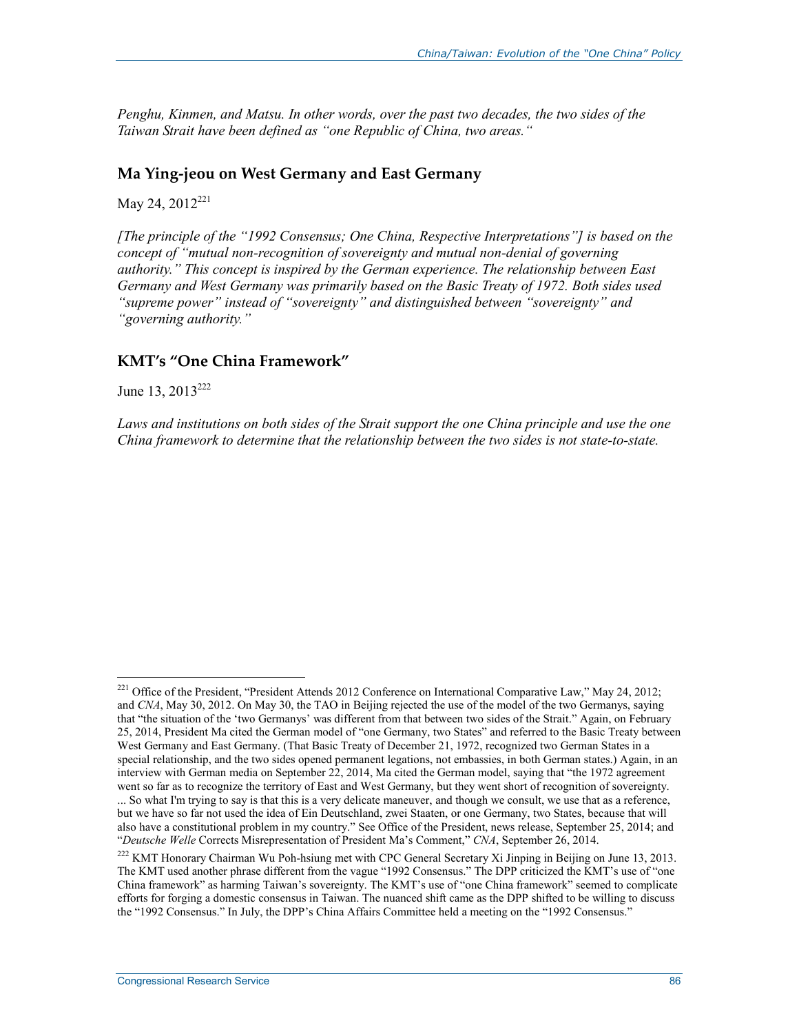*Penghu, Kinmen, and Matsu. In other words, over the past two decades, the two sides of the Taiwan Strait have been defined as "one Republic of China, two areas."*

### Ma Ying-jeou on West Germany and East Germany

May 24, 2012[221]

*[The principle of the "1992 Consensus; One China, Respective Interpretations"] is based on the concept of "mutual non-recognition of sovereignty and mutual non-denial of governing authority." This concept is inspired by the German experience. The relationship between East Germany and West Germany was primarily based on the Basic Treaty of 1972. Both sides used "supreme power" instead of "sovereignty" and distinguished between "sovereignty" and "governing authority."*

### KMT's "One China Framework"

June 13, 2013[222]

*Laws and institutions on both sides of the Strait support the one China principle and use the one China framework to determine that the relationship between the two sides is not state-to-state.*

---

[221] Office of the President, "President Attends 2012 Conference on International Comparative Law," May 24, 2012; and *CNA*, May 30, 2012. On May 30, the TAO in Beijing rejected the use of the model of the two Germanys, saying that "the situation of the 'two Germanys' was different from that between two sides of the Strait." Again, on February 25, 2014, President Ma cited the German model of "one Germany, two States" and referred to the Basic Treaty between West Germany and East Germany. (That Basic Treaty of December 21, 1972, recognized two German States in a special relationship, and the two sides opened permanent legations, not embassies, in both German states.) Again, in an interview with German media on September 22, 2014, Ma cited the German model, saying that "the 1972 agreement went so far as to recognize the territory of East and West Germany, but they went short of recognition of sovereignty. ... So what I'm trying to say is that this is a very delicate maneuver, and though we consult, we use that as a reference, but we have so far not used the idea of Ein Deutschland, zwei Staaten, or one Germany, two States, because that will also have a constitutional problem in my country." See Office of the President, news release, September 25, 2014; and "*Deutsche Welle* Corrects Misrepresentation of President Ma's Comment," *CNA*, September 26, 2014.

[222] KMT Honorary Chairman Wu Poh-hsiung met with CPC General Secretary Xi Jinping in Beijing on June 13, 2013. The KMT used another phrase different from the vague "1992 Consensus." The DPP criticized the KMT's use of "one China framework" as harming Taiwan's sovereignty. The KMT's use of "one China framework" seemed to complicate efforts for forging a domestic consensus in Taiwan. The nuanced shift came as the DPP shifted to be willing to discuss the "1992 Consensus." In July, the DPP's China Affairs Committee held a meeting on the "1992 Consensus."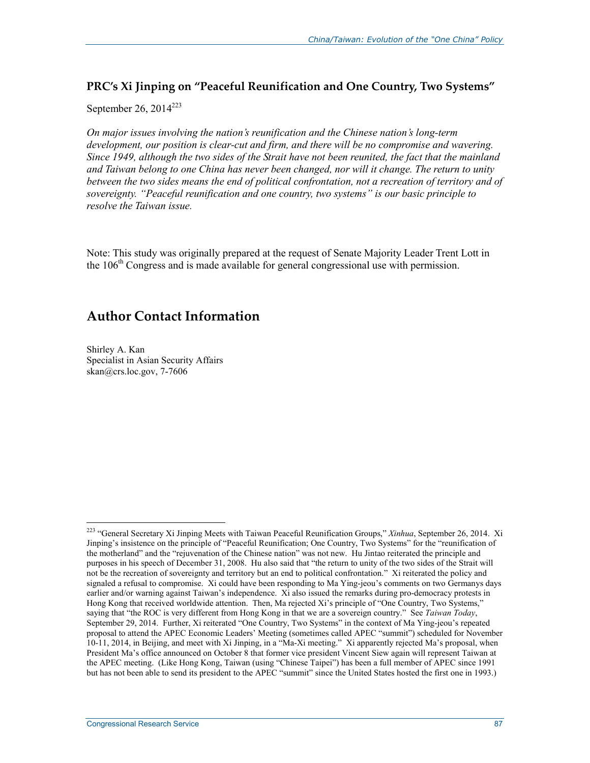### PRC's Xi Jinping on "Peaceful Reunification and One Country, Two Systems"

September 26, 2014[223]

*On major issues involving the nation's reunification and the Chinese nation's long-term development, our position is clear-cut and firm, and there will be no compromise and wavering. Since 1949, although the two sides of the Strait have not been reunited, the fact that the mainland and Taiwan belong to one China has never been changed, nor will it change. The return to unity between the two sides means the end of political confrontation, not a recreation of territory and of sovereignty. "Peaceful reunification and one country, two systems" is our basic principle to resolve the Taiwan issue.*

Note: This study was originally prepared at the request of Senate Majority Leader Trent Lott in the 106th Congress and is made available for general congressional use with permission.

## Author Contact Information

Shirley A. Kan
Specialist in Asian Security Affairs
skan@crs.loc.gov, 7-7606

---

[223] "General Secretary Xi Jinping Meets with Taiwan Peaceful Reunification Groups," *Xinhua*, September 26, 2014. Xi Jinping's insistence on the principle of "Peaceful Reunification; One Country, Two Systems" for the "reunification of the motherland" and the "rejuvenation of the Chinese nation" was not new. Hu Jintao reiterated the principle and purposes in his speech of December 31, 2008. Hu also said that "the return to unity of the two sides of the Strait will not be the recreation of sovereignty and territory but an end to political confrontation." Xi reiterated the policy and signaled a refusal to compromise. Xi could have been responding to Ma Ying-jeou's comments on two Germanys days earlier and/or warning against Taiwan's independence. Xi also issued the remarks during pro-democracy protests in Hong Kong that received worldwide attention. Then, Ma rejected Xi's principle of "One Country, Two Systems," saying that "the ROC is very different from Hong Kong in that we are a sovereign country." See *Taiwan Today*, September 29, 2014. Further, Xi reiterated "One Country, Two Systems" in the context of Ma Ying-jeou's repeated proposal to attend the APEC Economic Leaders' Meeting (sometimes called APEC "summit") scheduled for November 10-11, 2014, in Beijing, and meet with Xi Jinping, in a "Ma-Xi meeting." Xi apparently rejected Ma's proposal, when President Ma's office announced on October 8 that former vice president Vincent Siew again will represent Taiwan at the APEC meeting. (Like Hong Kong, Taiwan (using "Chinese Taipei") has been a full member of APEC since 1991 but has not been able to send its president to the APEC "summit" since the United States hosted the first one in 1993.)